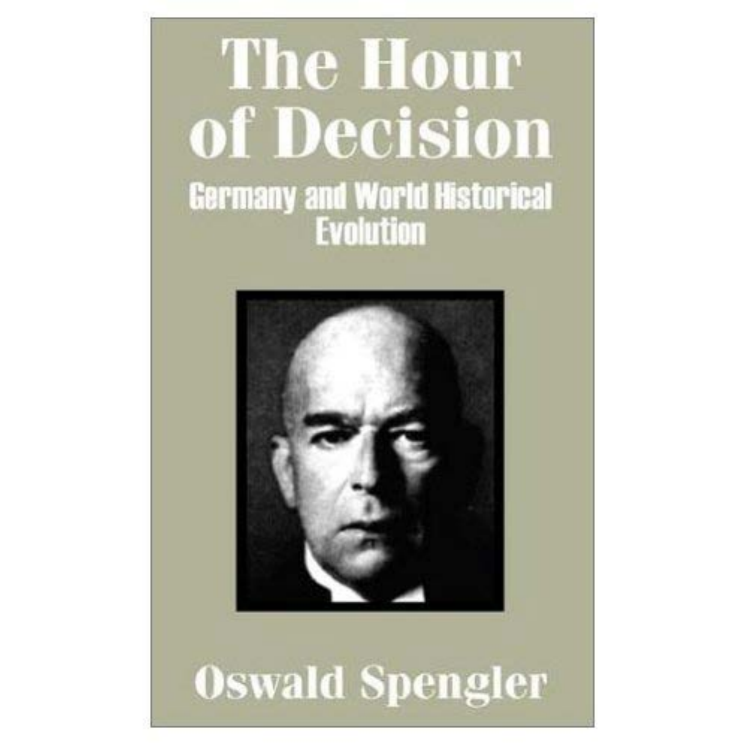# The Hour of Decision

## Germany and World Historical Evolution

Oswald Spengler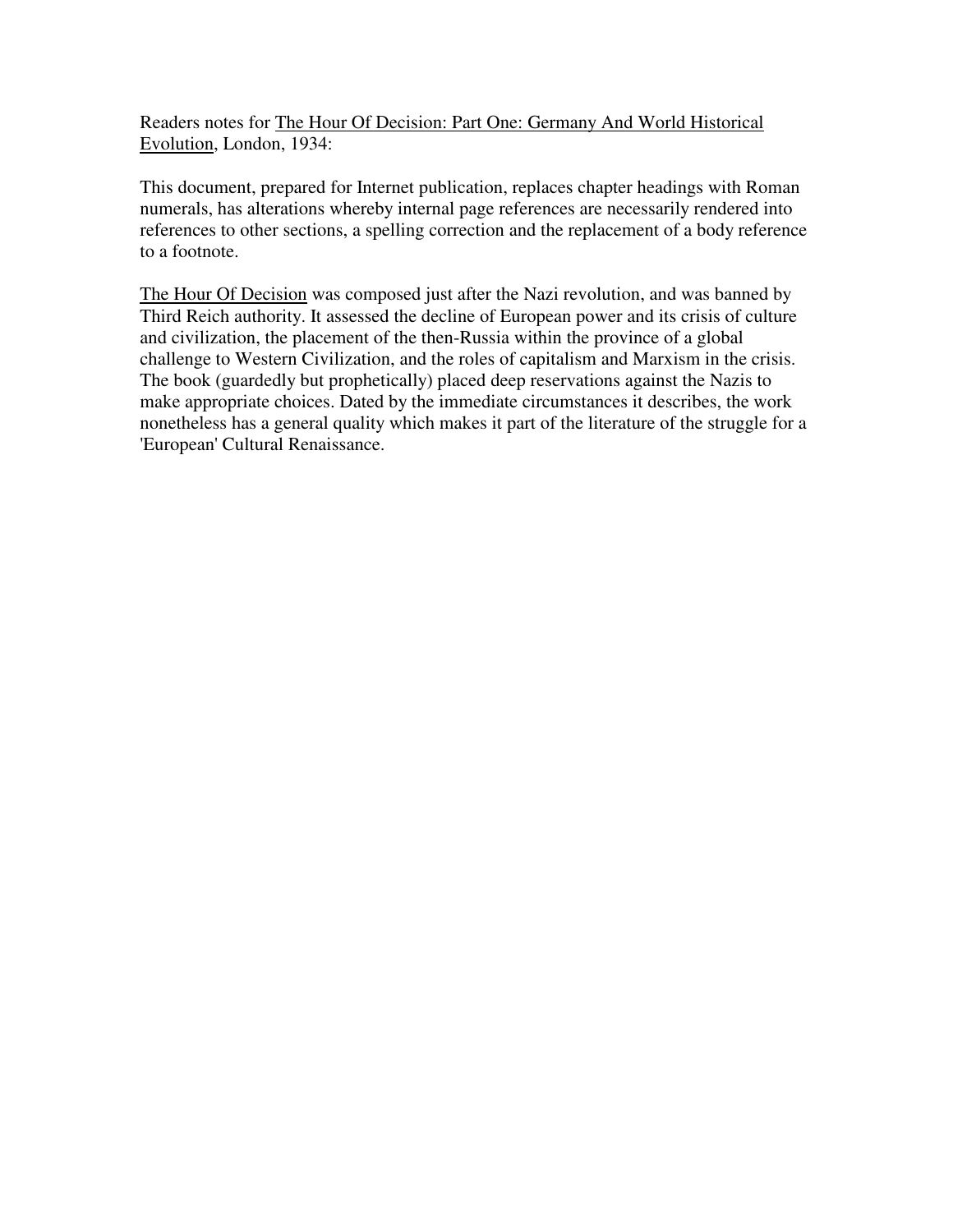Readers notes for The Hour Of Decision: Part One: Germany And World Historical Evolution, London, 1934:

This document, prepared for Internet publication, replaces chapter headings with Roman numerals, has alterations whereby internal page references are necessarily rendered into references to other sections, a spelling correction and the replacement of a body reference to a footnote.

The Hour Of Decision was composed just after the Nazi revolution, and was banned by Third Reich authority. It assessed the decline of European power and its crisis of culture and civilization, the placement of the then-Russia within the province of a global challenge to Western Civilization, and the roles of capitalism and Marxism in the crisis. The book (guardedly but prophetically) placed deep reservations against the Nazis to make appropriate choices. Dated by the immediate circumstances it describes, the work nonetheless has a general quality which makes it part of the literature of the struggle for a 'European' Cultural Renaissance.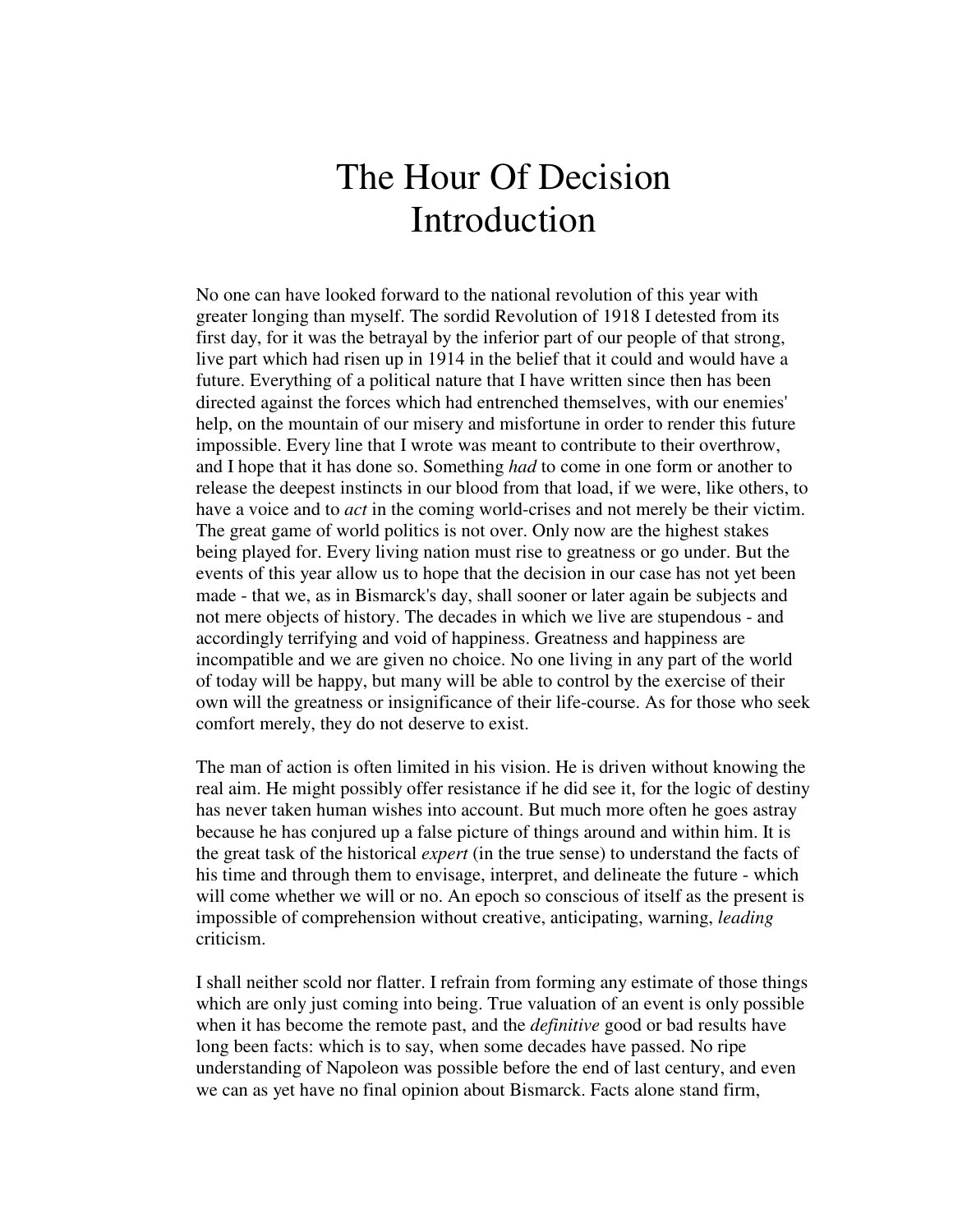# The Hour Of Decision
# Introduction

No one can have looked forward to the national revolution of this year with greater longing than myself. The sordid Revolution of 1918 I detested from its first day, for it was the betrayal by the inferior part of our people of that strong, live part which had risen up in 1914 in the belief that it could and would have a future. Everything of a political nature that I have written since then has been directed against the forces which had entrenched themselves, with our enemies' help, on the mountain of our misery and misfortune in order to render this future impossible. Every line that I wrote was meant to contribute to their overthrow, and I hope that it has done so. Something *had* to come in one form or another to release the deepest instincts in our blood from that load, if we were, like others, to have a voice and to *act* in the coming world-crises and not merely be their victim. The great game of world politics is not over. Only now are the highest stakes being played for. Every living nation must rise to greatness or go under. But the events of this year allow us to hope that the decision in our case has not yet been made - that we, as in Bismarck's day, shall sooner or later again be subjects and not mere objects of history. The decades in which we live are stupendous - and accordingly terrifying and void of happiness. Greatness and happiness are incompatible and we are given no choice. No one living in any part of the world of today will be happy, but many will be able to control by the exercise of their own will the greatness or insignificance of their life-course. As for those who seek comfort merely, they do not deserve to exist.

The man of action is often limited in his vision. He is driven without knowing the real aim. He might possibly offer resistance if he did see it, for the logic of destiny has never taken human wishes into account. But much more often he goes astray because he has conjured up a false picture of things around and within him. It is the great task of the historical *expert* (in the true sense) to understand the facts of his time and through them to envisage, interpret, and delineate the future - which will come whether we will or no. An epoch so conscious of itself as the present is impossible of comprehension without creative, anticipating, warning, *leading* criticism.

I shall neither scold nor flatter. I refrain from forming any estimate of those things which are only just coming into being. True valuation of an event is only possible when it has become the remote past, and the *definitive* good or bad results have long been facts: which is to say, when some decades have passed. No ripe understanding of Napoleon was possible before the end of last century, and even we can as yet have no final opinion about Bismarck. Facts alone stand firm,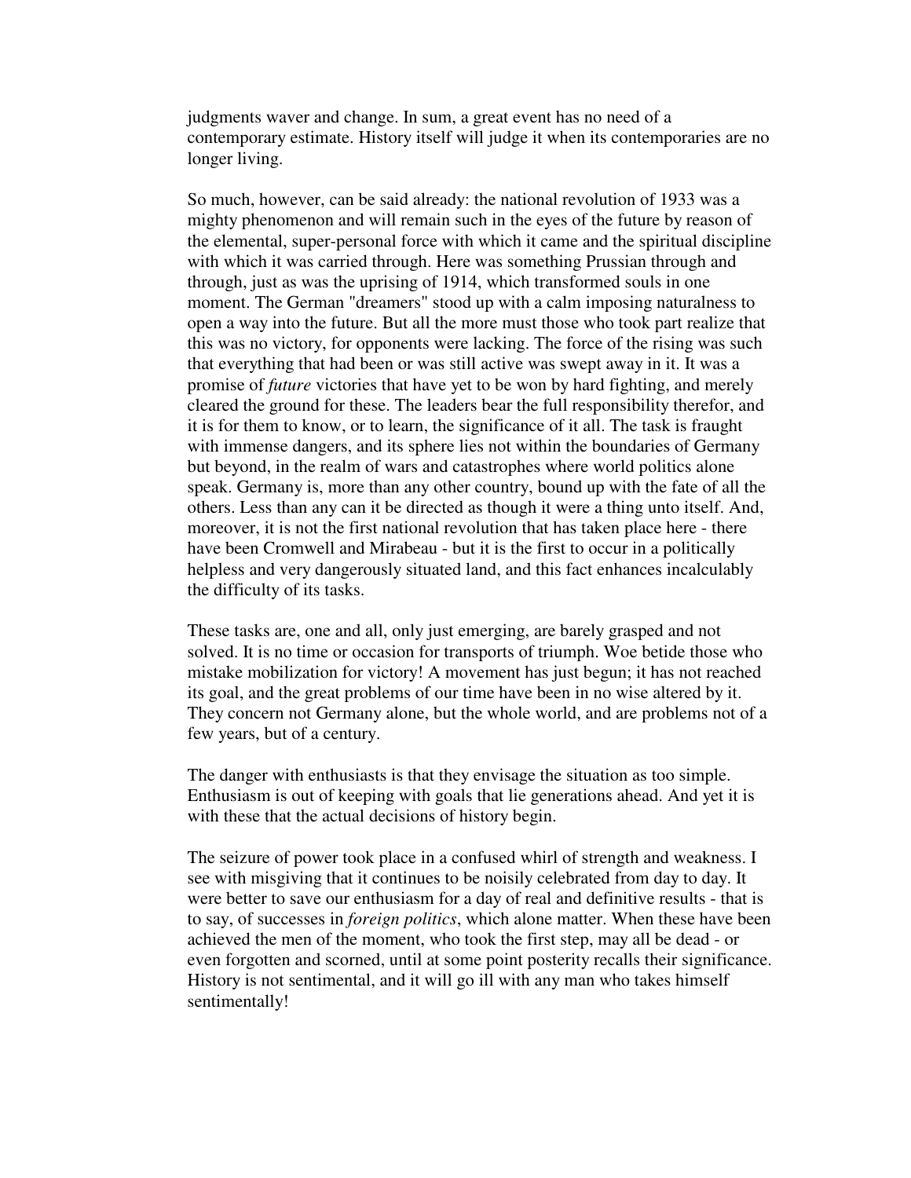judgments waver and change. In sum, a great event has no need of a contemporary estimate. History itself will judge it when its contemporaries are no longer living.

So much, however, can be said already: the national revolution of 1933 was a mighty phenomenon and will remain such in the eyes of the future by reason of the elemental, super-personal force with which it came and the spiritual discipline with which it was carried through. Here was something Prussian through and through, just as was the uprising of 1914, which transformed souls in one moment. The German "dreamers" stood up with a calm imposing naturalness to open a way into the future. But all the more must those who took part realize that this was no victory, for opponents were lacking. The force of the rising was such that everything that had been or was still active was swept away in it. It was a promise of *future* victories that have yet to be won by hard fighting, and merely cleared the ground for these. The leaders bear the full responsibility therefor, and it is for them to know, or to learn, the significance of it all. The task is fraught with immense dangers, and its sphere lies not within the boundaries of Germany but beyond, in the realm of wars and catastrophes where world politics alone speak. Germany is, more than any other country, bound up with the fate of all the others. Less than any can it be directed as though it were a thing unto itself. And, moreover, it is not the first national revolution that has taken place here - there have been Cromwell and Mirabeau - but it is the first to occur in a politically helpless and very dangerously situated land, and this fact enhances incalculably the difficulty of its tasks.

These tasks are, one and all, only just emerging, are barely grasped and not solved. It is no time or occasion for transports of triumph. Woe betide those who mistake mobilization for victory! A movement has just begun; it has not reached its goal, and the great problems of our time have been in no wise altered by it. They concern not Germany alone, but the whole world, and are problems not of a few years, but of a century.

The danger with enthusiasts is that they envisage the situation as too simple. Enthusiasm is out of keeping with goals that lie generations ahead. And yet it is with these that the actual decisions of history begin.

The seizure of power took place in a confused whirl of strength and weakness. I see with misgiving that it continues to be noisily celebrated from day to day. It were better to save our enthusiasm for a day of real and definitive results - that is to say, of successes in *foreign politics*, which alone matter. When these have been achieved the men of the moment, who took the first step, may all be dead - or even forgotten and scorned, until at some point posterity recalls their significance. History is not sentimental, and it will go ill with any man who takes himself sentimentally!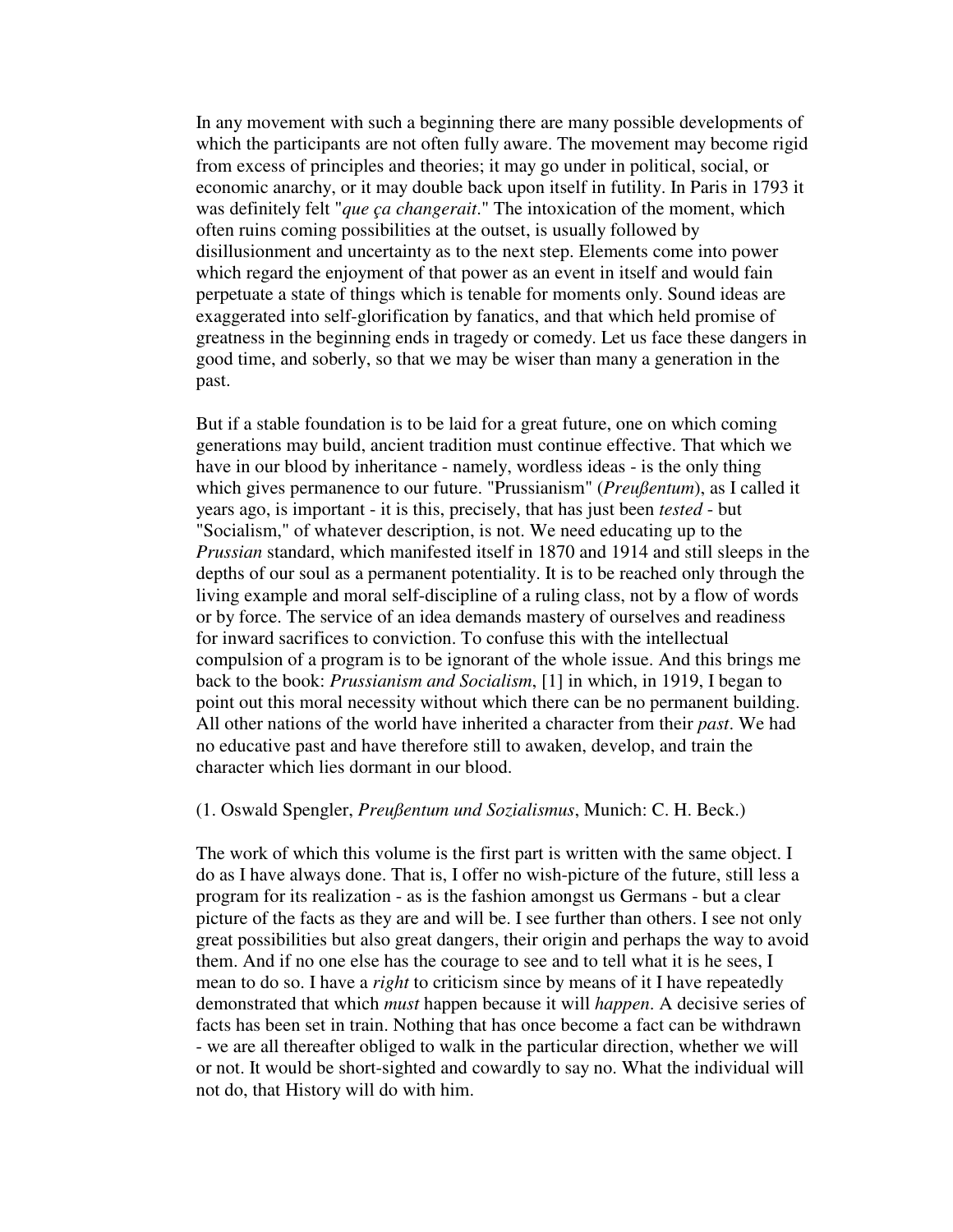In any movement with such a beginning there are many possible developments of which the participants are not often fully aware. The movement may become rigid from excess of principles and theories; it may go under in political, social, or economic anarchy, or it may double back upon itself in futility. In Paris in 1793 it was definitely felt "*que ça changerait*." The intoxication of the moment, which often ruins coming possibilities at the outset, is usually followed by disillusionment and uncertainty as to the next step. Elements come into power which regard the enjoyment of that power as an event in itself and would fain perpetuate a state of things which is tenable for moments only. Sound ideas are exaggerated into self-glorification by fanatics, and that which held promise of greatness in the beginning ends in tragedy or comedy. Let us face these dangers in good time, and soberly, so that we may be wiser than many a generation in the past.

But if a stable foundation is to be laid for a great future, one on which coming generations may build, ancient tradition must continue effective. That which we have in our blood by inheritance - namely, wordless ideas - is the only thing which gives permanence to our future. "Prussianism" (*Preußentum*), as I called it years ago, is important - it is this, precisely, that has just been *tested* - but "Socialism," of whatever description, is not. We need educating up to the *Prussian* standard, which manifested itself in 1870 and 1914 and still sleeps in the depths of our soul as a permanent potentiality. It is to be reached only through the living example and moral self-discipline of a ruling class, not by a flow of words or by force. The service of an idea demands mastery of ourselves and readiness for inward sacrifices to conviction. To confuse this with the intellectual compulsion of a program is to be ignorant of the whole issue. And this brings me back to the book: *Prussianism and Socialism*, [1] in which, in 1919, I began to point out this moral necessity without which there can be no permanent building. All other nations of the world have inherited a character from their *past*. We had no educative past and have therefore still to awaken, develop, and train the character which lies dormant in our blood.

(1. Oswald Spengler, *Preußentum und Sozialismus*, Munich: C. H. Beck.)

The work of which this volume is the first part is written with the same object. I do as I have always done. That is, I offer no wish-picture of the future, still less a program for its realization - as is the fashion amongst us Germans - but a clear picture of the facts as they are and will be. I see further than others. I see not only great possibilities but also great dangers, their origin and perhaps the way to avoid them. And if no one else has the courage to see and to tell what it is he sees, I mean to do so. I have a *right* to criticism since by means of it I have repeatedly demonstrated that which *must* happen because it will *happen*. A decisive series of facts has been set in train. Nothing that has once become a fact can be withdrawn - we are all thereafter obliged to walk in the particular direction, whether we will or not. It would be short-sighted and cowardly to say no. What the individual will not do, that History will do with him.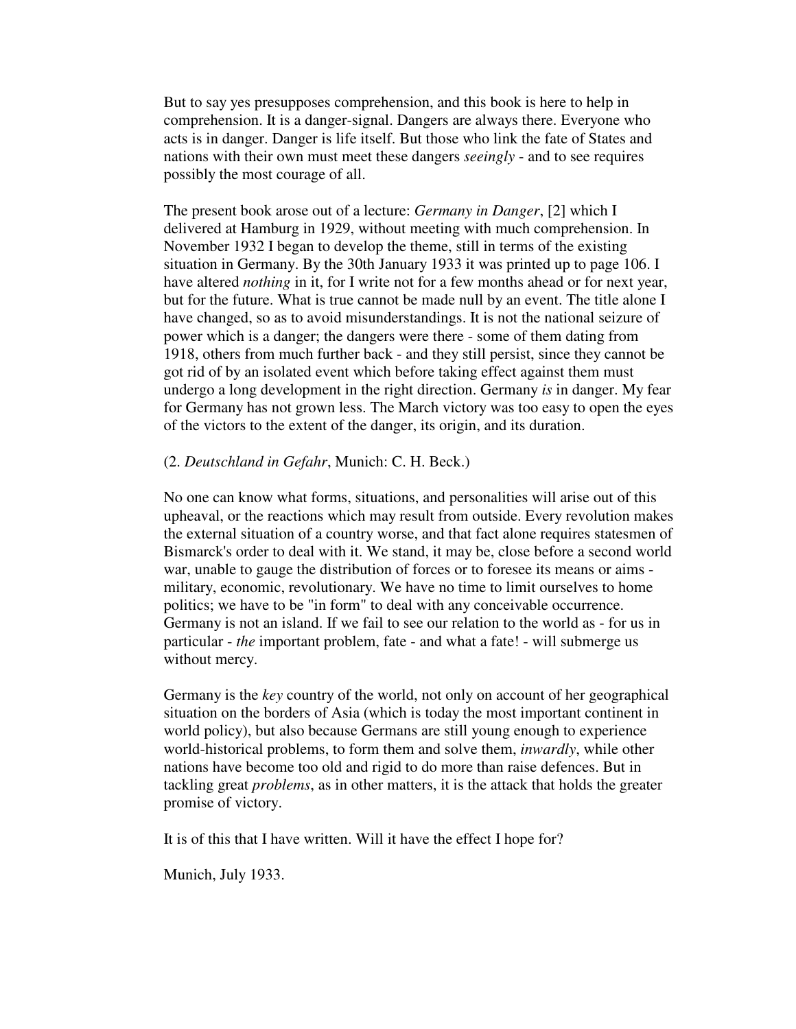But to say yes presupposes comprehension, and this book is here to help in comprehension. It is a danger-signal. Dangers are always there. Everyone who acts is in danger. Danger is life itself. But those who link the fate of States and nations with their own must meet these dangers *seeingly* - and to see requires possibly the most courage of all.

The present book arose out of a lecture: *Germany in Danger*, [2] which I delivered at Hamburg in 1929, without meeting with much comprehension. In November 1932 I began to develop the theme, still in terms of the existing situation in Germany. By the 30th January 1933 it was printed up to page 106. I have altered *nothing* in it, for I write not for a few months ahead or for next year, but for the future. What is true cannot be made null by an event. The title alone I have changed, so as to avoid misunderstandings. It is not the national seizure of power which is a danger; the dangers were there - some of them dating from 1918, others from much further back - and they still persist, since they cannot be got rid of by an isolated event which before taking effect against them must undergo a long development in the right direction. Germany *is* in danger. My fear for Germany has not grown less. The March victory was too easy to open the eyes of the victors to the extent of the danger, its origin, and its duration.

(2. *Deutschland in Gefahr*, Munich: C. H. Beck.)

No one can know what forms, situations, and personalities will arise out of this upheaval, or the reactions which may result from outside. Every revolution makes the external situation of a country worse, and that fact alone requires statesmen of Bismarck's order to deal with it. We stand, it may be, close before a second world war, unable to gauge the distribution of forces or to foresee its means or aims - military, economic, revolutionary. We have no time to limit ourselves to home politics; we have to be "in form" to deal with any conceivable occurrence. Germany is not an island. If we fail to see our relation to the world as - for us in particular - *the* important problem, fate - and what a fate! - will submerge us without mercy.

Germany is the *key* country of the world, not only on account of her geographical situation on the borders of Asia (which is today the most important continent in world policy), but also because Germans are still young enough to experience world-historical problems, to form them and solve them, *inwardly*, while other nations have become too old and rigid to do more than raise defences. But in tackling great *problems*, as in other matters, it is the attack that holds the greater promise of victory.

It is of this that I have written. Will it have the effect I hope for?

Munich, July 1933.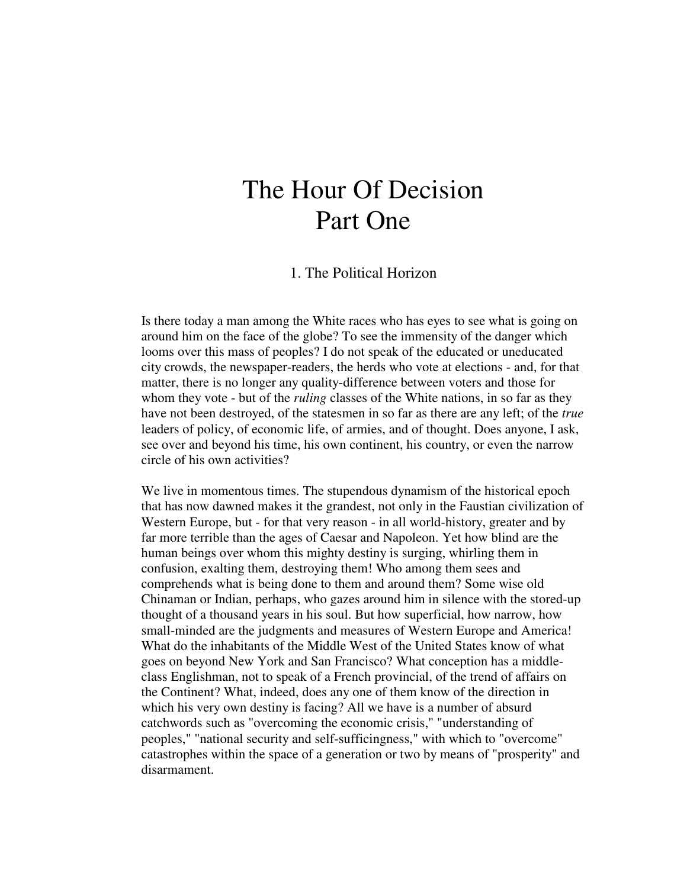# The Hour Of Decision
# Part One

## 1. The Political Horizon

Is there today a man among the White races who has eyes to see what is going on around him on the face of the globe? To see the immensity of the danger which looms over this mass of peoples? I do not speak of the educated or uneducated city crowds, the newspaper-readers, the herds who vote at elections - and, for that matter, there is no longer any quality-difference between voters and those for whom they vote - but of the *ruling* classes of the White nations, in so far as they have not been destroyed, of the statesmen in so far as there are any left; of the *true* leaders of policy, of economic life, of armies, and of thought. Does anyone, I ask, see over and beyond his time, his own continent, his country, or even the narrow circle of his own activities?

We live in momentous times. The stupendous dynamism of the historical epoch that has now dawned makes it the grandest, not only in the Faustian civilization of Western Europe, but - for that very reason - in all world-history, greater and by far more terrible than the ages of Caesar and Napoleon. Yet how blind are the human beings over whom this mighty destiny is surging, whirling them in confusion, exalting them, destroying them! Who among them sees and comprehends what is being done to them and around them? Some wise old Chinaman or Indian, perhaps, who gazes around him in silence with the stored-up thought of a thousand years in his soul. But how superficial, how narrow, how small-minded are the judgments and measures of Western Europe and America! What do the inhabitants of the Middle West of the United States know of what goes on beyond New York and San Francisco? What conception has a middle-class Englishman, not to speak of a French provincial, of the trend of affairs on the Continent? What, indeed, does any one of them know of the direction in which his very own destiny is facing? All we have is a number of absurd catchwords such as "overcoming the economic crisis," "understanding of peoples," "national security and self-sufficingness," with which to "overcome" catastrophes within the space of a generation or two by means of "prosperity" and disarmament.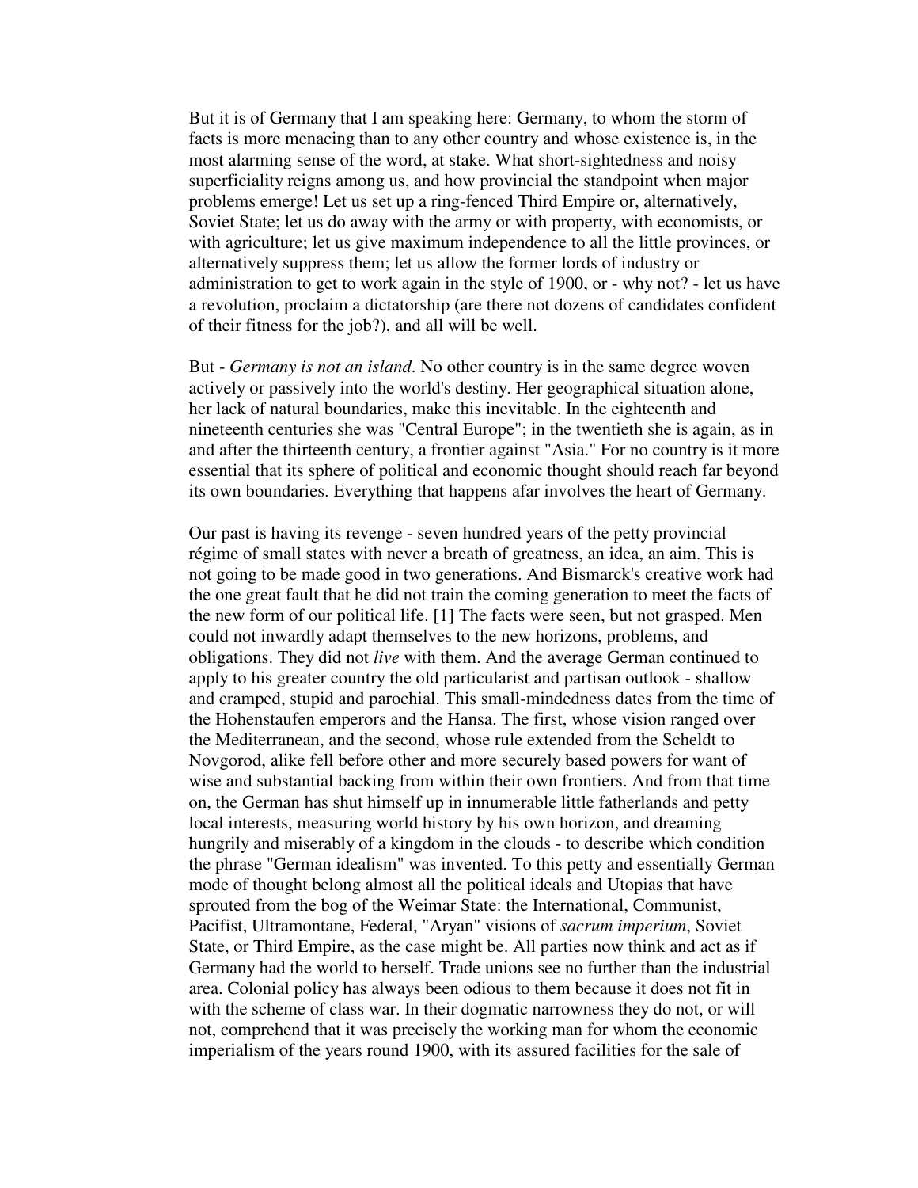But it is of Germany that I am speaking here: Germany, to whom the storm of facts is more menacing than to any other country and whose existence is, in the most alarming sense of the word, at stake. What short-sightedness and noisy superficiality reigns among us, and how provincial the standpoint when major problems emerge! Let us set up a ring-fenced Third Empire or, alternatively, Soviet State; let us do away with the army or with property, with economists, or with agriculture; let us give maximum independence to all the little provinces, or alternatively suppress them; let us allow the former lords of industry or administration to get to work again in the style of 1900, or - why not? - let us have a revolution, proclaim a dictatorship (are there not dozens of candidates confident of their fitness for the job?), and all will be well.

But - *Germany is not an island*. No other country is in the same degree woven actively or passively into the world's destiny. Her geographical situation alone, her lack of natural boundaries, make this inevitable. In the eighteenth and nineteenth centuries she was "Central Europe"; in the twentieth she is again, as in and after the thirteenth century, a frontier against "Asia." For no country is it more essential that its sphere of political and economic thought should reach far beyond its own boundaries. Everything that happens afar involves the heart of Germany.

Our past is having its revenge - seven hundred years of the petty provincial régime of small states with never a breath of greatness, an idea, an aim. This is not going to be made good in two generations. And Bismarck's creative work had the one great fault that he did not train the coming generation to meet the facts of the new form of our political life. [1] The facts were seen, but not grasped. Men could not inwardly adapt themselves to the new horizons, problems, and obligations. They did not *live* with them. And the average German continued to apply to his greater country the old particularist and partisan outlook - shallow and cramped, stupid and parochial. This small-mindedness dates from the time of the Hohenstaufen emperors and the Hansa. The first, whose vision ranged over the Mediterranean, and the second, whose rule extended from the Scheldt to Novgorod, alike fell before other and more securely based powers for want of wise and substantial backing from within their own frontiers. And from that time on, the German has shut himself up in innumerable little fatherlands and petty local interests, measuring world history by his own horizon, and dreaming hungrily and miserably of a kingdom in the clouds - to describe which condition the phrase "German idealism" was invented. To this petty and essentially German mode of thought belong almost all the political ideals and Utopias that have sprouted from the bog of the Weimar State: the International, Communist, Pacifist, Ultramontane, Federal, "Aryan" visions of *sacrum imperium*, Soviet State, or Third Empire, as the case might be. All parties now think and act as if Germany had the world to herself. Trade unions see no further than the industrial area. Colonial policy has always been odious to them because it does not fit in with the scheme of class war. In their dogmatic narrowness they do not, or will not, comprehend that it was precisely the working man for whom the economic imperialism of the years round 1900, with its assured facilities for the sale of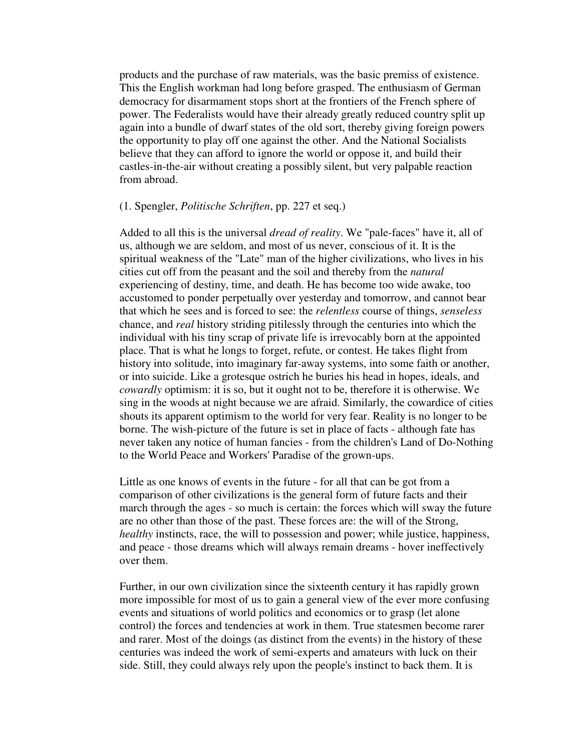products and the purchase of raw materials, was the basic premiss of existence. This the English workman had long before grasped. The enthusiasm of German democracy for disarmament stops short at the frontiers of the French sphere of power. The Federalists would have their already greatly reduced country split up again into a bundle of dwarf states of the old sort, thereby giving foreign powers the opportunity to play off one against the other. And the National Socialists believe that they can afford to ignore the world or oppose it, and build their castles-in-the-air without creating a possibly silent, but very palpable reaction from abroad.

(1. Spengler, *Politische Schriften*, pp. 227 et seq.)

Added to all this is the universal *dread of reality*. We "pale-faces" have it, all of us, although we are seldom, and most of us never, conscious of it. It is the spiritual weakness of the "Late" man of the higher civilizations, who lives in his cities cut off from the peasant and the soil and thereby from the *natural* experiencing of destiny, time, and death. He has become too wide awake, too accustomed to ponder perpetually over yesterday and tomorrow, and cannot bear that which he sees and is forced to see: the *relentless* course of things, *senseless* chance, and *real* history striding pitilessly through the centuries into which the individual with his tiny scrap of private life is irrevocably born at the appointed place. That is what he longs to forget, refute, or contest. He takes flight from history into solitude, into imaginary far-away systems, into some faith or another, or into suicide. Like a grotesque ostrich he buries his head in hopes, ideals, and *cowardly* optimism: it is so, but it ought not to be, therefore it is otherwise. We sing in the woods at night because we are afraid. Similarly, the cowardice of cities shouts its apparent optimism to the world for very fear. Reality is no longer to be borne. The wish-picture of the future is set in place of facts - although fate has never taken any notice of human fancies - from the children's Land of Do-Nothing to the World Peace and Workers' Paradise of the grown-ups.

Little as one knows of events in the future - for all that can be got from a comparison of other civilizations is the general form of future facts and their march through the ages - so much is certain: the forces which will sway the future are no other than those of the past. These forces are: the will of the Strong, *healthy* instincts, race, the will to possession and power; while justice, happiness, and peace - those dreams which will always remain dreams - hover ineffectively over them.

Further, in our own civilization since the sixteenth century it has rapidly grown more impossible for most of us to gain a general view of the ever more confusing events and situations of world politics and economics or to grasp (let alone control) the forces and tendencies at work in them. True statesmen become rarer and rarer. Most of the doings (as distinct from the events) in the history of these centuries was indeed the work of semi-experts and amateurs with luck on their side. Still, they could always rely upon the people's instinct to back them. It is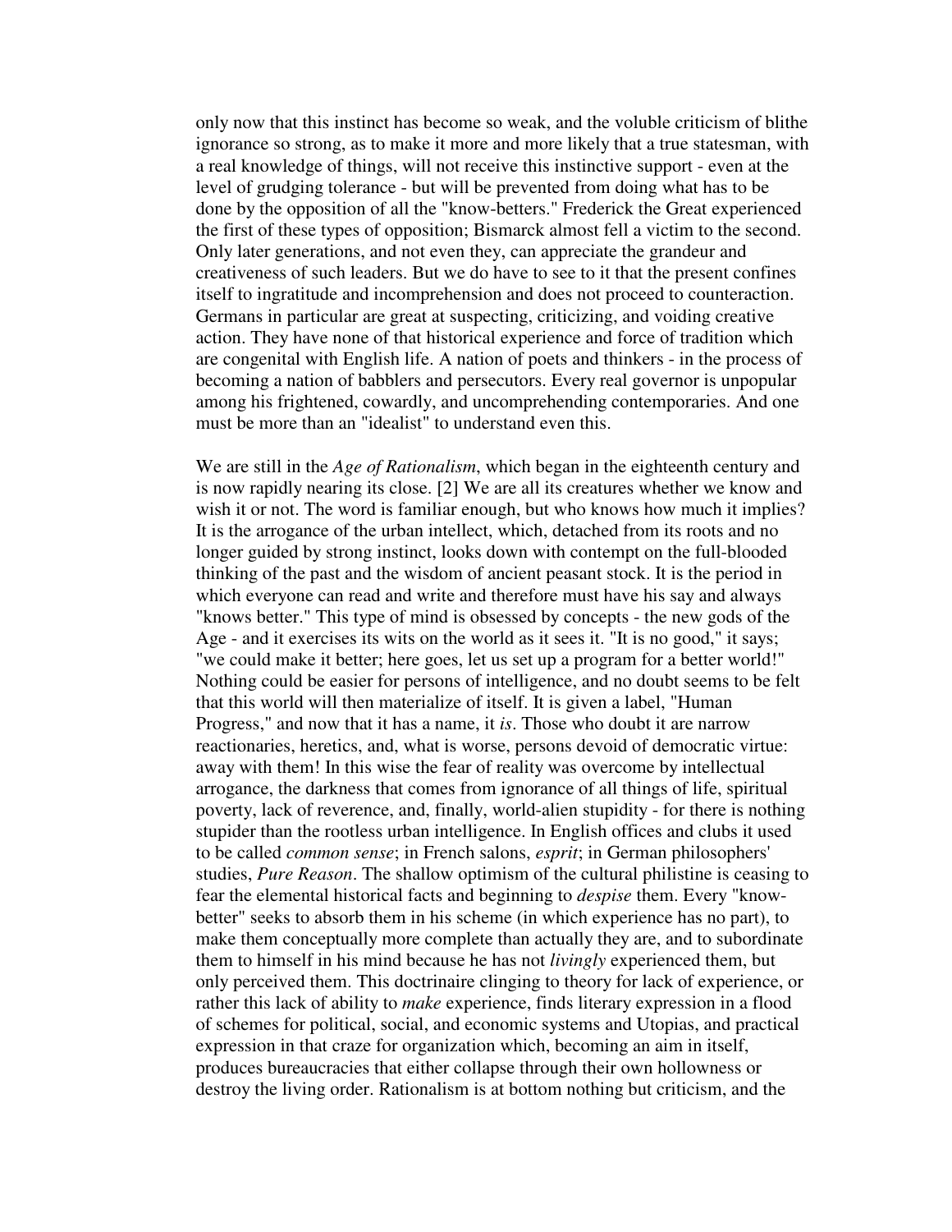only now that this instinct has become so weak, and the voluble criticism of blithe ignorance so strong, as to make it more and more likely that a true statesman, with a real knowledge of things, will not receive this instinctive support - even at the level of grudging tolerance - but will be prevented from doing what has to be done by the opposition of all the "know-betters." Frederick the Great experienced the first of these types of opposition; Bismarck almost fell a victim to the second. Only later generations, and not even they, can appreciate the grandeur and creativeness of such leaders. But we do have to see to it that the present confines itself to ingratitude and incomprehension and does not proceed to counteraction. Germans in particular are great at suspecting, criticizing, and voiding creative action. They have none of that historical experience and force of tradition which are congenital with English life. A nation of poets and thinkers - in the process of becoming a nation of babblers and persecutors. Every real governor is unpopular among his frightened, cowardly, and uncomprehending contemporaries. And one must be more than an "idealist" to understand even this.

We are still in the *Age of Rationalism*, which began in the eighteenth century and is now rapidly nearing its close. [2] We are all its creatures whether we know and wish it or not. The word is familiar enough, but who knows how much it implies? It is the arrogance of the urban intellect, which, detached from its roots and no longer guided by strong instinct, looks down with contempt on the full-blooded thinking of the past and the wisdom of ancient peasant stock. It is the period in which everyone can read and write and therefore must have his say and always "knows better." This type of mind is obsessed by concepts - the new gods of the Age - and it exercises its wits on the world as it sees it. "It is no good," it says; "we could make it better; here goes, let us set up a program for a better world!" Nothing could be easier for persons of intelligence, and no doubt seems to be felt that this world will then materialize of itself. It is given a label, "Human Progress," and now that it has a name, it *is*. Those who doubt it are narrow reactionaries, heretics, and, what is worse, persons devoid of democratic virtue: away with them! In this wise the fear of reality was overcome by intellectual arrogance, the darkness that comes from ignorance of all things of life, spiritual poverty, lack of reverence, and, finally, world-alien stupidity - for there is nothing stupider than the rootless urban intelligence. In English offices and clubs it used to be called *common sense*; in French salons, *esprit*; in German philosophers' studies, *Pure Reason*. The shallow optimism of the cultural philistine is ceasing to fear the elemental historical facts and beginning to *despise* them. Every "know-better" seeks to absorb them in his scheme (in which experience has no part), to make them conceptually more complete than actually they are, and to subordinate them to himself in his mind because he has not *livingly* experienced them, but only perceived them. This doctrinaire clinging to theory for lack of experience, or rather this lack of ability to *make* experience, finds literary expression in a flood of schemes for political, social, and economic systems and Utopias, and practical expression in that craze for organization which, becoming an aim in itself, produces bureaucracies that either collapse through their own hollowness or destroy the living order. Rationalism is at bottom nothing but criticism, and the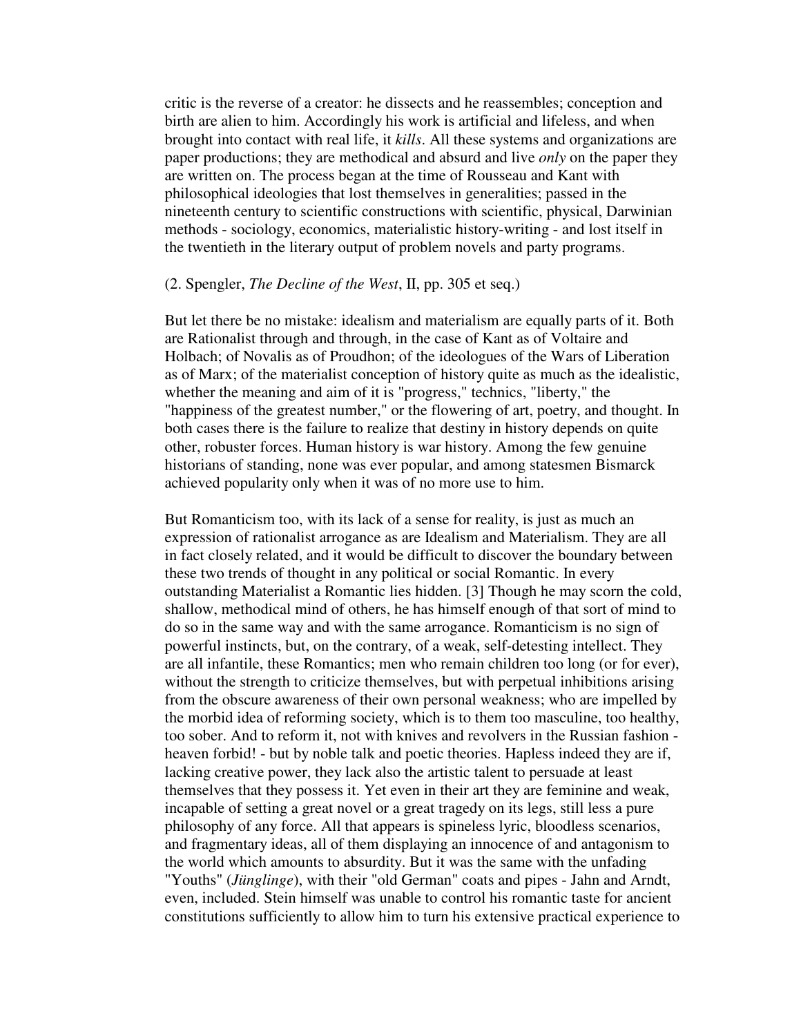critic is the reverse of a creator: he dissects and he reassembles; conception and birth are alien to him. Accordingly his work is artificial and lifeless, and when brought into contact with real life, it *kills*. All these systems and organizations are paper productions; they are methodical and absurd and live *only* on the paper they are written on. The process began at the time of Rousseau and Kant with philosophical ideologies that lost themselves in generalities; passed in the nineteenth century to scientific constructions with scientific, physical, Darwinian methods - sociology, economics, materialistic history-writing - and lost itself in the twentieth in the literary output of problem novels and party programs.

(2. Spengler, *The Decline of the West*, II, pp. 305 et seq.)

But let there be no mistake: idealism and materialism are equally parts of it. Both are Rationalist through and through, in the case of Kant as of Voltaire and Holbach; of Novalis as of Proudhon; of the ideologues of the Wars of Liberation as of Marx; of the materialist conception of history quite as much as the idealistic, whether the meaning and aim of it is "progress," technics, "liberty," the "happiness of the greatest number," or the flowering of art, poetry, and thought. In both cases there is the failure to realize that destiny in history depends on quite other, robuster forces. Human history is war history. Among the few genuine historians of standing, none was ever popular, and among statesmen Bismarck achieved popularity only when it was of no more use to him.

But Romanticism too, with its lack of a sense for reality, is just as much an expression of rationalist arrogance as are Idealism and Materialism. They are all in fact closely related, and it would be difficult to discover the boundary between these two trends of thought in any political or social Romantic. In every outstanding Materialist a Romantic lies hidden. [3] Though he may scorn the cold, shallow, methodical mind of others, he has himself enough of that sort of mind to do so in the same way and with the same arrogance. Romanticism is no sign of powerful instincts, but, on the contrary, of a weak, self-detesting intellect. They are all infantile, these Romantics; men who remain children too long (or for ever), without the strength to criticize themselves, but with perpetual inhibitions arising from the obscure awareness of their own personal weakness; who are impelled by the morbid idea of reforming society, which is to them too masculine, too healthy, too sober. And to reform it, not with knives and revolvers in the Russian fashion - heaven forbid! - but by noble talk and poetic theories. Hapless indeed they are if, lacking creative power, they lack also the artistic talent to persuade at least themselves that they possess it. Yet even in their art they are feminine and weak, incapable of setting a great novel or a great tragedy on its legs, still less a pure philosophy of any force. All that appears is spineless lyric, bloodless scenarios, and fragmentary ideas, all of them displaying an innocence of and antagonism to the world which amounts to absurdity. But it was the same with the unfading "Youths" (*Jünglinge*), with their "old German" coats and pipes - Jahn and Arndt, even, included. Stein himself was unable to control his romantic taste for ancient constitutions sufficiently to allow him to turn his extensive practical experience to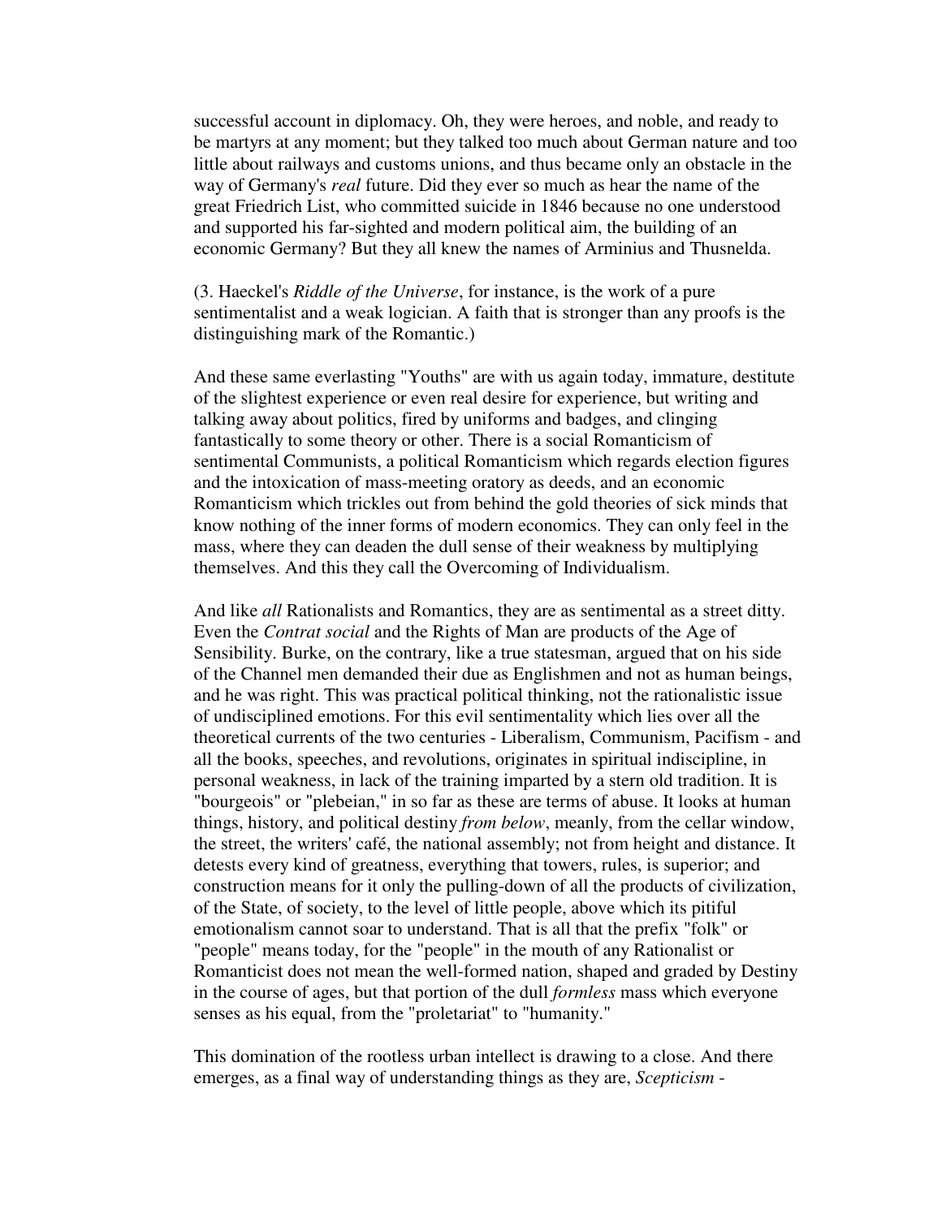successful account in diplomacy. Oh, they were heroes, and noble, and ready to be martyrs at any moment; but they talked too much about German nature and too little about railways and customs unions, and thus became only an obstacle in the way of Germany's *real* future. Did they ever so much as hear the name of the great Friedrich List, who committed suicide in 1846 because no one understood and supported his far-sighted and modern political aim, the building of an economic Germany? But they all knew the names of Arminius and Thusnelda.

(3. Haeckel's *Riddle of the Universe*, for instance, is the work of a pure sentimentalist and a weak logician. A faith that is stronger than any proofs is the distinguishing mark of the Romantic.)

And these same everlasting "Youths" are with us again today, immature, destitute of the slightest experience or even real desire for experience, but writing and talking away about politics, fired by uniforms and badges, and clinging fantastically to some theory or other. There is a social Romanticism of sentimental Communists, a political Romanticism which regards election figures and the intoxication of mass-meeting oratory as deeds, and an economic Romanticism which trickles out from behind the gold theories of sick minds that know nothing of the inner forms of modern economics. They can only feel in the mass, where they can deaden the dull sense of their weakness by multiplying themselves. And this they call the Overcoming of Individualism.

And like *all* Rationalists and Romantics, they are as sentimental as a street ditty. Even the *Contrat social* and the Rights of Man are products of the Age of Sensibility. Burke, on the contrary, like a true statesman, argued that on his side of the Channel men demanded their due as Englishmen and not as human beings, and he was right. This was practical political thinking, not the rationalistic issue of undisciplined emotions. For this evil sentimentality which lies over all the theoretical currents of the two centuries - Liberalism, Communism, Pacifism - and all the books, speeches, and revolutions, originates in spiritual indiscipline, in personal weakness, in lack of the training imparted by a stern old tradition. It is "bourgeois" or "plebeian," in so far as these are terms of abuse. It looks at human things, history, and political destiny *from below*, meanly, from the cellar window, the street, the writers' café, the national assembly; not from height and distance. It detests every kind of greatness, everything that towers, rules, is superior; and construction means for it only the pulling-down of all the products of civilization, of the State, of society, to the level of little people, above which its pitiful emotionalism cannot soar to understand. That is all that the prefix "folk" or "people" means today, for the "people" in the mouth of any Rationalist or Romanticist does not mean the well-formed nation, shaped and graded by Destiny in the course of ages, but that portion of the dull *formless* mass which everyone senses as his equal, from the "proletariat" to "humanity."

This domination of the rootless urban intellect is drawing to a close. And there emerges, as a final way of understanding things as they are, *Scepticism* -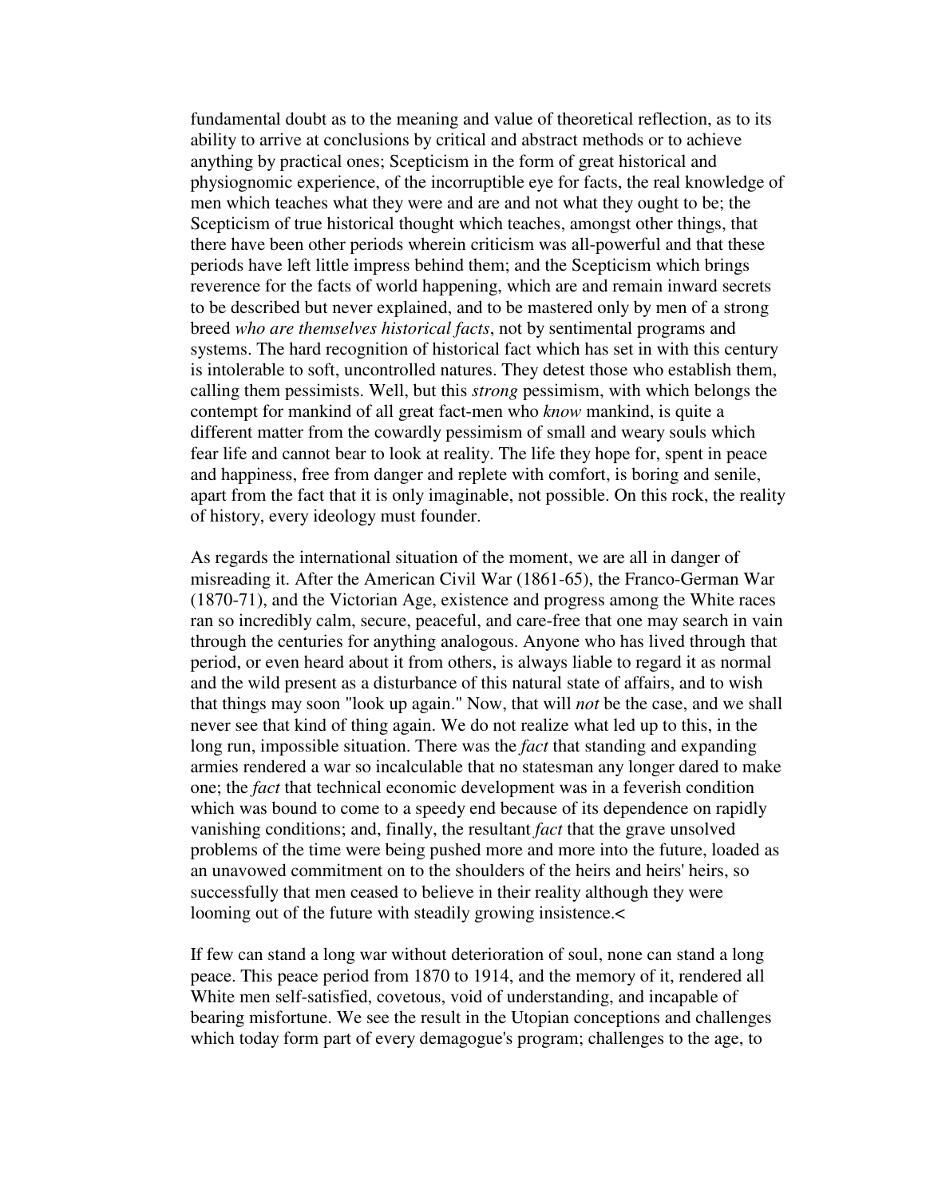fundamental doubt as to the meaning and value of theoretical reflection, as to its ability to arrive at conclusions by critical and abstract methods or to achieve anything by practical ones; Scepticism in the form of great historical and physiognomic experience, of the incorruptible eye for facts, the real knowledge of men which teaches what they were and are and not what they ought to be; the Scepticism of true historical thought which teaches, amongst other things, that there have been other periods wherein criticism was all-powerful and that these periods have left little impress behind them; and the Scepticism which brings reverence for the facts of world happening, which are and remain inward secrets to be described but never explained, and to be mastered only by men of a strong breed *who are themselves historical facts*, not by sentimental programs and systems. The hard recognition of historical fact which has set in with this century is intolerable to soft, uncontrolled natures. They detest those who establish them, calling them pessimists. Well, but this *strong* pessimism, with which belongs the contempt for mankind of all great fact-men who *know* mankind, is quite a different matter from the cowardly pessimism of small and weary souls which fear life and cannot bear to look at reality. The life they hope for, spent in peace and happiness, free from danger and replete with comfort, is boring and senile, apart from the fact that it is only imaginable, not possible. On this rock, the reality of history, every ideology must founder.

As regards the international situation of the moment, we are all in danger of misreading it. After the American Civil War (1861-65), the Franco-German War (1870-71), and the Victorian Age, existence and progress among the White races ran so incredibly calm, secure, peaceful, and care-free that one may search in vain through the centuries for anything analogous. Anyone who has lived through that period, or even heard about it from others, is always liable to regard it as normal and the wild present as a disturbance of this natural state of affairs, and to wish that things may soon "look up again." Now, that will *not* be the case, and we shall never see that kind of thing again. We do not realize what led up to this, in the long run, impossible situation. There was the *fact* that standing and expanding armies rendered a war so incalculable that no statesman any longer dared to make one; the *fact* that technical economic development was in a feverish condition which was bound to come to a speedy end because of its dependence on rapidly vanishing conditions; and, finally, the resultant *fact* that the grave unsolved problems of the time were being pushed more and more into the future, loaded as an unavowed commitment on to the shoulders of the heirs and heirs' heirs, so successfully that men ceased to believe in their reality although they were looming out of the future with steadily growing insistence.<

If few can stand a long war without deterioration of soul, none can stand a long peace. This peace period from 1870 to 1914, and the memory of it, rendered all White men self-satisfied, covetous, void of understanding, and incapable of bearing misfortune. We see the result in the Utopian conceptions and challenges which today form part of every demagogue's program; challenges to the age, to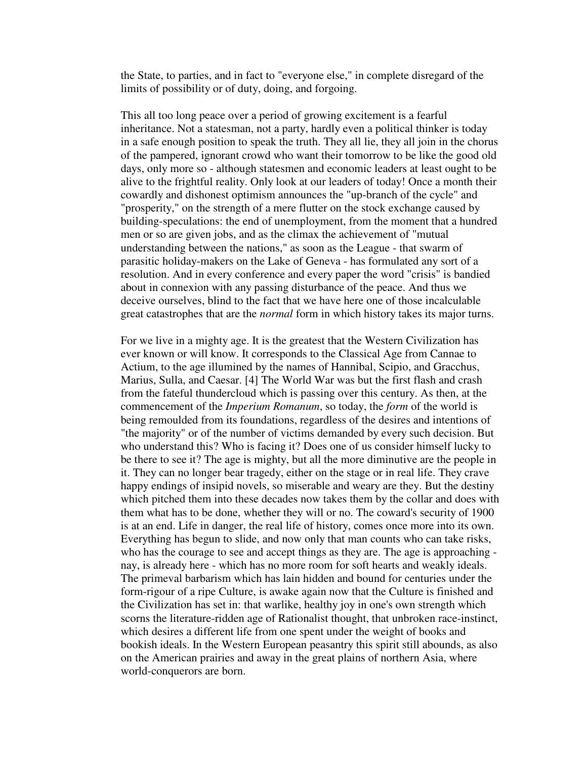the State, to parties, and in fact to "everyone else," in complete disregard of the limits of possibility or of duty, doing, and forgoing.

This all too long peace over a period of growing excitement is a fearful inheritance. Not a statesman, not a party, hardly even a political thinker is today in a safe enough position to speak the truth. They all lie, they all join in the chorus of the pampered, ignorant crowd who want their tomorrow to be like the good old days, only more so - although statesmen and economic leaders at least ought to be alive to the frightful reality. Only look at our leaders of today! Once a month their cowardly and dishonest optimism announces the "up-branch of the cycle" and "prosperity," on the strength of a mere flutter on the stock exchange caused by building-speculations: the end of unemployment, from the moment that a hundred men or so are given jobs, and as the climax the achievement of "mutual understanding between the nations," as soon as the League - that swarm of parasitic holiday-makers on the Lake of Geneva - has formulated any sort of a resolution. And in every conference and every paper the word "crisis" is bandied about in connexion with any passing disturbance of the peace. And thus we deceive ourselves, blind to the fact that we have here one of those incalculable great catastrophes that are the *normal* form in which history takes its major turns.

For we live in a mighty age. It is the greatest that the Western Civilization has ever known or will know. It corresponds to the Classical Age from Cannae to Actium, to the age illumined by the names of Hannibal, Scipio, and Gracchus, Marius, Sulla, and Caesar. [4] The World War was but the first flash and crash from the fateful thundercloud which is passing over this century. As then, at the commencement of the *Imperium Romanum*, so today, the *form* of the world is being remoulded from its foundations, regardless of the desires and intentions of "the majority" or of the number of victims demanded by every such decision. But who understand this? Who is facing it? Does one of us consider himself lucky to be there to see it? The age is mighty, but all the more diminutive are the people in it. They can no longer bear tragedy, either on the stage or in real life. They crave happy endings of insipid novels, so miserable and weary are they. But the destiny which pitched them into these decades now takes them by the collar and does with them what has to be done, whether they will or no. The coward's security of 1900 is at an end. Life in danger, the real life of history, comes once more into its own. Everything has begun to slide, and now only that man counts who can take risks, who has the courage to see and accept things as they are. The age is approaching - nay, is already here - which has no more room for soft hearts and weakly ideals. The primeval barbarism which has lain hidden and bound for centuries under the form-rigour of a ripe Culture, is awake again now that the Culture is finished and the Civilization has set in: that warlike, healthy joy in one's own strength which scorns the literature-ridden age of Rationalist thought, that unbroken race-instinct, which desires a different life from one spent under the weight of books and bookish ideals. In the Western European peasantry this spirit still abounds, as also on the American prairies and away in the great plains of northern Asia, where world-conquerors are born.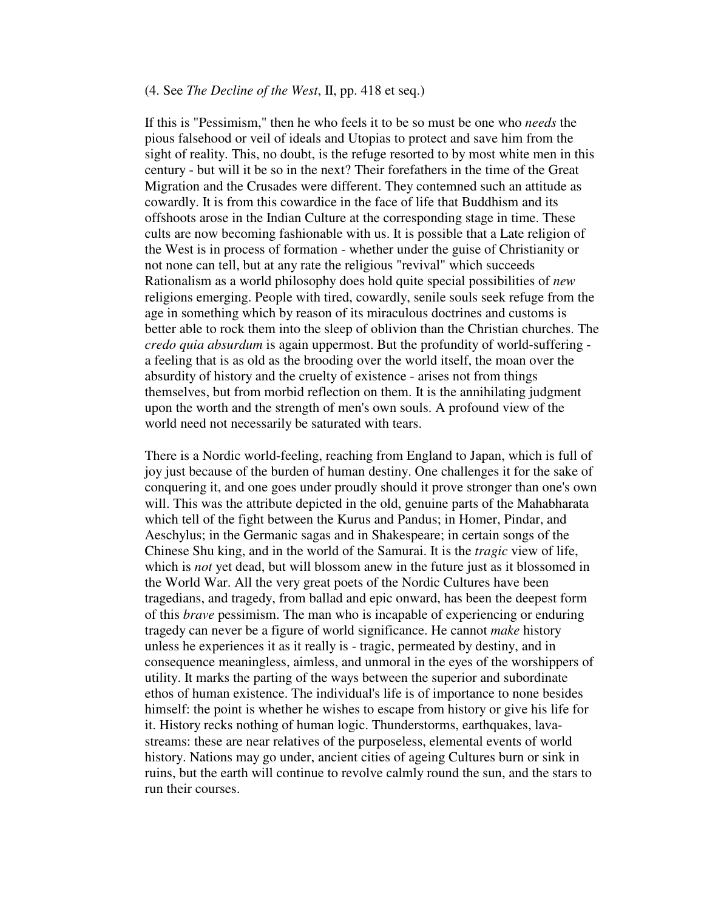(4. See *The Decline of the West*, II, pp. 418 et seq.)

If this is "Pessimism," then he who feels it to be so must be one who *needs* the pious falsehood or veil of ideals and Utopias to protect and save him from the sight of reality. This, no doubt, is the refuge resorted to by most white men in this century - but will it be so in the next? Their forefathers in the time of the Great Migration and the Crusades were different. They contemned such an attitude as cowardly. It is from this cowardice in the face of life that Buddhism and its offshoots arose in the Indian Culture at the corresponding stage in time. These cults are now becoming fashionable with us. It is possible that a Late religion of the West is in process of formation - whether under the guise of Christianity or not none can tell, but at any rate the religious "revival" which succeeds Rationalism as a world philosophy does hold quite special possibilities of *new* religions emerging. People with tired, cowardly, senile souls seek refuge from the age in something which by reason of its miraculous doctrines and customs is better able to rock them into the sleep of oblivion than the Christian churches. The *credo quia absurdum* is again uppermost. But the profundity of world-suffering - a feeling that is as old as the brooding over the world itself, the moan over the absurdity of history and the cruelty of existence - arises not from things themselves, but from morbid reflection on them. It is the annihilating judgment upon the worth and the strength of men's own souls. A profound view of the world need not necessarily be saturated with tears.

There is a Nordic world-feeling, reaching from England to Japan, which is full of joy just because of the burden of human destiny. One challenges it for the sake of conquering it, and one goes under proudly should it prove stronger than one's own will. This was the attribute depicted in the old, genuine parts of the Mahabharata which tell of the fight between the Kurus and Pandus; in Homer, Pindar, and Aeschylus; in the Germanic sagas and in Shakespeare; in certain songs of the Chinese Shu king, and in the world of the Samurai. It is the *tragic* view of life, which is *not* yet dead, but will blossom anew in the future just as it blossomed in the World War. All the very great poets of the Nordic Cultures have been tragedians, and tragedy, from ballad and epic onward, has been the deepest form of this *brave* pessimism. The man who is incapable of experiencing or enduring tragedy can never be a figure of world significance. He cannot *make* history unless he experiences it as it really is - tragic, permeated by destiny, and in consequence meaningless, aimless, and unmoral in the eyes of the worshippers of utility. It marks the parting of the ways between the superior and subordinate ethos of human existence. The individual's life is of importance to none besides himself: the point is whether he wishes to escape from history or give his life for it. History recks nothing of human logic. Thunderstorms, earthquakes, lava-streams: these are near relatives of the purposeless, elemental events of world history. Nations may go under, ancient cities of ageing Cultures burn or sink in ruins, but the earth will continue to revolve calmly round the sun, and the stars to run their courses.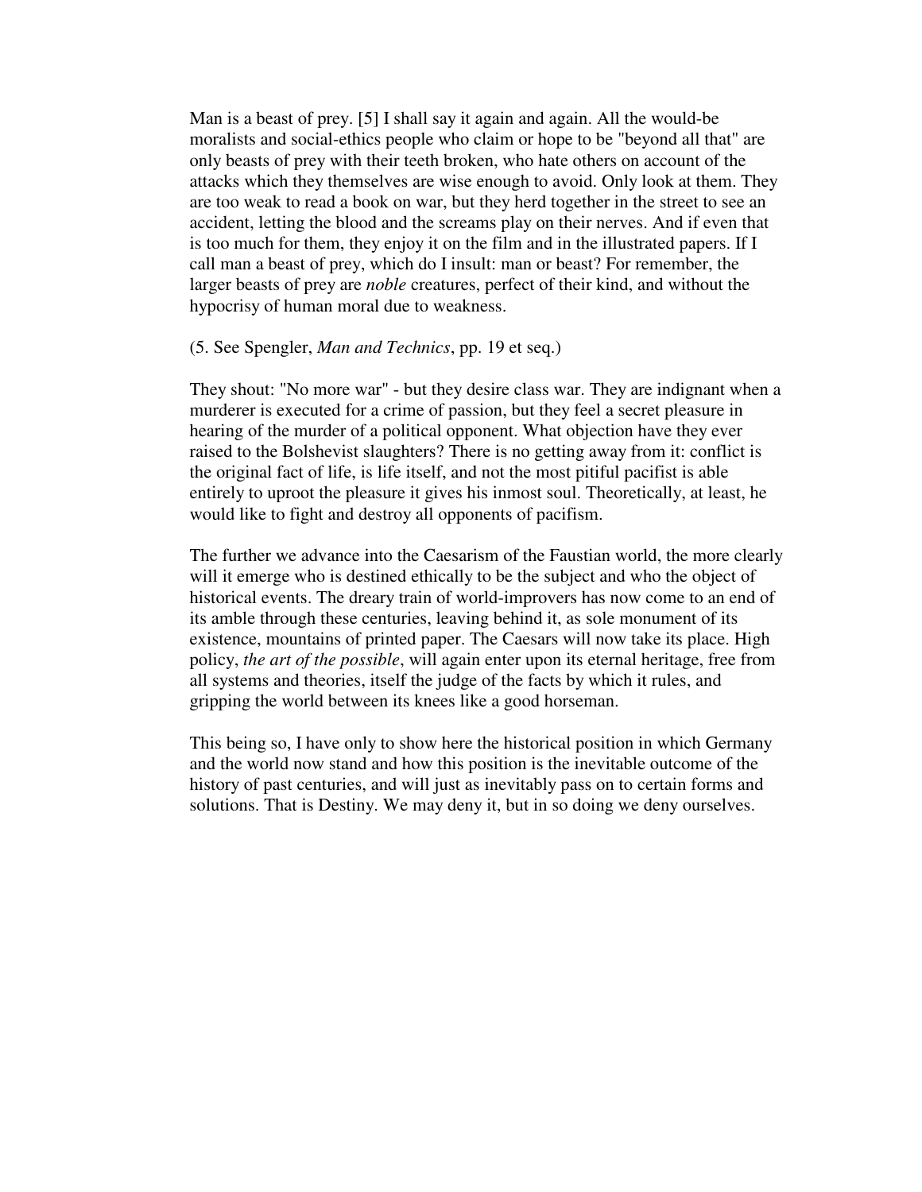Man is a beast of prey. [5] I shall say it again and again. All the would-be moralists and social-ethics people who claim or hope to be "beyond all that" are only beasts of prey with their teeth broken, who hate others on account of the attacks which they themselves are wise enough to avoid. Only look at them. They are too weak to read a book on war, but they herd together in the street to see an accident, letting the blood and the screams play on their nerves. And if even that is too much for them, they enjoy it on the film and in the illustrated papers. If I call man a beast of prey, which do I insult: man or beast? For remember, the larger beasts of prey are *noble* creatures, perfect of their kind, and without the hypocrisy of human moral due to weakness.

(5. See Spengler, *Man and Technics*, pp. 19 et seq.)

They shout: "No more war" - but they desire class war. They are indignant when a murderer is executed for a crime of passion, but they feel a secret pleasure in hearing of the murder of a political opponent. What objection have they ever raised to the Bolshevist slaughters? There is no getting away from it: conflict is the original fact of life, is life itself, and not the most pitiful pacifist is able entirely to uproot the pleasure it gives his inmost soul. Theoretically, at least, he would like to fight and destroy all opponents of pacifism.

The further we advance into the Caesarism of the Faustian world, the more clearly will it emerge who is destined ethically to be the subject and who the object of historical events. The dreary train of world-improvers has now come to an end of its amble through these centuries, leaving behind it, as sole monument of its existence, mountains of printed paper. The Caesars will now take its place. High policy, *the art of the possible*, will again enter upon its eternal heritage, free from all systems and theories, itself the judge of the facts by which it rules, and gripping the world between its knees like a good horseman.

This being so, I have only to show here the historical position in which Germany and the world now stand and how this position is the inevitable outcome of the history of past centuries, and will just as inevitably pass on to certain forms and solutions. That is Destiny. We may deny it, but in so doing we deny ourselves.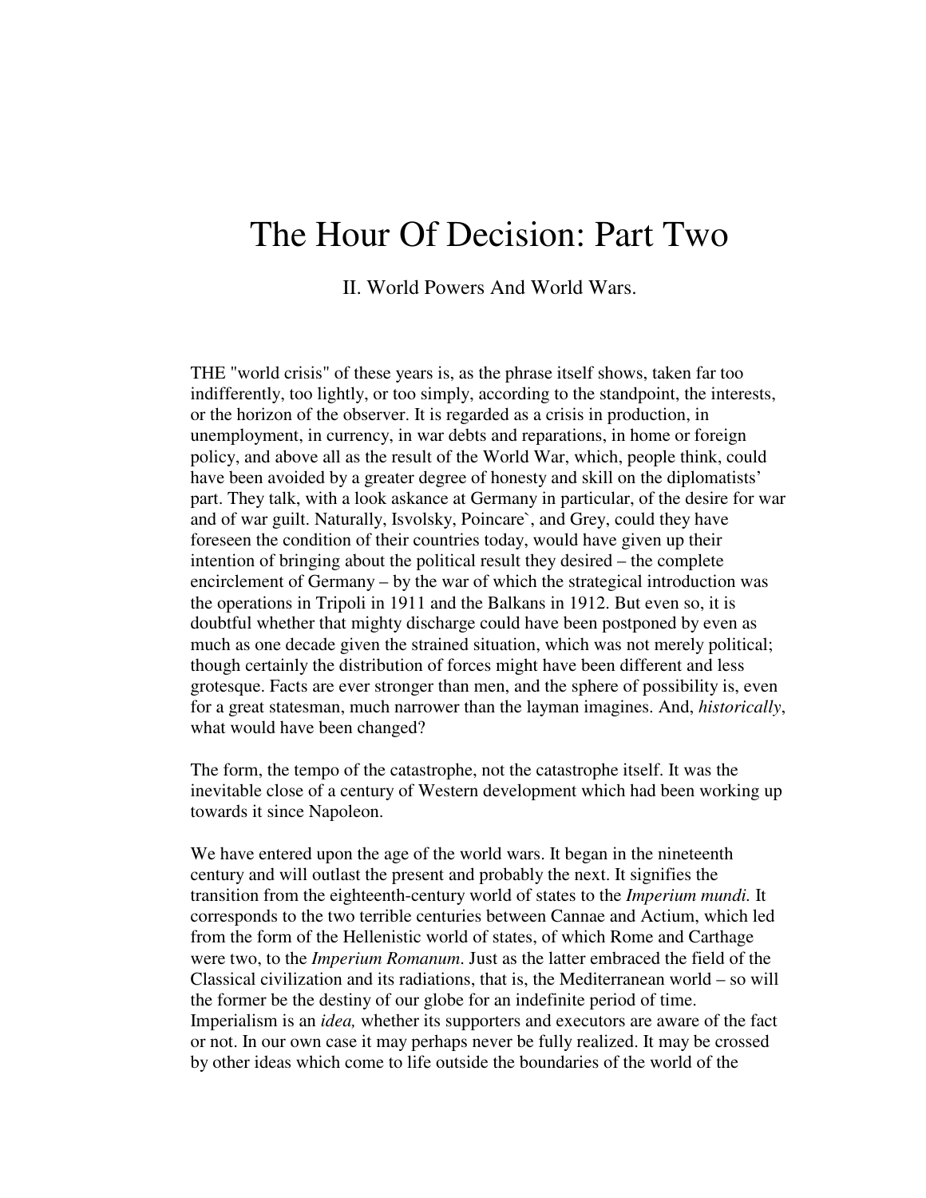# The Hour Of Decision: Part Two

II. World Powers And World Wars.

THE "world crisis" of these years is, as the phrase itself shows, taken far too indifferently, too lightly, or too simply, according to the standpoint, the interests, or the horizon of the observer. It is regarded as a crisis in production, in unemployment, in currency, in war debts and reparations, in home or foreign policy, and above all as the result of the World War, which, people think, could have been avoided by a greater degree of honesty and skill on the diplomatists' part. They talk, with a look askance at Germany in particular, of the desire for war and of war guilt. Naturally, Isvolsky, Poincare`, and Grey, could they have foreseen the condition of their countries today, would have given up their intention of bringing about the political result they desired – the complete encirclement of Germany – by the war of which the strategical introduction was the operations in Tripoli in 1911 and the Balkans in 1912. But even so, it is doubtful whether that mighty discharge could have been postponed by even as much as one decade given the strained situation, which was not merely political; though certainly the distribution of forces might have been different and less grotesque. Facts are ever stronger than men, and the sphere of possibility is, even for a great statesman, much narrower than the layman imagines. And, *historically*, what would have been changed?

The form, the tempo of the catastrophe, not the catastrophe itself. It was the inevitable close of a century of Western development which had been working up towards it since Napoleon.

We have entered upon the age of the world wars. It began in the nineteenth century and will outlast the present and probably the next. It signifies the transition from the eighteenth-century world of states to the *Imperium mundi.* It corresponds to the two terrible centuries between Cannae and Actium, which led from the form of the Hellenistic world of states, of which Rome and Carthage were two, to the *Imperium Romanum*. Just as the latter embraced the field of the Classical civilization and its radiations, that is, the Mediterranean world – so will the former be the destiny of our globe for an indefinite period of time. Imperialism is an *idea,* whether its supporters and executors are aware of the fact or not. In our own case it may perhaps never be fully realized. It may be crossed by other ideas which come to life outside the boundaries of the world of the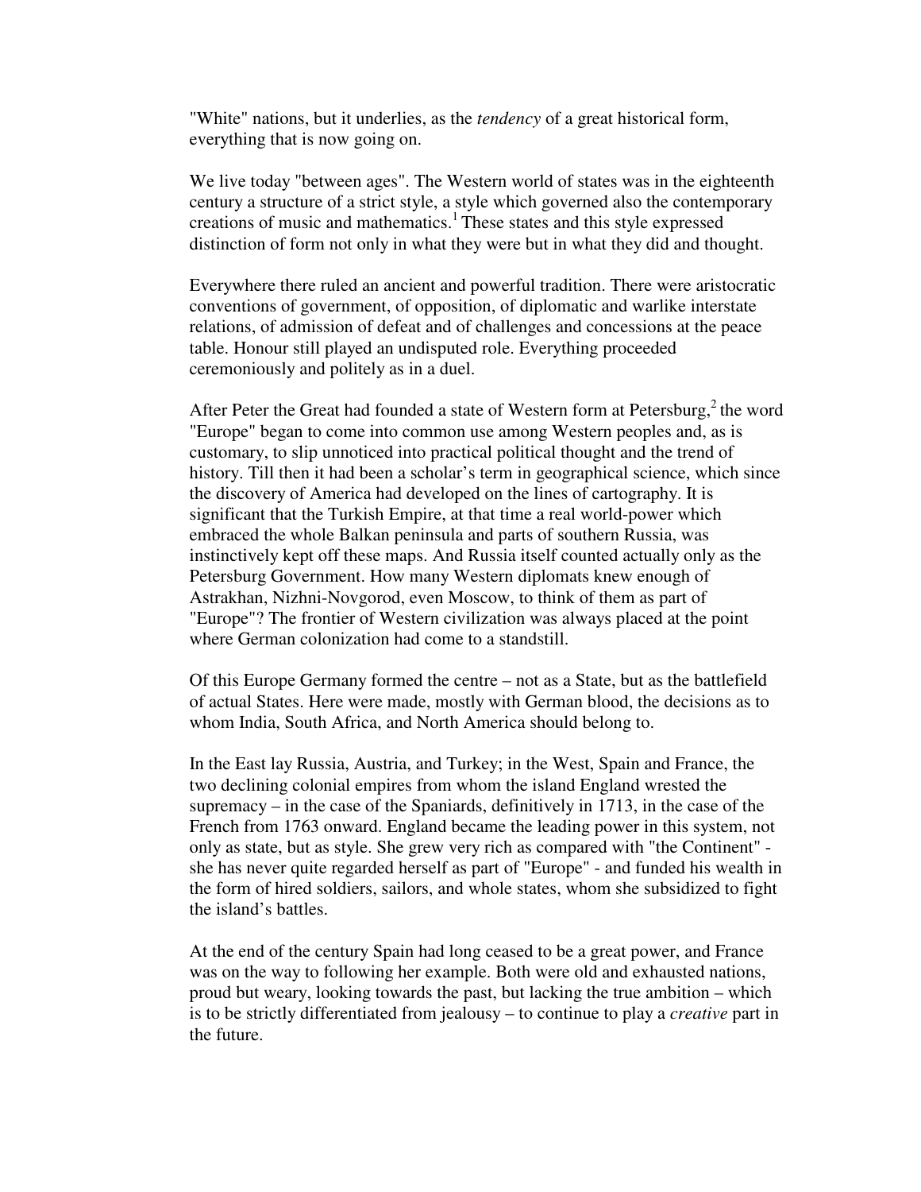"White" nations, but it underlies, as the *tendency* of a great historical form, everything that is now going on.

We live today "between ages". The Western world of states was in the eighteenth century a structure of a strict style, a style which governed also the contemporary creations of music and mathematics.[1] These states and this style expressed distinction of form not only in what they were but in what they did and thought.

Everywhere there ruled an ancient and powerful tradition. There were aristocratic conventions of government, of opposition, of diplomatic and warlike interstate relations, of admission of defeat and of challenges and concessions at the peace table. Honour still played an undisputed role. Everything proceeded ceremoniously and politely as in a duel.

After Peter the Great had founded a state of Western form at Petersburg,[2] the word "Europe" began to come into common use among Western peoples and, as is customary, to slip unnoticed into practical political thought and the trend of history. Till then it had been a scholar's term in geographical science, which since the discovery of America had developed on the lines of cartography. It is significant that the Turkish Empire, at that time a real world-power which embraced the whole Balkan peninsula and parts of southern Russia, was instinctively kept off these maps. And Russia itself counted actually only as the Petersburg Government. How many Western diplomats knew enough of Astrakhan, Nizhni-Novgorod, even Moscow, to think of them as part of "Europe"? The frontier of Western civilization was always placed at the point where German colonization had come to a standstill.

Of this Europe Germany formed the centre – not as a State, but as the battlefield of actual States. Here were made, mostly with German blood, the decisions as to whom India, South Africa, and North America should belong to.

In the East lay Russia, Austria, and Turkey; in the West, Spain and France, the two declining colonial empires from whom the island England wrested the supremacy – in the case of the Spaniards, definitively in 1713, in the case of the French from 1763 onward. England became the leading power in this system, not only as state, but as style. She grew very rich as compared with "the Continent" - she has never quite regarded herself as part of "Europe" - and funded his wealth in the form of hired soldiers, sailors, and whole states, whom she subsidized to fight the island's battles.

At the end of the century Spain had long ceased to be a great power, and France was on the way to following her example. Both were old and exhausted nations, proud but weary, looking towards the past, but lacking the true ambition – which is to be strictly differentiated from jealousy – to continue to play a *creative* part in the future.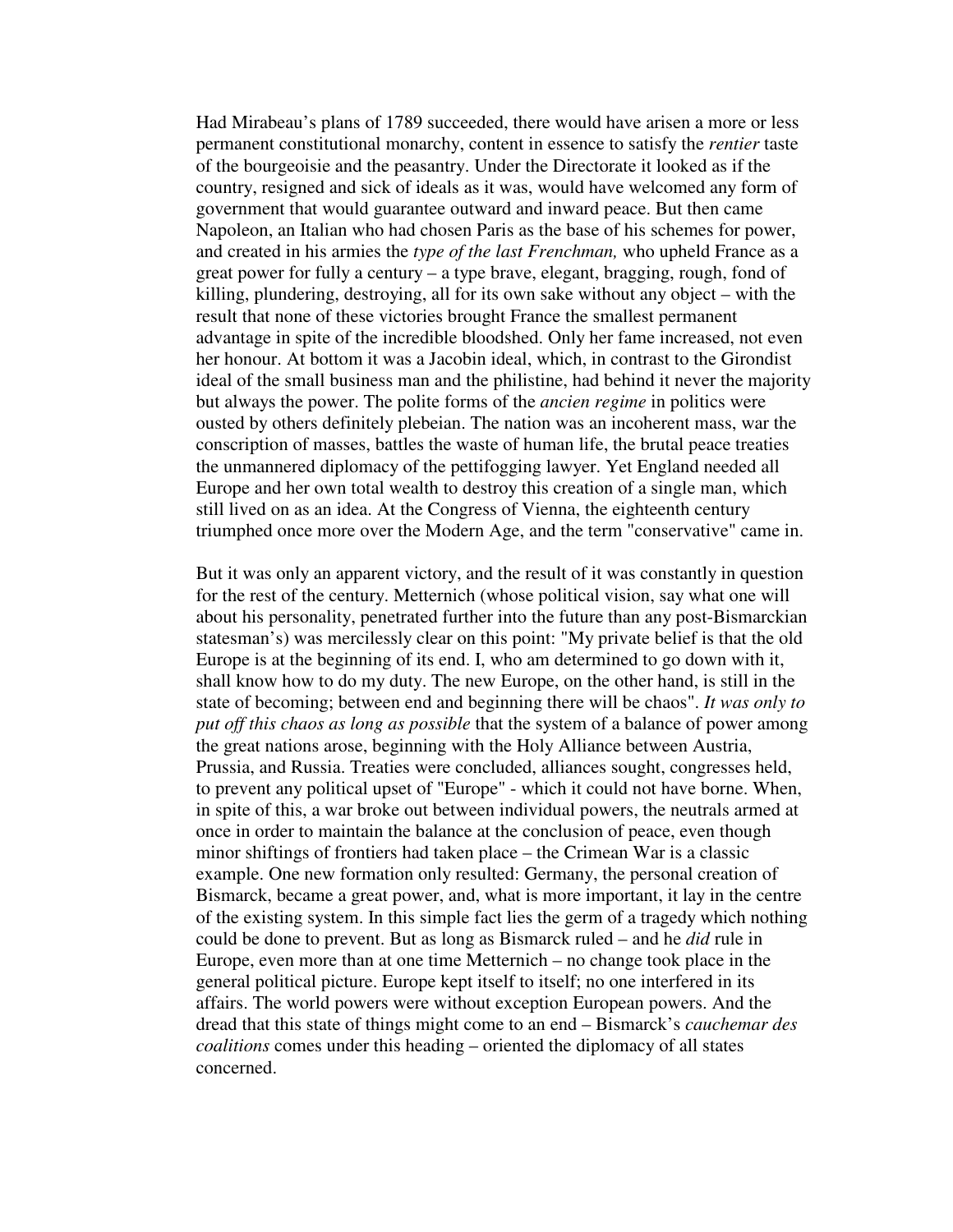Had Mirabeau's plans of 1789 succeeded, there would have arisen a more or less permanent constitutional monarchy, content in essence to satisfy the *rentier* taste of the bourgeoisie and the peasantry. Under the Directorate it looked as if the country, resigned and sick of ideals as it was, would have welcomed any form of government that would guarantee outward and inward peace. But then came Napoleon, an Italian who had chosen Paris as the base of his schemes for power, and created in his armies the *type of the last Frenchman,* who upheld France as a great power for fully a century – a type brave, elegant, bragging, rough, fond of killing, plundering, destroying, all for its own sake without any object – with the result that none of these victories brought France the smallest permanent advantage in spite of the incredible bloodshed. Only her fame increased, not even her honour. At bottom it was a Jacobin ideal, which, in contrast to the Girondist ideal of the small business man and the philistine, had behind it never the majority but always the power. The polite forms of the *ancien regime* in politics were ousted by others definitely plebeian. The nation was an incoherent mass, war the conscription of masses, battles the waste of human life, the brutal peace treaties the unmannered diplomacy of the pettifogging lawyer. Yet England needed all Europe and her own total wealth to destroy this creation of a single man, which still lived on as an idea. At the Congress of Vienna, the eighteenth century triumphed once more over the Modern Age, and the term "conservative" came in.

But it was only an apparent victory, and the result of it was constantly in question for the rest of the century. Metternich (whose political vision, say what one will about his personality, penetrated further into the future than any post-Bismarckian statesman's) was mercilessly clear on this point: "My private belief is that the old Europe is at the beginning of its end. I, who am determined to go down with it, shall know how to do my duty. The new Europe, on the other hand, is still in the state of becoming; between end and beginning there will be chaos". *It was only to put off this chaos as long as possible* that the system of a balance of power among the great nations arose, beginning with the Holy Alliance between Austria, Prussia, and Russia. Treaties were concluded, alliances sought, congresses held, to prevent any political upset of "Europe" - which it could not have borne. When, in spite of this, a war broke out between individual powers, the neutrals armed at once in order to maintain the balance at the conclusion of peace, even though minor shiftings of frontiers had taken place – the Crimean War is a classic example. One new formation only resulted: Germany, the personal creation of Bismarck, became a great power, and, what is more important, it lay in the centre of the existing system. In this simple fact lies the germ of a tragedy which nothing could be done to prevent. But as long as Bismarck ruled – and he *did* rule in Europe, even more than at one time Metternich – no change took place in the general political picture. Europe kept itself to itself; no one interfered in its affairs. The world powers were without exception European powers. And the dread that this state of things might come to an end – Bismarck's *cauchemar des coalitions* comes under this heading – oriented the diplomacy of all states concerned.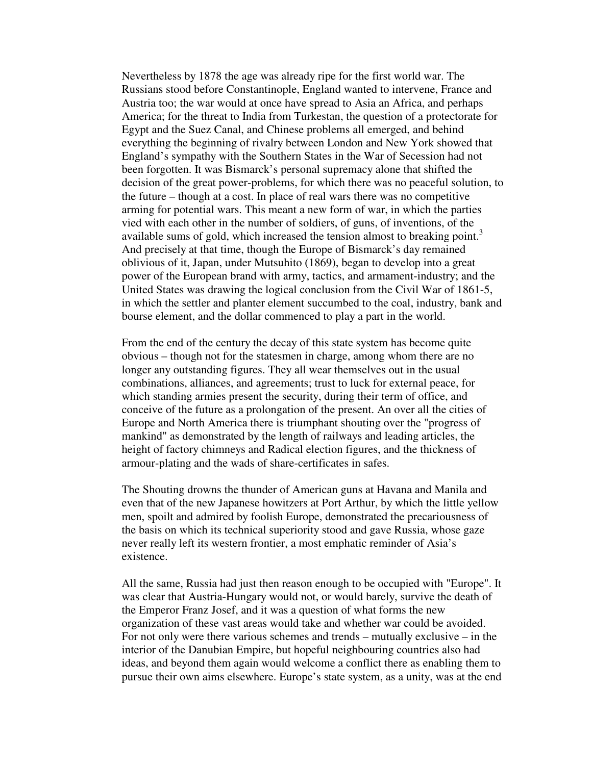Nevertheless by 1878 the age was already ripe for the first world war. The Russians stood before Constantinople, England wanted to intervene, France and Austria too; the war would at once have spread to Asia an Africa, and perhaps America; for the threat to India from Turkestan, the question of a protectorate for Egypt and the Suez Canal, and Chinese problems all emerged, and behind everything the beginning of rivalry between London and New York showed that England's sympathy with the Southern States in the War of Secession had not been forgotten. It was Bismarck's personal supremacy alone that shifted the decision of the great power-problems, for which there was no peaceful solution, to the future – though at a cost. In place of real wars there was no competitive arming for potential wars. This meant a new form of war, in which the parties vied with each other in the number of soldiers, of guns, of inventions, of the available sums of gold, which increased the tension almost to breaking point.[3] And precisely at that time, though the Europe of Bismarck's day remained oblivious of it, Japan, under Mutsuhito (1869), began to develop into a great power of the European brand with army, tactics, and armament-industry; and the United States was drawing the logical conclusion from the Civil War of 1861-5, in which the settler and planter element succumbed to the coal, industry, bank and bourse element, and the dollar commenced to play a part in the world.

From the end of the century the decay of this state system has become quite obvious – though not for the statesmen in charge, among whom there are no longer any outstanding figures. They all wear themselves out in the usual combinations, alliances, and agreements; trust to luck for external peace, for which standing armies present the security, during their term of office, and conceive of the future as a prolongation of the present. An over all the cities of Europe and North America there is triumphant shouting over the "progress of mankind" as demonstrated by the length of railways and leading articles, the height of factory chimneys and Radical election figures, and the thickness of armour-plating and the wads of share-certificates in safes.

The Shouting drowns the thunder of American guns at Havana and Manila and even that of the new Japanese howitzers at Port Arthur, by which the little yellow men, spoilt and admired by foolish Europe, demonstrated the precariousness of the basis on which its technical superiority stood and gave Russia, whose gaze never really left its western frontier, a most emphatic reminder of Asia's existence.

All the same, Russia had just then reason enough to be occupied with "Europe". It was clear that Austria-Hungary would not, or would barely, survive the death of the Emperor Franz Josef, and it was a question of what forms the new organization of these vast areas would take and whether war could be avoided. For not only were there various schemes and trends – mutually exclusive – in the interior of the Danubian Empire, but hopeful neighbouring countries also had ideas, and beyond them again would welcome a conflict there as enabling them to pursue their own aims elsewhere. Europe's state system, as a unity, was at the end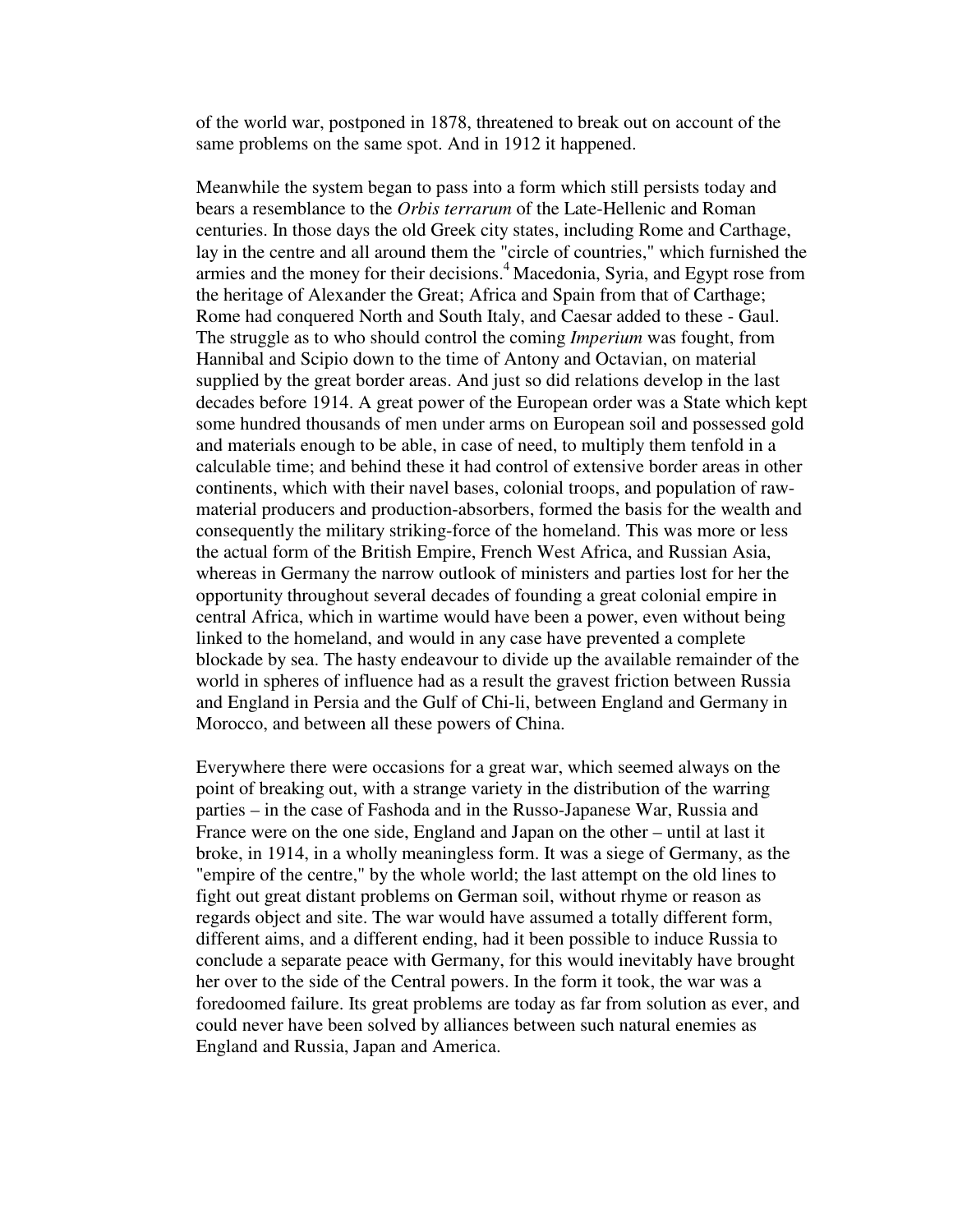of the world war, postponed in 1878, threatened to break out on account of the same problems on the same spot. And in 1912 it happened.

Meanwhile the system began to pass into a form which still persists today and bears a resemblance to the *Orbis terrarum* of the Late-Hellenic and Roman centuries. In those days the old Greek city states, including Rome and Carthage, lay in the centre and all around them the "circle of countries," which furnished the armies and the money for their decisions.[4] Macedonia, Syria, and Egypt rose from the heritage of Alexander the Great; Africa and Spain from that of Carthage; Rome had conquered North and South Italy, and Caesar added to these - Gaul. The struggle as to who should control the coming *Imperium* was fought, from Hannibal and Scipio down to the time of Antony and Octavian, on material supplied by the great border areas. And just so did relations develop in the last decades before 1914. A great power of the European order was a State which kept some hundred thousands of men under arms on European soil and possessed gold and materials enough to be able, in case of need, to multiply them tenfold in a calculable time; and behind these it had control of extensive border areas in other continents, which with their navel bases, colonial troops, and population of raw-material producers and production-absorbers, formed the basis for the wealth and consequently the military striking-force of the homeland. This was more or less the actual form of the British Empire, French West Africa, and Russian Asia, whereas in Germany the narrow outlook of ministers and parties lost for her the opportunity throughout several decades of founding a great colonial empire in central Africa, which in wartime would have been a power, even without being linked to the homeland, and would in any case have prevented a complete blockade by sea. The hasty endeavour to divide up the available remainder of the world in spheres of influence had as a result the gravest friction between Russia and England in Persia and the Gulf of Chi-li, between England and Germany in Morocco, and between all these powers of China.

Everywhere there were occasions for a great war, which seemed always on the point of breaking out, with a strange variety in the distribution of the warring parties – in the case of Fashoda and in the Russo-Japanese War, Russia and France were on the one side, England and Japan on the other – until at last it broke, in 1914, in a wholly meaningless form. It was a siege of Germany, as the "empire of the centre," by the whole world; the last attempt on the old lines to fight out great distant problems on German soil, without rhyme or reason as regards object and site. The war would have assumed a totally different form, different aims, and a different ending, had it been possible to induce Russia to conclude a separate peace with Germany, for this would inevitably have brought her over to the side of the Central powers. In the form it took, the war was a foredoomed failure. Its great problems are today as far from solution as ever, and could never have been solved by alliances between such natural enemies as England and Russia, Japan and America.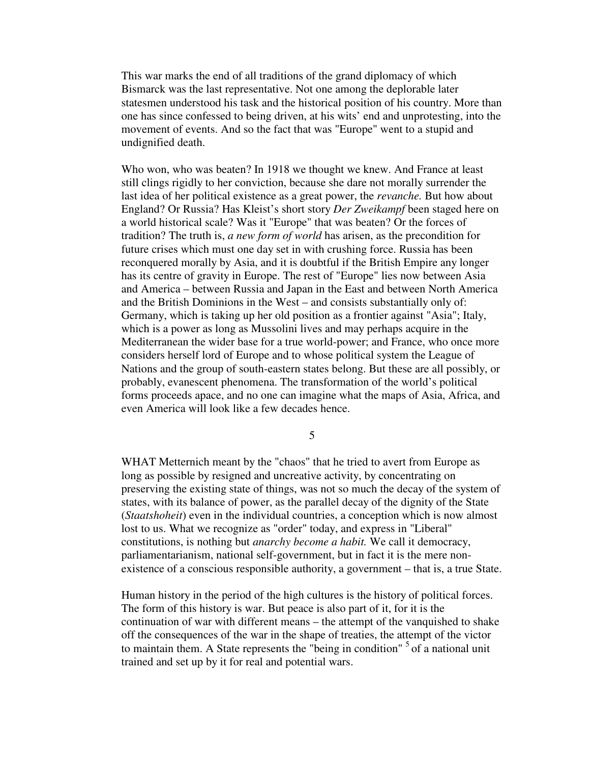This war marks the end of all traditions of the grand diplomacy of which Bismarck was the last representative. Not one among the deplorable later statesmen understood his task and the historical position of his country. More than one has since confessed to being driven, at his wits' end and unprotesting, into the movement of events. And so the fact that was "Europe" went to a stupid and undignified death.

Who won, who was beaten? In 1918 we thought we knew. And France at least still clings rigidly to her conviction, because she dare not morally surrender the last idea of her political existence as a great power, the *revanche.* But how about England? Or Russia? Has Kleist's short story *Der Zweikampf* been staged here on a world historical scale? Was it "Europe" that was beaten? Or the forces of tradition? The truth is, *a new form of world* has arisen, as the precondition for future crises which must one day set in with crushing force. Russia has been reconquered morally by Asia, and it is doubtful if the British Empire any longer has its centre of gravity in Europe. The rest of "Europe" lies now between Asia and America – between Russia and Japan in the East and between North America and the British Dominions in the West – and consists substantially only of: Germany, which is taking up her old position as a frontier against "Asia"; Italy, which is a power as long as Mussolini lives and may perhaps acquire in the Mediterranean the wider base for a true world-power; and France, who once more considers herself lord of Europe and to whose political system the League of Nations and the group of south-eastern states belong. But these are all possibly, or probably, evanescent phenomena. The transformation of the world's political forms proceeds apace, and no one can imagine what the maps of Asia, Africa, and even America will look like a few decades hence.

## 5

WHAT Metternich meant by the "chaos" that he tried to avert from Europe as long as possible by resigned and uncreative activity, by concentrating on preserving the existing state of things, was not so much the decay of the system of states, with its balance of power, as the parallel decay of the dignity of the State (*Staatshoheit*) even in the individual countries, a conception which is now almost lost to us. What we recognize as "order" today, and express in "Liberal" constitutions, is nothing but *anarchy become a habit.* We call it democracy, parliamentarianism, national self-government, but in fact it is the mere non-existence of a conscious responsible authority, a government – that is, a true State.

Human history in the period of the high cultures is the history of political forces. The form of this history is war. But peace is also part of it, for it is the continuation of war with different means – the attempt of the vanquished to shake off the consequences of the war in the shape of treaties, the attempt of the victor to maintain them. A State represents the "being in condition" [5] of a national unit trained and set up by it for real and potential wars.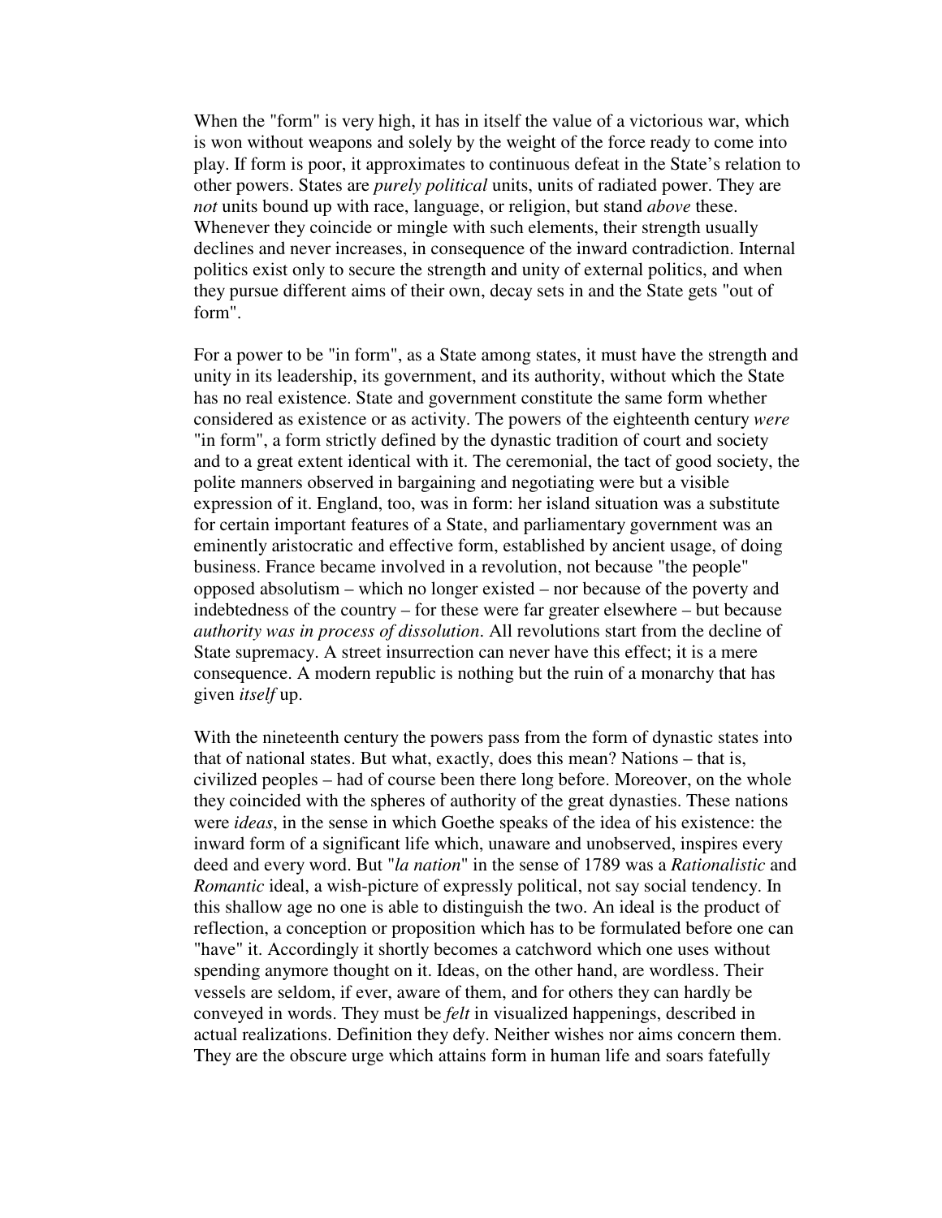When the "form" is very high, it has in itself the value of a victorious war, which is won without weapons and solely by the weight of the force ready to come into play. If form is poor, it approximates to continuous defeat in the State's relation to other powers. States are *purely political* units, units of radiated power. They are *not* units bound up with race, language, or religion, but stand *above* these. Whenever they coincide or mingle with such elements, their strength usually declines and never increases, in consequence of the inward contradiction. Internal politics exist only to secure the strength and unity of external politics, and when they pursue different aims of their own, decay sets in and the State gets "out of form".

For a power to be "in form", as a State among states, it must have the strength and unity in its leadership, its government, and its authority, without which the State has no real existence. State and government constitute the same form whether considered as existence or as activity. The powers of the eighteenth century *were* "in form", a form strictly defined by the dynastic tradition of court and society and to a great extent identical with it. The ceremonial, the tact of good society, the polite manners observed in bargaining and negotiating were but a visible expression of it. England, too, was in form: her island situation was a substitute for certain important features of a State, and parliamentary government was an eminently aristocratic and effective form, established by ancient usage, of doing business. France became involved in a revolution, not because "the people" opposed absolutism – which no longer existed – nor because of the poverty and indebtedness of the country – for these were far greater elsewhere – but because *authority was in process of dissolution*. All revolutions start from the decline of State supremacy. A street insurrection can never have this effect; it is a mere consequence. A modern republic is nothing but the ruin of a monarchy that has given *itself* up.

With the nineteenth century the powers pass from the form of dynastic states into that of national states. But what, exactly, does this mean? Nations – that is, civilized peoples – had of course been there long before. Moreover, on the whole they coincided with the spheres of authority of the great dynasties. These nations were *ideas*, in the sense in which Goethe speaks of the idea of his existence: the inward form of a significant life which, unaware and unobserved, inspires every deed and every word. But "*la nation*" in the sense of 1789 was a *Rationalistic* and *Romantic* ideal, a wish-picture of expressly political, not say social tendency. In this shallow age no one is able to distinguish the two. An ideal is the product of reflection, a conception or proposition which has to be formulated before one can "have" it. Accordingly it shortly becomes a catchword which one uses without spending anymore thought on it. Ideas, on the other hand, are wordless. Their vessels are seldom, if ever, aware of them, and for others they can hardly be conveyed in words. They must be *felt* in visualized happenings, described in actual realizations. Definition they defy. Neither wishes nor aims concern them. They are the obscure urge which attains form in human life and soars fatefully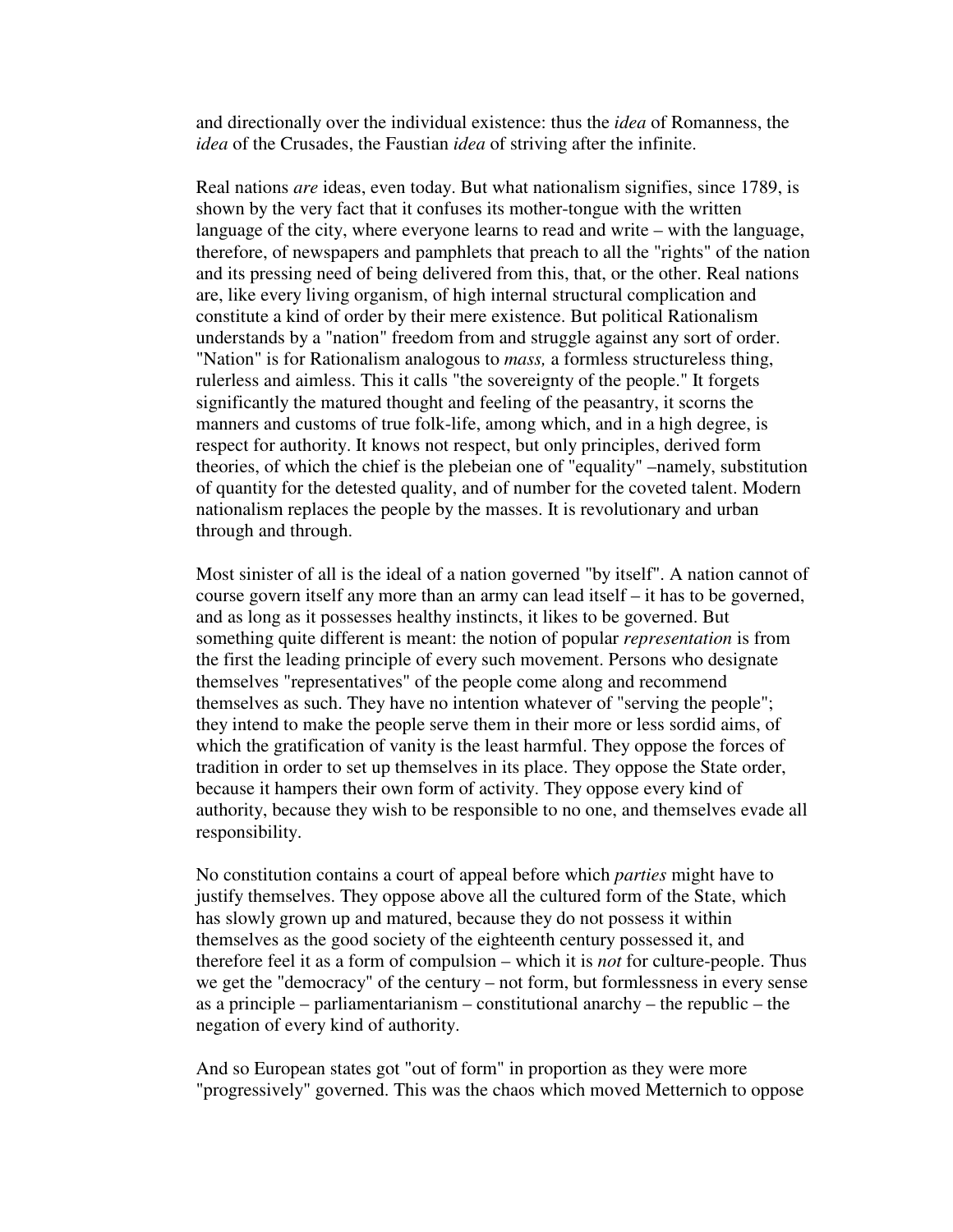and directionally over the individual existence: thus the *idea* of Romanness, the *idea* of the Crusades, the Faustian *idea* of striving after the infinite.

Real nations *are* ideas, even today. But what nationalism signifies, since 1789, is shown by the very fact that it confuses its mother-tongue with the written language of the city, where everyone learns to read and write – with the language, therefore, of newspapers and pamphlets that preach to all the "rights" of the nation and its pressing need of being delivered from this, that, or the other. Real nations are, like every living organism, of high internal structural complication and constitute a kind of order by their mere existence. But political Rationalism understands by a "nation" freedom from and struggle against any sort of order. "Nation" is for Rationalism analogous to *mass,* a formless structureless thing, rulerless and aimless. This it calls "the sovereignty of the people." It forgets significantly the matured thought and feeling of the peasantry, it scorns the manners and customs of true folk-life, among which, and in a high degree, is respect for authority. It knows not respect, but only principles, derived form theories, of which the chief is the plebeian one of "equality" –namely, substitution of quantity for the detested quality, and of number for the coveted talent. Modern nationalism replaces the people by the masses. It is revolutionary and urban through and through.

Most sinister of all is the ideal of a nation governed "by itself". A nation cannot of course govern itself any more than an army can lead itself – it has to be governed, and as long as it possesses healthy instincts, it likes to be governed. But something quite different is meant: the notion of popular *representation* is from the first the leading principle of every such movement. Persons who designate themselves "representatives" of the people come along and recommend themselves as such. They have no intention whatever of "serving the people"; they intend to make the people serve them in their more or less sordid aims, of which the gratification of vanity is the least harmful. They oppose the forces of tradition in order to set up themselves in its place. They oppose the State order, because it hampers their own form of activity. They oppose every kind of authority, because they wish to be responsible to no one, and themselves evade all responsibility.

No constitution contains a court of appeal before which *parties* might have to justify themselves. They oppose above all the cultured form of the State, which has slowly grown up and matured, because they do not possess it within themselves as the good society of the eighteenth century possessed it, and therefore feel it as a form of compulsion – which it is *not* for culture-people. Thus we get the "democracy" of the century – not form, but formlessness in every sense as a principle – parliamentarianism – constitutional anarchy – the republic – the negation of every kind of authority.

And so European states got "out of form" in proportion as they were more "progressively" governed. This was the chaos which moved Metternich to oppose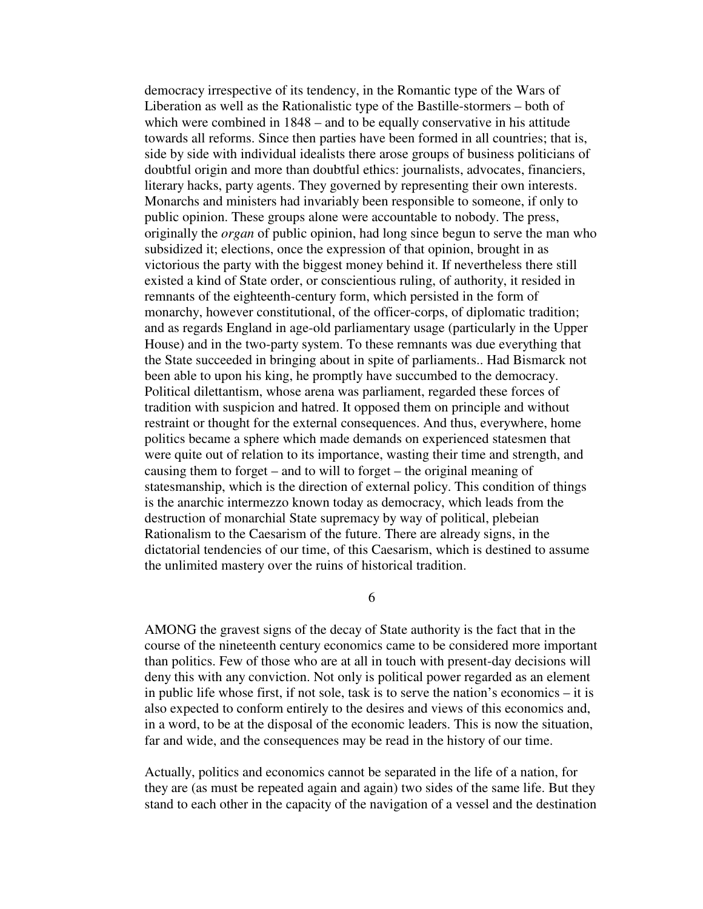democracy irrespective of its tendency, in the Romantic type of the Wars of Liberation as well as the Rationalistic type of the Bastille-stormers – both of which were combined in 1848 – and to be equally conservative in his attitude towards all reforms. Since then parties have been formed in all countries; that is, side by side with individual idealists there arose groups of business politicians of doubtful origin and more than doubtful ethics: journalists, advocates, financiers, literary hacks, party agents. They governed by representing their own interests. Monarchs and ministers had invariably been responsible to someone, if only to public opinion. These groups alone were accountable to nobody. The press, originally the *organ* of public opinion, had long since begun to serve the man who subsidized it; elections, once the expression of that opinion, brought in as victorious the party with the biggest money behind it. If nevertheless there still existed a kind of State order, or conscientious ruling, of authority, it resided in remnants of the eighteenth-century form, which persisted in the form of monarchy, however constitutional, of the officer-corps, of diplomatic tradition; and as regards England in age-old parliamentary usage (particularly in the Upper House) and in the two-party system. To these remnants was due everything that the State succeeded in bringing about in spite of parliaments.. Had Bismarck not been able to upon his king, he promptly have succumbed to the democracy. Political dilettantism, whose arena was parliament, regarded these forces of tradition with suspicion and hatred. It opposed them on principle and without restraint or thought for the external consequences. And thus, everywhere, home politics became a sphere which made demands on experienced statesmen that were quite out of relation to its importance, wasting their time and strength, and causing them to forget – and to will to forget – the original meaning of statesmanship, which is the direction of external policy. This condition of things is the anarchic intermezzo known today as democracy, which leads from the destruction of monarchial State supremacy by way of political, plebeian Rationalism to the Caesarism of the future. There are already signs, in the dictatorial tendencies of our time, of this Caesarism, which is destined to assume the unlimited mastery over the ruins of historical tradition.

## 6

AMONG the gravest signs of the decay of State authority is the fact that in the course of the nineteenth century economics came to be considered more important than politics. Few of those who are at all in touch with present-day decisions will deny this with any conviction. Not only is political power regarded as an element in public life whose first, if not sole, task is to serve the nation's economics – it is also expected to conform entirely to the desires and views of this economics and, in a word, to be at the disposal of the economic leaders. This is now the situation, far and wide, and the consequences may be read in the history of our time.

Actually, politics and economics cannot be separated in the life of a nation, for they are (as must be repeated again and again) two sides of the same life. But they stand to each other in the capacity of the navigation of a vessel and the destination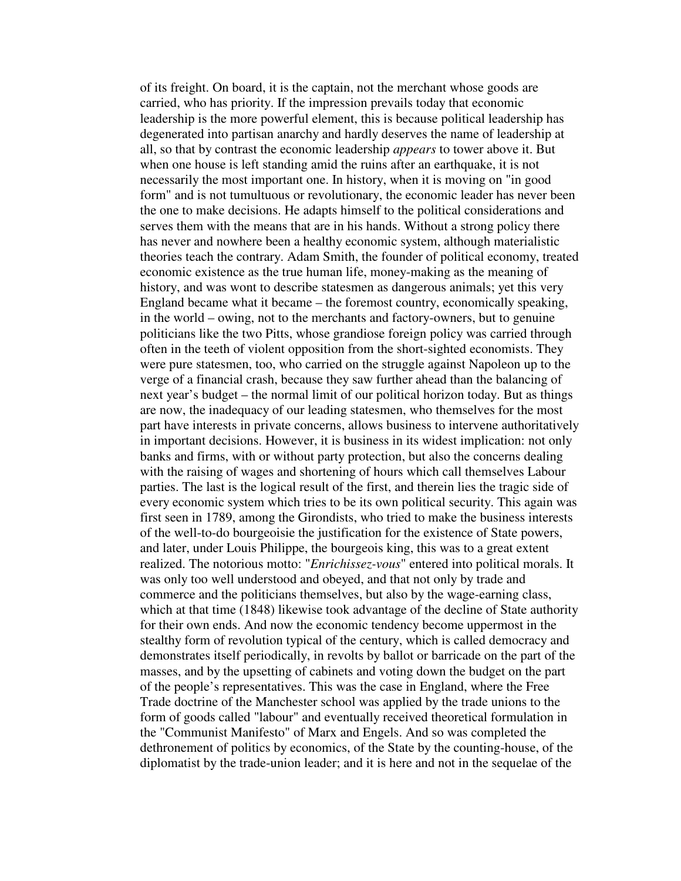of its freight. On board, it is the captain, not the merchant whose goods are carried, who has priority. If the impression prevails today that economic leadership is the more powerful element, this is because political leadership has degenerated into partisan anarchy and hardly deserves the name of leadership at all, so that by contrast the economic leadership *appears* to tower above it. But when one house is left standing amid the ruins after an earthquake, it is not necessarily the most important one. In history, when it is moving on "in good form" and is not tumultuous or revolutionary, the economic leader has never been the one to make decisions. He adapts himself to the political considerations and serves them with the means that are in his hands. Without a strong policy there has never and nowhere been a healthy economic system, although materialistic theories teach the contrary. Adam Smith, the founder of political economy, treated economic existence as the true human life, money-making as the meaning of history, and was wont to describe statesmen as dangerous animals; yet this very England became what it became – the foremost country, economically speaking, in the world – owing, not to the merchants and factory-owners, but to genuine politicians like the two Pitts, whose grandiose foreign policy was carried through often in the teeth of violent opposition from the short-sighted economists. They were pure statesmen, too, who carried on the struggle against Napoleon up to the verge of a financial crash, because they saw further ahead than the balancing of next year's budget – the normal limit of our political horizon today. But as things are now, the inadequacy of our leading statesmen, who themselves for the most part have interests in private concerns, allows business to intervene authoritatively in important decisions. However, it is business in its widest implication: not only banks and firms, with or without party protection, but also the concerns dealing with the raising of wages and shortening of hours which call themselves Labour parties. The last is the logical result of the first, and therein lies the tragic side of every economic system which tries to be its own political security. This again was first seen in 1789, among the Girondists, who tried to make the business interests of the well-to-do bourgeoisie the justification for the existence of State powers, and later, under Louis Philippe, the bourgeois king, this was to a great extent realized. The notorious motto: "*Enrichissez-vous*" entered into political morals. It was only too well understood and obeyed, and that not only by trade and commerce and the politicians themselves, but also by the wage-earning class, which at that time (1848) likewise took advantage of the decline of State authority for their own ends. And now the economic tendency become uppermost in the stealthy form of revolution typical of the century, which is called democracy and demonstrates itself periodically, in revolts by ballot or barricade on the part of the masses, and by the upsetting of cabinets and voting down the budget on the part of the people's representatives. This was the case in England, where the Free Trade doctrine of the Manchester school was applied by the trade unions to the form of goods called "labour" and eventually received theoretical formulation in the "Communist Manifesto" of Marx and Engels. And so was completed the dethronement of politics by economics, of the State by the counting-house, of the diplomatist by the trade-union leader; and it is here and not in the sequelae of the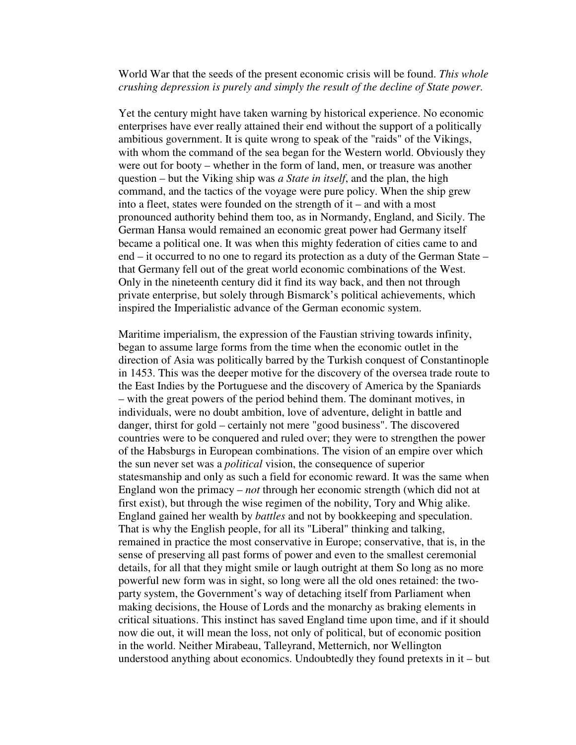World War that the seeds of the present economic crisis will be found. *This whole crushing depression is purely and simply the result of the decline of State power.*

Yet the century might have taken warning by historical experience. No economic enterprises have ever really attained their end without the support of a politically ambitious government. It is quite wrong to speak of the "raids" of the Vikings, with whom the command of the sea began for the Western world. Obviously they were out for booty – whether in the form of land, men, or treasure was another question – but the Viking ship was *a State in itself*, and the plan, the high command, and the tactics of the voyage were pure policy. When the ship grew into a fleet, states were founded on the strength of it – and with a most pronounced authority behind them too, as in Normandy, England, and Sicily. The German Hansa would remained an economic great power had Germany itself became a political one. It was when this mighty federation of cities came to and end – it occurred to no one to regard its protection as a duty of the German State – that Germany fell out of the great world economic combinations of the West. Only in the nineteenth century did it find its way back, and then not through private enterprise, but solely through Bismarck's political achievements, which inspired the Imperialistic advance of the German economic system.

Maritime imperialism, the expression of the Faustian striving towards infinity, began to assume large forms from the time when the economic outlet in the direction of Asia was politically barred by the Turkish conquest of Constantinople in 1453. This was the deeper motive for the discovery of the oversea trade route to the East Indies by the Portuguese and the discovery of America by the Spaniards – with the great powers of the period behind them. The dominant motives, in individuals, were no doubt ambition, love of adventure, delight in battle and danger, thirst for gold – certainly not mere "good business". The discovered countries were to be conquered and ruled over; they were to strengthen the power of the Habsburgs in European combinations. The vision of an empire over which the sun never set was a *political* vision, the consequence of superior statesmanship and only as such a field for economic reward. It was the same when England won the primacy – *not* through her economic strength (which did not at first exist), but through the wise regimen of the nobility, Tory and Whig alike. England gained her wealth by *battles* and not by bookkeeping and speculation. That is why the English people, for all its "Liberal" thinking and talking, remained in practice the most conservative in Europe; conservative, that is, in the sense of preserving all past forms of power and even to the smallest ceremonial details, for all that they might smile or laugh outright at them So long as no more powerful new form was in sight, so long were all the old ones retained: the two-party system, the Government's way of detaching itself from Parliament when making decisions, the House of Lords and the monarchy as braking elements in critical situations. This instinct has saved England time upon time, and if it should now die out, it will mean the loss, not only of political, but of economic position in the world. Neither Mirabeau, Talleyrand, Metternich, nor Wellington understood anything about economics. Undoubtedly they found pretexts in it – but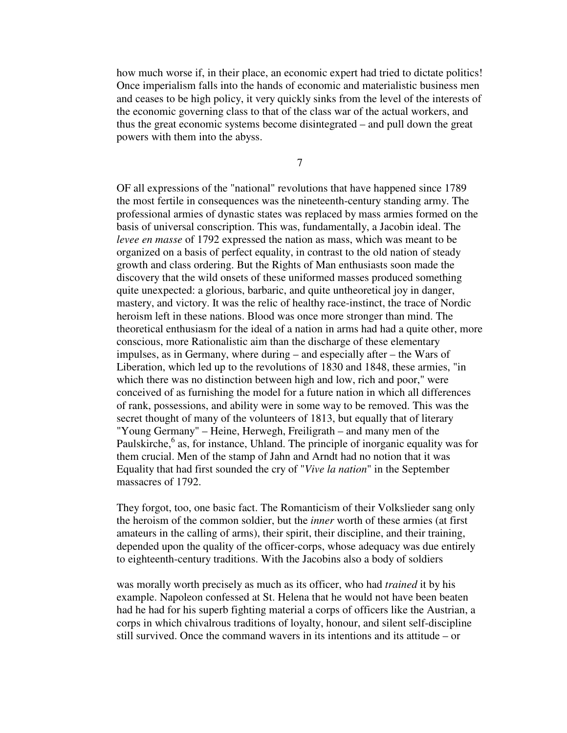how much worse if, in their place, an economic expert had tried to dictate politics! Once imperialism falls into the hands of economic and materialistic business men and ceases to be high policy, it very quickly sinks from the level of the interests of the economic governing class to that of the class war of the actual workers, and thus the great economic systems become disintegrated – and pull down the great powers with them into the abyss.

## 7

OF all expressions of the "national" revolutions that have happened since 1789 the most fertile in consequences was the nineteenth-century standing army. The professional armies of dynastic states was replaced by mass armies formed on the basis of universal conscription. This was, fundamentally, a Jacobin ideal. The *levee en masse* of 1792 expressed the nation as mass, which was meant to be organized on a basis of perfect equality, in contrast to the old nation of steady growth and class ordering. But the Rights of Man enthusiasts soon made the discovery that the wild onsets of these uniformed masses produced something quite unexpected: a glorious, barbaric, and quite untheoretical joy in danger, mastery, and victory. It was the relic of healthy race-instinct, the trace of Nordic heroism left in these nations. Blood was once more stronger than mind. The theoretical enthusiasm for the ideal of a nation in arms had had a quite other, more conscious, more Rationalistic aim than the discharge of these elementary impulses, as in Germany, where during – and especially after – the Wars of Liberation, which led up to the revolutions of 1830 and 1848, these armies, "in which there was no distinction between high and low, rich and poor," were conceived of as furnishing the model for a future nation in which all differences of rank, possessions, and ability were in some way to be removed. This was the secret thought of many of the volunteers of 1813, but equally that of literary "Young Germany" – Heine, Herwegh, Freiligrath – and many men of the Paulskirche,[6] as, for instance, Uhland. The principle of inorganic equality was for them crucial. Men of the stamp of Jahn and Arndt had no notion that it was Equality that had first sounded the cry of "*Vive la nation*" in the September massacres of 1792.

They forgot, too, one basic fact. The Romanticism of their Volkslieder sang only the heroism of the common soldier, but the *inner* worth of these armies (at first amateurs in the calling of arms), their spirit, their discipline, and their training, depended upon the quality of the officer-corps, whose adequacy was due entirely to eighteenth-century traditions. With the Jacobins also a body of soldiers

was morally worth precisely as much as its officer, who had *trained* it by his example. Napoleon confessed at St. Helena that he would not have been beaten had he had for his superb fighting material a corps of officers like the Austrian, a corps in which chivalrous traditions of loyalty, honour, and silent self-discipline still survived. Once the command wavers in its intentions and its attitude – or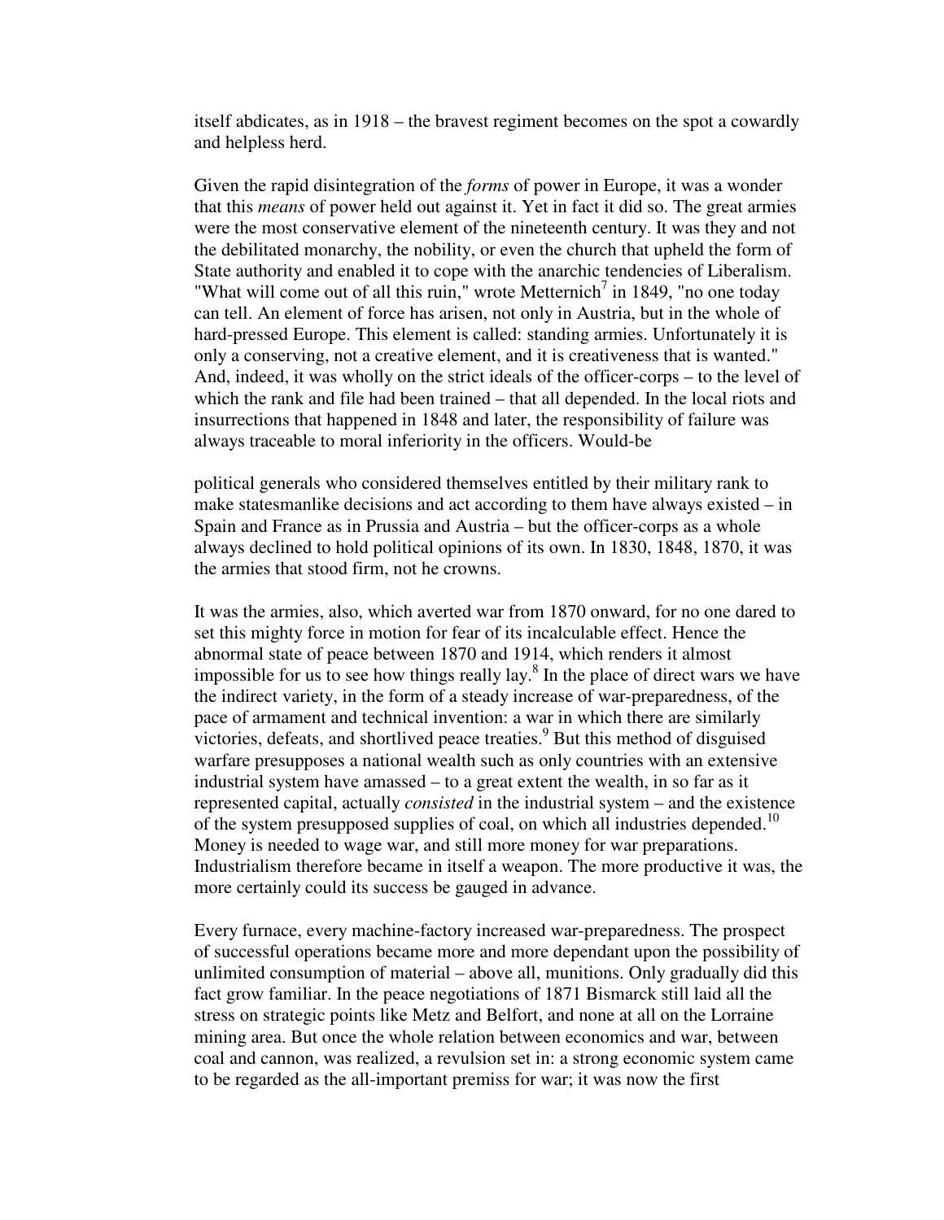itself abdicates, as in 1918 – the bravest regiment becomes on the spot a cowardly and helpless herd.

Given the rapid disintegration of the *forms* of power in Europe, it was a wonder that this *means* of power held out against it. Yet in fact it did so. The great armies were the most conservative element of the nineteenth century. It was they and not the debilitated monarchy, the nobility, or even the church that upheld the form of State authority and enabled it to cope with the anarchic tendencies of Liberalism. "What will come out of all this ruin," wrote Metternich[7] in 1849, "no one today can tell. An element of force has arisen, not only in Austria, but in the whole of hard-pressed Europe. This element is called: standing armies. Unfortunately it is only a conserving, not a creative element, and it is creativeness that is wanted." And, indeed, it was wholly on the strict ideals of the officer-corps – to the level of which the rank and file had been trained – that all depended. In the local riots and insurrections that happened in 1848 and later, the responsibility of failure was always traceable to moral inferiority in the officers. Would-be political generals who considered themselves entitled by their military rank to make statesmanlike decisions and act according to them have always existed – in Spain and France as in Prussia and Austria – but the officer-corps as a whole always declined to hold political opinions of its own. In 1830, 1848, 1870, it was the armies that stood firm, not he crowns.

It was the armies, also, which averted war from 1870 onward, for no one dared to set this mighty force in motion for fear of its incalculable effect. Hence the abnormal state of peace between 1870 and 1914, which renders it almost impossible for us to see how things really lay.[8] In the place of direct wars we have the indirect variety, in the form of a steady increase of war-preparedness, of the pace of armament and technical invention: a war in which there are similarly victories, defeats, and shortlived peace treaties.[9] But this method of disguised warfare presupposes a national wealth such as only countries with an extensive industrial system have amassed – to a great extent the wealth, in so far as it represented capital, actually *consisted* in the industrial system – and the existence of the system presupposed supplies of coal, on which all industries depended.[10] Money is needed to wage war, and still more money for war preparations. Industrialism therefore became in itself a weapon. The more productive it was, the more certainly could its success be gauged in advance.

Every furnace, every machine-factory increased war-preparedness. The prospect of successful operations became more and more dependant upon the possibility of unlimited consumption of material – above all, munitions. Only gradually did this fact grow familiar. In the peace negotiations of 1871 Bismarck still laid all the stress on strategic points like Metz and Belfort, and none at all on the Lorraine mining area. But once the whole relation between economics and war, between coal and cannon, was realized, a revulsion set in: a strong economic system came to be regarded as the all-important premiss for war; it was now the first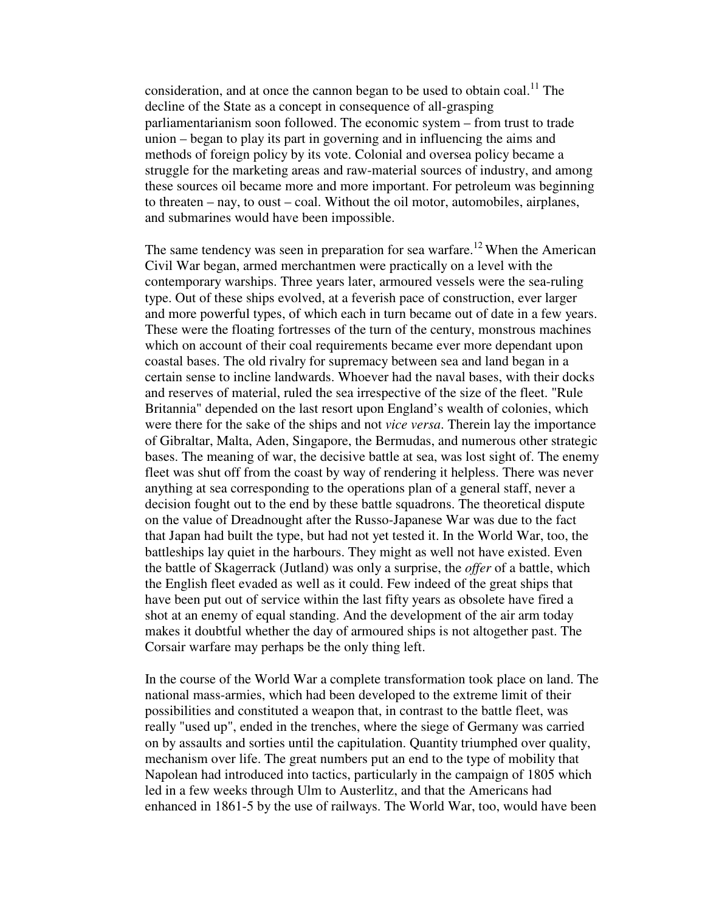consideration, and at once the cannon began to be used to obtain coal.[11] The decline of the State as a concept in consequence of all-grasping parliamentarianism soon followed. The economic system – from trust to trade union – began to play its part in governing and in influencing the aims and methods of foreign policy by its vote. Colonial and oversea policy became a struggle for the marketing areas and raw-material sources of industry, and among these sources oil became more and more important. For petroleum was beginning to threaten – nay, to oust – coal. Without the oil motor, automobiles, airplanes, and submarines would have been impossible.

The same tendency was seen in preparation for sea warfare.[12] When the American Civil War began, armed merchantmen were practically on a level with the contemporary warships. Three years later, armoured vessels were the sea-ruling type. Out of these ships evolved, at a feverish pace of construction, ever larger and more powerful types, of which each in turn became out of date in a few years. These were the floating fortresses of the turn of the century, monstrous machines which on account of their coal requirements became ever more dependant upon coastal bases. The old rivalry for supremacy between sea and land began in a certain sense to incline landwards. Whoever had the naval bases, with their docks and reserves of material, ruled the sea irrespective of the size of the fleet. "Rule Britannia" depended on the last resort upon England's wealth of colonies, which were there for the sake of the ships and not *vice versa*. Therein lay the importance of Gibraltar, Malta, Aden, Singapore, the Bermudas, and numerous other strategic bases. The meaning of war, the decisive battle at sea, was lost sight of. The enemy fleet was shut off from the coast by way of rendering it helpless. There was never anything at sea corresponding to the operations plan of a general staff, never a decision fought out to the end by these battle squadrons. The theoretical dispute on the value of Dreadnought after the Russo-Japanese War was due to the fact that Japan had built the type, but had not yet tested it. In the World War, too, the battleships lay quiet in the harbours. They might as well not have existed. Even the battle of Skagerrack (Jutland) was only a surprise, the *offer* of a battle, which the English fleet evaded as well as it could. Few indeed of the great ships that have been put out of service within the last fifty years as obsolete have fired a shot at an enemy of equal standing. And the development of the air arm today makes it doubtful whether the day of armoured ships is not altogether past. The Corsair warfare may perhaps be the only thing left.

In the course of the World War a complete transformation took place on land. The national mass-armies, which had been developed to the extreme limit of their possibilities and constituted a weapon that, in contrast to the battle fleet, was really "used up", ended in the trenches, where the siege of Germany was carried on by assaults and sorties until the capitulation. Quantity triumphed over quality, mechanism over life. The great numbers put an end to the type of mobility that Napolean had introduced into tactics, particularly in the campaign of 1805 which led in a few weeks through Ulm to Austerlitz, and that the Americans had enhanced in 1861-5 by the use of railways. The World War, too, would have been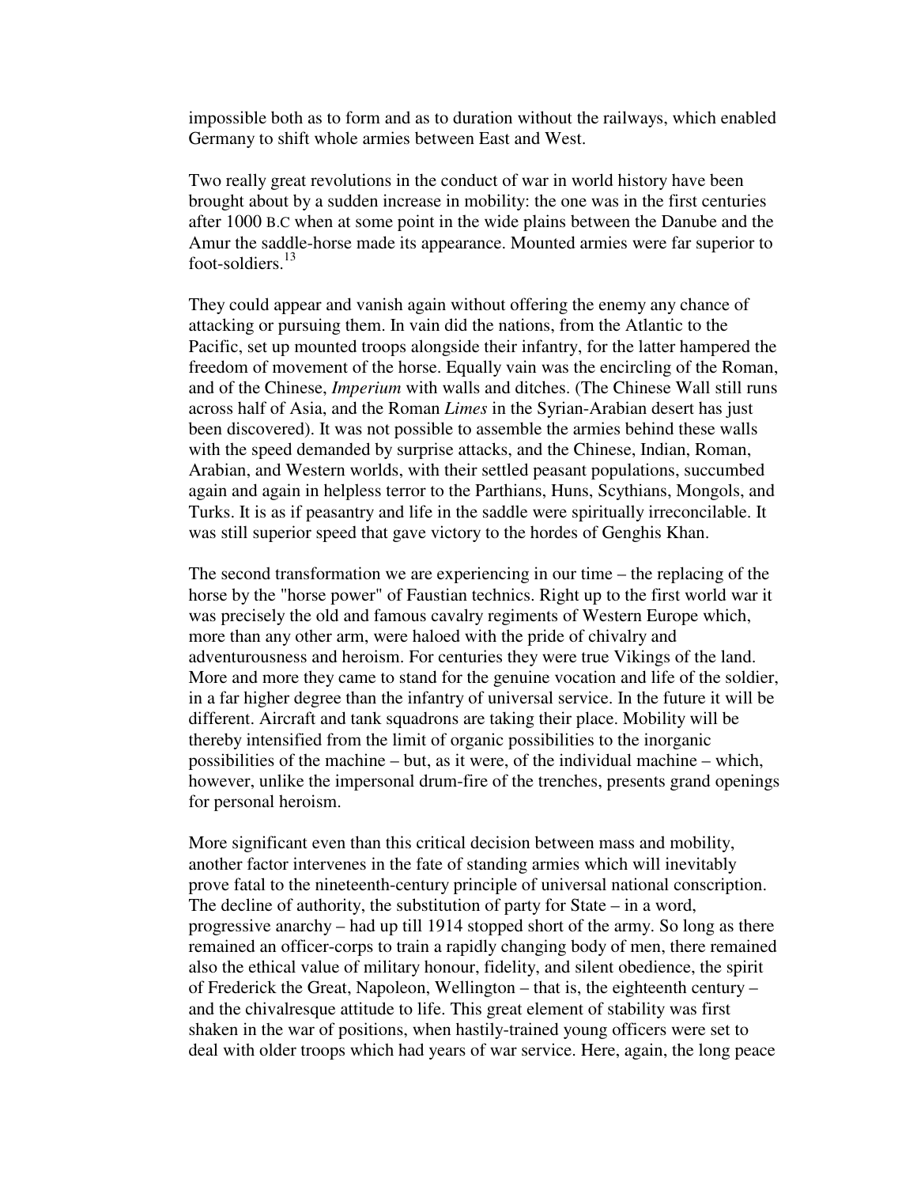impossible both as to form and as to duration without the railways, which enabled Germany to shift whole armies between East and West.

Two really great revolutions in the conduct of war in world history have been brought about by a sudden increase in mobility: the one was in the first centuries after 1000 B.C when at some point in the wide plains between the Danube and the Amur the saddle-horse made its appearance. Mounted armies were far superior to foot-soldiers.[13]

They could appear and vanish again without offering the enemy any chance of attacking or pursuing them. In vain did the nations, from the Atlantic to the Pacific, set up mounted troops alongside their infantry, for the latter hampered the freedom of movement of the horse. Equally vain was the encircling of the Roman, and of the Chinese, *Imperium* with walls and ditches. (The Chinese Wall still runs across half of Asia, and the Roman *Limes* in the Syrian-Arabian desert has just been discovered). It was not possible to assemble the armies behind these walls with the speed demanded by surprise attacks, and the Chinese, Indian, Roman, Arabian, and Western worlds, with their settled peasant populations, succumbed again and again in helpless terror to the Parthians, Huns, Scythians, Mongols, and Turks. It is as if peasantry and life in the saddle were spiritually irreconcilable. It was still superior speed that gave victory to the hordes of Genghis Khan.

The second transformation we are experiencing in our time – the replacing of the horse by the "horse power" of Faustian technics. Right up to the first world war it was precisely the old and famous cavalry regiments of Western Europe which, more than any other arm, were haloed with the pride of chivalry and adventurousness and heroism. For centuries they were true Vikings of the land. More and more they came to stand for the genuine vocation and life of the soldier, in a far higher degree than the infantry of universal service. In the future it will be different. Aircraft and tank squadrons are taking their place. Mobility will be thereby intensified from the limit of organic possibilities to the inorganic possibilities of the machine – but, as it were, of the individual machine – which, however, unlike the impersonal drum-fire of the trenches, presents grand openings for personal heroism.

More significant even than this critical decision between mass and mobility, another factor intervenes in the fate of standing armies which will inevitably prove fatal to the nineteenth-century principle of universal national conscription. The decline of authority, the substitution of party for State – in a word, progressive anarchy – had up till 1914 stopped short of the army. So long as there remained an officer-corps to train a rapidly changing body of men, there remained also the ethical value of military honour, fidelity, and silent obedience, the spirit of Frederick the Great, Napoleon, Wellington – that is, the eighteenth century – and the chivalresque attitude to life. This great element of stability was first shaken in the war of positions, when hastily-trained young officers were set to deal with older troops which had years of war service. Here, again, the long peace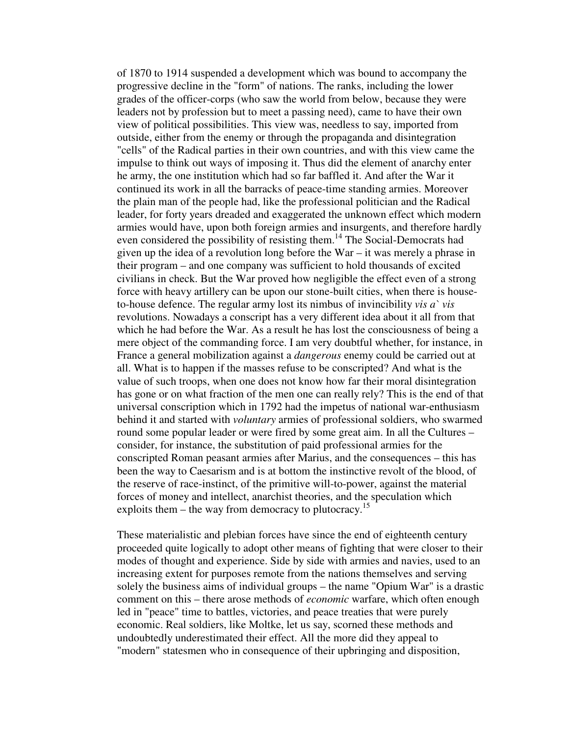of 1870 to 1914 suspended a development which was bound to accompany the progressive decline in the "form" of nations. The ranks, including the lower grades of the officer-corps (who saw the world from below, because they were leaders not by profession but to meet a passing need), came to have their own view of political possibilities. This view was, needless to say, imported from outside, either from the enemy or through the propaganda and disintegration "cells" of the Radical parties in their own countries, and with this view came the impulse to think out ways of imposing it. Thus did the element of anarchy enter he army, the one institution which had so far baffled it. And after the War it continued its work in all the barracks of peace-time standing armies. Moreover the plain man of the people had, like the professional politician and the Radical leader, for forty years dreaded and exaggerated the unknown effect which modern armies would have, upon both foreign armies and insurgents, and therefore hardly even considered the possibility of resisting them.[14] The Social-Democrats had given up the idea of a revolution long before the War – it was merely a phrase in their program – and one company was sufficient to hold thousands of excited civilians in check. But the War proved how negligible the effect even of a strong force with heavy artillery can be upon our stone-built cities, when there is house-to-house defence. The regular army lost its nimbus of invincibility *vis a` vis* revolutions. Nowadays a conscript has a very different idea about it all from that which he had before the War. As a result he has lost the consciousness of being a mere object of the commanding force. I am very doubtful whether, for instance, in France a general mobilization against a *dangerous* enemy could be carried out at all. What is to happen if the masses refuse to be conscripted? And what is the value of such troops, when one does not know how far their moral disintegration has gone or on what fraction of the men one can really rely? This is the end of that universal conscription which in 1792 had the impetus of national war-enthusiasm behind it and started with *voluntary* armies of professional soldiers, who swarmed round some popular leader or were fired by some great aim. In all the Cultures – consider, for instance, the substitution of paid professional armies for the conscripted Roman peasant armies after Marius, and the consequences – this has been the way to Caesarism and is at bottom the instinctive revolt of the blood, of the reserve of race-instinct, of the primitive will-to-power, against the material forces of money and intellect, anarchist theories, and the speculation which exploits them – the way from democracy to plutocracy.[15]

These materialistic and plebian forces have since the end of eighteenth century proceeded quite logically to adopt other means of fighting that were closer to their modes of thought and experience. Side by side with armies and navies, used to an increasing extent for purposes remote from the nations themselves and serving solely the business aims of individual groups – the name "Opium War" is a drastic comment on this – there arose methods of *economic* warfare, which often enough led in "peace" time to battles, victories, and peace treaties that were purely economic. Real soldiers, like Moltke, let us say, scorned these methods and undoubtedly underestimated their effect. All the more did they appeal to "modern" statesmen who in consequence of their upbringing and disposition,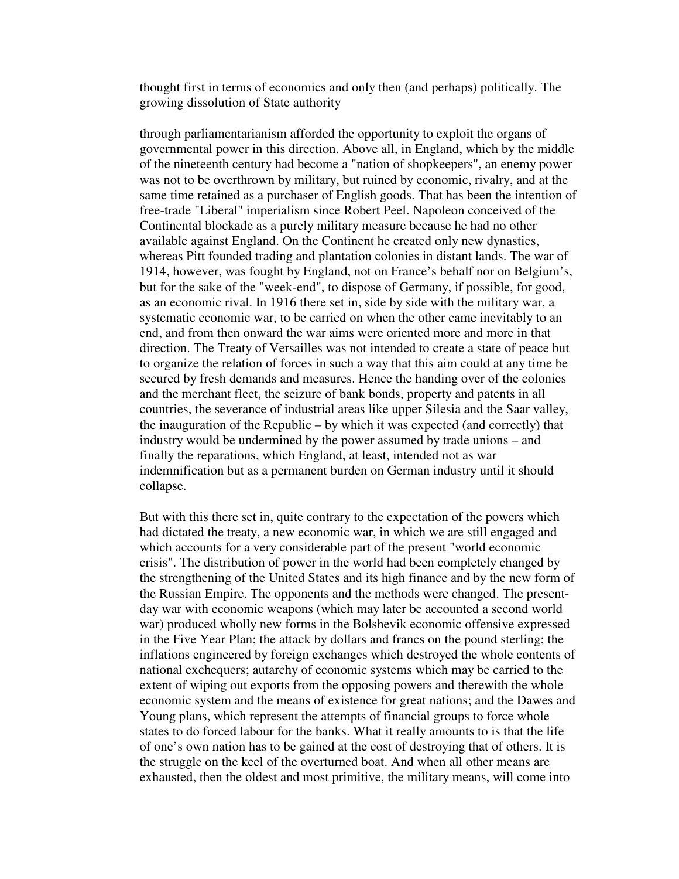thought first in terms of economics and only then (and perhaps) politically. The growing dissolution of State authority

through parliamentarianism afforded the opportunity to exploit the organs of governmental power in this direction. Above all, in England, which by the middle of the nineteenth century had become a "nation of shopkeepers", an enemy power was not to be overthrown by military, but ruined by economic, rivalry, and at the same time retained as a purchaser of English goods. That has been the intention of free-trade "Liberal" imperialism since Robert Peel. Napoleon conceived of the Continental blockade as a purely military measure because he had no other available against England. On the Continent he created only new dynasties, whereas Pitt founded trading and plantation colonies in distant lands. The war of 1914, however, was fought by England, not on France's behalf nor on Belgium's, but for the sake of the "week-end", to dispose of Germany, if possible, for good, as an economic rival. In 1916 there set in, side by side with the military war, a systematic economic war, to be carried on when the other came inevitably to an end, and from then onward the war aims were oriented more and more in that direction. The Treaty of Versailles was not intended to create a state of peace but to organize the relation of forces in such a way that this aim could at any time be secured by fresh demands and measures. Hence the handing over of the colonies and the merchant fleet, the seizure of bank bonds, property and patents in all countries, the severance of industrial areas like upper Silesia and the Saar valley, the inauguration of the Republic – by which it was expected (and correctly) that industry would be undermined by the power assumed by trade unions – and finally the reparations, which England, at least, intended not as war indemnification but as a permanent burden on German industry until it should collapse.

But with this there set in, quite contrary to the expectation of the powers which had dictated the treaty, a new economic war, in which we are still engaged and which accounts for a very considerable part of the present "world economic crisis". The distribution of power in the world had been completely changed by the strengthening of the United States and its high finance and by the new form of the Russian Empire. The opponents and the methods were changed. The present-day war with economic weapons (which may later be accounted a second world war) produced wholly new forms in the Bolshevik economic offensive expressed in the Five Year Plan; the attack by dollars and francs on the pound sterling; the inflations engineered by foreign exchanges which destroyed the whole contents of national exchequers; autarchy of economic systems which may be carried to the extent of wiping out exports from the opposing powers and therewith the whole economic system and the means of existence for great nations; and the Dawes and Young plans, which represent the attempts of financial groups to force whole states to do forced labour for the banks. What it really amounts to is that the life of one's own nation has to be gained at the cost of destroying that of others. It is the struggle on the keel of the overturned boat. And when all other means are exhausted, then the oldest and most primitive, the military means, will come into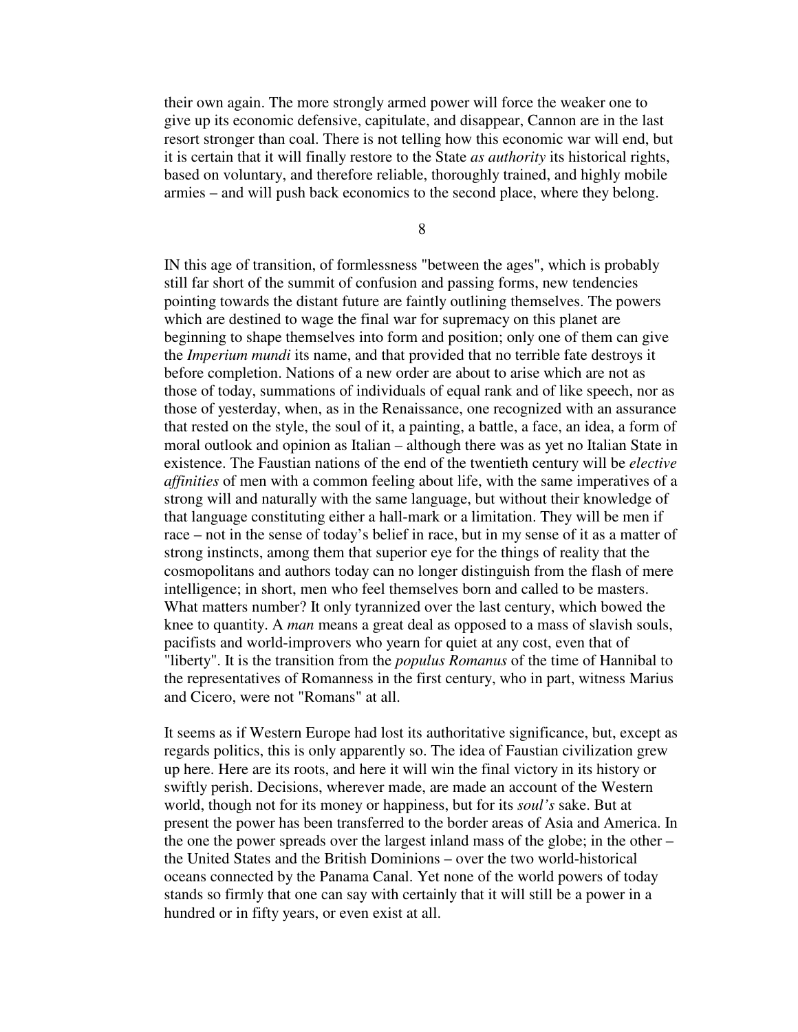their own again. The more strongly armed power will force the weaker one to give up its economic defensive, capitulate, and disappear, Cannon are in the last resort stronger than coal. There is not telling how this economic war will end, but it is certain that it will finally restore to the State *as authority* its historical rights, based on voluntary, and therefore reliable, thoroughly trained, and highly mobile armies – and will push back economics to the second place, where they belong.

## 8

IN this age of transition, of formlessness "between the ages", which is probably still far short of the summit of confusion and passing forms, new tendencies pointing towards the distant future are faintly outlining themselves. The powers which are destined to wage the final war for supremacy on this planet are beginning to shape themselves into form and position; only one of them can give the *Imperium mundi* its name, and that provided that no terrible fate destroys it before completion. Nations of a new order are about to arise which are not as those of today, summations of individuals of equal rank and of like speech, nor as those of yesterday, when, as in the Renaissance, one recognized with an assurance that rested on the style, the soul of it, a painting, a battle, a face, an idea, a form of moral outlook and opinion as Italian – although there was as yet no Italian State in existence. The Faustian nations of the end of the twentieth century will be *elective affinities* of men with a common feeling about life, with the same imperatives of a strong will and naturally with the same language, but without their knowledge of that language constituting either a hall-mark or a limitation. They will be men if race – not in the sense of today's belief in race, but in my sense of it as a matter of strong instincts, among them that superior eye for the things of reality that the cosmopolitans and authors today can no longer distinguish from the flash of mere intelligence; in short, men who feel themselves born and called to be masters. What matters number? It only tyrannized over the last century, which bowed the knee to quantity. A *man* means a great deal as opposed to a mass of slavish souls, pacifists and world-improvers who yearn for quiet at any cost, even that of "liberty". It is the transition from the *populus Romanus* of the time of Hannibal to the representatives of Romanness in the first century, who in part, witness Marius and Cicero, were not "Romans" at all.

It seems as if Western Europe had lost its authoritative significance, but, except as regards politics, this is only apparently so. The idea of Faustian civilization grew up here. Here are its roots, and here it will win the final victory in its history or swiftly perish. Decisions, wherever made, are made an account of the Western world, though not for its money or happiness, but for its *soul's* sake. But at present the power has been transferred to the border areas of Asia and America. In the one the power spreads over the largest inland mass of the globe; in the other – the United States and the British Dominions – over the two world-historical oceans connected by the Panama Canal. Yet none of the world powers of today stands so firmly that one can say with certainly that it will still be a power in a hundred or in fifty years, or even exist at all.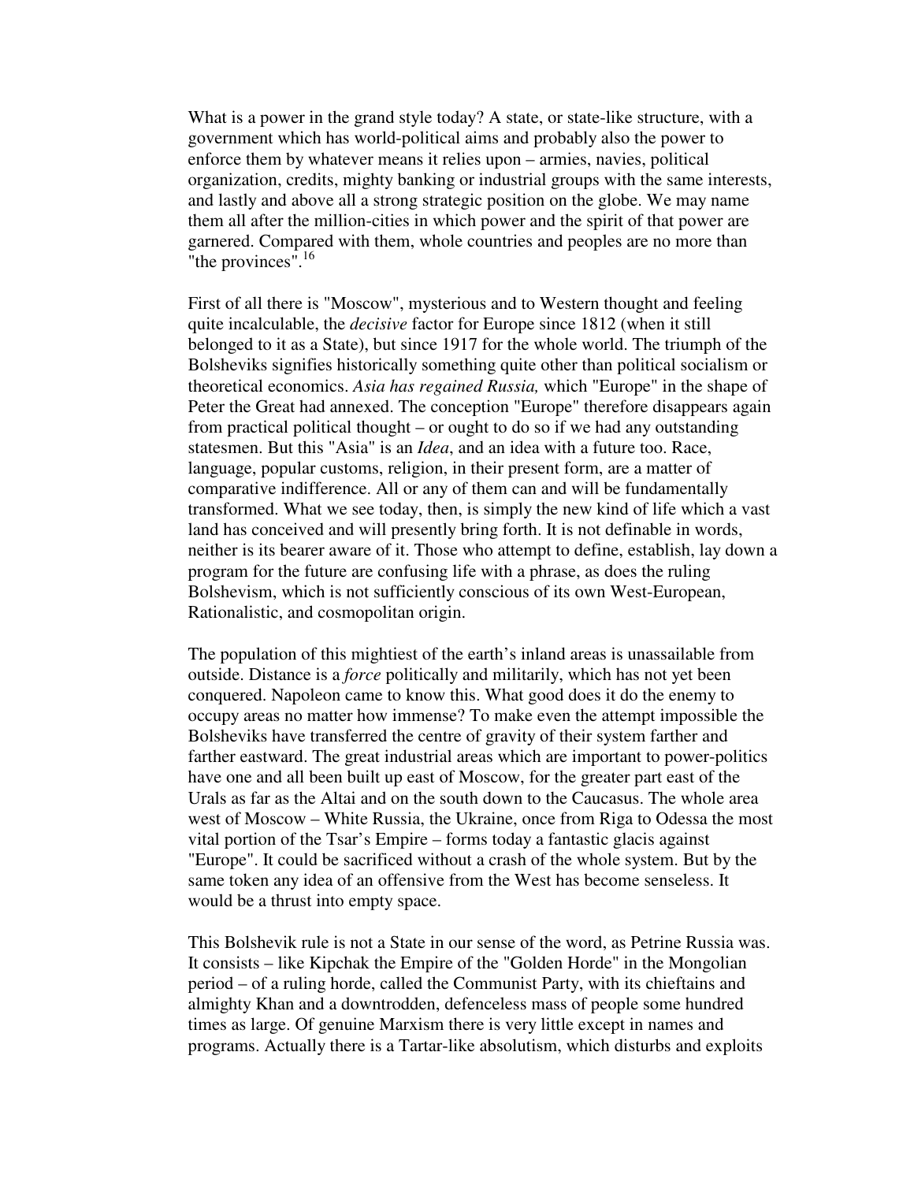What is a power in the grand style today? A state, or state-like structure, with a government which has world-political aims and probably also the power to enforce them by whatever means it relies upon – armies, navies, political organization, credits, mighty banking or industrial groups with the same interests, and lastly and above all a strong strategic position on the globe. We may name them all after the million-cities in which power and the spirit of that power are garnered. Compared with them, whole countries and peoples are no more than "the provinces".[16]

First of all there is "Moscow", mysterious and to Western thought and feeling quite incalculable, the *decisive* factor for Europe since 1812 (when it still belonged to it as a State), but since 1917 for the whole world. The triumph of the Bolsheviks signifies historically something quite other than political socialism or theoretical economics. *Asia has regained Russia,* which "Europe" in the shape of Peter the Great had annexed. The conception "Europe" therefore disappears again from practical political thought – or ought to do so if we had any outstanding statesmen. But this "Asia" is an *Idea*, and an idea with a future too. Race, language, popular customs, religion, in their present form, are a matter of comparative indifference. All or any of them can and will be fundamentally transformed. What we see today, then, is simply the new kind of life which a vast land has conceived and will presently bring forth. It is not definable in words, neither is its bearer aware of it. Those who attempt to define, establish, lay down a program for the future are confusing life with a phrase, as does the ruling Bolshevism, which is not sufficiently conscious of its own West-European, Rationalistic, and cosmopolitan origin.

The population of this mightiest of the earth's inland areas is unassailable from outside. Distance is a *force* politically and militarily, which has not yet been conquered. Napoleon came to know this. What good does it do the enemy to occupy areas no matter how immense? To make even the attempt impossible the Bolsheviks have transferred the centre of gravity of their system farther and farther eastward. The great industrial areas which are important to power-politics have one and all been built up east of Moscow, for the greater part east of the Urals as far as the Altai and on the south down to the Caucasus. The whole area west of Moscow – White Russia, the Ukraine, once from Riga to Odessa the most vital portion of the Tsar's Empire – forms today a fantastic glacis against "Europe". It could be sacrificed without a crash of the whole system. But by the same token any idea of an offensive from the West has become senseless. It would be a thrust into empty space.

This Bolshevik rule is not a State in our sense of the word, as Petrine Russia was. It consists – like Kipchak the Empire of the "Golden Horde" in the Mongolian period – of a ruling horde, called the Communist Party, with its chieftains and almighty Khan and a downtrodden, defenceless mass of people some hundred times as large. Of genuine Marxism there is very little except in names and programs. Actually there is a Tartar-like absolutism, which disturbs and exploits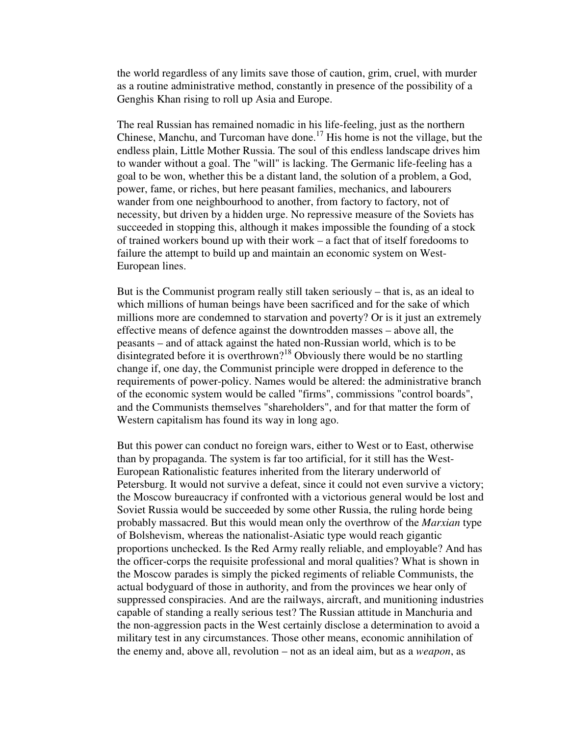the world regardless of any limits save those of caution, grim, cruel, with murder as a routine administrative method, constantly in presence of the possibility of a Genghis Khan rising to roll up Asia and Europe.

The real Russian has remained nomadic in his life-feeling, just as the northern Chinese, Manchu, and Turcoman have done.[17] His home is not the village, but the endless plain, Little Mother Russia. The soul of this endless landscape drives him to wander without a goal. The "will" is lacking. The Germanic life-feeling has a goal to be won, whether this be a distant land, the solution of a problem, a God, power, fame, or riches, but here peasant families, mechanics, and labourers wander from one neighbourhood to another, from factory to factory, not of necessity, but driven by a hidden urge. No repressive measure of the Soviets has succeeded in stopping this, although it makes impossible the founding of a stock of trained workers bound up with their work – a fact that of itself foredooms to failure the attempt to build up and maintain an economic system on West-European lines.

But is the Communist program really still taken seriously – that is, as an ideal to which millions of human beings have been sacrificed and for the sake of which millions more are condemned to starvation and poverty? Or is it just an extremely effective means of defence against the downtrodden masses – above all, the peasants – and of attack against the hated non-Russian world, which is to be disintegrated before it is overthrown?[18] Obviously there would be no startling change if, one day, the Communist principle were dropped in deference to the requirements of power-policy. Names would be altered: the administrative branch of the economic system would be called "firms", commissions "control boards", and the Communists themselves "shareholders", and for that matter the form of Western capitalism has found its way in long ago.

But this power can conduct no foreign wars, either to West or to East, otherwise than by propaganda. The system is far too artificial, for it still has the West-European Rationalistic features inherited from the literary underworld of Petersburg. It would not survive a defeat, since it could not even survive a victory; the Moscow bureaucracy if confronted with a victorious general would be lost and Soviet Russia would be succeeded by some other Russia, the ruling horde being probably massacred. But this would mean only the overthrow of the *Marxian* type of Bolshevism, whereas the nationalist-Asiatic type would reach gigantic proportions unchecked. Is the Red Army really reliable, and employable? And has the officer-corps the requisite professional and moral qualities? What is shown in the Moscow parades is simply the picked regiments of reliable Communists, the actual bodyguard of those in authority, and from the provinces we hear only of suppressed conspiracies. And are the railways, aircraft, and munitioning industries capable of standing a really serious test? The Russian attitude in Manchuria and the non-aggression pacts in the West certainly disclose a determination to avoid a military test in any circumstances. Those other means, economic annihilation of the enemy and, above all, revolution – not as an ideal aim, but as a *weapon*, as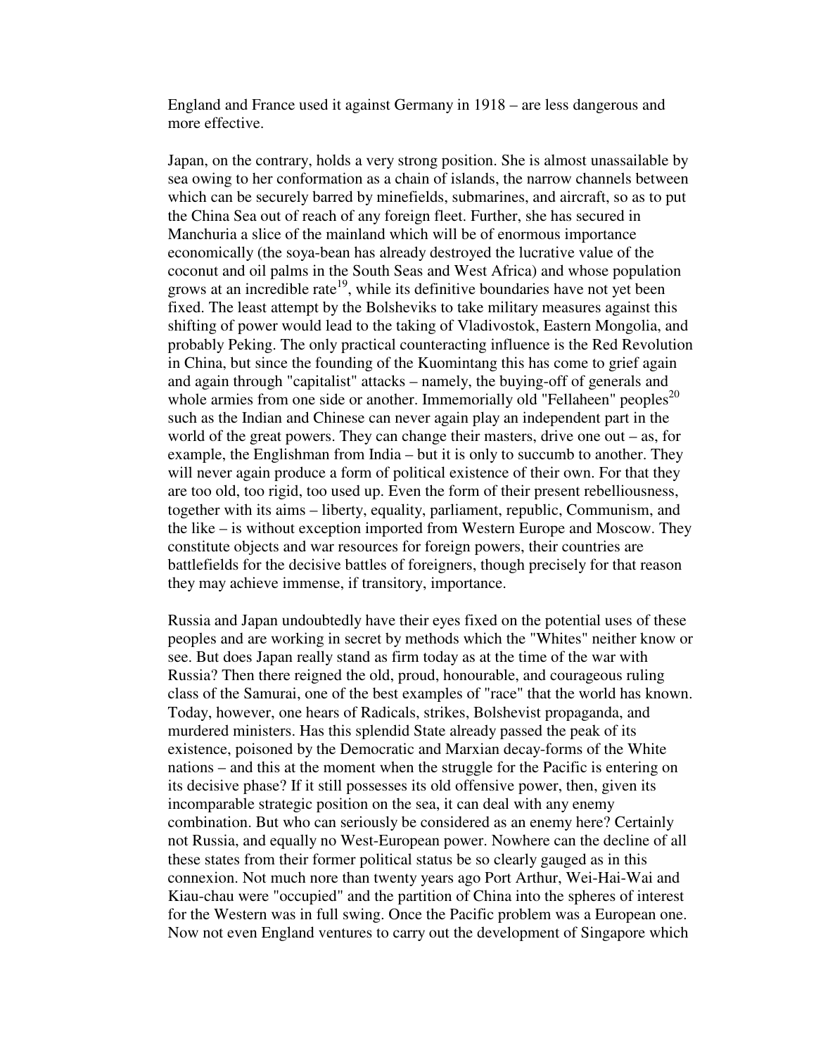England and France used it against Germany in 1918 – are less dangerous and more effective.

Japan, on the contrary, holds a very strong position. She is almost unassailable by sea owing to her conformation as a chain of islands, the narrow channels between which can be securely barred by minefields, submarines, and aircraft, so as to put the China Sea out of reach of any foreign fleet. Further, she has secured in Manchuria a slice of the mainland which will be of enormous importance economically (the soya-bean has already destroyed the lucrative value of the coconut and oil palms in the South Seas and West Africa) and whose population grows at an incredible rate[19], while its definitive boundaries have not yet been fixed. The least attempt by the Bolsheviks to take military measures against this shifting of power would lead to the taking of Vladivostok, Eastern Mongolia, and probably Peking. The only practical counteracting influence is the Red Revolution in China, but since the founding of the Kuomintang this has come to grief again and again through "capitalist" attacks – namely, the buying-off of generals and whole armies from one side or another. Immemorially old "Fellaheen" peoples[20] such as the Indian and Chinese can never again play an independent part in the world of the great powers. They can change their masters, drive one out – as, for example, the Englishman from India – but it is only to succumb to another. They will never again produce a form of political existence of their own. For that they are too old, too rigid, too used up. Even the form of their present rebelliousness, together with its aims – liberty, equality, parliament, republic, Communism, and the like – is without exception imported from Western Europe and Moscow. They constitute objects and war resources for foreign powers, their countries are battlefields for the decisive battles of foreigners, though precisely for that reason they may achieve immense, if transitory, importance.

Russia and Japan undoubtedly have their eyes fixed on the potential uses of these peoples and are working in secret by methods which the "Whites" neither know or see. But does Japan really stand as firm today as at the time of the war with Russia? Then there reigned the old, proud, honourable, and courageous ruling class of the Samurai, one of the best examples of "race" that the world has known. Today, however, one hears of Radicals, strikes, Bolshevist propaganda, and murdered ministers. Has this splendid State already passed the peak of its existence, poisoned by the Democratic and Marxian decay-forms of the White nations – and this at the moment when the struggle for the Pacific is entering on its decisive phase? If it still possesses its old offensive power, then, given its incomparable strategic position on the sea, it can deal with any enemy combination. But who can seriously be considered as an enemy here? Certainly not Russia, and equally no West-European power. Nowhere can the decline of all these states from their former political status be so clearly gauged as in this connexion. Not much nore than twenty years ago Port Arthur, Wei-Hai-Wai and Kiau-chau were "occupied" and the partition of China into the spheres of interest for the Western was in full swing. Once the Pacific problem was a European one. Now not even England ventures to carry out the development of Singapore which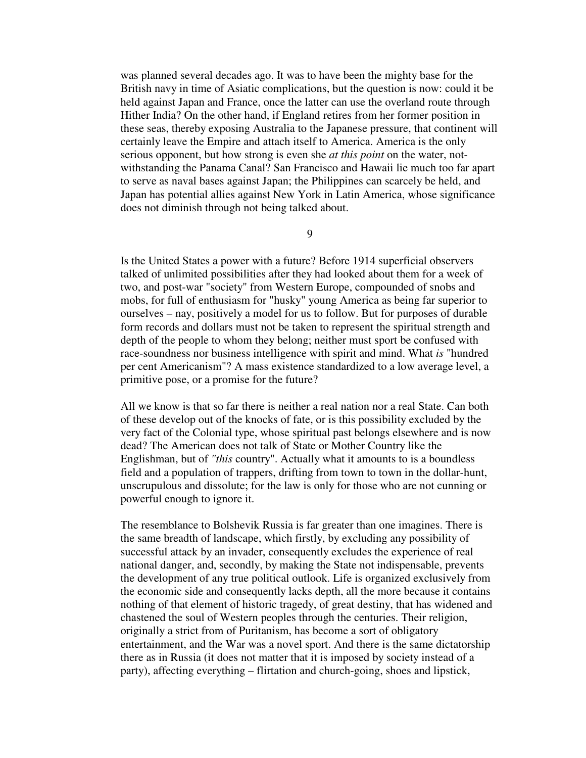was planned several decades ago. It was to have been the mighty base for the British navy in time of Asiatic complications, but the question is now: could it be held against Japan and France, once the latter can use the overland route through Hither India? On the other hand, if England retires from her former position in these seas, thereby exposing Australia to the Japanese pressure, that continent will certainly leave the Empire and attach itself to America. America is the only serious opponent, but how strong is even she *at this point* on the water, not-withstanding the Panama Canal? San Francisco and Hawaii lie much too far apart to serve as naval bases against Japan; the Philippines can scarcely be held, and Japan has potential allies against New York in Latin America, whose significance does not diminish through not being talked about.

9

Is the United States a power with a future? Before 1914 superficial observers talked of unlimited possibilities after they had looked about them for a week of two, and post-war "society" from Western Europe, compounded of snobs and mobs, for full of enthusiasm for "husky" young America as being far superior to ourselves – nay, positively a model for us to follow. But for purposes of durable form records and dollars must not be taken to represent the spiritual strength and depth of the people to whom they belong; neither must sport be confused with race-soundness nor business intelligence with spirit and mind. What *is* "hundred per cent Americanism"? A mass existence standardized to a low average level, a primitive pose, or a promise for the future?

All we know is that so far there is neither a real nation nor a real State. Can both of these develop out of the knocks of fate, or is this possibility excluded by the very fact of the Colonial type, whose spiritual past belongs elsewhere and is now dead? The American does not talk of State or Mother Country like the Englishman, but of *"this* country". Actually what it amounts to is a boundless field and a population of trappers, drifting from town to town in the dollar-hunt, unscrupulous and dissolute; for the law is only for those who are not cunning or powerful enough to ignore it.

The resemblance to Bolshevik Russia is far greater than one imagines. There is the same breadth of landscape, which firstly, by excluding any possibility of successful attack by an invader, consequently excludes the experience of real national danger, and, secondly, by making the State not indispensable, prevents the development of any true political outlook. Life is organized exclusively from the economic side and consequently lacks depth, all the more because it contains nothing of that element of historic tragedy, of great destiny, that has widened and chastened the soul of Western peoples through the centuries. Their religion, originally a strict from of Puritanism, has become a sort of obligatory entertainment, and the War was a novel sport. And there is the same dictatorship there as in Russia (it does not matter that it is imposed by society instead of a party), affecting everything – flirtation and church-going, shoes and lipstick,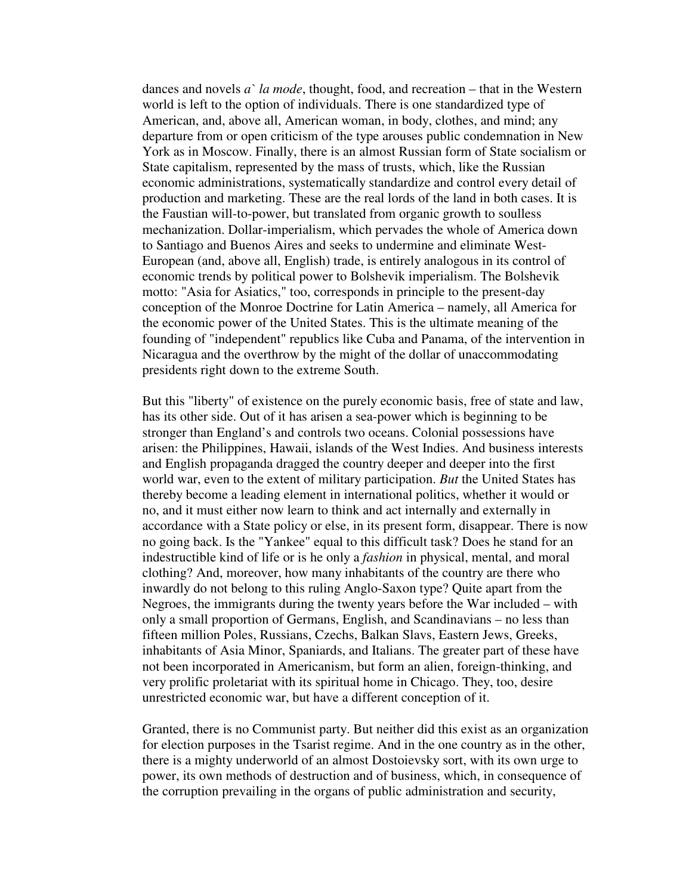dances and novels *a` la mode*, thought, food, and recreation – that in the Western world is left to the option of individuals. There is one standardized type of American, and, above all, American woman, in body, clothes, and mind; any departure from or open criticism of the type arouses public condemnation in New York as in Moscow. Finally, there is an almost Russian form of State socialism or State capitalism, represented by the mass of trusts, which, like the Russian economic administrations, systematically standardize and control every detail of production and marketing. These are the real lords of the land in both cases. It is the Faustian will-to-power, but translated from organic growth to soulless mechanization. Dollar-imperialism, which pervades the whole of America down to Santiago and Buenos Aires and seeks to undermine and eliminate West-European (and, above all, English) trade, is entirely analogous in its control of economic trends by political power to Bolshevik imperialism. The Bolshevik motto: "Asia for Asiatics," too, corresponds in principle to the present-day conception of the Monroe Doctrine for Latin America – namely, all America for the economic power of the United States. This is the ultimate meaning of the founding of "independent" republics like Cuba and Panama, of the intervention in Nicaragua and the overthrow by the might of the dollar of unaccommodating presidents right down to the extreme South.

But this "liberty" of existence on the purely economic basis, free of state and law, has its other side. Out of it has arisen a sea-power which is beginning to be stronger than England's and controls two oceans. Colonial possessions have arisen: the Philippines, Hawaii, islands of the West Indies. And business interests and English propaganda dragged the country deeper and deeper into the first world war, even to the extent of military participation. *But* the United States has thereby become a leading element in international politics, whether it would or no, and it must either now learn to think and act internally and externally in accordance with a State policy or else, in its present form, disappear. There is now no going back. Is the "Yankee" equal to this difficult task? Does he stand for an indestructible kind of life or is he only a *fashion* in physical, mental, and moral clothing? And, moreover, how many inhabitants of the country are there who inwardly do not belong to this ruling Anglo-Saxon type? Quite apart from the Negroes, the immigrants during the twenty years before the War included – with only a small proportion of Germans, English, and Scandinavians – no less than fifteen million Poles, Russians, Czechs, Balkan Slavs, Eastern Jews, Greeks, inhabitants of Asia Minor, Spaniards, and Italians. The greater part of these have not been incorporated in Americanism, but form an alien, foreign-thinking, and very prolific proletariat with its spiritual home in Chicago. They, too, desire unrestricted economic war, but have a different conception of it.

Granted, there is no Communist party. But neither did this exist as an organization for election purposes in the Tsarist regime. And in the one country as in the other, there is a mighty underworld of an almost Dostoievsky sort, with its own urge to power, its own methods of destruction and of business, which, in consequence of the corruption prevailing in the organs of public administration and security,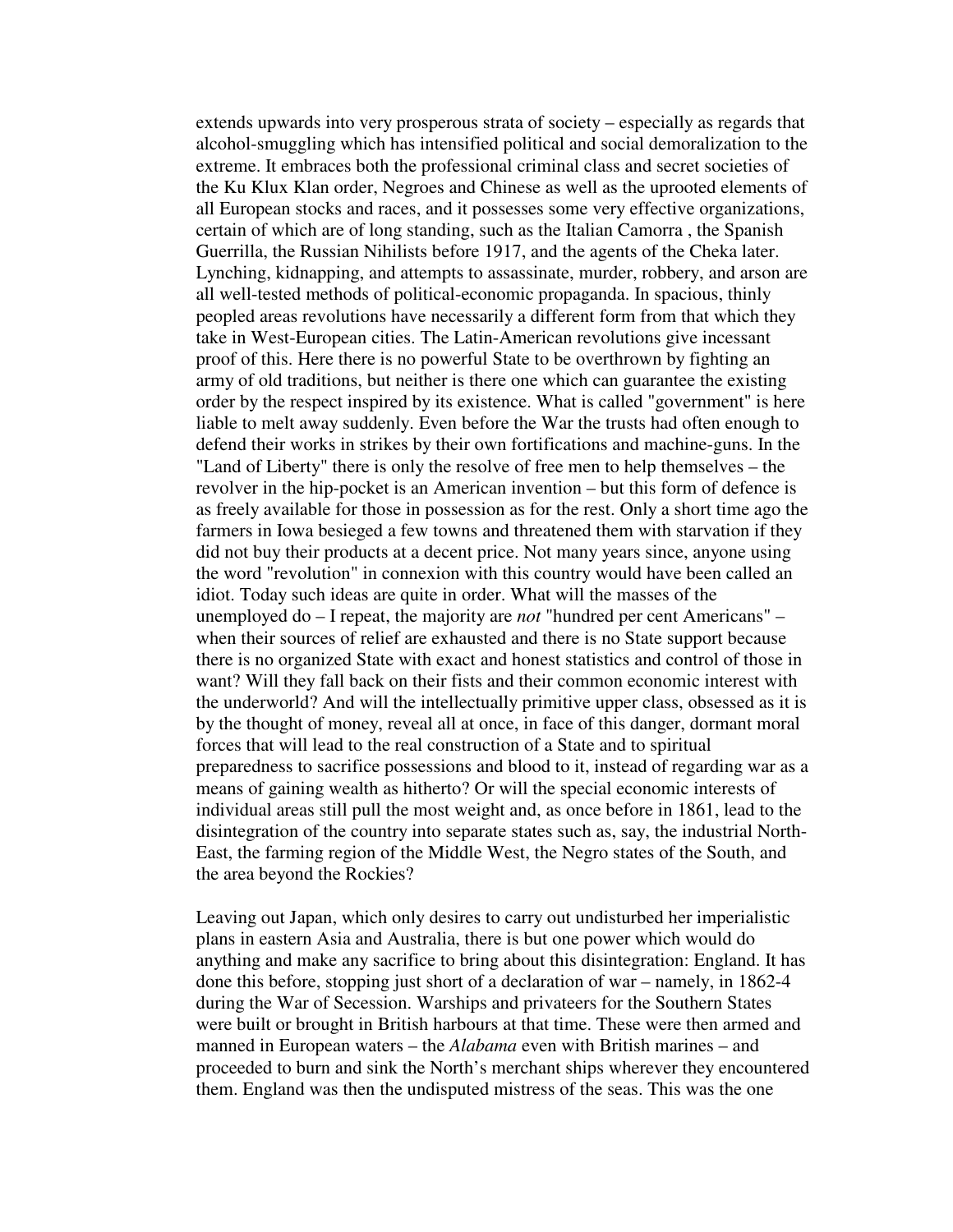extends upwards into very prosperous strata of society – especially as regards that alcohol-smuggling which has intensified political and social demoralization to the extreme. It embraces both the professional criminal class and secret societies of the Ku Klux Klan order, Negroes and Chinese as well as the uprooted elements of all European stocks and races, and it possesses some very effective organizations, certain of which are of long standing, such as the Italian Camorra , the Spanish Guerrilla, the Russian Nihilists before 1917, and the agents of the Cheka later. Lynching, kidnapping, and attempts to assassinate, murder, robbery, and arson are all well-tested methods of political-economic propaganda. In spacious, thinly peopled areas revolutions have necessarily a different form from that which they take in West-European cities. The Latin-American revolutions give incessant proof of this. Here there is no powerful State to be overthrown by fighting an army of old traditions, but neither is there one which can guarantee the existing order by the respect inspired by its existence. What is called "government" is here liable to melt away suddenly. Even before the War the trusts had often enough to defend their works in strikes by their own fortifications and machine-guns. In the "Land of Liberty" there is only the resolve of free men to help themselves – the revolver in the hip-pocket is an American invention – but this form of defence is as freely available for those in possession as for the rest. Only a short time ago the farmers in Iowa besieged a few towns and threatened them with starvation if they did not buy their products at a decent price. Not many years since, anyone using the word "revolution" in connexion with this country would have been called an idiot. Today such ideas are quite in order. What will the masses of the unemployed do – I repeat, the majority are *not* "hundred per cent Americans" – when their sources of relief are exhausted and there is no State support because there is no organized State with exact and honest statistics and control of those in want? Will they fall back on their fists and their common economic interest with the underworld? And will the intellectually primitive upper class, obsessed as it is by the thought of money, reveal all at once, in face of this danger, dormant moral forces that will lead to the real construction of a State and to spiritual preparedness to sacrifice possessions and blood to it, instead of regarding war as a means of gaining wealth as hitherto? Or will the special economic interests of individual areas still pull the most weight and, as once before in 1861, lead to the disintegration of the country into separate states such as, say, the industrial North-East, the farming region of the Middle West, the Negro states of the South, and the area beyond the Rockies?

Leaving out Japan, which only desires to carry out undisturbed her imperialistic plans in eastern Asia and Australia, there is but one power which would do anything and make any sacrifice to bring about this disintegration: England. It has done this before, stopping just short of a declaration of war – namely, in 1862-4 during the War of Secession. Warships and privateers for the Southern States were built or brought in British harbours at that time. These were then armed and manned in European waters – the *Alabama* even with British marines – and proceeded to burn and sink the North's merchant ships wherever they encountered them. England was then the undisputed mistress of the seas. This was the one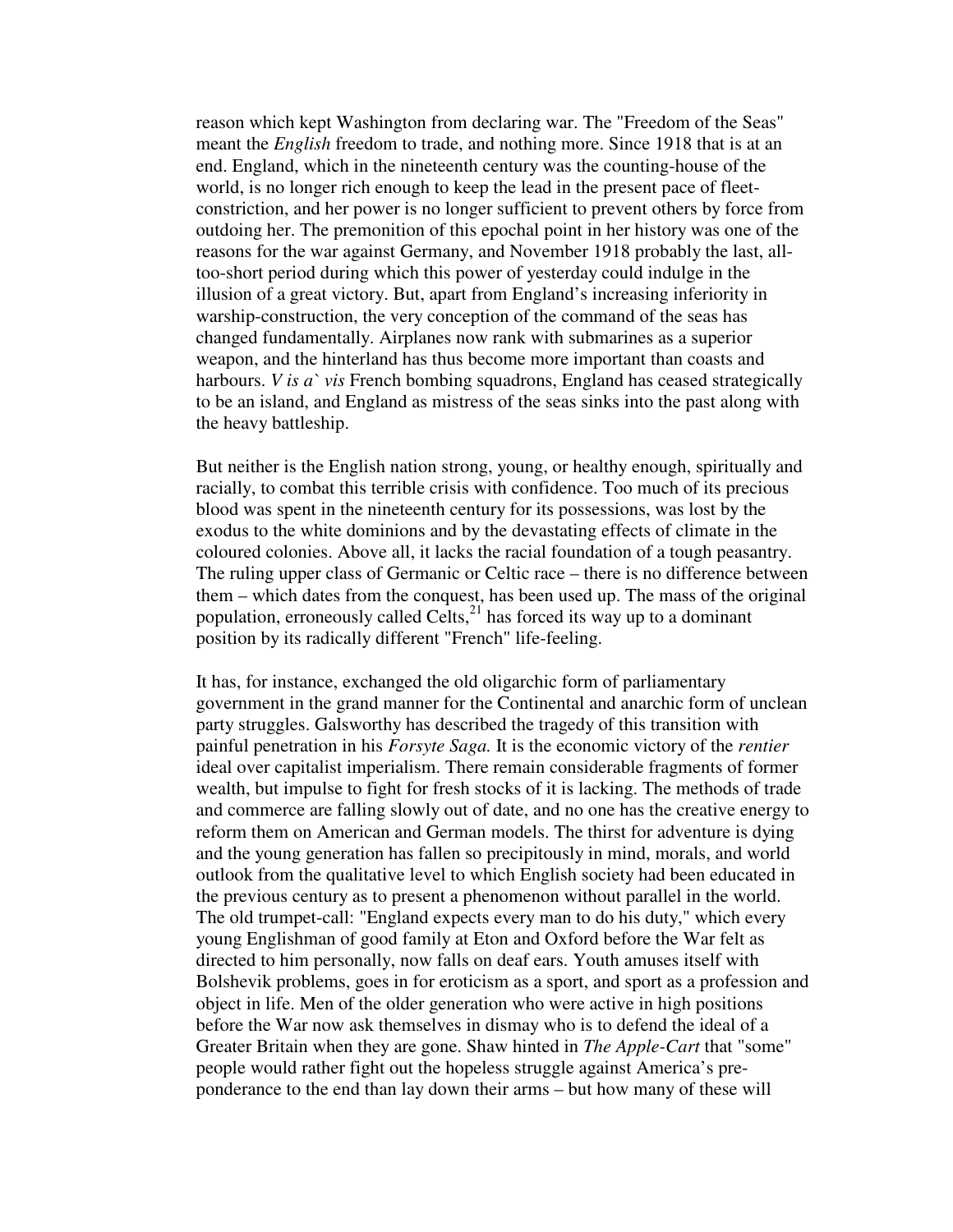reason which kept Washington from declaring war. The "Freedom of the Seas" meant the *English* freedom to trade, and nothing more. Since 1918 that is at an end. England, which in the nineteenth century was the counting-house of the world, is no longer rich enough to keep the lead in the present pace of fleet-constriction, and her power is no longer sufficient to prevent others by force from outdoing her. The premonition of this epochal point in her history was one of the reasons for the war against Germany, and November 1918 probably the last, all-too-short period during which this power of yesterday could indulge in the illusion of a great victory. But, apart from England's increasing inferiority in warship-construction, the very conception of the command of the seas has changed fundamentally. Airplanes now rank with submarines as a superior weapon, and the hinterland has thus become more important than coasts and harbours. *V is a` vis* French bombing squadrons, England has ceased strategically to be an island, and England as mistress of the seas sinks into the past along with the heavy battleship.

But neither is the English nation strong, young, or healthy enough, spiritually and racially, to combat this terrible crisis with confidence. Too much of its precious blood was spent in the nineteenth century for its possessions, was lost by the exodus to the white dominions and by the devastating effects of climate in the coloured colonies. Above all, it lacks the racial foundation of a tough peasantry. The ruling upper class of Germanic or Celtic race – there is no difference between them – which dates from the conquest, has been used up. The mass of the original population, erroneously called Celts,[21] has forced its way up to a dominant position by its radically different "French" life-feeling.

It has, for instance, exchanged the old oligarchic form of parliamentary government in the grand manner for the Continental and anarchic form of unclean party struggles. Galsworthy has described the tragedy of this transition with painful penetration in his *Forsyte Saga.* It is the economic victory of the *rentier* ideal over capitalist imperialism. There remain considerable fragments of former wealth, but impulse to fight for fresh stocks of it is lacking. The methods of trade and commerce are falling slowly out of date, and no one has the creative energy to reform them on American and German models. The thirst for adventure is dying and the young generation has fallen so precipitously in mind, morals, and world outlook from the qualitative level to which English society had been educated in the previous century as to present a phenomenon without parallel in the world. The old trumpet-call: "England expects every man to do his duty," which every young Englishman of good family at Eton and Oxford before the War felt as directed to him personally, now falls on deaf ears. Youth amuses itself with Bolshevik problems, goes in for eroticism as a sport, and sport as a profession and object in life. Men of the older generation who were active in high positions before the War now ask themselves in dismay who is to defend the ideal of a Greater Britain when they are gone. Shaw hinted in *The Apple-Cart* that "some" people would rather fight out the hopeless struggle against America's pre-ponderance to the end than lay down their arms – but how many of these will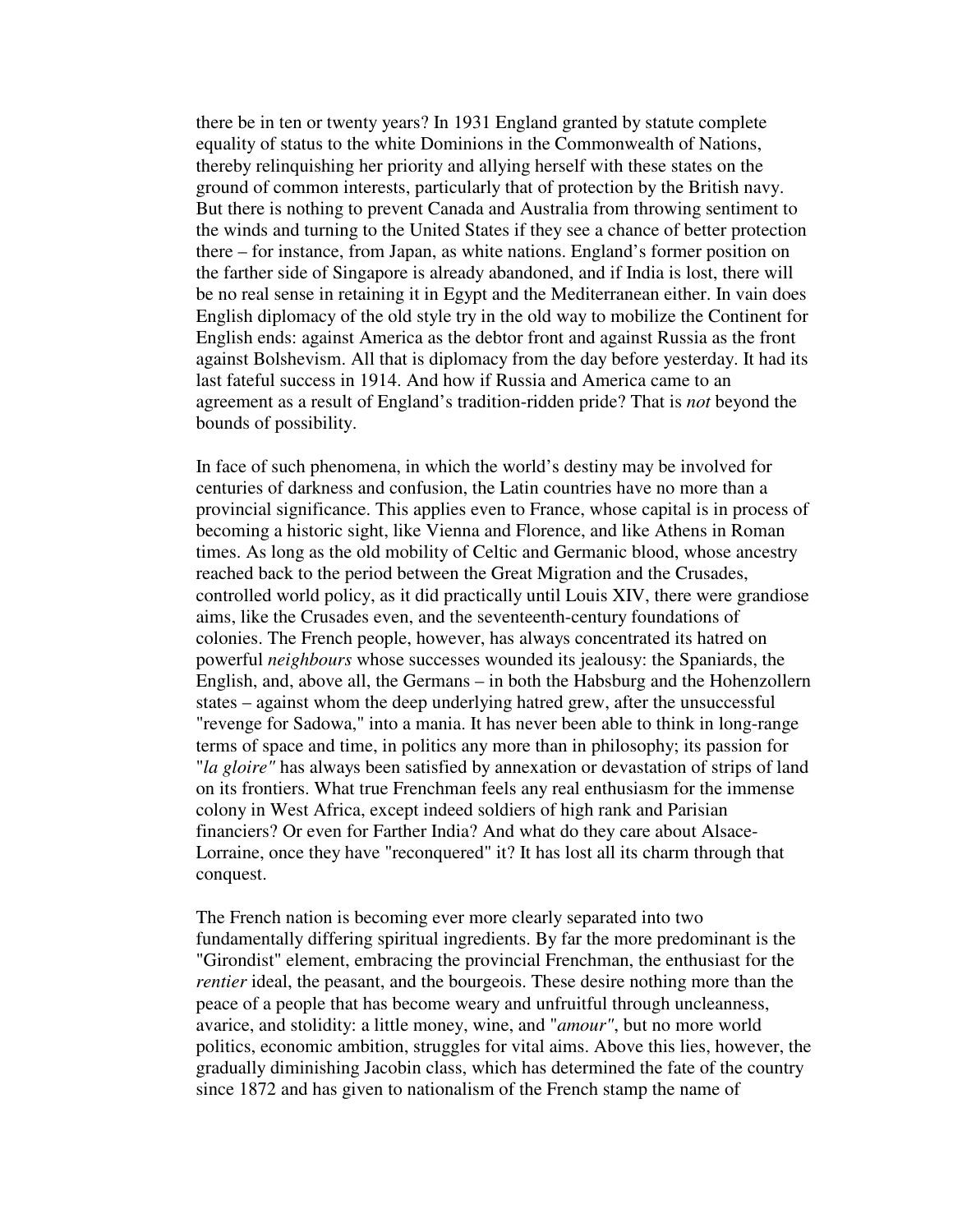there be in ten or twenty years? In 1931 England granted by statute complete equality of status to the white Dominions in the Commonwealth of Nations, thereby relinquishing her priority and allying herself with these states on the ground of common interests, particularly that of protection by the British navy. But there is nothing to prevent Canada and Australia from throwing sentiment to the winds and turning to the United States if they see a chance of better protection there – for instance, from Japan, as white nations. England's former position on the farther side of Singapore is already abandoned, and if India is lost, there will be no real sense in retaining it in Egypt and the Mediterranean either. In vain does English diplomacy of the old style try in the old way to mobilize the Continent for English ends: against America as the debtor front and against Russia as the front against Bolshevism. All that is diplomacy from the day before yesterday. It had its last fateful success in 1914. And how if Russia and America came to an agreement as a result of England's tradition-ridden pride? That is *not* beyond the bounds of possibility.

In face of such phenomena, in which the world's destiny may be involved for centuries of darkness and confusion, the Latin countries have no more than a provincial significance. This applies even to France, whose capital is in process of becoming a historic sight, like Vienna and Florence, and like Athens in Roman times. As long as the old mobility of Celtic and Germanic blood, whose ancestry reached back to the period between the Great Migration and the Crusades, controlled world policy, as it did practically until Louis XIV, there were grandiose aims, like the Crusades even, and the seventeenth-century foundations of colonies. The French people, however, has always concentrated its hatred on powerful *neighbours* whose successes wounded its jealousy: the Spaniards, the English, and, above all, the Germans – in both the Habsburg and the Hohenzollern states – against whom the deep underlying hatred grew, after the unsuccessful "revenge for Sadowa," into a mania. It has never been able to think in long-range terms of space and time, in politics any more than in philosophy; its passion for "*la gloire"* has always been satisfied by annexation or devastation of strips of land on its frontiers. What true Frenchman feels any real enthusiasm for the immense colony in West Africa, except indeed soldiers of high rank and Parisian financiers? Or even for Farther India? And what do they care about Alsace-Lorraine, once they have "reconquered" it? It has lost all its charm through that conquest.

The French nation is becoming ever more clearly separated into two fundamentally differing spiritual ingredients. By far the more predominant is the "Girondist" element, embracing the provincial Frenchman, the enthusiast for the *rentier* ideal, the peasant, and the bourgeois. These desire nothing more than the peace of a people that has become weary and unfruitful through uncleanness, avarice, and stolidity: a little money, wine, and "*amour"*, but no more world politics, economic ambition, struggles for vital aims. Above this lies, however, the gradually diminishing Jacobin class, which has determined the fate of the country since 1872 and has given to nationalism of the French stamp the name of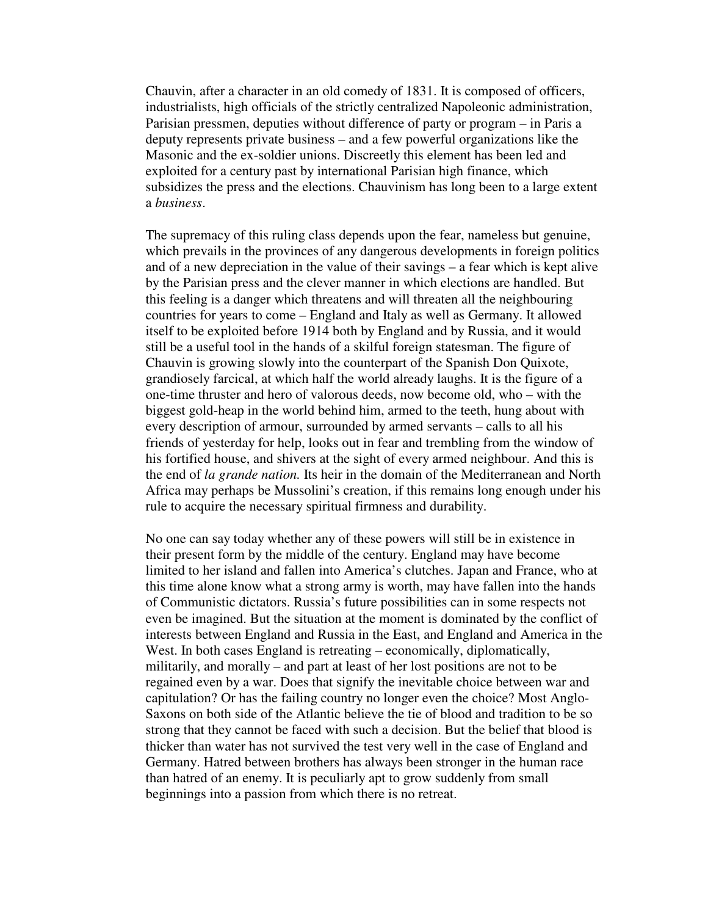Chauvin, after a character in an old comedy of 1831. It is composed of officers, industrialists, high officials of the strictly centralized Napoleonic administration, Parisian pressmen, deputies without difference of party or program – in Paris a deputy represents private business – and a few powerful organizations like the Masonic and the ex-soldier unions. Discreetly this element has been led and exploited for a century past by international Parisian high finance, which subsidizes the press and the elections. Chauvinism has long been to a large extent a *business*.

The supremacy of this ruling class depends upon the fear, nameless but genuine, which prevails in the provinces of any dangerous developments in foreign politics and of a new depreciation in the value of their savings – a fear which is kept alive by the Parisian press and the clever manner in which elections are handled. But this feeling is a danger which threatens and will threaten all the neighbouring countries for years to come – England and Italy as well as Germany. It allowed itself to be exploited before 1914 both by England and by Russia, and it would still be a useful tool in the hands of a skilful foreign statesman. The figure of Chauvin is growing slowly into the counterpart of the Spanish Don Quixote, grandiosely farcical, at which half the world already laughs. It is the figure of a one-time thruster and hero of valorous deeds, now become old, who – with the biggest gold-heap in the world behind him, armed to the teeth, hung about with every description of armour, surrounded by armed servants – calls to all his friends of yesterday for help, looks out in fear and trembling from the window of his fortified house, and shivers at the sight of every armed neighbour. And this is the end of *la grande nation.* Its heir in the domain of the Mediterranean and North Africa may perhaps be Mussolini's creation, if this remains long enough under his rule to acquire the necessary spiritual firmness and durability.

No one can say today whether any of these powers will still be in existence in their present form by the middle of the century. England may have become limited to her island and fallen into America's clutches. Japan and France, who at this time alone know what a strong army is worth, may have fallen into the hands of Communistic dictators. Russia's future possibilities can in some respects not even be imagined. But the situation at the moment is dominated by the conflict of interests between England and Russia in the East, and England and America in the West. In both cases England is retreating – economically, diplomatically, militarily, and morally – and part at least of her lost positions are not to be regained even by a war. Does that signify the inevitable choice between war and capitulation? Or has the failing country no longer even the choice? Most Anglo-Saxons on both side of the Atlantic believe the tie of blood and tradition to be so strong that they cannot be faced with such a decision. But the belief that blood is thicker than water has not survived the test very well in the case of England and Germany. Hatred between brothers has always been stronger in the human race than hatred of an enemy. It is peculiarly apt to grow suddenly from small beginnings into a passion from which there is no retreat.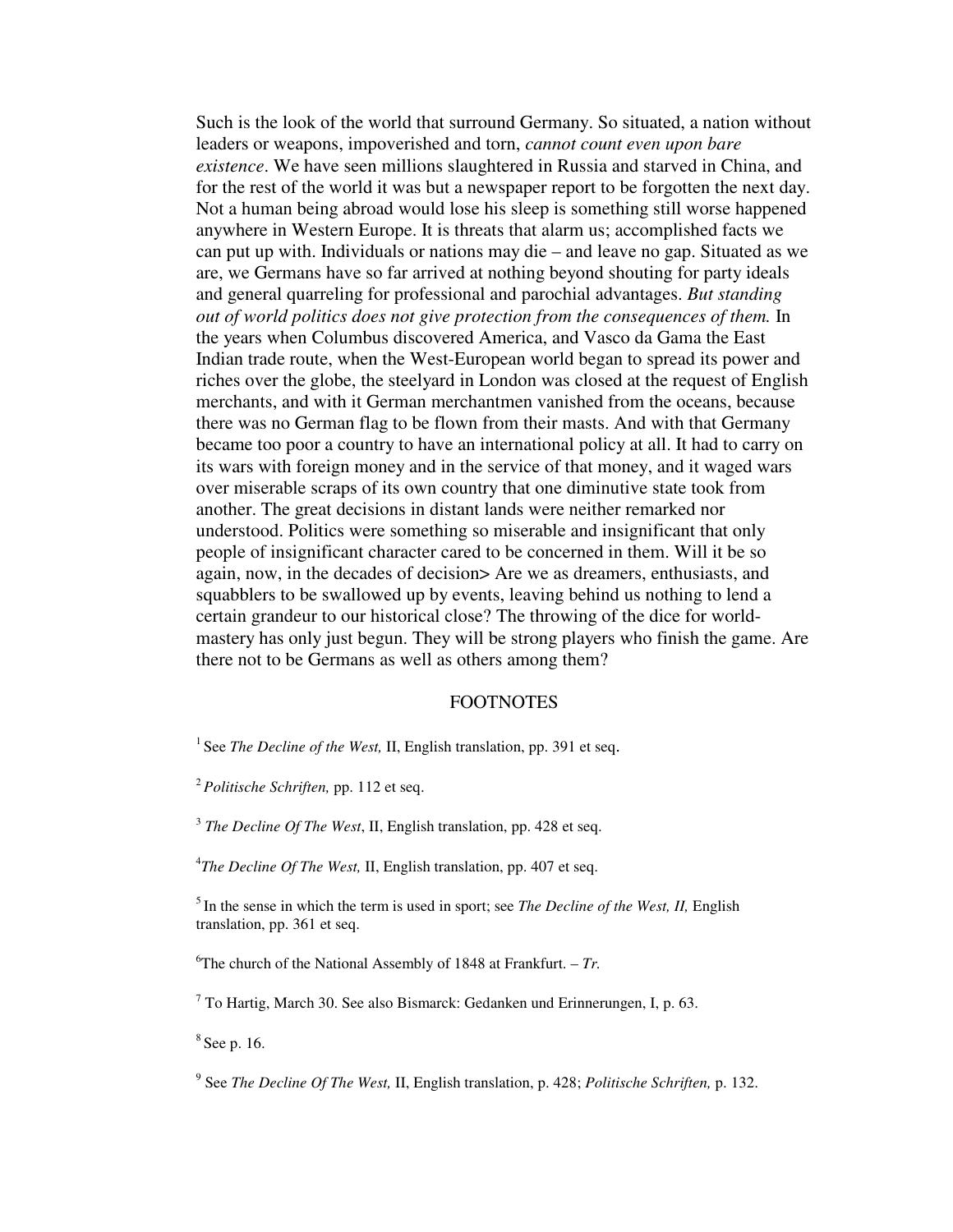Such is the look of the world that surround Germany. So situated, a nation without leaders or weapons, impoverished and torn, *cannot count even upon bare existence*. We have seen millions slaughtered in Russia and starved in China, and for the rest of the world it was but a newspaper report to be forgotten the next day. Not a human being abroad would lose his sleep is something still worse happened anywhere in Western Europe. It is threats that alarm us; accomplished facts we can put up with. Individuals or nations may die – and leave no gap. Situated as we are, we Germans have so far arrived at nothing beyond shouting for party ideals and general quarreling for professional and parochial advantages. *But standing out of world politics does not give protection from the consequences of them.* In the years when Columbus discovered America, and Vasco da Gama the East Indian trade route, when the West-European world began to spread its power and riches over the globe, the steelyard in London was closed at the request of English merchants, and with it German merchantmen vanished from the oceans, because there was no German flag to be flown from their masts. And with that Germany became too poor a country to have an international policy at all. It had to carry on its wars with foreign money and in the service of that money, and it waged wars over miserable scraps of its own country that one diminutive state took from another. The great decisions in distant lands were neither remarked nor understood. Politics were something so miserable and insignificant that only people of insignificant character cared to be concerned in them. Will it be so again, now, in the decades of decision> Are we as dreamers, enthusiasts, and squabblers to be swallowed up by events, leaving behind us nothing to lend a certain grandeur to our historical close? The throwing of the dice for world-mastery has only just begun. They will be strong players who finish the game. Are there not to be Germans as well as others among them?

## FOOTNOTES

[1] See *The Decline of the West,* II, English translation, pp. 391 et seq.

[2] *Politische Schriften,* pp. 112 et seq.

[3] *The Decline Of The West*, II, English translation, pp. 428 et seq.

[4] *The Decline Of The West,* II, English translation, pp. 407 et seq.

[5] In the sense in which the term is used in sport; see *The Decline of the West, II,* English translation, pp. 361 et seq.

[6] The church of the National Assembly of 1848 at Frankfurt. – *Tr.*

[7] To Hartig, March 30. See also Bismarck: Gedanken und Erinnerungen, I, p. 63.

[8] See p. 16.

[9] See *The Decline Of The West,* II, English translation, p. 428; *Politische Schriften,* p. 132.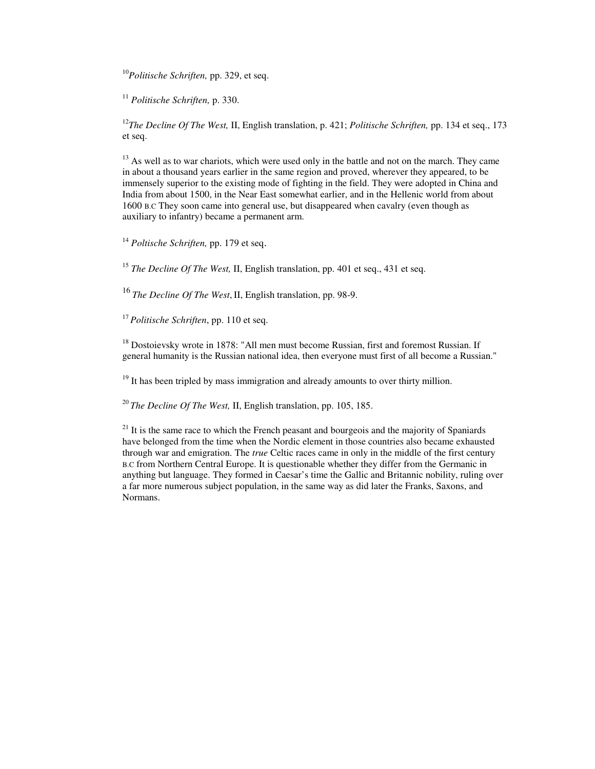[10] *Politische Schriften,* pp. 329, et seq.

[11] *Politische Schriften,* p. 330.

[12] *The Decline Of The West,* II, English translation, p. 421; *Politische Schriften,* pp. 134 et seq., 173 et seq.

[13] As well as to war chariots, which were used only in the battle and not on the march. They came in about a thousand years earlier in the same region and proved, wherever they appeared, to be immensely superior to the existing mode of fighting in the field. They were adopted in China and India from about 1500, in the Near East somewhat earlier, and in the Hellenic world from about 1600 B.C They soon came into general use, but disappeared when cavalry (even though as auxiliary to infantry) became a permanent arm.

[14] *Poltische Schriften,* pp. 179 et seq.

[15] *The Decline Of The West,* II, English translation, pp. 401 et seq., 431 et seq.

[16] *The Decline Of The West*, II, English translation, pp. 98-9.

[17] *Politische Schriften*, pp. 110 et seq.

[18] Dostoievsky wrote in 1878: "All men must become Russian, first and foremost Russian. If general humanity is the Russian national idea, then everyone must first of all become a Russian."

[19] It has been tripled by mass immigration and already amounts to over thirty million.

[20] *The Decline Of The West,* II, English translation, pp. 105, 185.

[21] It is the same race to which the French peasant and bourgeois and the majority of Spaniards have belonged from the time when the Nordic element in those countries also became exhausted through war and emigration. The *true* Celtic races came in only in the middle of the first century B.C from Northern Central Europe. It is questionable whether they differ from the Germanic in anything but language. They formed in Caesar's time the Gallic and Britannic nobility, ruling over a far more numerous subject population, in the same way as did later the Franks, Saxons, and Normans.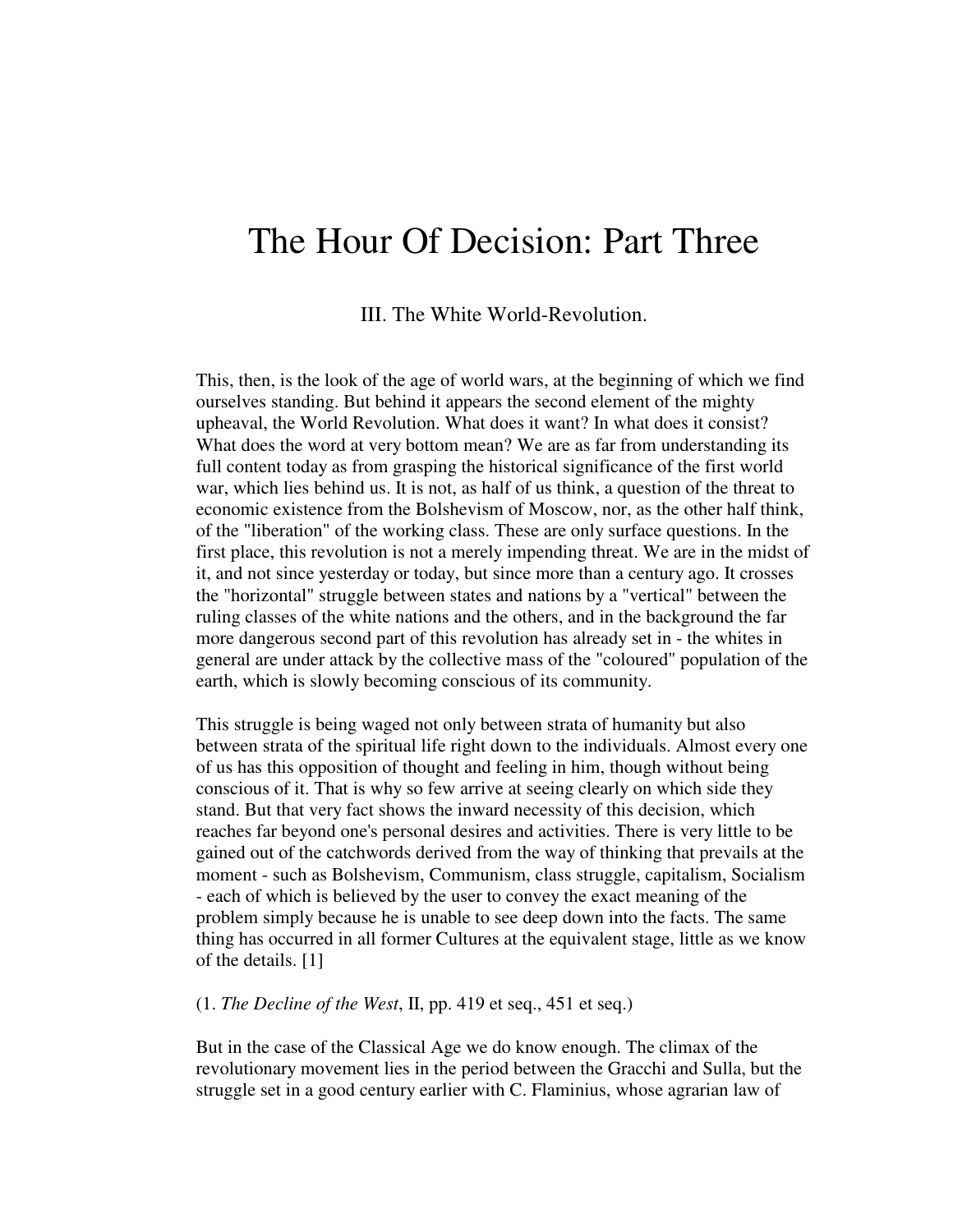# The Hour Of Decision: Part Three

III. The White World-Revolution.

This, then, is the look of the age of world wars, at the beginning of which we find ourselves standing. But behind it appears the second element of the mighty upheaval, the World Revolution. What does it want? In what does it consist? What does the word at very bottom mean? We are as far from understanding its full content today as from grasping the historical significance of the first world war, which lies behind us. It is not, as half of us think, a question of the threat to economic existence from the Bolshevism of Moscow, nor, as the other half think, of the "liberation" of the working class. These are only surface questions. In the first place, this revolution is not a merely impending threat. We are in the midst of it, and not since yesterday or today, but since more than a century ago. It crosses the "horizontal" struggle between states and nations by a "vertical" between the ruling classes of the white nations and the others, and in the background the far more dangerous second part of this revolution has already set in - the whites in general are under attack by the collective mass of the "coloured" population of the earth, which is slowly becoming conscious of its community.

This struggle is being waged not only between strata of humanity but also between strata of the spiritual life right down to the individuals. Almost every one of us has this opposition of thought and feeling in him, though without being conscious of it. That is why so few arrive at seeing clearly on which side they stand. But that very fact shows the inward necessity of this decision, which reaches far beyond one's personal desires and activities. There is very little to be gained out of the catchwords derived from the way of thinking that prevails at the moment - such as Bolshevism, Communism, class struggle, capitalism, Socialism - each of which is believed by the user to convey the exact meaning of the problem simply because he is unable to see deep down into the facts. The same thing has occurred in all former Cultures at the equivalent stage, little as we know of the details. [1]

(1. *The Decline of the West*, II, pp. 419 et seq., 451 et seq.)

But in the case of the Classical Age we do know enough. The climax of the revolutionary movement lies in the period between the Gracchi and Sulla, but the struggle set in a good century earlier with C. Flaminius, whose agrarian law of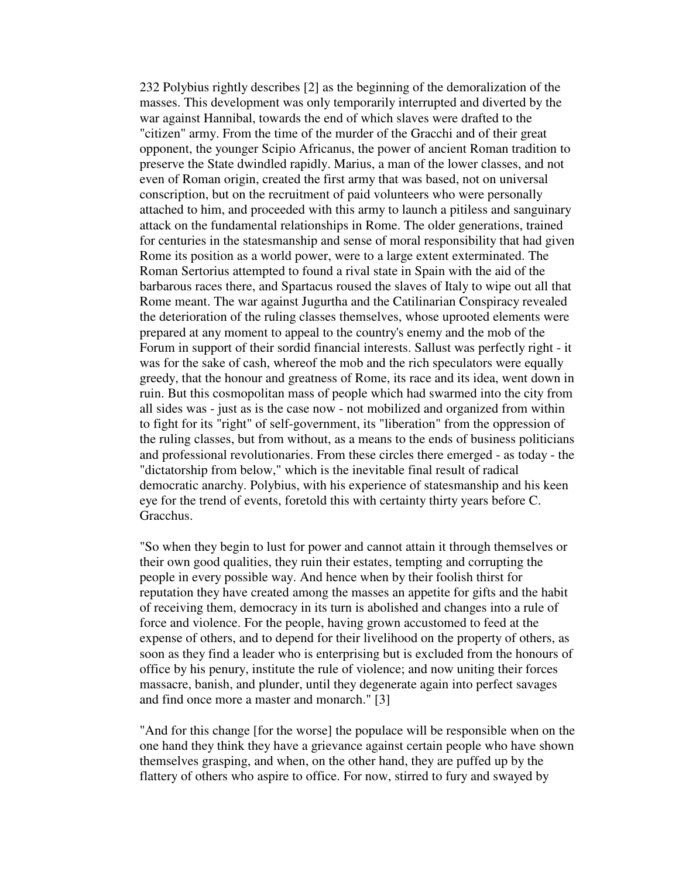232 Polybius rightly describes [2] as the beginning of the demoralization of the masses. This development was only temporarily interrupted and diverted by the war against Hannibal, towards the end of which slaves were drafted to the "citizen" army. From the time of the murder of the Gracchi and of their great opponent, the younger Scipio Africanus, the power of ancient Roman tradition to preserve the State dwindled rapidly. Marius, a man of the lower classes, and not even of Roman origin, created the first army that was based, not on universal conscription, but on the recruitment of paid volunteers who were personally attached to him, and proceeded with this army to launch a pitiless and sanguinary attack on the fundamental relationships in Rome. The older generations, trained for centuries in the statesmanship and sense of moral responsibility that had given Rome its position as a world power, were to a large extent exterminated. The Roman Sertorius attempted to found a rival state in Spain with the aid of the barbarous races there, and Spartacus roused the slaves of Italy to wipe out all that Rome meant. The war against Jugurtha and the Catilinarian Conspiracy revealed the deterioration of the ruling classes themselves, whose uprooted elements were prepared at any moment to appeal to the country's enemy and the mob of the Forum in support of their sordid financial interests. Sallust was perfectly right - it was for the sake of cash, whereof the mob and the rich speculators were equally greedy, that the honour and greatness of Rome, its race and its idea, went down in ruin. But this cosmopolitan mass of people which had swarmed into the city from all sides was - just as is the case now - not mobilized and organized from within to fight for its "right" of self-government, its "liberation" from the oppression of the ruling classes, but from without, as a means to the ends of business politicians and professional revolutionaries. From these circles there emerged - as today - the "dictatorship from below," which is the inevitable final result of radical democratic anarchy. Polybius, with his experience of statesmanship and his keen eye for the trend of events, foretold this with certainty thirty years before C. Gracchus.

"So when they begin to lust for power and cannot attain it through themselves or their own good qualities, they ruin their estates, tempting and corrupting the people in every possible way. And hence when by their foolish thirst for reputation they have created among the masses an appetite for gifts and the habit of receiving them, democracy in its turn is abolished and changes into a rule of force and violence. For the people, having grown accustomed to feed at the expense of others, and to depend for their livelihood on the property of others, as soon as they find a leader who is enterprising but is excluded from the honours of office by his penury, institute the rule of violence; and now uniting their forces massacre, banish, and plunder, until they degenerate again into perfect savages and find once more a master and monarch." [3]

"And for this change [for the worse] the populace will be responsible when on the one hand they think they have a grievance against certain people who have shown themselves grasping, and when, on the other hand, they are puffed up by the flattery of others who aspire to office. For now, stirred to fury and swayed by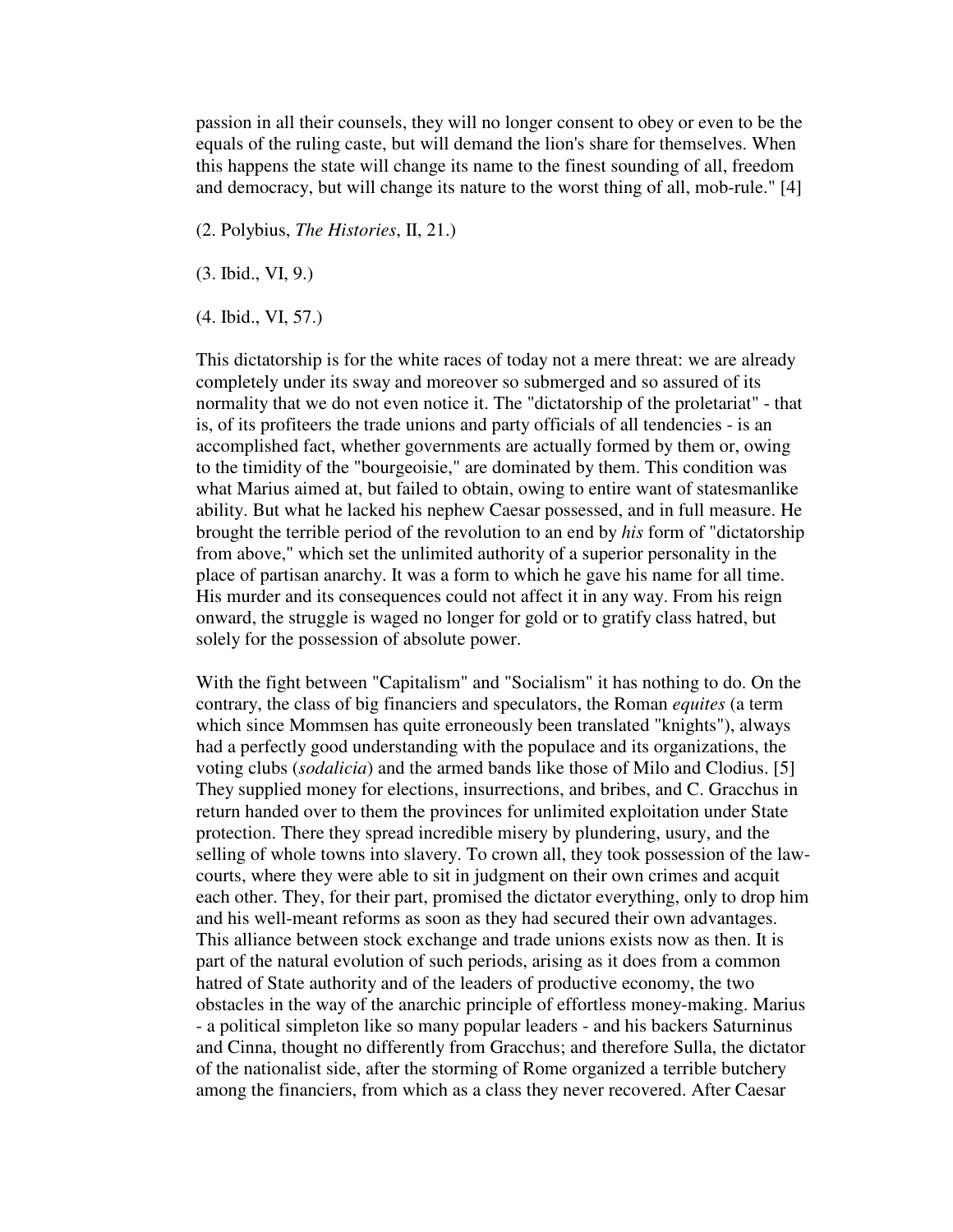passion in all their counsels, they will no longer consent to obey or even to be the equals of the ruling caste, but will demand the lion's share for themselves. When this happens the state will change its name to the finest sounding of all, freedom and democracy, but will change its nature to the worst thing of all, mob-rule." [4]

(2. Polybius, *The Histories*, II, 21.)

(3. Ibid., VI, 9.)

(4. Ibid., VI, 57.)

This dictatorship is for the white races of today not a mere threat: we are already completely under its sway and moreover so submerged and so assured of its normality that we do not even notice it. The "dictatorship of the proletariat" - that is, of its profiteers the trade unions and party officials of all tendencies - is an accomplished fact, whether governments are actually formed by them or, owing to the timidity of the "bourgeoisie," are dominated by them. This condition was what Marius aimed at, but failed to obtain, owing to entire want of statesmanlike ability. But what he lacked his nephew Caesar possessed, and in full measure. He brought the terrible period of the revolution to an end by *his* form of "dictatorship from above," which set the unlimited authority of a superior personality in the place of partisan anarchy. It was a form to which he gave his name for all time. His murder and its consequences could not affect it in any way. From his reign onward, the struggle is waged no longer for gold or to gratify class hatred, but solely for the possession of absolute power.

With the fight between "Capitalism" and "Socialism" it has nothing to do. On the contrary, the class of big financiers and speculators, the Roman *equites* (a term which since Mommsen has quite erroneously been translated "knights"), always had a perfectly good understanding with the populace and its organizations, the voting clubs (*sodalicia*) and the armed bands like those of Milo and Clodius. [5] They supplied money for elections, insurrections, and bribes, and C. Gracchus in return handed over to them the provinces for unlimited exploitation under State protection. There they spread incredible misery by plundering, usury, and the selling of whole towns into slavery. To crown all, they took possession of the law-courts, where they were able to sit in judgment on their own crimes and acquit each other. They, for their part, promised the dictator everything, only to drop him and his well-meant reforms as soon as they had secured their own advantages. This alliance between stock exchange and trade unions exists now as then. It is part of the natural evolution of such periods, arising as it does from a common hatred of State authority and of the leaders of productive economy, the two obstacles in the way of the anarchic principle of effortless money-making. Marius - a political simpleton like so many popular leaders - and his backers Saturninus and Cinna, thought no differently from Gracchus; and therefore Sulla, the dictator of the nationalist side, after the storming of Rome organized a terrible butchery among the financiers, from which as a class they never recovered. After Caesar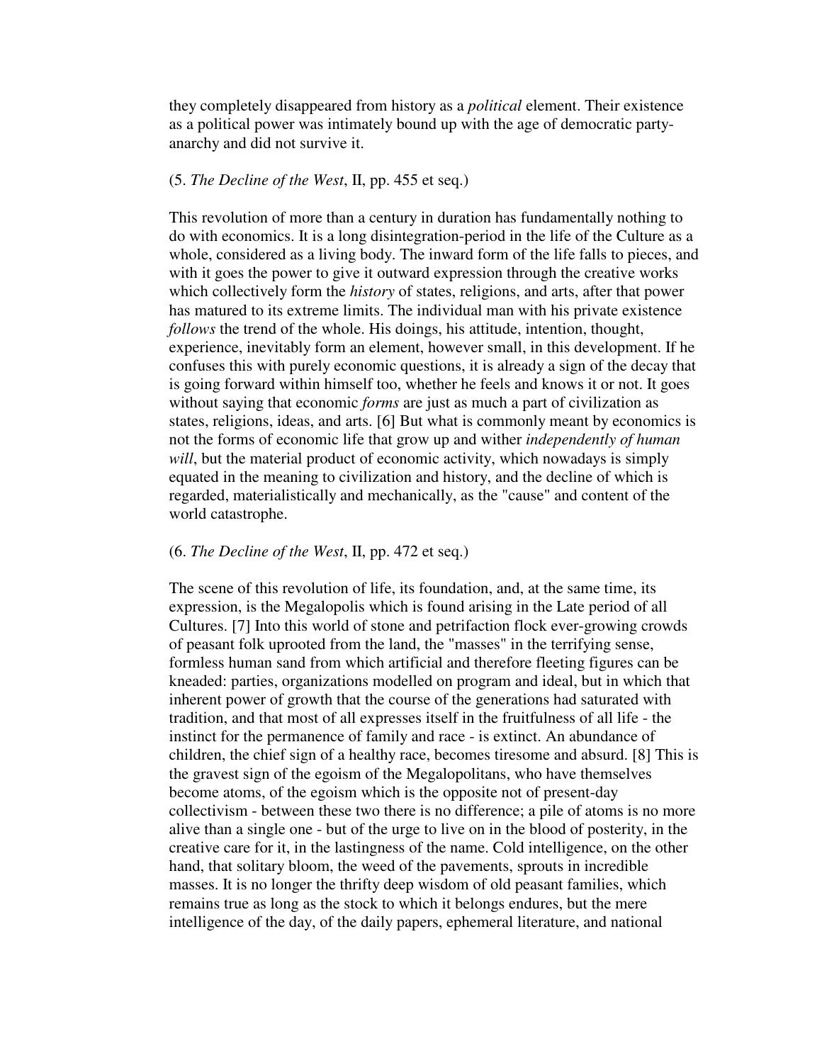they completely disappeared from history as a *political* element. Their existence as a political power was intimately bound up with the age of democratic party-anarchy and did not survive it.

(5. *The Decline of the West*, II, pp. 455 et seq.)

This revolution of more than a century in duration has fundamentally nothing to do with economics. It is a long disintegration-period in the life of the Culture as a whole, considered as a living body. The inward form of the life falls to pieces, and with it goes the power to give it outward expression through the creative works which collectively form the *history* of states, religions, and arts, after that power has matured to its extreme limits. The individual man with his private existence *follows* the trend of the whole. His doings, his attitude, intention, thought, experience, inevitably form an element, however small, in this development. If he confuses this with purely economic questions, it is already a sign of the decay that is going forward within himself too, whether he feels and knows it or not. It goes without saying that economic *forms* are just as much a part of civilization as states, religions, ideas, and arts. [6] But what is commonly meant by economics is not the forms of economic life that grow up and wither *independently of human will*, but the material product of economic activity, which nowadays is simply equated in the meaning to civilization and history, and the decline of which is regarded, materialistically and mechanically, as the "cause" and content of the world catastrophe.

(6. *The Decline of the West*, II, pp. 472 et seq.)

The scene of this revolution of life, its foundation, and, at the same time, its expression, is the Megalopolis which is found arising in the Late period of all Cultures. [7] Into this world of stone and petrifaction flock ever-growing crowds of peasant folk uprooted from the land, the "masses" in the terrifying sense, formless human sand from which artificial and therefore fleeting figures can be kneaded: parties, organizations modelled on program and ideal, but in which that inherent power of growth that the course of the generations had saturated with tradition, and that most of all expresses itself in the fruitfulness of all life - the instinct for the permanence of family and race - is extinct. An abundance of children, the chief sign of a healthy race, becomes tiresome and absurd. [8] This is the gravest sign of the egoism of the Megalopolitans, who have themselves become atoms, of the egoism which is the opposite not of present-day collectivism - between these two there is no difference; a pile of atoms is no more alive than a single one - but of the urge to live on in the blood of posterity, in the creative care for it, in the lastingness of the name. Cold intelligence, on the other hand, that solitary bloom, the weed of the pavements, sprouts in incredible masses. It is no longer the thrifty deep wisdom of old peasant families, which remains true as long as the stock to which it belongs endures, but the mere intelligence of the day, of the daily papers, ephemeral literature, and national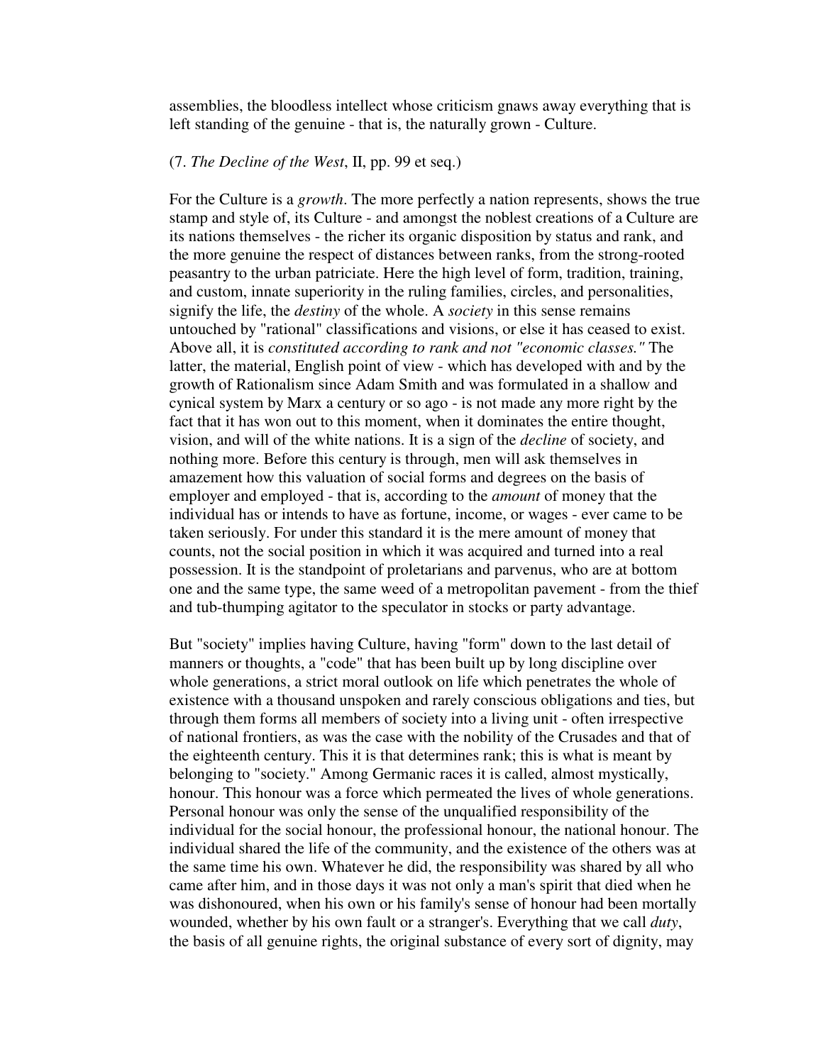assemblies, the bloodless intellect whose criticism gnaws away everything that is left standing of the genuine - that is, the naturally grown - Culture.

(7. *The Decline of the West*, II, pp. 99 et seq.)

For the Culture is a *growth*. The more perfectly a nation represents, shows the true stamp and style of, its Culture - and amongst the noblest creations of a Culture are its nations themselves - the richer its organic disposition by status and rank, and the more genuine the respect of distances between ranks, from the strong-rooted peasantry to the urban patriciate. Here the high level of form, tradition, training, and custom, innate superiority in the ruling families, circles, and personalities, signify the life, the *destiny* of the whole. A *society* in this sense remains untouched by "rational" classifications and visions, or else it has ceased to exist. Above all, it is *constituted according to rank and not "economic classes."* The latter, the material, English point of view - which has developed with and by the growth of Rationalism since Adam Smith and was formulated in a shallow and cynical system by Marx a century or so ago - is not made any more right by the fact that it has won out to this moment, when it dominates the entire thought, vision, and will of the white nations. It is a sign of the *decline* of society, and nothing more. Before this century is through, men will ask themselves in amazement how this valuation of social forms and degrees on the basis of employer and employed - that is, according to the *amount* of money that the individual has or intends to have as fortune, income, or wages - ever came to be taken seriously. For under this standard it is the mere amount of money that counts, not the social position in which it was acquired and turned into a real possession. It is the standpoint of proletarians and parvenus, who are at bottom one and the same type, the same weed of a metropolitan pavement - from the thief and tub-thumping agitator to the speculator in stocks or party advantage.

But "society" implies having Culture, having "form" down to the last detail of manners or thoughts, a "code" that has been built up by long discipline over whole generations, a strict moral outlook on life which penetrates the whole of existence with a thousand unspoken and rarely conscious obligations and ties, but through them forms all members of society into a living unit - often irrespective of national frontiers, as was the case with the nobility of the Crusades and that of the eighteenth century. This it is that determines rank; this is what is meant by belonging to "society." Among Germanic races it is called, almost mystically, honour. This honour was a force which permeated the lives of whole generations. Personal honour was only the sense of the unqualified responsibility of the individual for the social honour, the professional honour, the national honour. The individual shared the life of the community, and the existence of the others was at the same time his own. Whatever he did, the responsibility was shared by all who came after him, and in those days it was not only a man's spirit that died when he was dishonoured, when his own or his family's sense of honour had been mortally wounded, whether by his own fault or a stranger's. Everything that we call *duty*, the basis of all genuine rights, the original substance of every sort of dignity, may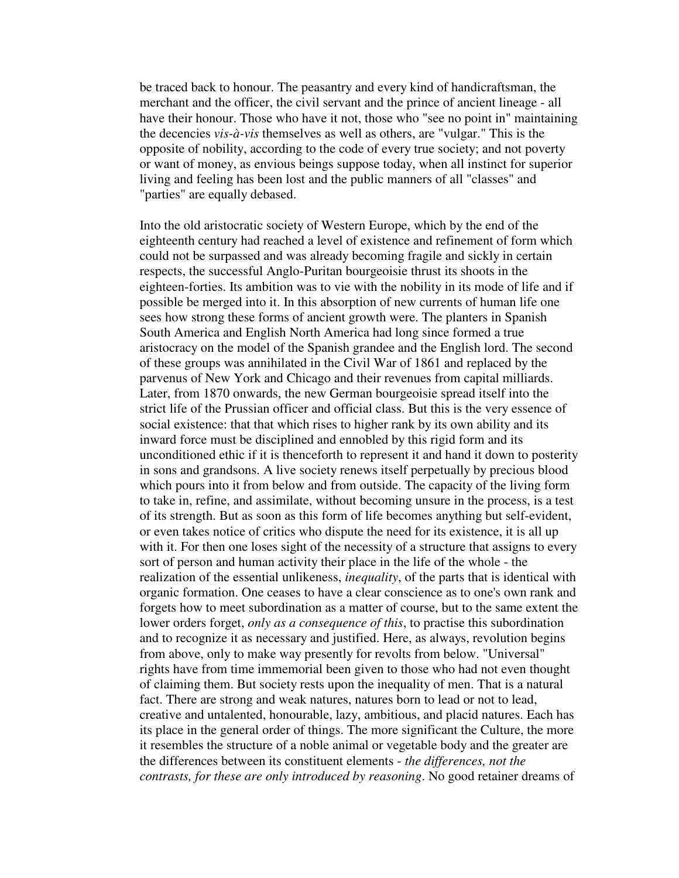be traced back to honour. The peasantry and every kind of handicraftsman, the merchant and the officer, the civil servant and the prince of ancient lineage - all have their honour. Those who have it not, those who "see no point in" maintaining the decencies *vis-à-vis* themselves as well as others, are "vulgar." This is the opposite of nobility, according to the code of every true society; and not poverty or want of money, as envious beings suppose today, when all instinct for superior living and feeling has been lost and the public manners of all "classes" and "parties" are equally debased.

Into the old aristocratic society of Western Europe, which by the end of the eighteenth century had reached a level of existence and refinement of form which could not be surpassed and was already becoming fragile and sickly in certain respects, the successful Anglo-Puritan bourgeoisie thrust its shoots in the eighteen-forties. Its ambition was to vie with the nobility in its mode of life and if possible be merged into it. In this absorption of new currents of human life one sees how strong these forms of ancient growth were. The planters in Spanish South America and English North America had long since formed a true aristocracy on the model of the Spanish grandee and the English lord. The second of these groups was annihilated in the Civil War of 1861 and replaced by the parvenus of New York and Chicago and their revenues from capital milliards. Later, from 1870 onwards, the new German bourgeoisie spread itself into the strict life of the Prussian officer and official class. But this is the very essence of social existence: that that which rises to higher rank by its own ability and its inward force must be disciplined and ennobled by this rigid form and its unconditioned ethic if it is thenceforth to represent it and hand it down to posterity in sons and grandsons. A live society renews itself perpetually by precious blood which pours into it from below and from outside. The capacity of the living form to take in, refine, and assimilate, without becoming unsure in the process, is a test of its strength. But as soon as this form of life becomes anything but self-evident, or even takes notice of critics who dispute the need for its existence, it is all up with it. For then one loses sight of the necessity of a structure that assigns to every sort of person and human activity their place in the life of the whole - the realization of the essential unlikeness, *inequality*, of the parts that is identical with organic formation. One ceases to have a clear conscience as to one's own rank and forgets how to meet subordination as a matter of course, but to the same extent the lower orders forget, *only as a consequence of this*, to practise this subordination and to recognize it as necessary and justified. Here, as always, revolution begins from above, only to make way presently for revolts from below. "Universal" rights have from time immemorial been given to those who had not even thought of claiming them. But society rests upon the inequality of men. That is a natural fact. There are strong and weak natures, natures born to lead or not to lead, creative and untalented, honourable, lazy, ambitious, and placid natures. Each has its place in the general order of things. The more significant the Culture, the more it resembles the structure of a noble animal or vegetable body and the greater are the differences between its constituent elements - *the differences, not the contrasts, for these are only introduced by reasoning*. No good retainer dreams of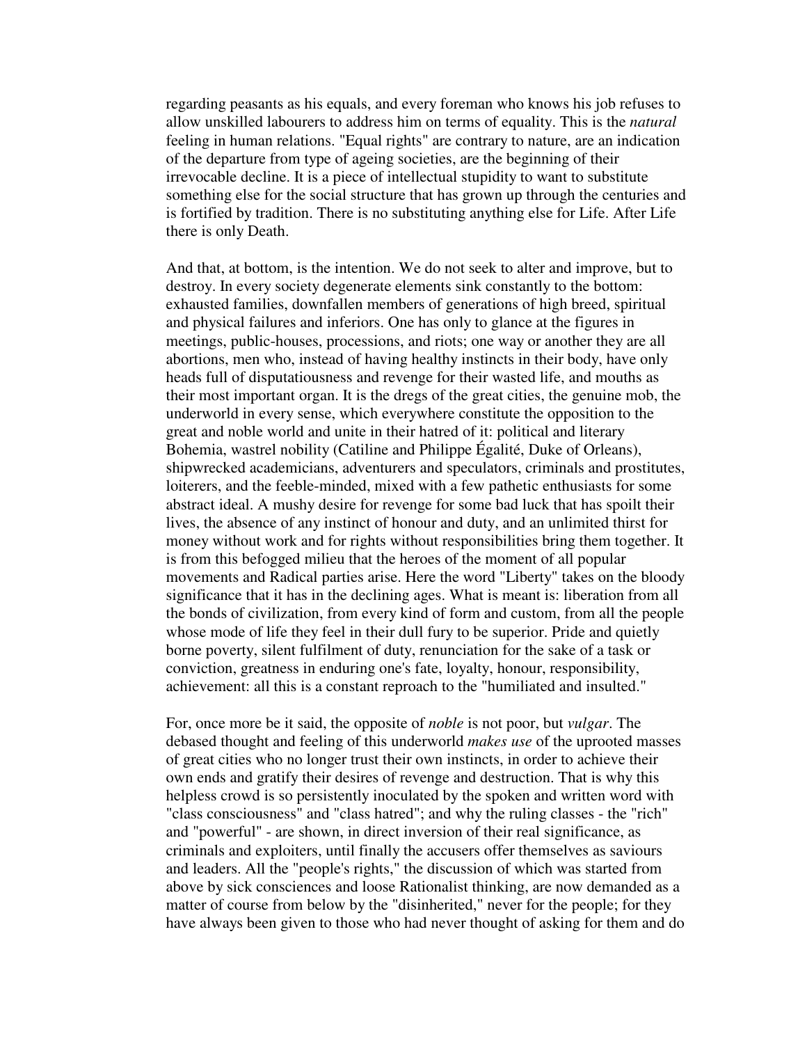regarding peasants as his equals, and every foreman who knows his job refuses to allow unskilled labourers to address him on terms of equality. This is the *natural* feeling in human relations. "Equal rights" are contrary to nature, are an indication of the departure from type of ageing societies, are the beginning of their irrevocable decline. It is a piece of intellectual stupidity to want to substitute something else for the social structure that has grown up through the centuries and is fortified by tradition. There is no substituting anything else for Life. After Life there is only Death.

And that, at bottom, is the intention. We do not seek to alter and improve, but to destroy. In every society degenerate elements sink constantly to the bottom: exhausted families, downfallen members of generations of high breed, spiritual and physical failures and inferiors. One has only to glance at the figures in meetings, public-houses, processions, and riots; one way or another they are all abortions, men who, instead of having healthy instincts in their body, have only heads full of disputatiousness and revenge for their wasted life, and mouths as their most important organ. It is the dregs of the great cities, the genuine mob, the underworld in every sense, which everywhere constitute the opposition to the great and noble world and unite in their hatred of it: political and literary Bohemia, wastrel nobility (Catiline and Philippe Égalité, Duke of Orleans), shipwrecked academicians, adventurers and speculators, criminals and prostitutes, loiterers, and the feeble-minded, mixed with a few pathetic enthusiasts for some abstract ideal. A mushy desire for revenge for some bad luck that has spoilt their lives, the absence of any instinct of honour and duty, and an unlimited thirst for money without work and for rights without responsibilities bring them together. It is from this befogged milieu that the heroes of the moment of all popular movements and Radical parties arise. Here the word "Liberty" takes on the bloody significance that it has in the declining ages. What is meant is: liberation from all the bonds of civilization, from every kind of form and custom, from all the people whose mode of life they feel in their dull fury to be superior. Pride and quietly borne poverty, silent fulfilment of duty, renunciation for the sake of a task or conviction, greatness in enduring one's fate, loyalty, honour, responsibility, achievement: all this is a constant reproach to the "humiliated and insulted."

For, once more be it said, the opposite of *noble* is not poor, but *vulgar*. The debased thought and feeling of this underworld *makes use* of the uprooted masses of great cities who no longer trust their own instincts, in order to achieve their own ends and gratify their desires of revenge and destruction. That is why this helpless crowd is so persistently inoculated by the spoken and written word with "class consciousness" and "class hatred"; and why the ruling classes - the "rich" and "powerful" - are shown, in direct inversion of their real significance, as criminals and exploiters, until finally the accusers offer themselves as saviours and leaders. All the "people's rights," the discussion of which was started from above by sick consciences and loose Rationalist thinking, are now demanded as a matter of course from below by the "disinherited," never for the people; for they have always been given to those who had never thought of asking for them and do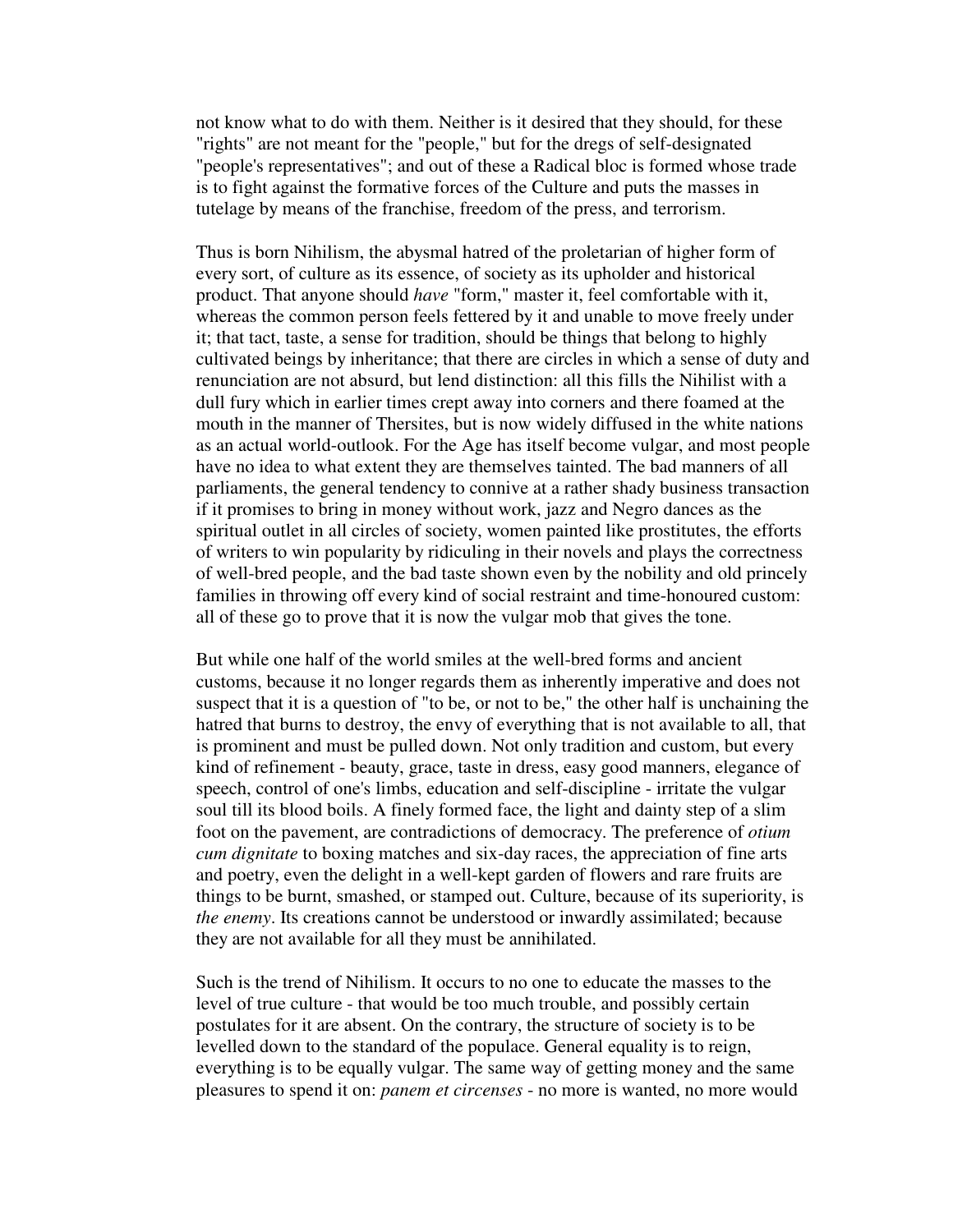not know what to do with them. Neither is it desired that they should, for these "rights" are not meant for the "people," but for the dregs of self-designated "people's representatives"; and out of these a Radical bloc is formed whose trade is to fight against the formative forces of the Culture and puts the masses in tutelage by means of the franchise, freedom of the press, and terrorism.

Thus is born Nihilism, the abysmal hatred of the proletarian of higher form of every sort, of culture as its essence, of society as its upholder and historical product. That anyone should *have* "form," master it, feel comfortable with it, whereas the common person feels fettered by it and unable to move freely under it; that tact, taste, a sense for tradition, should be things that belong to highly cultivated beings by inheritance; that there are circles in which a sense of duty and renunciation are not absurd, but lend distinction: all this fills the Nihilist with a dull fury which in earlier times crept away into corners and there foamed at the mouth in the manner of Thersites, but is now widely diffused in the white nations as an actual world-outlook. For the Age has itself become vulgar, and most people have no idea to what extent they are themselves tainted. The bad manners of all parliaments, the general tendency to connive at a rather shady business transaction if it promises to bring in money without work, jazz and Negro dances as the spiritual outlet in all circles of society, women painted like prostitutes, the efforts of writers to win popularity by ridiculing in their novels and plays the correctness of well-bred people, and the bad taste shown even by the nobility and old princely families in throwing off every kind of social restraint and time-honoured custom: all of these go to prove that it is now the vulgar mob that gives the tone.

But while one half of the world smiles at the well-bred forms and ancient customs, because it no longer regards them as inherently imperative and does not suspect that it is a question of "to be, or not to be," the other half is unchaining the hatred that burns to destroy, the envy of everything that is not available to all, that is prominent and must be pulled down. Not only tradition and custom, but every kind of refinement - beauty, grace, taste in dress, easy good manners, elegance of speech, control of one's limbs, education and self-discipline - irritate the vulgar soul till its blood boils. A finely formed face, the light and dainty step of a slim foot on the pavement, are contradictions of democracy. The preference of *otium cum dignitate* to boxing matches and six-day races, the appreciation of fine arts and poetry, even the delight in a well-kept garden of flowers and rare fruits are things to be burnt, smashed, or stamped out. Culture, because of its superiority, is *the enemy*. Its creations cannot be understood or inwardly assimilated; because they are not available for all they must be annihilated.

Such is the trend of Nihilism. It occurs to no one to educate the masses to the level of true culture - that would be too much trouble, and possibly certain postulates for it are absent. On the contrary, the structure of society is to be levelled down to the standard of the populace. General equality is to reign, everything is to be equally vulgar. The same way of getting money and the same pleasures to spend it on: *panem et circenses* - no more is wanted, no more would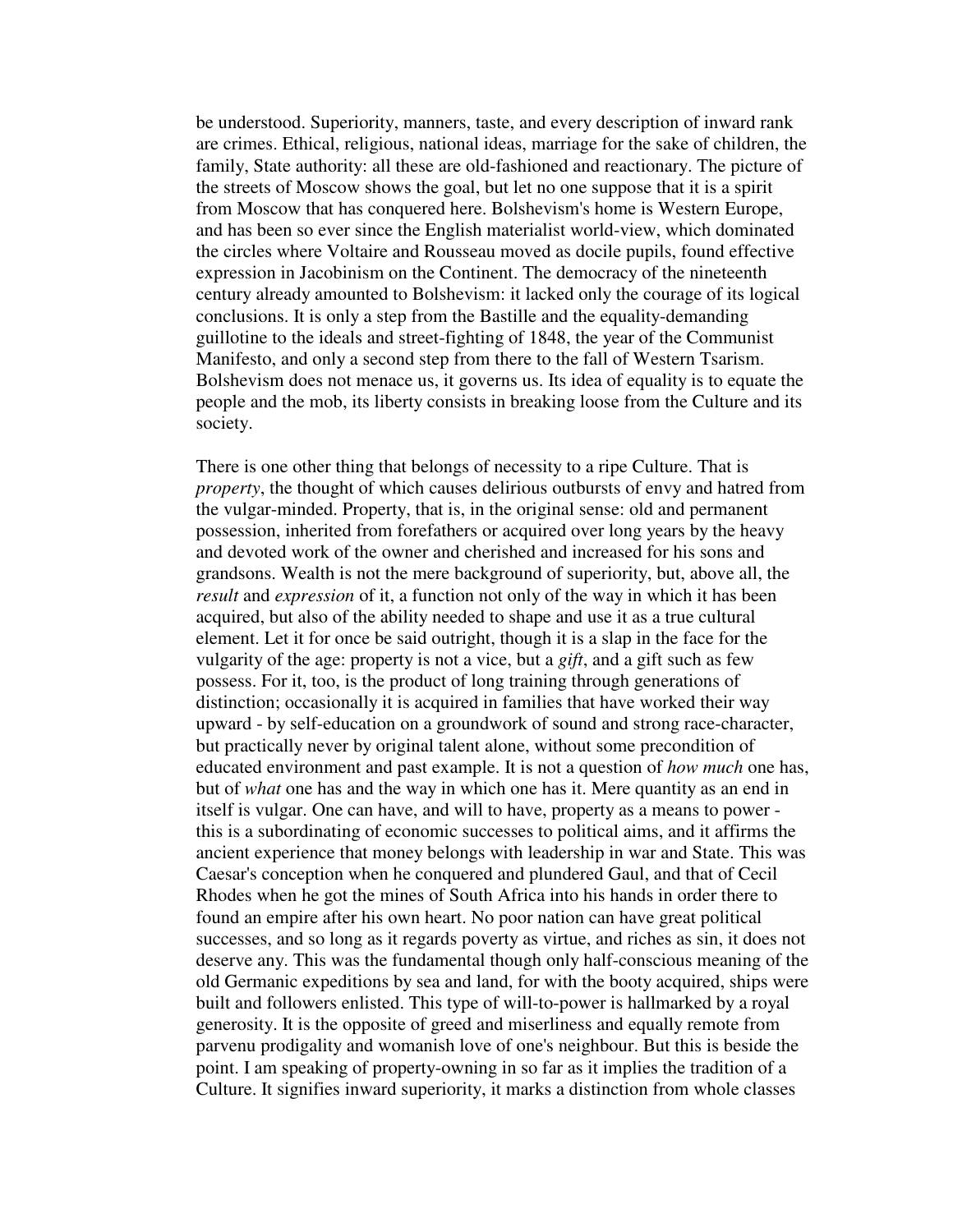be understood. Superiority, manners, taste, and every description of inward rank are crimes. Ethical, religious, national ideas, marriage for the sake of children, the family, State authority: all these are old-fashioned and reactionary. The picture of the streets of Moscow shows the goal, but let no one suppose that it is a spirit from Moscow that has conquered here. Bolshevism's home is Western Europe, and has been so ever since the English materialist world-view, which dominated the circles where Voltaire and Rousseau moved as docile pupils, found effective expression in Jacobinism on the Continent. The democracy of the nineteenth century already amounted to Bolshevism: it lacked only the courage of its logical conclusions. It is only a step from the Bastille and the equality-demanding guillotine to the ideals and street-fighting of 1848, the year of the Communist Manifesto, and only a second step from there to the fall of Western Tsarism. Bolshevism does not menace us, it governs us. Its idea of equality is to equate the people and the mob, its liberty consists in breaking loose from the Culture and its society.

There is one other thing that belongs of necessity to a ripe Culture. That is *property*, the thought of which causes delirious outbursts of envy and hatred from the vulgar-minded. Property, that is, in the original sense: old and permanent possession, inherited from forefathers or acquired over long years by the heavy and devoted work of the owner and cherished and increased for his sons and grandsons. Wealth is not the mere background of superiority, but, above all, the *result* and *expression* of it, a function not only of the way in which it has been acquired, but also of the ability needed to shape and use it as a true cultural element. Let it for once be said outright, though it is a slap in the face for the vulgarity of the age: property is not a vice, but a *gift*, and a gift such as few possess. For it, too, is the product of long training through generations of distinction; occasionally it is acquired in families that have worked their way upward - by self-education on a groundwork of sound and strong race-character, but practically never by original talent alone, without some precondition of educated environment and past example. It is not a question of *how much* one has, but of *what* one has and the way in which one has it. Mere quantity as an end in itself is vulgar. One can have, and will to have, property as a means to power - this is a subordinating of economic successes to political aims, and it affirms the ancient experience that money belongs with leadership in war and State. This was Caesar's conception when he conquered and plundered Gaul, and that of Cecil Rhodes when he got the mines of South Africa into his hands in order there to found an empire after his own heart. No poor nation can have great political successes, and so long as it regards poverty as virtue, and riches as sin, it does not deserve any. This was the fundamental though only half-conscious meaning of the old Germanic expeditions by sea and land, for with the booty acquired, ships were built and followers enlisted. This type of will-to-power is hallmarked by a royal generosity. It is the opposite of greed and miserliness and equally remote from parvenu prodigality and womanish love of one's neighbour. But this is beside the point. I am speaking of property-owning in so far as it implies the tradition of a Culture. It signifies inward superiority, it marks a distinction from whole classes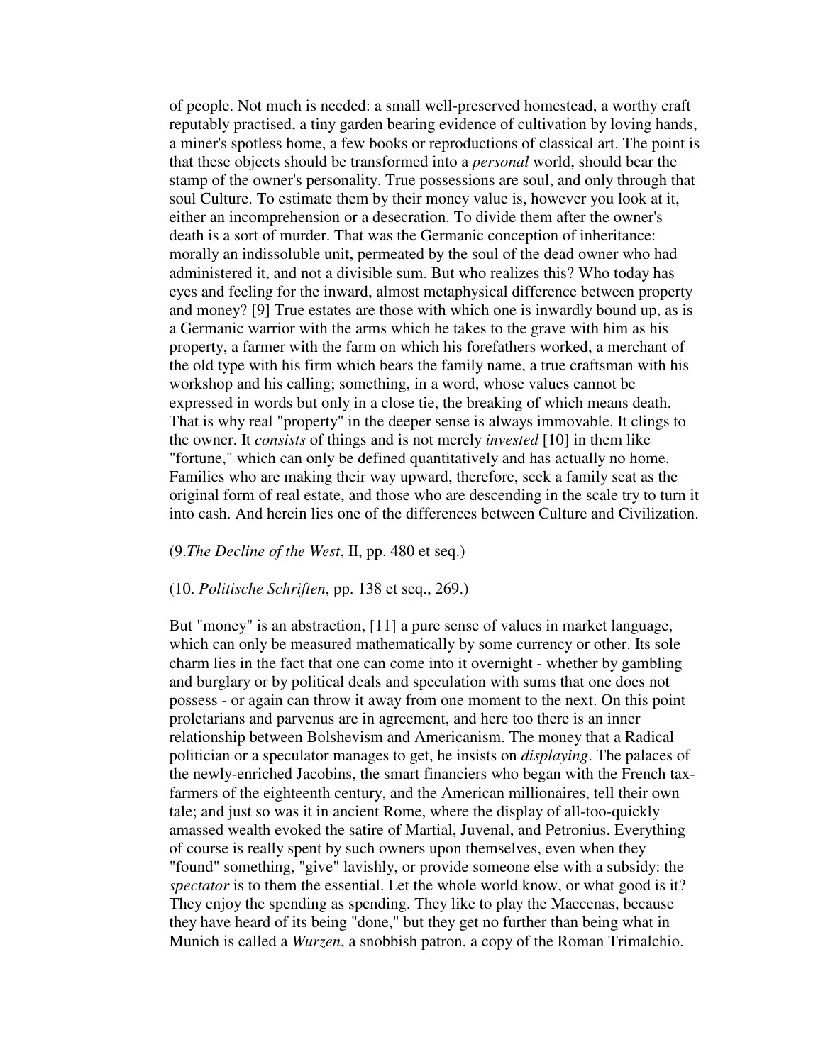of people. Not much is needed: a small well-preserved homestead, a worthy craft reputably practised, a tiny garden bearing evidence of cultivation by loving hands, a miner's spotless home, a few books or reproductions of classical art. The point is that these objects should be transformed into a *personal* world, should bear the stamp of the owner's personality. True possessions are soul, and only through that soul Culture. To estimate them by their money value is, however you look at it, either an incomprehension or a desecration. To divide them after the owner's death is a sort of murder. That was the Germanic conception of inheritance: morally an indissoluble unit, permeated by the soul of the dead owner who had administered it, and not a divisible sum. But who realizes this? Who today has eyes and feeling for the inward, almost metaphysical difference between property and money? [9] True estates are those with which one is inwardly bound up, as is a Germanic warrior with the arms which he takes to the grave with him as his property, a farmer with the farm on which his forefathers worked, a merchant of the old type with his firm which bears the family name, a true craftsman with his workshop and his calling; something, in a word, whose values cannot be expressed in words but only in a close tie, the breaking of which means death. That is why real "property" in the deeper sense is always immovable. It clings to the owner. It *consists* of things and is not merely *invested* [10] in them like "fortune," which can only be defined quantitatively and has actually no home. Families who are making their way upward, therefore, seek a family seat as the original form of real estate, and those who are descending in the scale try to turn it into cash. And herein lies one of the differences between Culture and Civilization.

(9.*The Decline of the West*, II, pp. 480 et seq.)

(10. *Politische Schriften*, pp. 138 et seq., 269.)

But "money" is an abstraction, [11] a pure sense of values in market language, which can only be measured mathematically by some currency or other. Its sole charm lies in the fact that one can come into it overnight - whether by gambling and burglary or by political deals and speculation with sums that one does not possess - or again can throw it away from one moment to the next. On this point proletarians and parvenus are in agreement, and here too there is an inner relationship between Bolshevism and Americanism. The money that a Radical politician or a speculator manages to get, he insists on *displaying*. The palaces of the newly-enriched Jacobins, the smart financiers who began with the French tax-farmers of the eighteenth century, and the American millionaires, tell their own tale; and just so was it in ancient Rome, where the display of all-too-quickly amassed wealth evoked the satire of Martial, Juvenal, and Petronius. Everything of course is really spent by such owners upon themselves, even when they "found" something, "give" lavishly, or provide someone else with a subsidy: the *spectator* is to them the essential. Let the whole world know, or what good is it? They enjoy the spending as spending. They like to play the Maecenas, because they have heard of its being "done," but they get no further than being what in Munich is called a *Wurzen*, a snobbish patron, a copy of the Roman Trimalchio.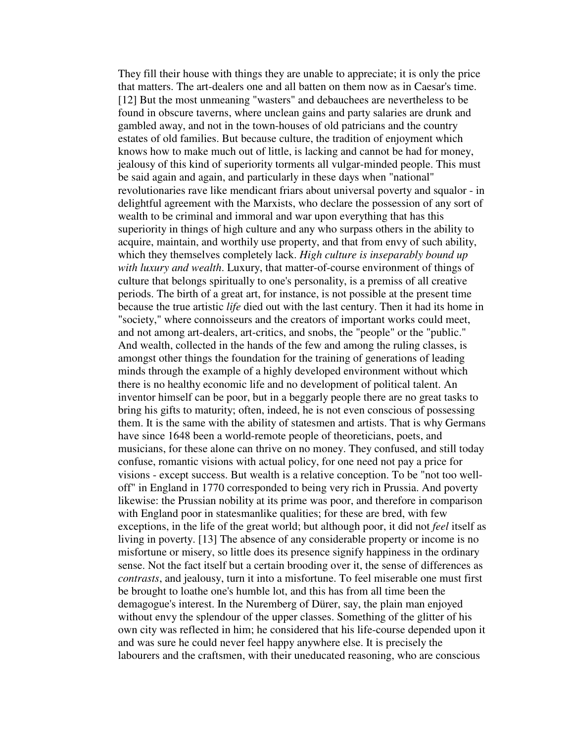They fill their house with things they are unable to appreciate; it is only the price that matters. The art-dealers one and all batten on them now as in Caesar's time. [12] But the most unmeaning "wasters" and debauchees are nevertheless to be found in obscure taverns, where unclean gains and party salaries are drunk and gambled away, and not in the town-houses of old patricians and the country estates of old families. But because culture, the tradition of enjoyment which knows how to make much out of little, is lacking and cannot be had for money, jealousy of this kind of superiority torments all vulgar-minded people. This must be said again and again, and particularly in these days when "national" revolutionaries rave like mendicant friars about universal poverty and squalor - in delightful agreement with the Marxists, who declare the possession of any sort of wealth to be criminal and immoral and war upon everything that has this superiority in things of high culture and any who surpass others in the ability to acquire, maintain, and worthily use property, and that from envy of such ability, which they themselves completely lack. *High culture is inseparably bound up with luxury and wealth*. Luxury, that matter-of-course environment of things of culture that belongs spiritually to one's personality, is a premiss of all creative periods. The birth of a great art, for instance, is not possible at the present time because the true artistic *life* died out with the last century. Then it had its home in "society," where connoisseurs and the creators of important works could meet, and not among art-dealers, art-critics, and snobs, the "people" or the "public." And wealth, collected in the hands of the few and among the ruling classes, is amongst other things the foundation for the training of generations of leading minds through the example of a highly developed environment without which there is no healthy economic life and no development of political talent. An inventor himself can be poor, but in a beggarly people there are no great tasks to bring his gifts to maturity; often, indeed, he is not even conscious of possessing them. It is the same with the ability of statesmen and artists. That is why Germans have since 1648 been a world-remote people of theoreticians, poets, and musicians, for these alone can thrive on no money. They confused, and still today confuse, romantic visions with actual policy, for one need not pay a price for visions - except success. But wealth is a relative conception. To be "not too well-off" in England in 1770 corresponded to being very rich in Prussia. And poverty likewise: the Prussian nobility at its prime was poor, and therefore in comparison with England poor in statesmanlike qualities; for these are bred, with few exceptions, in the life of the great world; but although poor, it did not *feel* itself as living in poverty. [13] The absence of any considerable property or income is no misfortune or misery, so little does its presence signify happiness in the ordinary sense. Not the fact itself but a certain brooding over it, the sense of differences as *contrasts*, and jealousy, turn it into a misfortune. To feel miserable one must first be brought to loathe one's humble lot, and this has from all time been the demagogue's interest. In the Nuremberg of Dürer, say, the plain man enjoyed without envy the splendour of the upper classes. Something of the glitter of his own city was reflected in him; he considered that his life-course depended upon it and was sure he could never feel happy anywhere else. It is precisely the labourers and the craftsmen, with their uneducated reasoning, who are conscious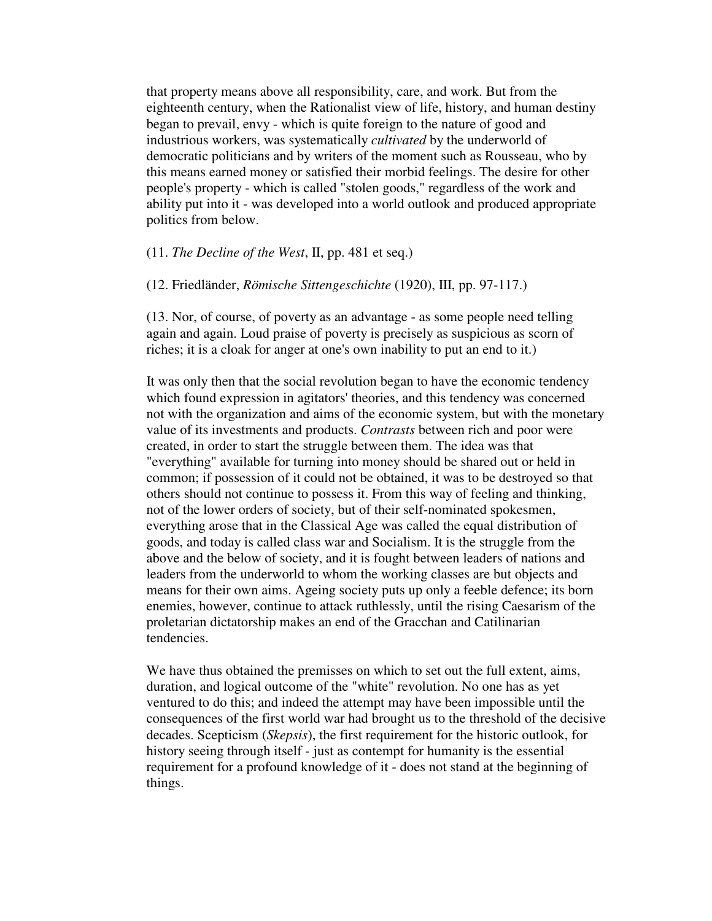that property means above all responsibility, care, and work. But from the eighteenth century, when the Rationalist view of life, history, and human destiny began to prevail, envy - which is quite foreign to the nature of good and industrious workers, was systematically *cultivated* by the underworld of democratic politicians and by writers of the moment such as Rousseau, who by this means earned money or satisfied their morbid feelings. The desire for other people's property - which is called "stolen goods," regardless of the work and ability put into it - was developed into a world outlook and produced appropriate politics from below.

(11. *The Decline of the West*, II, pp. 481 et seq.)

(12. Friedländer, *Römische Sittengeschichte* (1920), III, pp. 97-117.)

(13. Nor, of course, of poverty as an advantage - as some people need telling again and again. Loud praise of poverty is precisely as suspicious as scorn of riches; it is a cloak for anger at one's own inability to put an end to it.)

It was only then that the social revolution began to have the economic tendency which found expression in agitators' theories, and this tendency was concerned not with the organization and aims of the economic system, but with the monetary value of its investments and products. *Contrasts* between rich and poor were created, in order to start the struggle between them. The idea was that "everything" available for turning into money should be shared out or held in common; if possession of it could not be obtained, it was to be destroyed so that others should not continue to possess it. From this way of feeling and thinking, not of the lower orders of society, but of their self-nominated spokesmen, everything arose that in the Classical Age was called the equal distribution of goods, and today is called class war and Socialism. It is the struggle from the above and the below of society, and it is fought between leaders of nations and leaders from the underworld to whom the working classes are but objects and means for their own aims. Ageing society puts up only a feeble defence; its born enemies, however, continue to attack ruthlessly, until the rising Caesarism of the proletarian dictatorship makes an end of the Gracchan and Catilinarian tendencies.

We have thus obtained the premisses on which to set out the full extent, aims, duration, and logical outcome of the "white" revolution. No one has as yet ventured to do this; and indeed the attempt may have been impossible until the consequences of the first world war had brought us to the threshold of the decisive decades. Scepticism (*Skepsis*), the first requirement for the historic outlook, for history seeing through itself - just as contempt for humanity is the essential requirement for a profound knowledge of it - does not stand at the beginning of things.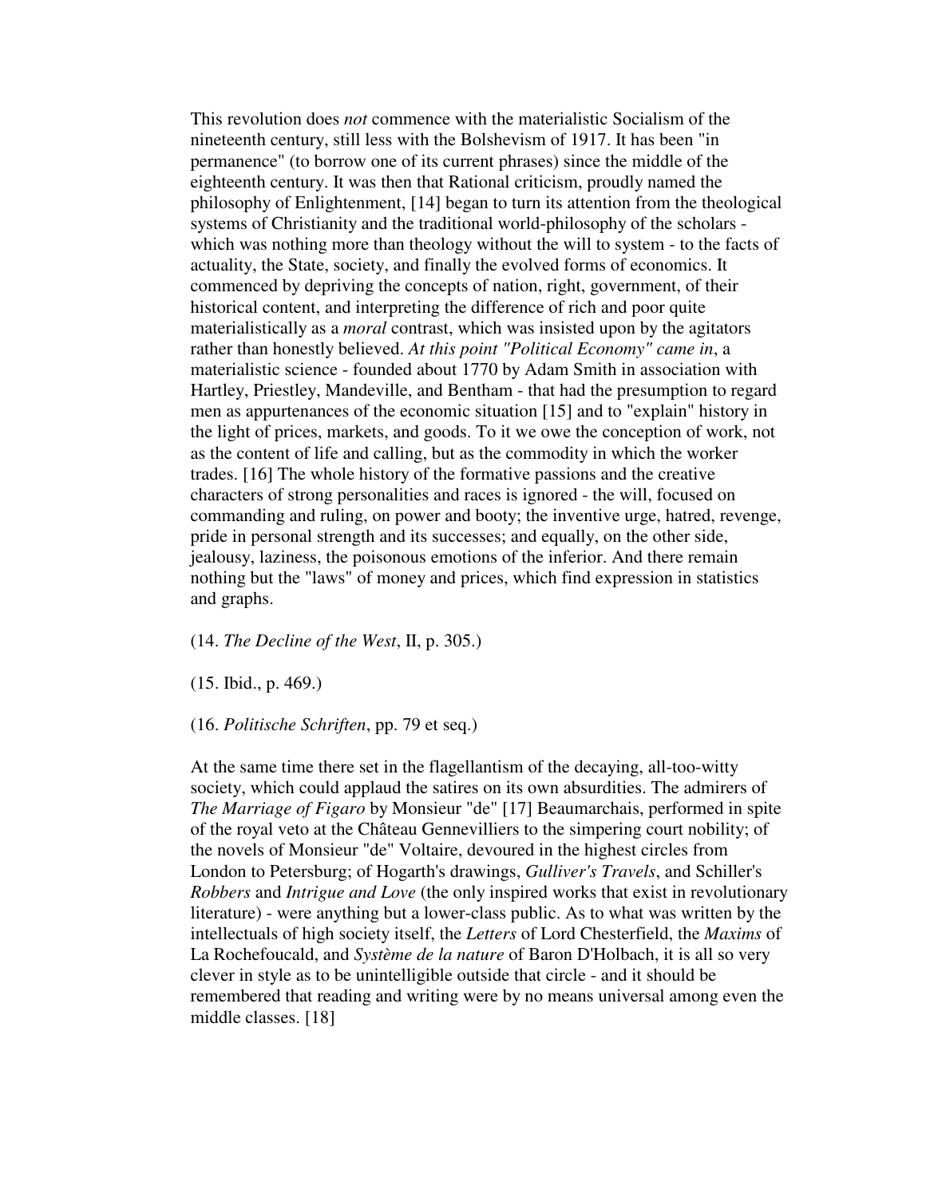This revolution does *not* commence with the materialistic Socialism of the nineteenth century, still less with the Bolshevism of 1917. It has been "in permanence" (to borrow one of its current phrases) since the middle of the eighteenth century. It was then that Rational criticism, proudly named the philosophy of Enlightenment, [14] began to turn its attention from the theological systems of Christianity and the traditional world-philosophy of the scholars - which was nothing more than theology without the will to system - to the facts of actuality, the State, society, and finally the evolved forms of economics. It commenced by depriving the concepts of nation, right, government, of their historical content, and interpreting the difference of rich and poor quite materialistically as a *moral* contrast, which was insisted upon by the agitators rather than honestly believed. *At this point "Political Economy" came in*, a materialistic science - founded about 1770 by Adam Smith in association with Hartley, Priestley, Mandeville, and Bentham - that had the presumption to regard men as appurtenances of the economic situation [15] and to "explain" history in the light of prices, markets, and goods. To it we owe the conception of work, not as the content of life and calling, but as the commodity in which the worker trades. [16] The whole history of the formative passions and the creative characters of strong personalities and races is ignored - the will, focused on commanding and ruling, on power and booty; the inventive urge, hatred, revenge, pride in personal strength and its successes; and equally, on the other side, jealousy, laziness, the poisonous emotions of the inferior. And there remain nothing but the "laws" of money and prices, which find expression in statistics and graphs.

(14. *The Decline of the West*, II, p. 305.)

(15. Ibid., p. 469.)

(16. *Politische Schriften*, pp. 79 et seq.)

At the same time there set in the flagellantism of the decaying, all-too-witty society, which could applaud the satires on its own absurdities. The admirers of *The Marriage of Figaro* by Monsieur "de" [17] Beaumarchais, performed in spite of the royal veto at the Château Gennevilliers to the simpering court nobility; of the novels of Monsieur "de" Voltaire, devoured in the highest circles from London to Petersburg; of Hogarth's drawings, *Gulliver's Travels*, and Schiller's *Robbers* and *Intrigue and Love* (the only inspired works that exist in revolutionary literature) - were anything but a lower-class public. As to what was written by the intellectuals of high society itself, the *Letters* of Lord Chesterfield, the *Maxims* of La Rochefoucald, and *Système de la nature* of Baron D'Holbach, it is all so very clever in style as to be unintelligible outside that circle - and it should be remembered that reading and writing were by no means universal among even the middle classes. [18]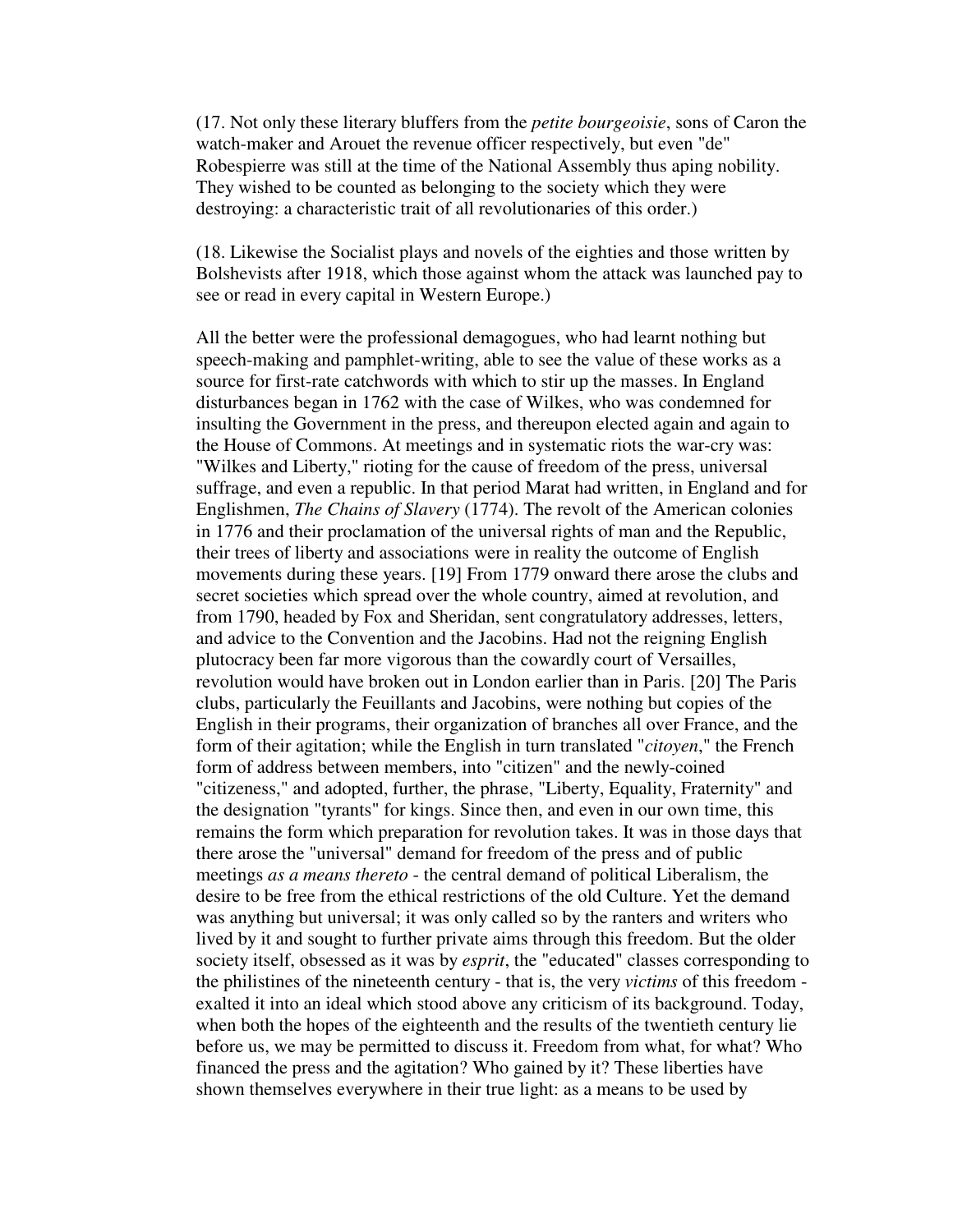(17. Not only these literary bluffers from the *petite bourgeoisie*, sons of Caron the watch-maker and Arouet the revenue officer respectively, but even "de" Robespierre was still at the time of the National Assembly thus aping nobility. They wished to be counted as belonging to the society which they were destroying: a characteristic trait of all revolutionaries of this order.)

(18. Likewise the Socialist plays and novels of the eighties and those written by Bolshevists after 1918, which those against whom the attack was launched pay to see or read in every capital in Western Europe.)

All the better were the professional demagogues, who had learnt nothing but speech-making and pamphlet-writing, able to see the value of these works as a source for first-rate catchwords with which to stir up the masses. In England disturbances began in 1762 with the case of Wilkes, who was condemned for insulting the Government in the press, and thereupon elected again and again to the House of Commons. At meetings and in systematic riots the war-cry was: "Wilkes and Liberty," rioting for the cause of freedom of the press, universal suffrage, and even a republic. In that period Marat had written, in England and for Englishmen, *The Chains of Slavery* (1774). The revolt of the American colonies in 1776 and their proclamation of the universal rights of man and the Republic, their trees of liberty and associations were in reality the outcome of English movements during these years. [19] From 1779 onward there arose the clubs and secret societies which spread over the whole country, aimed at revolution, and from 1790, headed by Fox and Sheridan, sent congratulatory addresses, letters, and advice to the Convention and the Jacobins. Had not the reigning English plutocracy been far more vigorous than the cowardly court of Versailles, revolution would have broken out in London earlier than in Paris. [20] The Paris clubs, particularly the Feuillants and Jacobins, were nothing but copies of the English in their programs, their organization of branches all over France, and the form of their agitation; while the English in turn translated "*citoyen*," the French form of address between members, into "citizen" and the newly-coined "citizeness," and adopted, further, the phrase, "Liberty, Equality, Fraternity" and the designation "tyrants" for kings. Since then, and even in our own time, this remains the form which preparation for revolution takes. It was in those days that there arose the "universal" demand for freedom of the press and of public meetings *as a means thereto* - the central demand of political Liberalism, the desire to be free from the ethical restrictions of the old Culture. Yet the demand was anything but universal; it was only called so by the ranters and writers who lived by it and sought to further private aims through this freedom. But the older society itself, obsessed as it was by *esprit*, the "educated" classes corresponding to the philistines of the nineteenth century - that is, the very *victims* of this freedom - exalted it into an ideal which stood above any criticism of its background. Today, when both the hopes of the eighteenth and the results of the twentieth century lie before us, we may be permitted to discuss it. Freedom from what, for what? Who financed the press and the agitation? Who gained by it? These liberties have shown themselves everywhere in their true light: as a means to be used by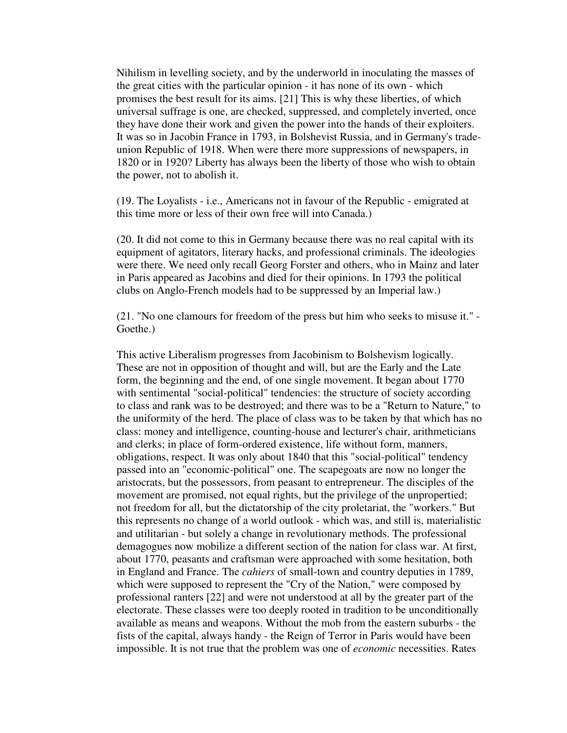Nihilism in levelling society, and by the underworld in inoculating the masses of the great cities with the particular opinion - it has none of its own - which promises the best result for its aims. [21] This is why these liberties, of which universal suffrage is one, are checked, suppressed, and completely inverted, once they have done their work and given the power into the hands of their exploiters. It was so in Jacobin France in 1793, in Bolshevist Russia, and in Germany's trade-union Republic of 1918. When were there more suppressions of newspapers, in 1820 or in 1920? Liberty has always been the liberty of those who wish to obtain the power, not to abolish it.

(19. The Loyalists - i.e., Americans not in favour of the Republic - emigrated at this time more or less of their own free will into Canada.)

(20. It did not come to this in Germany because there was no real capital with its equipment of agitators, literary hacks, and professional criminals. The ideologies were there. We need only recall Georg Forster and others, who in Mainz and later in Paris appeared as Jacobins and died for their opinions. In 1793 the political clubs on Anglo-French models had to be suppressed by an Imperial law.)

(21. "No one clamours for freedom of the press but him who seeks to misuse it." - Goethe.)

This active Liberalism progresses from Jacobinism to Bolshevism logically. These are not in opposition of thought and will, but are the Early and the Late form, the beginning and the end, of one single movement. It began about 1770 with sentimental "social-political" tendencies: the structure of society according to class and rank was to be destroyed; and there was to be a "Return to Nature," to the uniformity of the herd. The place of class was to be taken by that which has no class: money and intelligence, counting-house and lecturer's chair, arithmeticians and clerks; in place of form-ordered existence, life without form, manners, obligations, respect. It was only about 1840 that this "social-political" tendency passed into an "economic-political" one. The scapegoats are now no longer the aristocrats, but the possessors, from peasant to entrepreneur. The disciples of the movement are promised, not equal rights, but the privilege of the unpropertied; not freedom for all, but the dictatorship of the city proletariat, the "workers." But this represents no change of a world outlook - which was, and still is, materialistic and utilitarian - but solely a change in revolutionary methods. The professional demagogues now mobilize a different section of the nation for class war. At first, about 1770, peasants and craftsman were approached with some hesitation, both in England and France. The *cahiers* of small-town and country deputies in 1789, which were supposed to represent the "Cry of the Nation," were composed by professional ranters [22] and were not understood at all by the greater part of the electorate. These classes were too deeply rooted in tradition to be unconditionally available as means and weapons. Without the mob from the eastern suburbs - the fists of the capital, always handy - the Reign of Terror in Paris would have been impossible. It is not true that the problem was one of *economic* necessities. Rates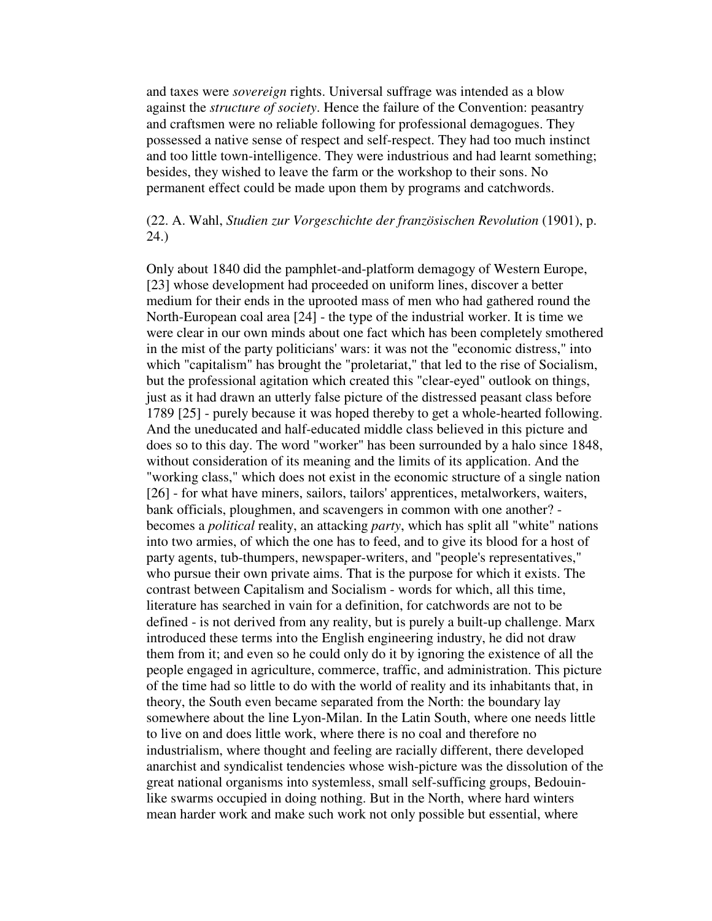and taxes were *sovereign* rights. Universal suffrage was intended as a blow against the *structure of society*. Hence the failure of the Convention: peasantry and craftsmen were no reliable following for professional demagogues. They possessed a native sense of respect and self-respect. They had too much instinct and too little town-intelligence. They were industrious and had learnt something; besides, they wished to leave the farm or the workshop to their sons. No permanent effect could be made upon them by programs and catchwords.

(22. A. Wahl, *Studien zur Vorgeschichte der französischen Revolution* (1901), p. 24.)

Only about 1840 did the pamphlet-and-platform demagogy of Western Europe, [23] whose development had proceeded on uniform lines, discover a better medium for their ends in the uprooted mass of men who had gathered round the North-European coal area [24] - the type of the industrial worker. It is time we were clear in our own minds about one fact which has been completely smothered in the mist of the party politicians' wars: it was not the "economic distress," into which "capitalism" has brought the "proletariat," that led to the rise of Socialism, but the professional agitation which created this "clear-eyed" outlook on things, just as it had drawn an utterly false picture of the distressed peasant class before 1789 [25] - purely because it was hoped thereby to get a whole-hearted following. And the uneducated and half-educated middle class believed in this picture and does so to this day. The word "worker" has been surrounded by a halo since 1848, without consideration of its meaning and the limits of its application. And the "working class," which does not exist in the economic structure of a single nation [26] - for what have miners, sailors, tailors' apprentices, metalworkers, waiters, bank officials, ploughmen, and scavengers in common with one another? - becomes a *political* reality, an attacking *party*, which has split all "white" nations into two armies, of which the one has to feed, and to give its blood for a host of party agents, tub-thumpers, newspaper-writers, and "people's representatives," who pursue their own private aims. That is the purpose for which it exists. The contrast between Capitalism and Socialism - words for which, all this time, literature has searched in vain for a definition, for catchwords are not to be defined - is not derived from any reality, but is purely a built-up challenge. Marx introduced these terms into the English engineering industry, he did not draw them from it; and even so he could only do it by ignoring the existence of all the people engaged in agriculture, commerce, traffic, and administration. This picture of the time had so little to do with the world of reality and its inhabitants that, in theory, the South even became separated from the North: the boundary lay somewhere about the line Lyon-Milan. In the Latin South, where one needs little to live on and does little work, where there is no coal and therefore no industrialism, where thought and feeling are racially different, there developed anarchist and syndicalist tendencies whose wish-picture was the dissolution of the great national organisms into systemless, small self-sufficing groups, Bedouin-like swarms occupied in doing nothing. But in the North, where hard winters mean harder work and make such work not only possible but essential, where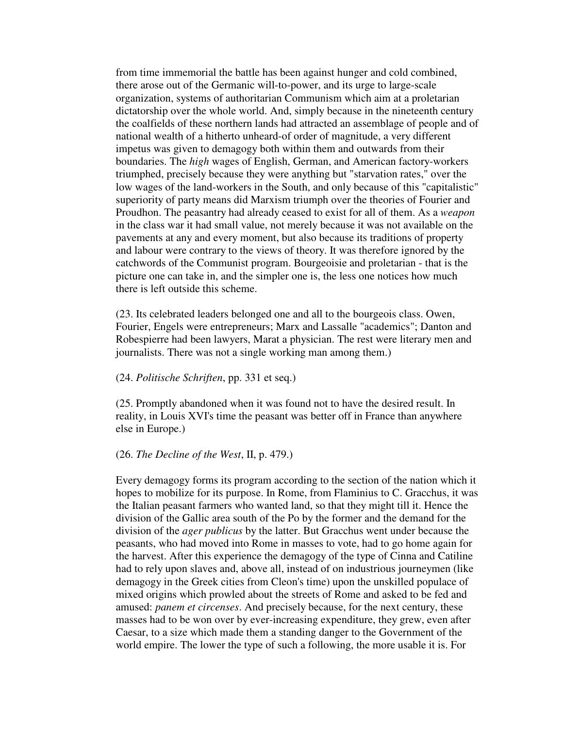from time immemorial the battle has been against hunger and cold combined, there arose out of the Germanic will-to-power, and its urge to large-scale organization, systems of authoritarian Communism which aim at a proletarian dictatorship over the whole world. And, simply because in the nineteenth century the coalfields of these northern lands had attracted an assemblage of people and of national wealth of a hitherto unheard-of order of magnitude, a very different impetus was given to demagogy both within them and outwards from their boundaries. The *high* wages of English, German, and American factory-workers triumphed, precisely because they were anything but "starvation rates," over the low wages of the land-workers in the South, and only because of this "capitalistic" superiority of party means did Marxism triumph over the theories of Fourier and Proudhon. The peasantry had already ceased to exist for all of them. As a *weapon* in the class war it had small value, not merely because it was not available on the pavements at any and every moment, but also because its traditions of property and labour were contrary to the views of theory. It was therefore ignored by the catchwords of the Communist program. Bourgeoisie and proletarian - that is the picture one can take in, and the simpler one is, the less one notices how much there is left outside this scheme.

(23. Its celebrated leaders belonged one and all to the bourgeois class. Owen, Fourier, Engels were entrepreneurs; Marx and Lassalle "academics"; Danton and Robespierre had been lawyers, Marat a physician. The rest were literary men and journalists. There was not a single working man among them.)

(24. *Politische Schriften*, pp. 331 et seq.)

(25. Promptly abandoned when it was found not to have the desired result. In reality, in Louis XVI's time the peasant was better off in France than anywhere else in Europe.)

(26. *The Decline of the West*, II, p. 479.)

Every demagogy forms its program according to the section of the nation which it hopes to mobilize for its purpose. In Rome, from Flaminius to C. Gracchus, it was the Italian peasant farmers who wanted land, so that they might till it. Hence the division of the Gallic area south of the Po by the former and the demand for the division of the *ager publicus* by the latter. But Gracchus went under because the peasants, who had moved into Rome in masses to vote, had to go home again for the harvest. After this experience the demagogy of the type of Cinna and Catiline had to rely upon slaves and, above all, instead of on industrious journeymen (like demagogy in the Greek cities from Cleon's time) upon the unskilled populace of mixed origins which prowled about the streets of Rome and asked to be fed and amused: *panem et circenses*. And precisely because, for the next century, these masses had to be won over by ever-increasing expenditure, they grew, even after Caesar, to a size which made them a standing danger to the Government of the world empire. The lower the type of such a following, the more usable it is. For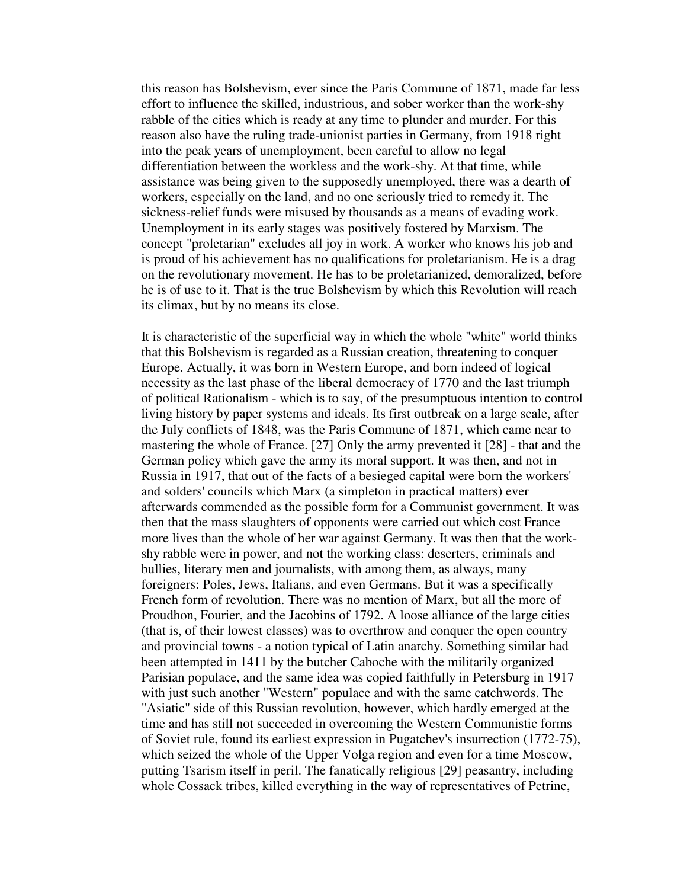this reason has Bolshevism, ever since the Paris Commune of 1871, made far less effort to influence the skilled, industrious, and sober worker than the work-shy rabble of the cities which is ready at any time to plunder and murder. For this reason also have the ruling trade-unionist parties in Germany, from 1918 right into the peak years of unemployment, been careful to allow no legal differentiation between the workless and the work-shy. At that time, while assistance was being given to the supposedly unemployed, there was a dearth of workers, especially on the land, and no one seriously tried to remedy it. The sickness-relief funds were misused by thousands as a means of evading work. Unemployment in its early stages was positively fostered by Marxism. The concept "proletarian" excludes all joy in work. A worker who knows his job and is proud of his achievement has no qualifications for proletarianism. He is a drag on the revolutionary movement. He has to be proletarianized, demoralized, before he is of use to it. That is the true Bolshevism by which this Revolution will reach its climax, but by no means its close.

It is characteristic of the superficial way in which the whole "white" world thinks that this Bolshevism is regarded as a Russian creation, threatening to conquer Europe. Actually, it was born in Western Europe, and born indeed of logical necessity as the last phase of the liberal democracy of 1770 and the last triumph of political Rationalism - which is to say, of the presumptuous intention to control living history by paper systems and ideals. Its first outbreak on a large scale, after the July conflicts of 1848, was the Paris Commune of 1871, which came near to mastering the whole of France. [27] Only the army prevented it [28] - that and the German policy which gave the army its moral support. It was then, and not in Russia in 1917, that out of the facts of a besieged capital were born the workers' and solders' councils which Marx (a simpleton in practical matters) ever afterwards commended as the possible form for a Communist government. It was then that the mass slaughters of opponents were carried out which cost France more lives than the whole of her war against Germany. It was then that the work-shy rabble were in power, and not the working class: deserters, criminals and bullies, literary men and journalists, with among them, as always, many foreigners: Poles, Jews, Italians, and even Germans. But it was a specifically French form of revolution. There was no mention of Marx, but all the more of Proudhon, Fourier, and the Jacobins of 1792. A loose alliance of the large cities (that is, of their lowest classes) was to overthrow and conquer the open country and provincial towns - a notion typical of Latin anarchy. Something similar had been attempted in 1411 by the butcher Caboche with the militarily organized Parisian populace, and the same idea was copied faithfully in Petersburg in 1917 with just such another "Western" populace and with the same catchwords. The "Asiatic" side of this Russian revolution, however, which hardly emerged at the time and has still not succeeded in overcoming the Western Communistic forms of Soviet rule, found its earliest expression in Pugatchev's insurrection (1772-75), which seized the whole of the Upper Volga region and even for a time Moscow, putting Tsarism itself in peril. The fanatically religious [29] peasantry, including whole Cossack tribes, killed everything in the way of representatives of Petrine,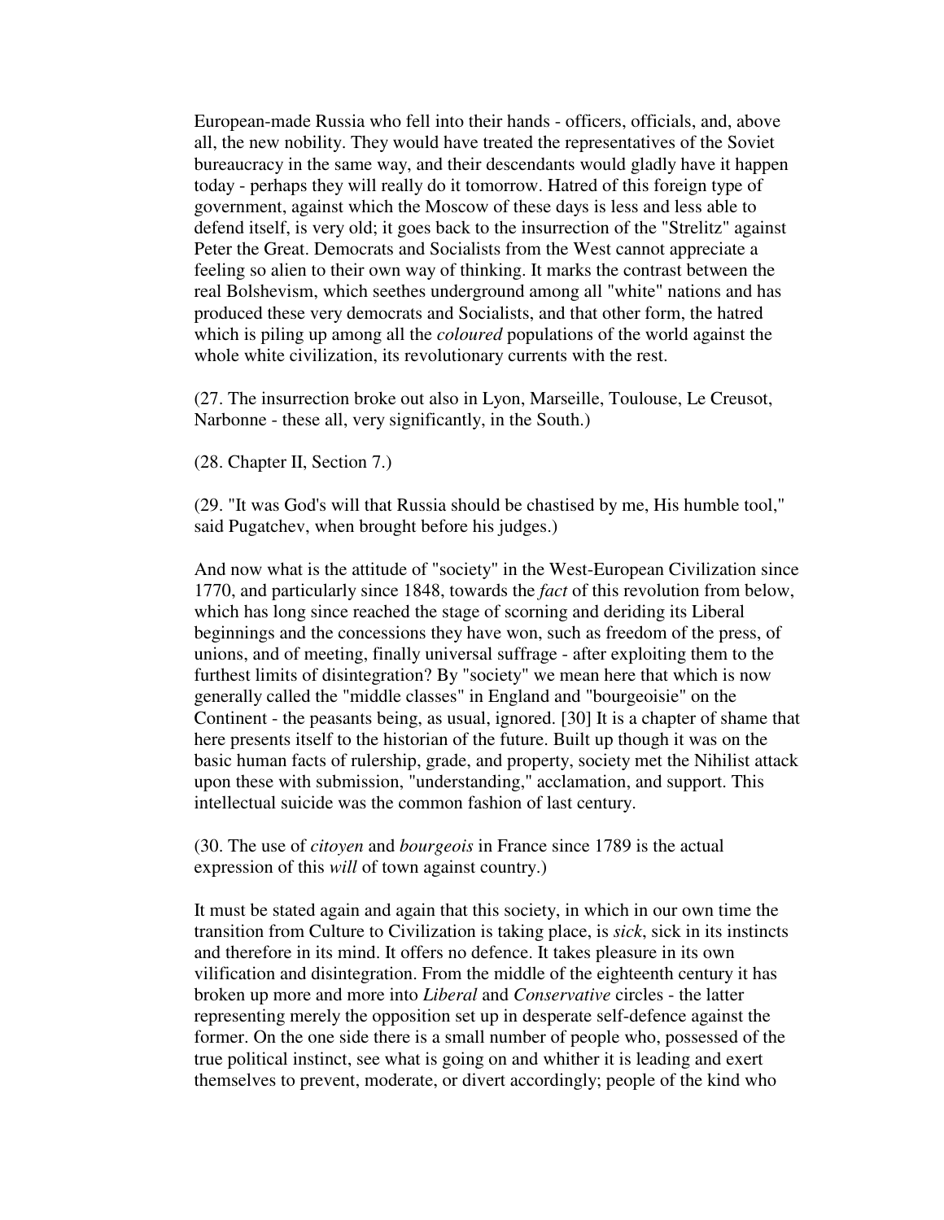European-made Russia who fell into their hands - officers, officials, and, above all, the new nobility. They would have treated the representatives of the Soviet bureaucracy in the same way, and their descendants would gladly have it happen today - perhaps they will really do it tomorrow. Hatred of this foreign type of government, against which the Moscow of these days is less and less able to defend itself, is very old; it goes back to the insurrection of the "Strelitz" against Peter the Great. Democrats and Socialists from the West cannot appreciate a feeling so alien to their own way of thinking. It marks the contrast between the real Bolshevism, which seethes underground among all "white" nations and has produced these very democrats and Socialists, and that other form, the hatred which is piling up among all the *coloured* populations of the world against the whole white civilization, its revolutionary currents with the rest.

(27. The insurrection broke out also in Lyon, Marseille, Toulouse, Le Creusot, Narbonne - these all, very significantly, in the South.)

(28. Chapter II, Section 7.)

(29. "It was God's will that Russia should be chastised by me, His humble tool," said Pugatchev, when brought before his judges.)

And now what is the attitude of "society" in the West-European Civilization since 1770, and particularly since 1848, towards the *fact* of this revolution from below, which has long since reached the stage of scorning and deriding its Liberal beginnings and the concessions they have won, such as freedom of the press, of unions, and of meeting, finally universal suffrage - after exploiting them to the furthest limits of disintegration? By "society" we mean here that which is now generally called the "middle classes" in England and "bourgeoisie" on the Continent - the peasants being, as usual, ignored. [30] It is a chapter of shame that here presents itself to the historian of the future. Built up though it was on the basic human facts of rulership, grade, and property, society met the Nihilist attack upon these with submission, "understanding," acclamation, and support. This intellectual suicide was the common fashion of last century.

(30. The use of *citoyen* and *bourgeois* in France since 1789 is the actual expression of this *will* of town against country.)

It must be stated again and again that this society, in which in our own time the transition from Culture to Civilization is taking place, is *sick*, sick in its instincts and therefore in its mind. It offers no defence. It takes pleasure in its own vilification and disintegration. From the middle of the eighteenth century it has broken up more and more into *Liberal* and *Conservative* circles - the latter representing merely the opposition set up in desperate self-defence against the former. On the one side there is a small number of people who, possessed of the true political instinct, see what is going on and whither it is leading and exert themselves to prevent, moderate, or divert accordingly; people of the kind who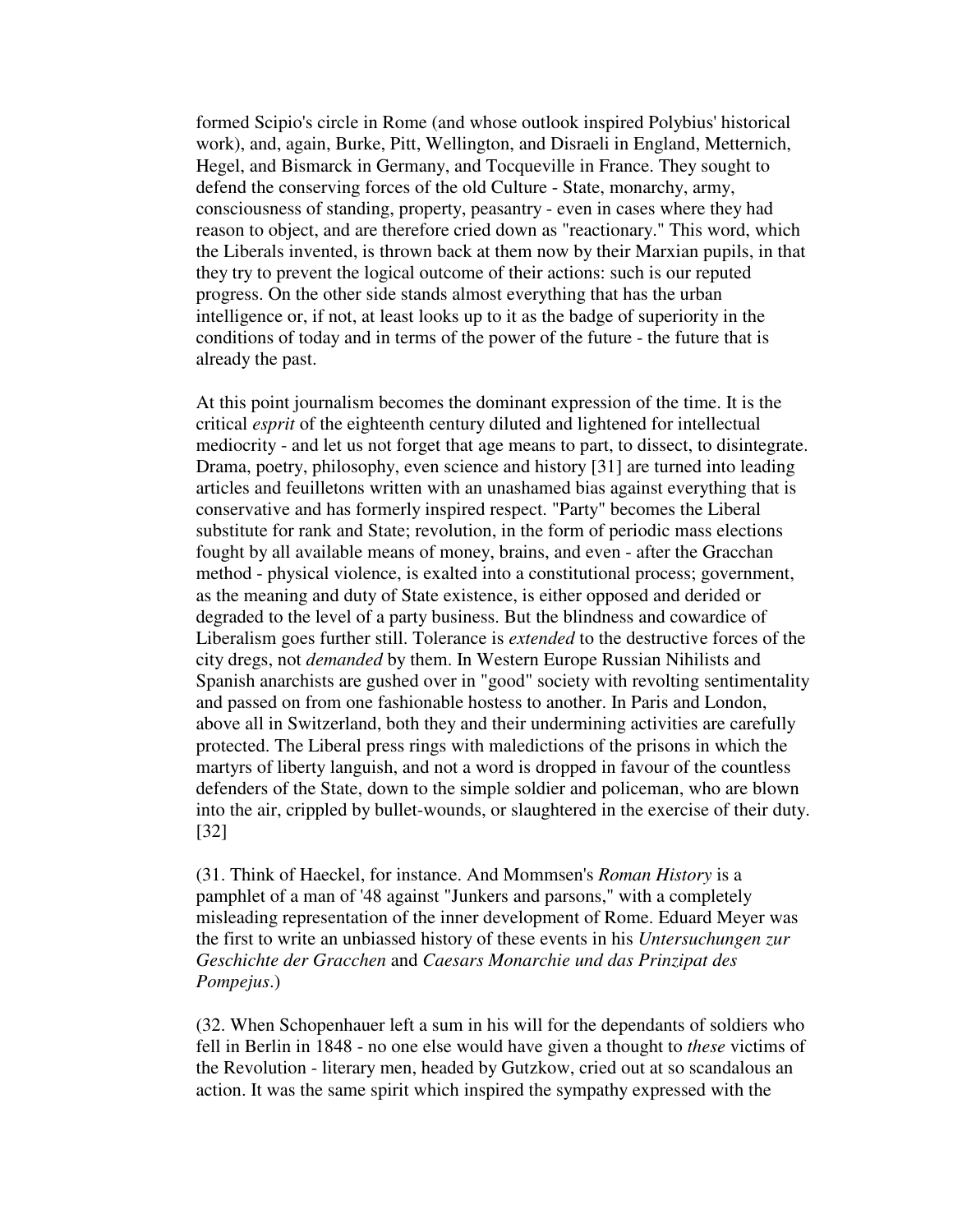formed Scipio's circle in Rome (and whose outlook inspired Polybius' historical work), and, again, Burke, Pitt, Wellington, and Disraeli in England, Metternich, Hegel, and Bismarck in Germany, and Tocqueville in France. They sought to defend the conserving forces of the old Culture - State, monarchy, army, consciousness of standing, property, peasantry - even in cases where they had reason to object, and are therefore cried down as "reactionary." This word, which the Liberals invented, is thrown back at them now by their Marxian pupils, in that they try to prevent the logical outcome of their actions: such is our reputed progress. On the other side stands almost everything that has the urban intelligence or, if not, at least looks up to it as the badge of superiority in the conditions of today and in terms of the power of the future - the future that is already the past.

At this point journalism becomes the dominant expression of the time. It is the critical *esprit* of the eighteenth century diluted and lightened for intellectual mediocrity - and let us not forget that age means to part, to dissect, to disintegrate. Drama, poetry, philosophy, even science and history [31] are turned into leading articles and feuilletons written with an unashamed bias against everything that is conservative and has formerly inspired respect. "Party" becomes the Liberal substitute for rank and State; revolution, in the form of periodic mass elections fought by all available means of money, brains, and even - after the Gracchan method - physical violence, is exalted into a constitutional process; government, as the meaning and duty of State existence, is either opposed and derided or degraded to the level of a party business. But the blindness and cowardice of Liberalism goes further still. Tolerance is *extended* to the destructive forces of the city dregs, not *demanded* by them. In Western Europe Russian Nihilists and Spanish anarchists are gushed over in "good" society with revolting sentimentality and passed on from one fashionable hostess to another. In Paris and London, above all in Switzerland, both they and their undermining activities are carefully protected. The Liberal press rings with maledictions of the prisons in which the martyrs of liberty languish, and not a word is dropped in favour of the countless defenders of the State, down to the simple soldier and policeman, who are blown into the air, crippled by bullet-wounds, or slaughtered in the exercise of their duty. [32]

(31. Think of Haeckel, for instance. And Mommsen's *Roman History* is a pamphlet of a man of '48 against "Junkers and parsons," with a completely misleading representation of the inner development of Rome. Eduard Meyer was the first to write an unbiassed history of these events in his *Untersuchungen zur Geschichte der Gracchen* and *Caesars Monarchie und das Prinzipat des Pompejus*.)

(32. When Schopenhauer left a sum in his will for the dependants of soldiers who fell in Berlin in 1848 - no one else would have given a thought to *these* victims of the Revolution - literary men, headed by Gutzkow, cried out at so scandalous an action. It was the same spirit which inspired the sympathy expressed with the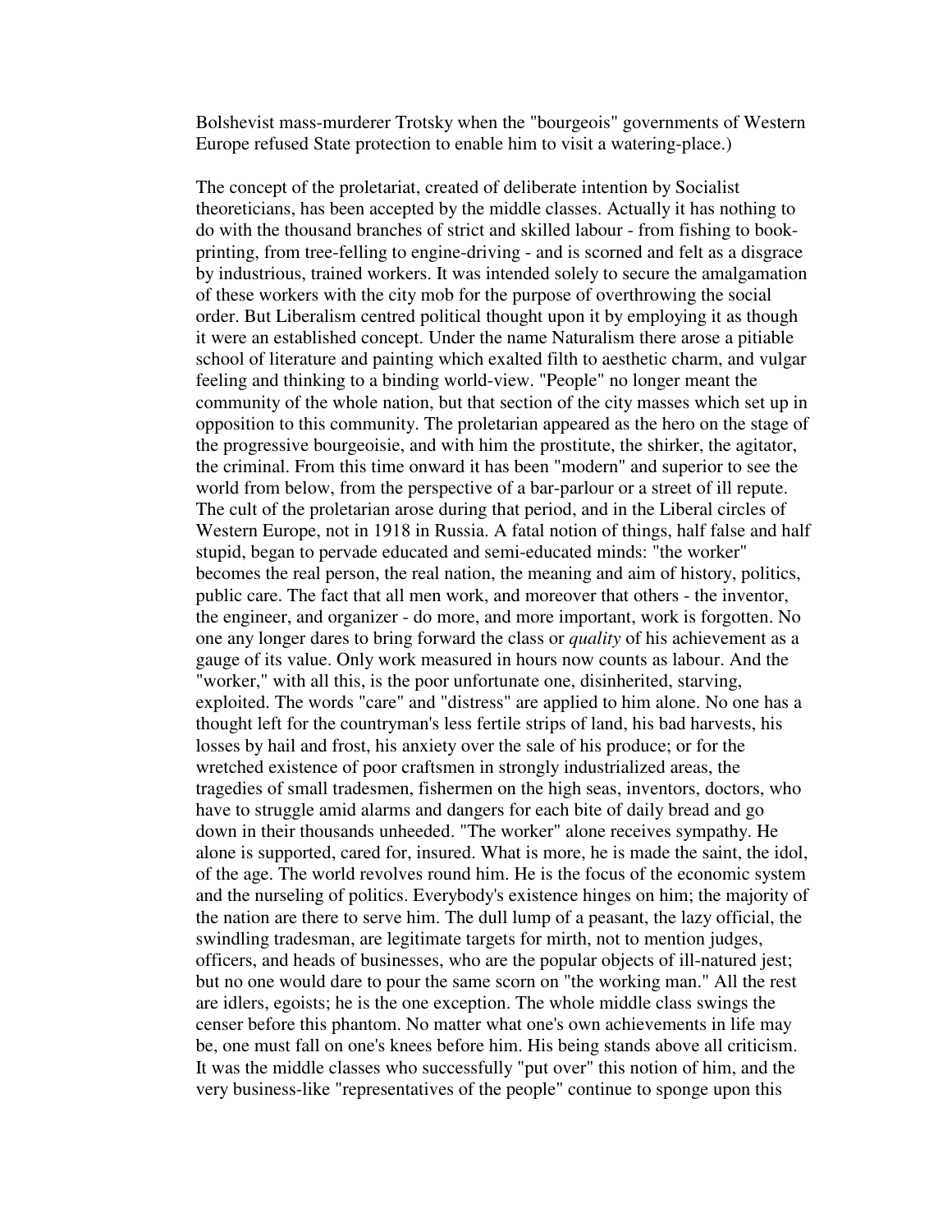Bolshevist mass-murderer Trotsky when the "bourgeois" governments of Western Europe refused State protection to enable him to visit a watering-place.)

The concept of the proletariat, created of deliberate intention by Socialist theoreticians, has been accepted by the middle classes. Actually it has nothing to do with the thousand branches of strict and skilled labour - from fishing to book-printing, from tree-felling to engine-driving - and is scorned and felt as a disgrace by industrious, trained workers. It was intended solely to secure the amalgamation of these workers with the city mob for the purpose of overthrowing the social order. But Liberalism centred political thought upon it by employing it as though it were an established concept. Under the name Naturalism there arose a pitiable school of literature and painting which exalted filth to aesthetic charm, and vulgar feeling and thinking to a binding world-view. "People" no longer meant the community of the whole nation, but that section of the city masses which set up in opposition to this community. The proletarian appeared as the hero on the stage of the progressive bourgeoisie, and with him the prostitute, the shirker, the agitator, the criminal. From this time onward it has been "modern" and superior to see the world from below, from the perspective of a bar-parlour or a street of ill repute. The cult of the proletarian arose during that period, and in the Liberal circles of Western Europe, not in 1918 in Russia. A fatal notion of things, half false and half stupid, began to pervade educated and semi-educated minds: "the worker" becomes the real person, the real nation, the meaning and aim of history, politics, public care. The fact that all men work, and moreover that others - the inventor, the engineer, and organizer - do more, and more important, work is forgotten. No one any longer dares to bring forward the class or *quality* of his achievement as a gauge of its value. Only work measured in hours now counts as labour. And the "worker," with all this, is the poor unfortunate one, disinherited, starving, exploited. The words "care" and "distress" are applied to him alone. No one has a thought left for the countryman's less fertile strips of land, his bad harvests, his losses by hail and frost, his anxiety over the sale of his produce; or for the wretched existence of poor craftsmen in strongly industrialized areas, the tragedies of small tradesmen, fishermen on the high seas, inventors, doctors, who have to struggle amid alarms and dangers for each bite of daily bread and go down in their thousands unheeded. "The worker" alone receives sympathy. He alone is supported, cared for, insured. What is more, he is made the saint, the idol, of the age. The world revolves round him. He is the focus of the economic system and the nurseling of politics. Everybody's existence hinges on him; the majority of the nation are there to serve him. The dull lump of a peasant, the lazy official, the swindling tradesman, are legitimate targets for mirth, not to mention judges, officers, and heads of businesses, who are the popular objects of ill-natured jest; but no one would dare to pour the same scorn on "the working man." All the rest are idlers, egoists; he is the one exception. The whole middle class swings the censer before this phantom. No matter what one's own achievements in life may be, one must fall on one's knees before him. His being stands above all criticism. It was the middle classes who successfully "put over" this notion of him, and the very business-like "representatives of the people" continue to sponge upon this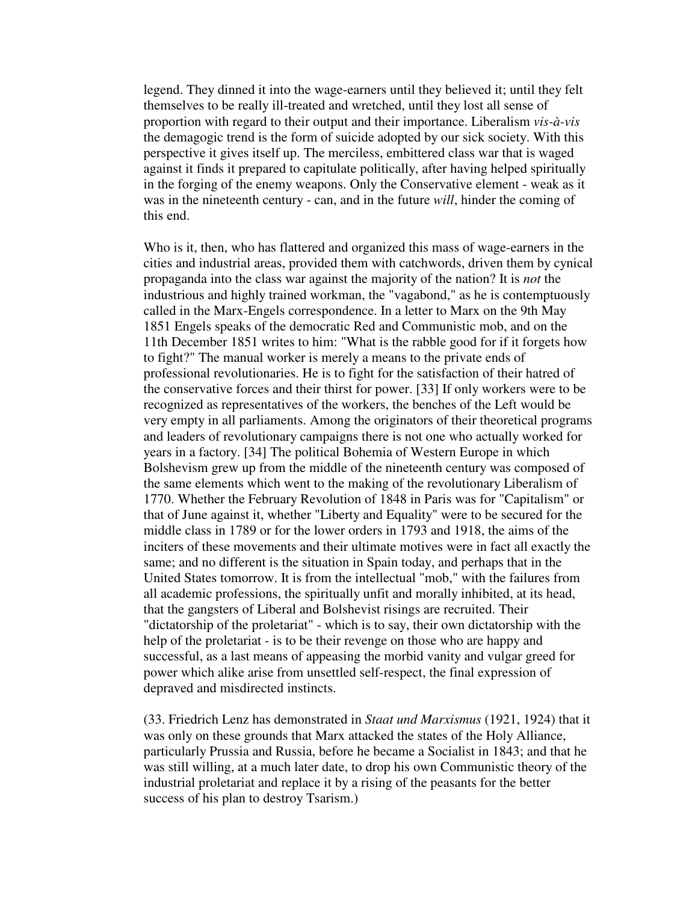legend. They dinned it into the wage-earners until they believed it; until they felt themselves to be really ill-treated and wretched, until they lost all sense of proportion with regard to their output and their importance. Liberalism *vis-à-vis* the demagogic trend is the form of suicide adopted by our sick society. With this perspective it gives itself up. The merciless, embittered class war that is waged against it finds it prepared to capitulate politically, after having helped spiritually in the forging of the enemy weapons. Only the Conservative element - weak as it was in the nineteenth century - can, and in the future *will*, hinder the coming of this end.

Who is it, then, who has flattered and organized this mass of wage-earners in the cities and industrial areas, provided them with catchwords, driven them by cynical propaganda into the class war against the majority of the nation? It is *not* the industrious and highly trained workman, the "vagabond," as he is contemptuously called in the Marx-Engels correspondence. In a letter to Marx on the 9th May 1851 Engels speaks of the democratic Red and Communistic mob, and on the 11th December 1851 writes to him: "What is the rabble good for if it forgets how to fight?" The manual worker is merely a means to the private ends of professional revolutionaries. He is to fight for the satisfaction of their hatred of the conservative forces and their thirst for power. [33] If only workers were to be recognized as representatives of the workers, the benches of the Left would be very empty in all parliaments. Among the originators of their theoretical programs and leaders of revolutionary campaigns there is not one who actually worked for years in a factory. [34] The political Bohemia of Western Europe in which Bolshevism grew up from the middle of the nineteenth century was composed of the same elements which went to the making of the revolutionary Liberalism of 1770. Whether the February Revolution of 1848 in Paris was for "Capitalism" or that of June against it, whether "Liberty and Equality" were to be secured for the middle class in 1789 or for the lower orders in 1793 and 1918, the aims of the inciters of these movements and their ultimate motives were in fact all exactly the same; and no different is the situation in Spain today, and perhaps that in the United States tomorrow. It is from the intellectual "mob," with the failures from all academic professions, the spiritually unfit and morally inhibited, at its head, that the gangsters of Liberal and Bolshevist risings are recruited. Their "dictatorship of the proletariat" - which is to say, their own dictatorship with the help of the proletariat - is to be their revenge on those who are happy and successful, as a last means of appeasing the morbid vanity and vulgar greed for power which alike arise from unsettled self-respect, the final expression of depraved and misdirected instincts.

(33. Friedrich Lenz has demonstrated in *Staat und Marxismus* (1921, 1924) that it was only on these grounds that Marx attacked the states of the Holy Alliance, particularly Prussia and Russia, before he became a Socialist in 1843; and that he was still willing, at a much later date, to drop his own Communistic theory of the industrial proletariat and replace it by a rising of the peasants for the better success of his plan to destroy Tsarism.)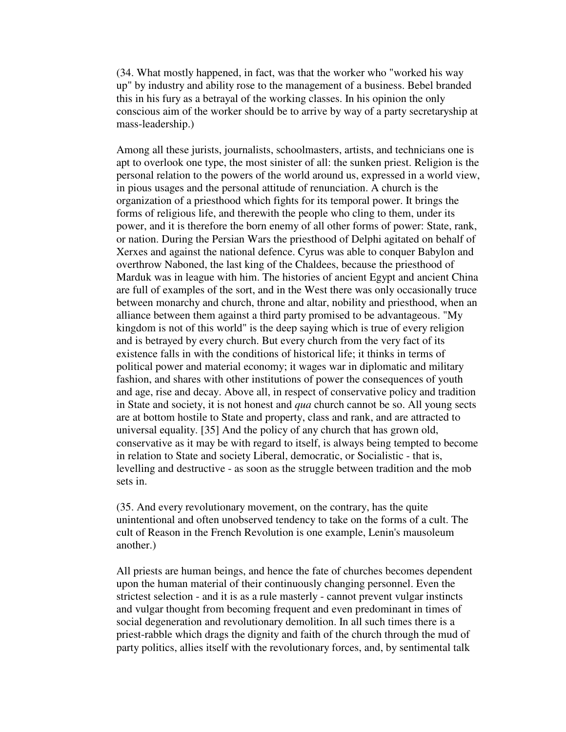(34. What mostly happened, in fact, was that the worker who "worked his way up" by industry and ability rose to the management of a business. Bebel branded this in his fury as a betrayal of the working classes. In his opinion the only conscious aim of the worker should be to arrive by way of a party secretaryship at mass-leadership.)

Among all these jurists, journalists, schoolmasters, artists, and technicians one is apt to overlook one type, the most sinister of all: the sunken priest. Religion is the personal relation to the powers of the world around us, expressed in a world view, in pious usages and the personal attitude of renunciation. A church is the organization of a priesthood which fights for its temporal power. It brings the forms of religious life, and therewith the people who cling to them, under its power, and it is therefore the born enemy of all other forms of power: State, rank, or nation. During the Persian Wars the priesthood of Delphi agitated on behalf of Xerxes and against the national defence. Cyrus was able to conquer Babylon and overthrow Naboned, the last king of the Chaldees, because the priesthood of Marduk was in league with him. The histories of ancient Egypt and ancient China are full of examples of the sort, and in the West there was only occasionally truce between monarchy and church, throne and altar, nobility and priesthood, when an alliance between them against a third party promised to be advantageous. "My kingdom is not of this world" is the deep saying which is true of every religion and is betrayed by every church. But every church from the very fact of its existence falls in with the conditions of historical life; it thinks in terms of political power and material economy; it wages war in diplomatic and military fashion, and shares with other institutions of power the consequences of youth and age, rise and decay. Above all, in respect of conservative policy and tradition in State and society, it is not honest and *qua* church cannot be so. All young sects are at bottom hostile to State and property, class and rank, and are attracted to universal equality. [35] And the policy of any church that has grown old, conservative as it may be with regard to itself, is always being tempted to become in relation to State and society Liberal, democratic, or Socialistic - that is, levelling and destructive - as soon as the struggle between tradition and the mob sets in.

(35. And every revolutionary movement, on the contrary, has the quite unintentional and often unobserved tendency to take on the forms of a cult. The cult of Reason in the French Revolution is one example, Lenin's mausoleum another.)

All priests are human beings, and hence the fate of churches becomes dependent upon the human material of their continuously changing personnel. Even the strictest selection - and it is as a rule masterly - cannot prevent vulgar instincts and vulgar thought from becoming frequent and even predominant in times of social degeneration and revolutionary demolition. In all such times there is a priest-rabble which drags the dignity and faith of the church through the mud of party politics, allies itself with the revolutionary forces, and, by sentimental talk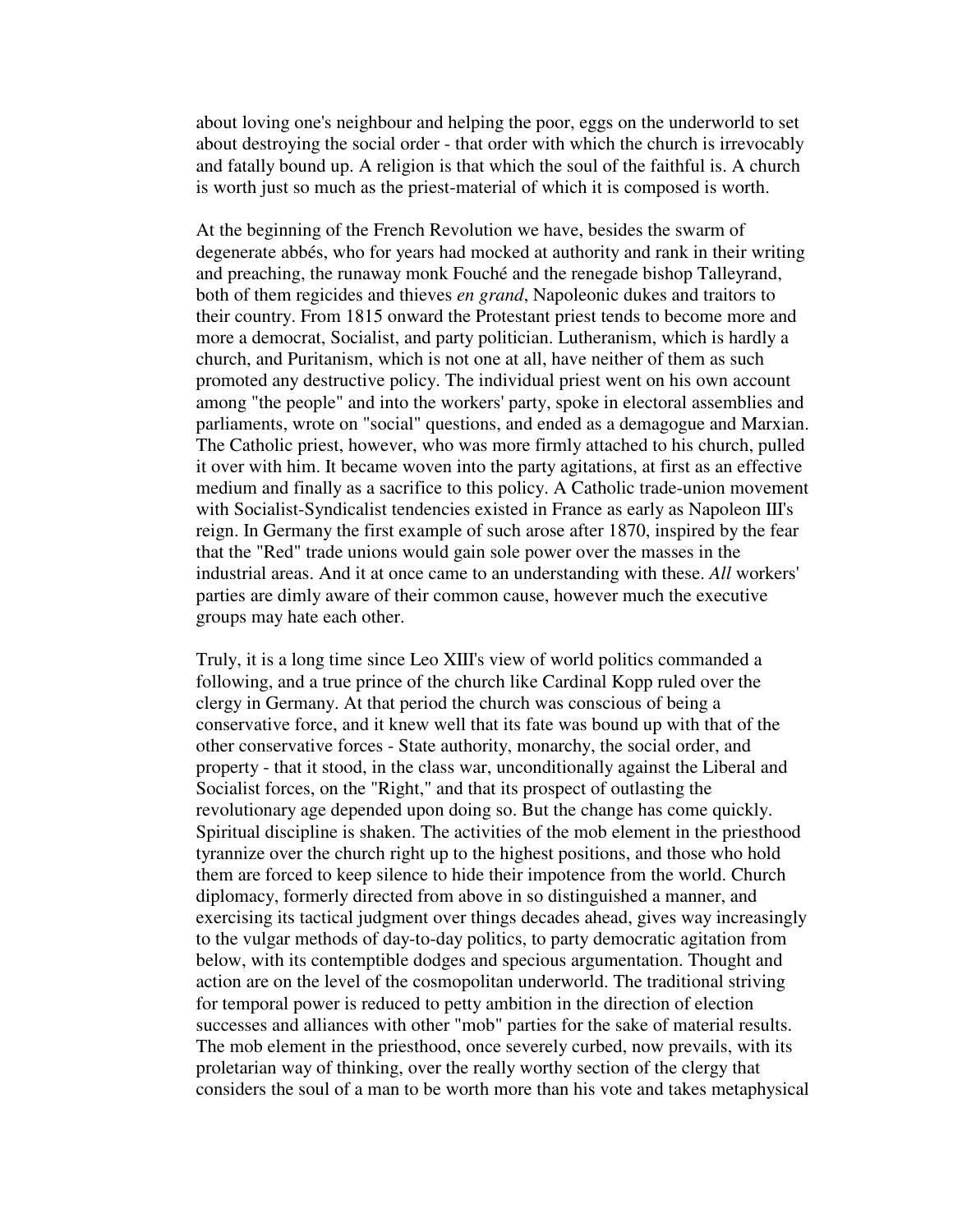about loving one's neighbour and helping the poor, eggs on the underworld to set about destroying the social order - that order with which the church is irrevocably and fatally bound up. A religion is that which the soul of the faithful is. A church is worth just so much as the priest-material of which it is composed is worth.

At the beginning of the French Revolution we have, besides the swarm of degenerate abbés, who for years had mocked at authority and rank in their writing and preaching, the runaway monk Fouché and the renegade bishop Talleyrand, both of them regicides and thieves *en grand*, Napoleonic dukes and traitors to their country. From 1815 onward the Protestant priest tends to become more and more a democrat, Socialist, and party politician. Lutheranism, which is hardly a church, and Puritanism, which is not one at all, have neither of them as such promoted any destructive policy. The individual priest went on his own account among "the people" and into the workers' party, spoke in electoral assemblies and parliaments, wrote on "social" questions, and ended as a demagogue and Marxian. The Catholic priest, however, who was more firmly attached to his church, pulled it over with him. It became woven into the party agitations, at first as an effective medium and finally as a sacrifice to this policy. A Catholic trade-union movement with Socialist-Syndicalist tendencies existed in France as early as Napoleon III's reign. In Germany the first example of such arose after 1870, inspired by the fear that the "Red" trade unions would gain sole power over the masses in the industrial areas. And it at once came to an understanding with these. *All* workers' parties are dimly aware of their common cause, however much the executive groups may hate each other.

Truly, it is a long time since Leo XIII's view of world politics commanded a following, and a true prince of the church like Cardinal Kopp ruled over the clergy in Germany. At that period the church was conscious of being a conservative force, and it knew well that its fate was bound up with that of the other conservative forces - State authority, monarchy, the social order, and property - that it stood, in the class war, unconditionally against the Liberal and Socialist forces, on the "Right," and that its prospect of outlasting the revolutionary age depended upon doing so. But the change has come quickly. Spiritual discipline is shaken. The activities of the mob element in the priesthood tyrannize over the church right up to the highest positions, and those who hold them are forced to keep silence to hide their impotence from the world. Church diplomacy, formerly directed from above in so distinguished a manner, and exercising its tactical judgment over things decades ahead, gives way increasingly to the vulgar methods of day-to-day politics, to party democratic agitation from below, with its contemptible dodges and specious argumentation. Thought and action are on the level of the cosmopolitan underworld. The traditional striving for temporal power is reduced to petty ambition in the direction of election successes and alliances with other "mob" parties for the sake of material results. The mob element in the priesthood, once severely curbed, now prevails, with its proletarian way of thinking, over the really worthy section of the clergy that considers the soul of a man to be worth more than his vote and takes metaphysical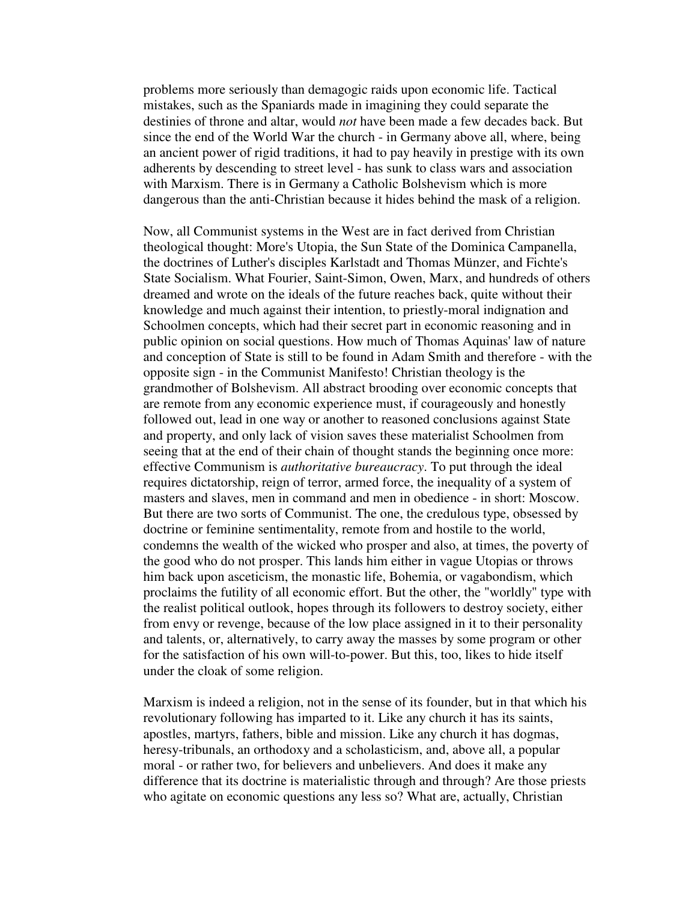problems more seriously than demagogic raids upon economic life. Tactical mistakes, such as the Spaniards made in imagining they could separate the destinies of throne and altar, would *not* have been made a few decades back. But since the end of the World War the church - in Germany above all, where, being an ancient power of rigid traditions, it had to pay heavily in prestige with its own adherents by descending to street level - has sunk to class wars and association with Marxism. There is in Germany a Catholic Bolshevism which is more dangerous than the anti-Christian because it hides behind the mask of a religion.

Now, all Communist systems in the West are in fact derived from Christian theological thought: More's Utopia, the Sun State of the Dominica Campanella, the doctrines of Luther's disciples Karlstadt and Thomas Münzer, and Fichte's State Socialism. What Fourier, Saint-Simon, Owen, Marx, and hundreds of others dreamed and wrote on the ideals of the future reaches back, quite without their knowledge and much against their intention, to priestly-moral indignation and Schoolmen concepts, which had their secret part in economic reasoning and in public opinion on social questions. How much of Thomas Aquinas' law of nature and conception of State is still to be found in Adam Smith and therefore - with the opposite sign - in the Communist Manifesto! Christian theology is the grandmother of Bolshevism. All abstract brooding over economic concepts that are remote from any economic experience must, if courageously and honestly followed out, lead in one way or another to reasoned conclusions against State and property, and only lack of vision saves these materialist Schoolmen from seeing that at the end of their chain of thought stands the beginning once more: effective Communism is *authoritative bureaucracy*. To put through the ideal requires dictatorship, reign of terror, armed force, the inequality of a system of masters and slaves, men in command and men in obedience - in short: Moscow. But there are two sorts of Communist. The one, the credulous type, obsessed by doctrine or feminine sentimentality, remote from and hostile to the world, condemns the wealth of the wicked who prosper and also, at times, the poverty of the good who do not prosper. This lands him either in vague Utopias or throws him back upon asceticism, the monastic life, Bohemia, or vagabondism, which proclaims the futility of all economic effort. But the other, the "worldly" type with the realist political outlook, hopes through its followers to destroy society, either from envy or revenge, because of the low place assigned in it to their personality and talents, or, alternatively, to carry away the masses by some program or other for the satisfaction of his own will-to-power. But this, too, likes to hide itself under the cloak of some religion.

Marxism is indeed a religion, not in the sense of its founder, but in that which his revolutionary following has imparted to it. Like any church it has its saints, apostles, martyrs, fathers, bible and mission. Like any church it has dogmas, heresy-tribunals, an orthodoxy and a scholasticism, and, above all, a popular moral - or rather two, for believers and unbelievers. And does it make any difference that its doctrine is materialistic through and through? Are those priests who agitate on economic questions any less so? What are, actually, Christian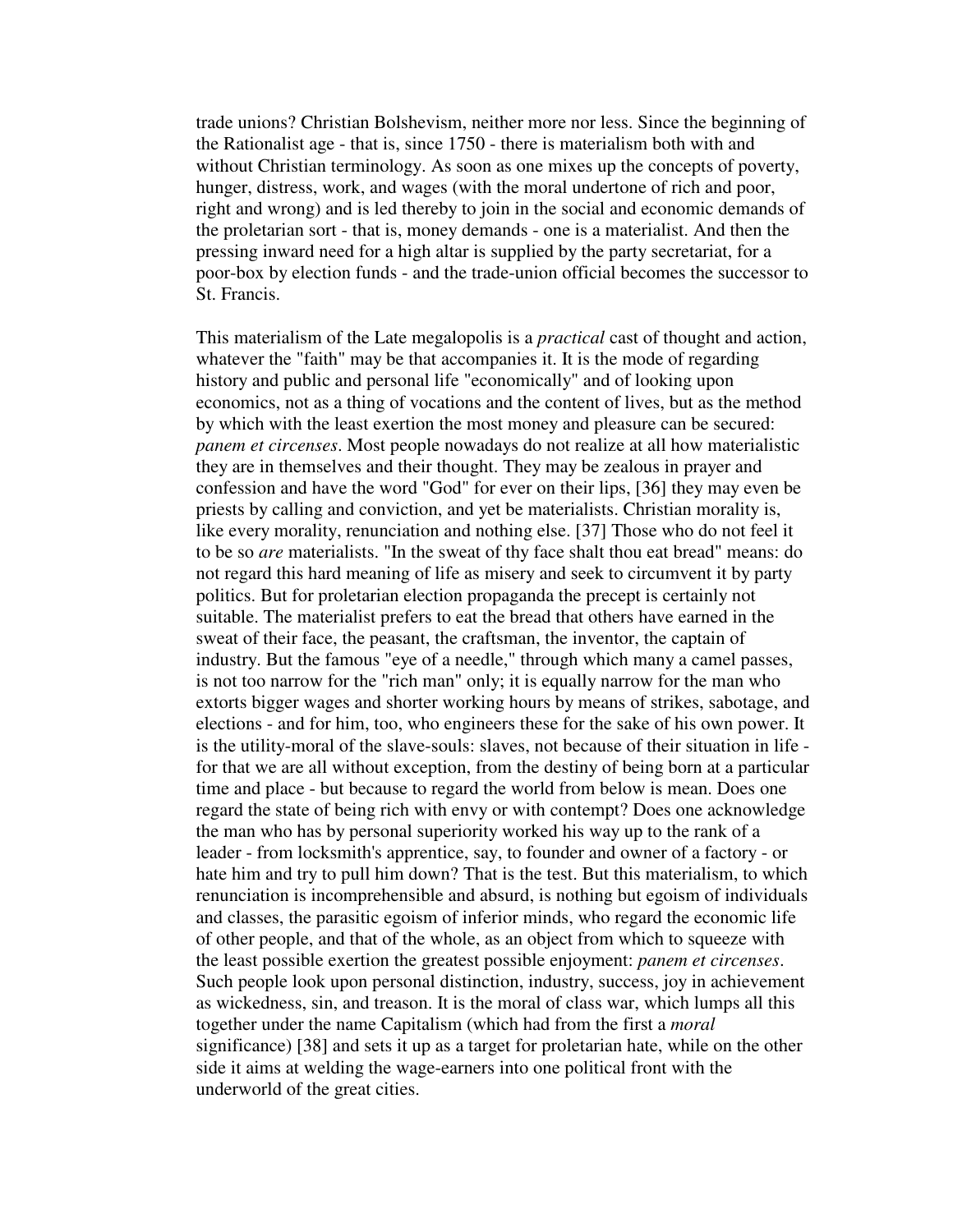trade unions? Christian Bolshevism, neither more nor less. Since the beginning of the Rationalist age - that is, since 1750 - there is materialism both with and without Christian terminology. As soon as one mixes up the concepts of poverty, hunger, distress, work, and wages (with the moral undertone of rich and poor, right and wrong) and is led thereby to join in the social and economic demands of the proletarian sort - that is, money demands - one is a materialist. And then the pressing inward need for a high altar is supplied by the party secretariat, for a poor-box by election funds - and the trade-union official becomes the successor to St. Francis.

This materialism of the Late megalopolis is a *practical* cast of thought and action, whatever the "faith" may be that accompanies it. It is the mode of regarding history and public and personal life "economically" and of looking upon economics, not as a thing of vocations and the content of lives, but as the method by which with the least exertion the most money and pleasure can be secured: *panem et circenses*. Most people nowadays do not realize at all how materialistic they are in themselves and their thought. They may be zealous in prayer and confession and have the word "God" for ever on their lips, [36] they may even be priests by calling and conviction, and yet be materialists. Christian morality is, like every morality, renunciation and nothing else. [37] Those who do not feel it to be so *are* materialists. "In the sweat of thy face shalt thou eat bread" means: do not regard this hard meaning of life as misery and seek to circumvent it by party politics. But for proletarian election propaganda the precept is certainly not suitable. The materialist prefers to eat the bread that others have earned in the sweat of their face, the peasant, the craftsman, the inventor, the captain of industry. But the famous "eye of a needle," through which many a camel passes, is not too narrow for the "rich man" only; it is equally narrow for the man who extorts bigger wages and shorter working hours by means of strikes, sabotage, and elections - and for him, too, who engineers these for the sake of his own power. It is the utility-moral of the slave-souls: slaves, not because of their situation in life - for that we are all without exception, from the destiny of being born at a particular time and place - but because to regard the world from below is mean. Does one regard the state of being rich with envy or with contempt? Does one acknowledge the man who has by personal superiority worked his way up to the rank of a leader - from locksmith's apprentice, say, to founder and owner of a factory - or hate him and try to pull him down? That is the test. But this materialism, to which renunciation is incomprehensible and absurd, is nothing but egoism of individuals and classes, the parasitic egoism of inferior minds, who regard the economic life of other people, and that of the whole, as an object from which to squeeze with the least possible exertion the greatest possible enjoyment: *panem et circenses*. Such people look upon personal distinction, industry, success, joy in achievement as wickedness, sin, and treason. It is the moral of class war, which lumps all this together under the name Capitalism (which had from the first a *moral* significance) [38] and sets it up as a target for proletarian hate, while on the other side it aims at welding the wage-earners into one political front with the underworld of the great cities.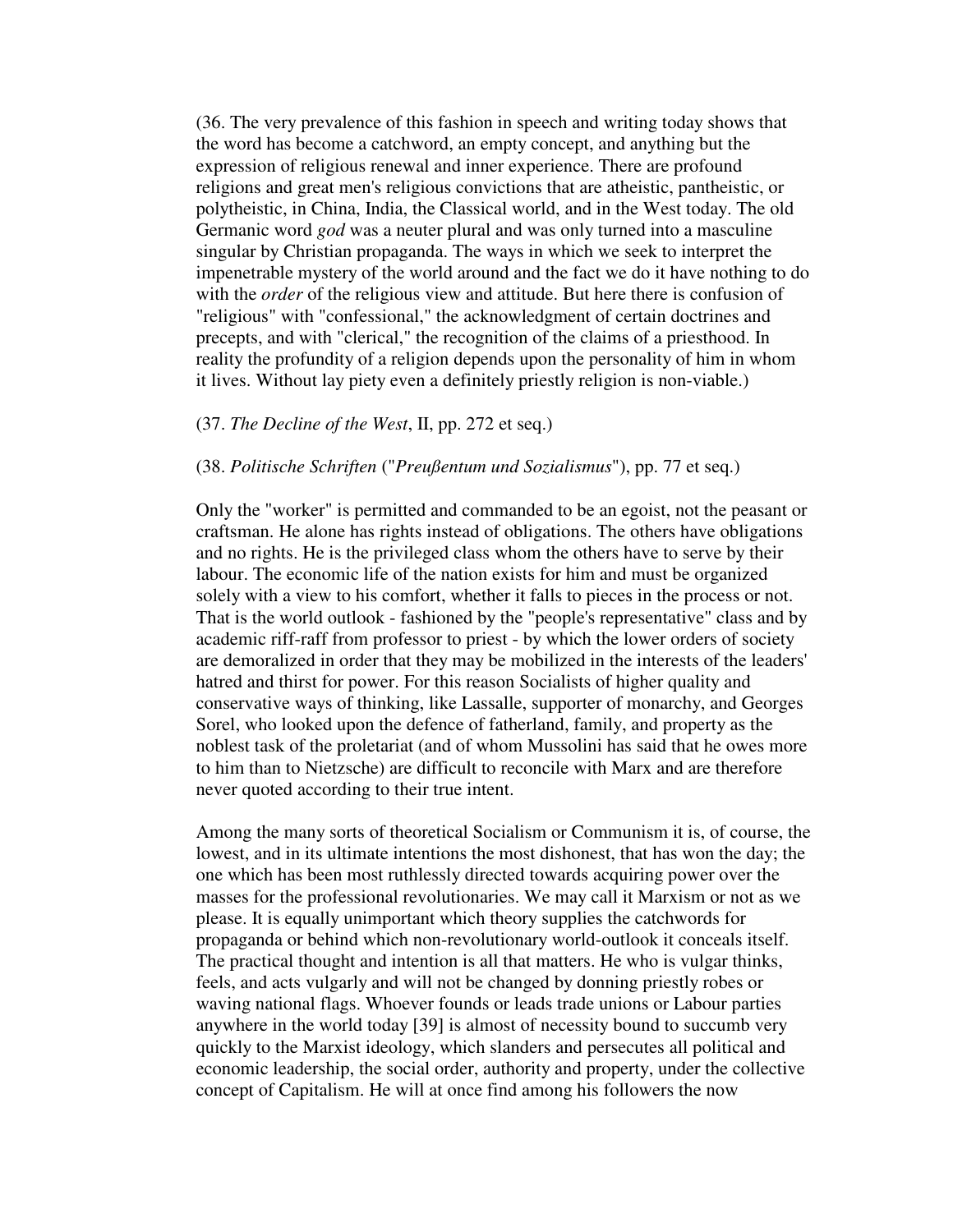(36. The very prevalence of this fashion in speech and writing today shows that the word has become a catchword, an empty concept, and anything but the expression of religious renewal and inner experience. There are profound religions and great men's religious convictions that are atheistic, pantheistic, or polytheistic, in China, India, the Classical world, and in the West today. The old Germanic word *god* was a neuter plural and was only turned into a masculine singular by Christian propaganda. The ways in which we seek to interpret the impenetrable mystery of the world around and the fact we do it have nothing to do with the *order* of the religious view and attitude. But here there is confusion of "religious" with "confessional," the acknowledgment of certain doctrines and precepts, and with "clerical," the recognition of the claims of a priesthood. In reality the profundity of a religion depends upon the personality of him in whom it lives. Without lay piety even a definitely priestly religion is non-viable.)

(37. *The Decline of the West*, II, pp. 272 et seq.)

(38. *Politische Schriften* ("*Preußentum und Sozialismus*"), pp. 77 et seq.)

Only the "worker" is permitted and commanded to be an egoist, not the peasant or craftsman. He alone has rights instead of obligations. The others have obligations and no rights. He is the privileged class whom the others have to serve by their labour. The economic life of the nation exists for him and must be organized solely with a view to his comfort, whether it falls to pieces in the process or not. That is the world outlook - fashioned by the "people's representative" class and by academic riff-raff from professor to priest - by which the lower orders of society are demoralized in order that they may be mobilized in the interests of the leaders' hatred and thirst for power. For this reason Socialists of higher quality and conservative ways of thinking, like Lassalle, supporter of monarchy, and Georges Sorel, who looked upon the defence of fatherland, family, and property as the noblest task of the proletariat (and of whom Mussolini has said that he owes more to him than to Nietzsche) are difficult to reconcile with Marx and are therefore never quoted according to their true intent.

Among the many sorts of theoretical Socialism or Communism it is, of course, the lowest, and in its ultimate intentions the most dishonest, that has won the day; the one which has been most ruthlessly directed towards acquiring power over the masses for the professional revolutionaries. We may call it Marxism or not as we please. It is equally unimportant which theory supplies the catchwords for propaganda or behind which non-revolutionary world-outlook it conceals itself. The practical thought and intention is all that matters. He who is vulgar thinks, feels, and acts vulgarly and will not be changed by donning priestly robes or waving national flags. Whoever founds or leads trade unions or Labour parties anywhere in the world today [39] is almost of necessity bound to succumb very quickly to the Marxist ideology, which slanders and persecutes all political and economic leadership, the social order, authority and property, under the collective concept of Capitalism. He will at once find among his followers the now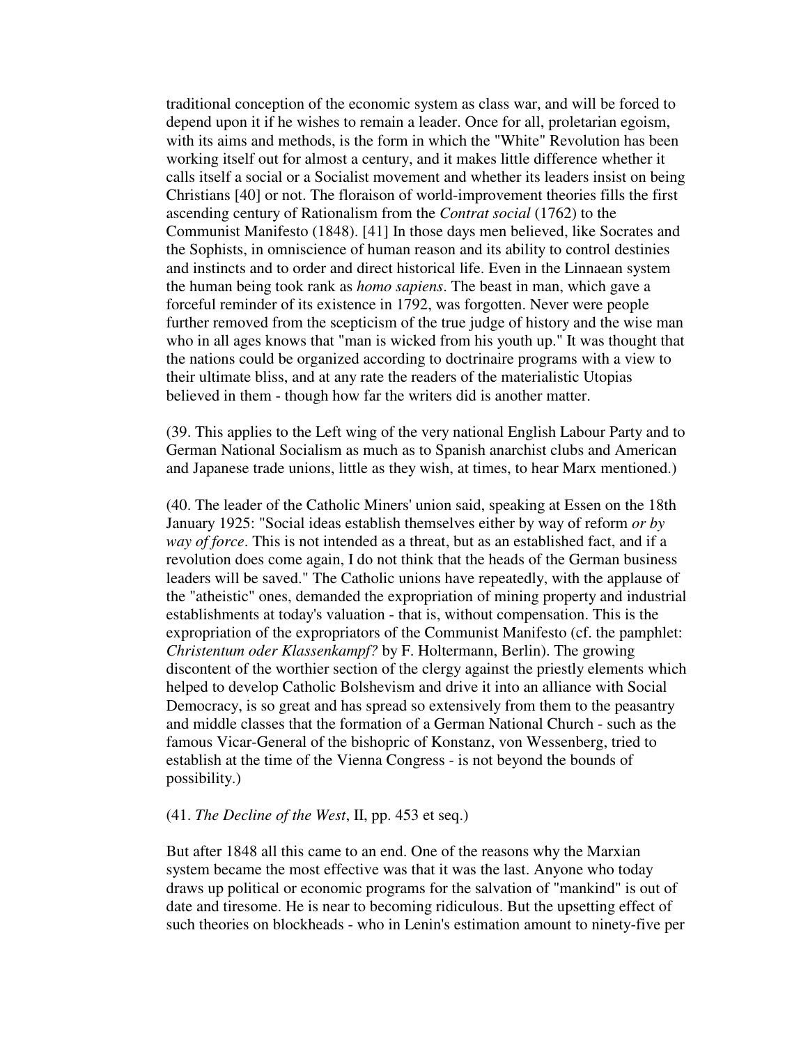traditional conception of the economic system as class war, and will be forced to depend upon it if he wishes to remain a leader. Once for all, proletarian egoism, with its aims and methods, is the form in which the "White" Revolution has been working itself out for almost a century, and it makes little difference whether it calls itself a social or a Socialist movement and whether its leaders insist on being Christians [40] or not. The floraison of world-improvement theories fills the first ascending century of Rationalism from the *Contrat social* (1762) to the Communist Manifesto (1848). [41] In those days men believed, like Socrates and the Sophists, in omniscience of human reason and its ability to control destinies and instincts and to order and direct historical life. Even in the Linnaean system the human being took rank as *homo sapiens*. The beast in man, which gave a forceful reminder of its existence in 1792, was forgotten. Never were people further removed from the scepticism of the true judge of history and the wise man who in all ages knows that "man is wicked from his youth up." It was thought that the nations could be organized according to doctrinaire programs with a view to their ultimate bliss, and at any rate the readers of the materialistic Utopias believed in them - though how far the writers did is another matter.

(39. This applies to the Left wing of the very national English Labour Party and to German National Socialism as much as to Spanish anarchist clubs and American and Japanese trade unions, little as they wish, at times, to hear Marx mentioned.)

(40. The leader of the Catholic Miners' union said, speaking at Essen on the 18th January 1925: "Social ideas establish themselves either by way of reform *or by way of force*. This is not intended as a threat, but as an established fact, and if a revolution does come again, I do not think that the heads of the German business leaders will be saved." The Catholic unions have repeatedly, with the applause of the "atheistic" ones, demanded the expropriation of mining property and industrial establishments at today's valuation - that is, without compensation. This is the expropriation of the expropriators of the Communist Manifesto (cf. the pamphlet: *Christentum oder Klassenkampf?* by F. Holtermann, Berlin). The growing discontent of the worthier section of the clergy against the priestly elements which helped to develop Catholic Bolshevism and drive it into an alliance with Social Democracy, is so great and has spread so extensively from them to the peasantry and middle classes that the formation of a German National Church - such as the famous Vicar-General of the bishopric of Konstanz, von Wessenberg, tried to establish at the time of the Vienna Congress - is not beyond the bounds of possibility.)

(41. *The Decline of the West*, II, pp. 453 et seq.)

But after 1848 all this came to an end. One of the reasons why the Marxian system became the most effective was that it was the last. Anyone who today draws up political or economic programs for the salvation of "mankind" is out of date and tiresome. He is near to becoming ridiculous. But the upsetting effect of such theories on blockheads - who in Lenin's estimation amount to ninety-five per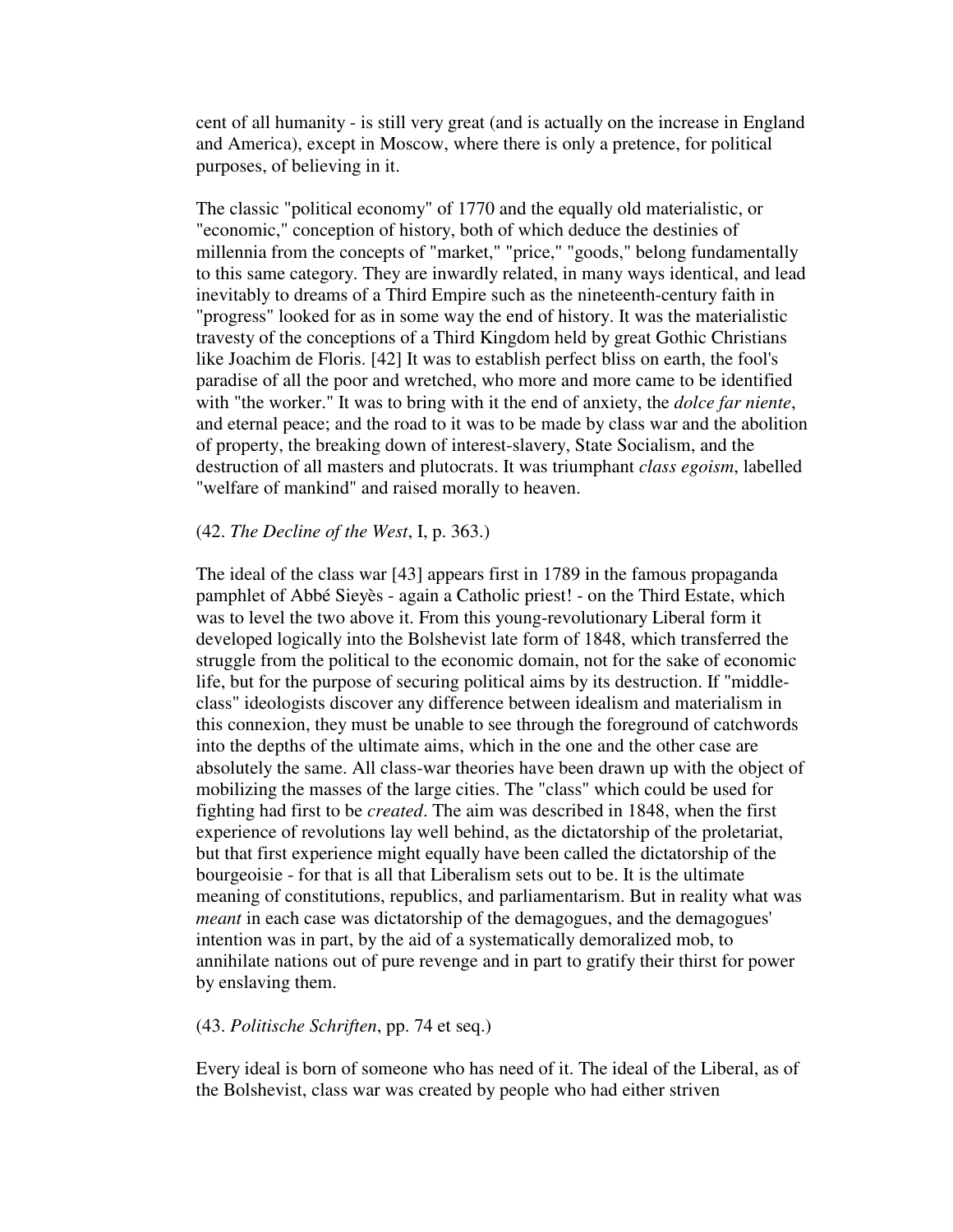cent of all humanity - is still very great (and is actually on the increase in England and America), except in Moscow, where there is only a pretence, for political purposes, of believing in it.

The classic "political economy" of 1770 and the equally old materialistic, or "economic," conception of history, both of which deduce the destinies of millennia from the concepts of "market," "price," "goods," belong fundamentally to this same category. They are inwardly related, in many ways identical, and lead inevitably to dreams of a Third Empire such as the nineteenth-century faith in "progress" looked for as in some way the end of history. It was the materialistic travesty of the conceptions of a Third Kingdom held by great Gothic Christians like Joachim de Floris. [42] It was to establish perfect bliss on earth, the fool's paradise of all the poor and wretched, who more and more came to be identified with "the worker." It was to bring with it the end of anxiety, the *dolce far niente*, and eternal peace; and the road to it was to be made by class war and the abolition of property, the breaking down of interest-slavery, State Socialism, and the destruction of all masters and plutocrats. It was triumphant *class egoism*, labelled "welfare of mankind" and raised morally to heaven.

(42. *The Decline of the West*, I, p. 363.)

The ideal of the class war [43] appears first in 1789 in the famous propaganda pamphlet of Abbé Sieyès - again a Catholic priest! - on the Third Estate, which was to level the two above it. From this young-revolutionary Liberal form it developed logically into the Bolshevist late form of 1848, which transferred the struggle from the political to the economic domain, not for the sake of economic life, but for the purpose of securing political aims by its destruction. If "middle-class" ideologists discover any difference between idealism and materialism in this connexion, they must be unable to see through the foreground of catchwords into the depths of the ultimate aims, which in the one and the other case are absolutely the same. All class-war theories have been drawn up with the object of mobilizing the masses of the large cities. The "class" which could be used for fighting had first to be *created*. The aim was described in 1848, when the first experience of revolutions lay well behind, as the dictatorship of the proletariat, but that first experience might equally have been called the dictatorship of the bourgeoisie - for that is all that Liberalism sets out to be. It is the ultimate meaning of constitutions, republics, and parliamentarism. But in reality what was *meant* in each case was dictatorship of the demagogues, and the demagogues' intention was in part, by the aid of a systematically demoralized mob, to annihilate nations out of pure revenge and in part to gratify their thirst for power by enslaving them.

(43. *Politische Schriften*, pp. 74 et seq.)

Every ideal is born of someone who has need of it. The ideal of the Liberal, as of the Bolshevist, class war was created by people who had either striven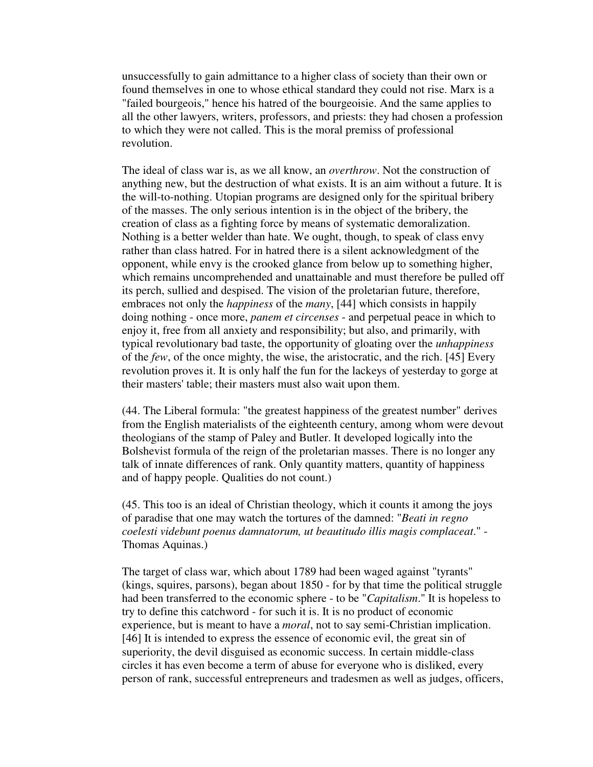unsuccessfully to gain admittance to a higher class of society than their own or found themselves in one to whose ethical standard they could not rise. Marx is a "failed bourgeois," hence his hatred of the bourgeoisie. And the same applies to all the other lawyers, writers, professors, and priests: they had chosen a profession to which they were not called. This is the moral premiss of professional revolution.

The ideal of class war is, as we all know, an *overthrow*. Not the construction of anything new, but the destruction of what exists. It is an aim without a future. It is the will-to-nothing. Utopian programs are designed only for the spiritual bribery of the masses. The only serious intention is in the object of the bribery, the creation of class as a fighting force by means of systematic demoralization. Nothing is a better welder than hate. We ought, though, to speak of class envy rather than class hatred. For in hatred there is a silent acknowledgment of the opponent, while envy is the crooked glance from below up to something higher, which remains uncomprehended and unattainable and must therefore be pulled off its perch, sullied and despised. The vision of the proletarian future, therefore, embraces not only the *happiness* of the *many*, [44] which consists in happily doing nothing - once more, *panem et circenses* - and perpetual peace in which to enjoy it, free from all anxiety and responsibility; but also, and primarily, with typical revolutionary bad taste, the opportunity of gloating over the *unhappiness* of the *few*, of the once mighty, the wise, the aristocratic, and the rich. [45] Every revolution proves it. It is only half the fun for the lackeys of yesterday to gorge at their masters' table; their masters must also wait upon them.

(44. The Liberal formula: "the greatest happiness of the greatest number" derives from the English materialists of the eighteenth century, among whom were devout theologians of the stamp of Paley and Butler. It developed logically into the Bolshevist formula of the reign of the proletarian masses. There is no longer any talk of innate differences of rank. Only quantity matters, quantity of happiness and of happy people. Qualities do not count.)

(45. This too is an ideal of Christian theology, which it counts it among the joys of paradise that one may watch the tortures of the damned: "*Beati in regno coelesti videbunt poenus damnatorum, ut beautitudo illis magis complaceat*." - Thomas Aquinas.)

The target of class war, which about 1789 had been waged against "tyrants" (kings, squires, parsons), began about 1850 - for by that time the political struggle had been transferred to the economic sphere - to be "*Capitalism*." It is hopeless to try to define this catchword - for such it is. It is no product of economic experience, but is meant to have a *moral*, not to say semi-Christian implication. [46] It is intended to express the essence of economic evil, the great sin of superiority, the devil disguised as economic success. In certain middle-class circles it has even become a term of abuse for everyone who is disliked, every person of rank, successful entrepreneurs and tradesmen as well as judges, officers,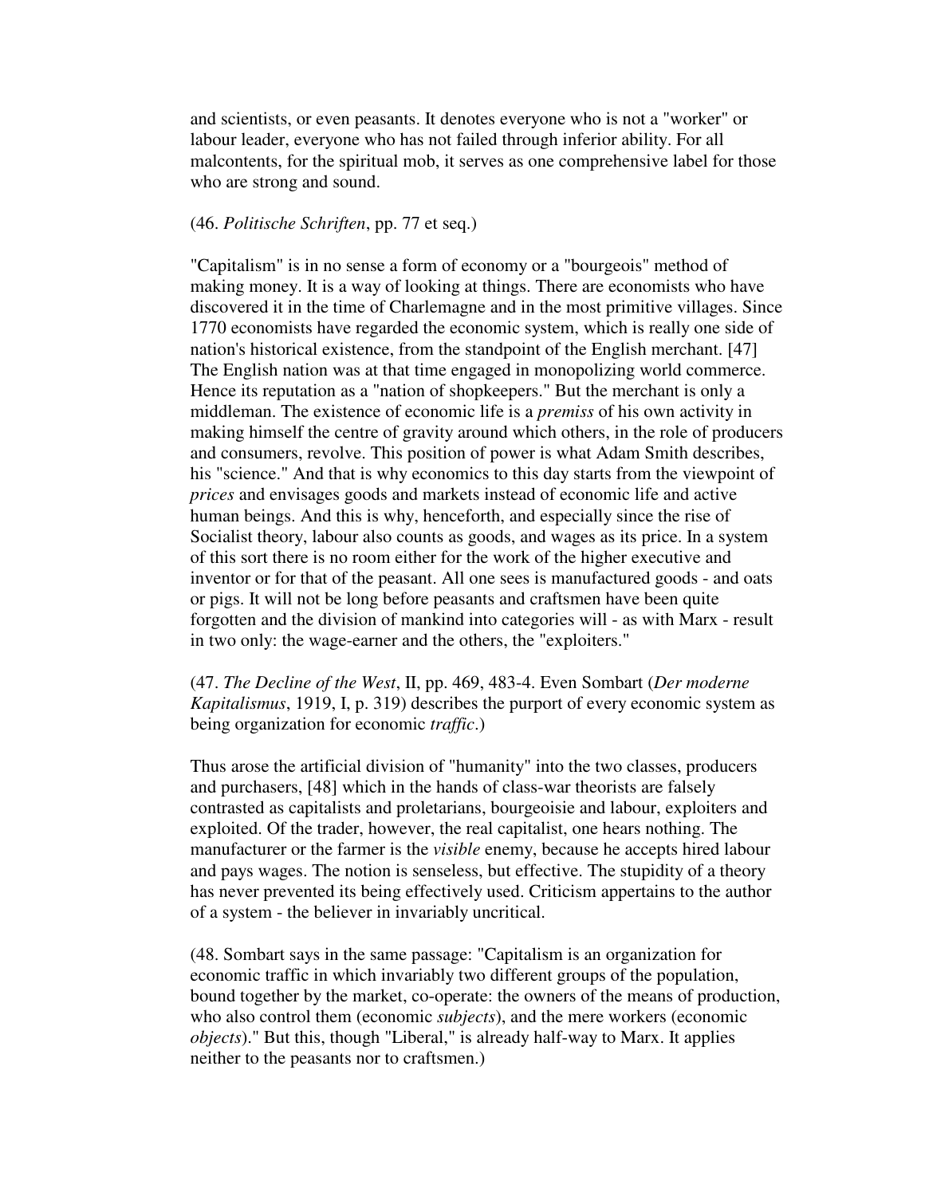and scientists, or even peasants. It denotes everyone who is not a "worker" or labour leader, everyone who has not failed through inferior ability. For all malcontents, for the spiritual mob, it serves as one comprehensive label for those who are strong and sound.

(46. *Politische Schriften*, pp. 77 et seq.)

"Capitalism" is in no sense a form of economy or a "bourgeois" method of making money. It is a way of looking at things. There are economists who have discovered it in the time of Charlemagne and in the most primitive villages. Since 1770 economists have regarded the economic system, which is really one side of nation's historical existence, from the standpoint of the English merchant. [47] The English nation was at that time engaged in monopolizing world commerce. Hence its reputation as a "nation of shopkeepers." But the merchant is only a middleman. The existence of economic life is a *premiss* of his own activity in making himself the centre of gravity around which others, in the role of producers and consumers, revolve. This position of power is what Adam Smith describes, his "science." And that is why economics to this day starts from the viewpoint of *prices* and envisages goods and markets instead of economic life and active human beings. And this is why, henceforth, and especially since the rise of Socialist theory, labour also counts as goods, and wages as its price. In a system of this sort there is no room either for the work of the higher executive and inventor or for that of the peasant. All one sees is manufactured goods - and oats or pigs. It will not be long before peasants and craftsmen have been quite forgotten and the division of mankind into categories will - as with Marx - result in two only: the wage-earner and the others, the "exploiters."

(47. *The Decline of the West*, II, pp. 469, 483-4. Even Sombart (*Der moderne Kapitalismus*, 1919, I, p. 319) describes the purport of every economic system as being organization for economic *traffic*.)

Thus arose the artificial division of "humanity" into the two classes, producers and purchasers, [48] which in the hands of class-war theorists are falsely contrasted as capitalists and proletarians, bourgeoisie and labour, exploiters and exploited. Of the trader, however, the real capitalist, one hears nothing. The manufacturer or the farmer is the *visible* enemy, because he accepts hired labour and pays wages. The notion is senseless, but effective. The stupidity of a theory has never prevented its being effectively used. Criticism appertains to the author of a system - the believer in invariably uncritical.

(48. Sombart says in the same passage: "Capitalism is an organization for economic traffic in which invariably two different groups of the population, bound together by the market, co-operate: the owners of the means of production, who also control them (economic *subjects*), and the mere workers (economic *objects*)." But this, though "Liberal," is already half-way to Marx. It applies neither to the peasants nor to craftsmen.)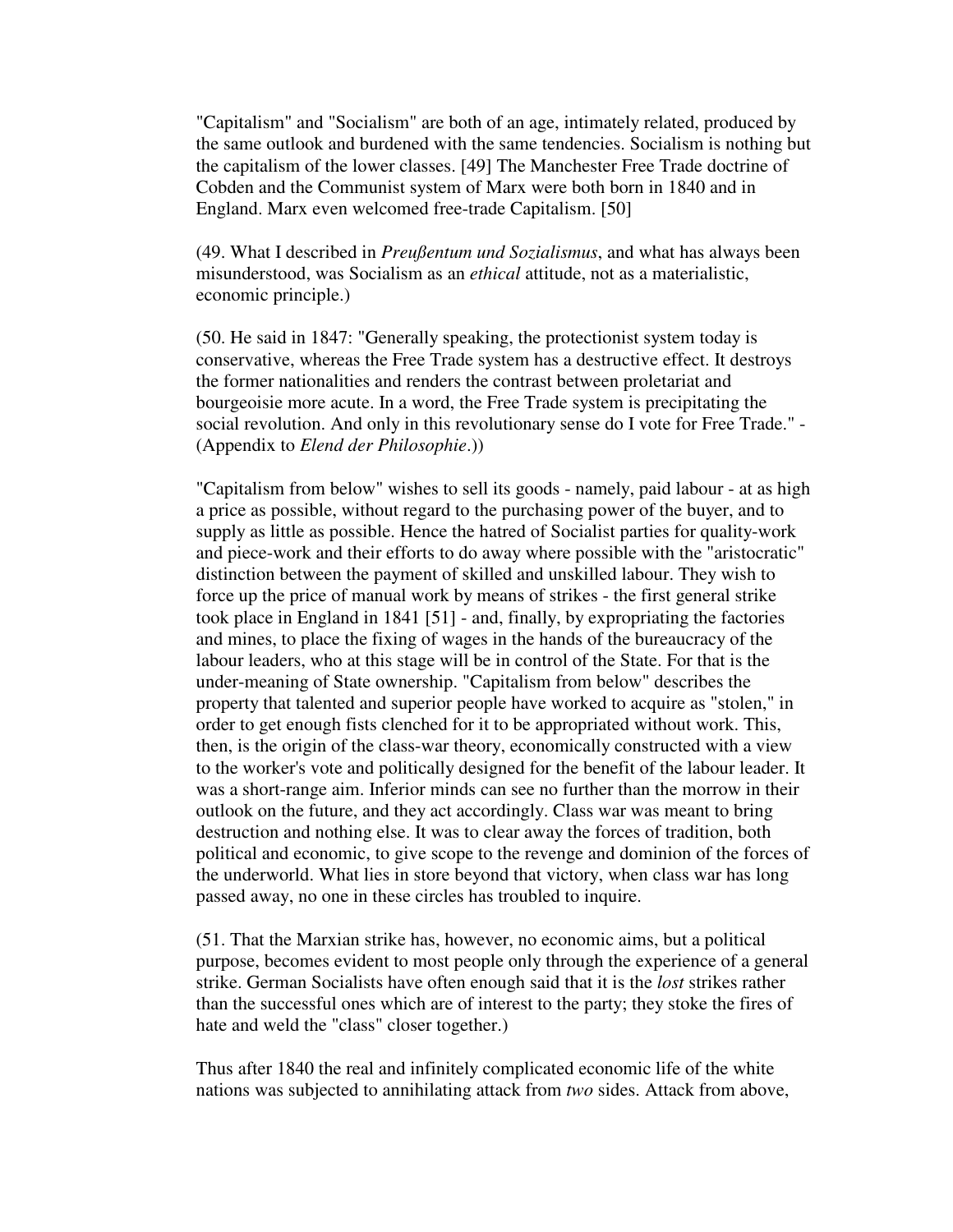"Capitalism" and "Socialism" are both of an age, intimately related, produced by the same outlook and burdened with the same tendencies. Socialism is nothing but the capitalism of the lower classes. [49] The Manchester Free Trade doctrine of Cobden and the Communist system of Marx were both born in 1840 and in England. Marx even welcomed free-trade Capitalism. [50]

(49. What I described in *Preußentum und Sozialismus*, and what has always been misunderstood, was Socialism as an *ethical* attitude, not as a materialistic, economic principle.)

(50. He said in 1847: "Generally speaking, the protectionist system today is conservative, whereas the Free Trade system has a destructive effect. It destroys the former nationalities and renders the contrast between proletariat and bourgeoisie more acute. In a word, the Free Trade system is precipitating the social revolution. And only in this revolutionary sense do I vote for Free Trade." - (Appendix to *Elend der Philosophie*.))

"Capitalism from below" wishes to sell its goods - namely, paid labour - at as high a price as possible, without regard to the purchasing power of the buyer, and to supply as little as possible. Hence the hatred of Socialist parties for quality-work and piece-work and their efforts to do away where possible with the "aristocratic" distinction between the payment of skilled and unskilled labour. They wish to force up the price of manual work by means of strikes - the first general strike took place in England in 1841 [51] - and, finally, by expropriating the factories and mines, to place the fixing of wages in the hands of the bureaucracy of the labour leaders, who at this stage will be in control of the State. For that is the under-meaning of State ownership. "Capitalism from below" describes the property that talented and superior people have worked to acquire as "stolen," in order to get enough fists clenched for it to be appropriated without work. This, then, is the origin of the class-war theory, economically constructed with a view to the worker's vote and politically designed for the benefit of the labour leader. It was a short-range aim. Inferior minds can see no further than the morrow in their outlook on the future, and they act accordingly. Class war was meant to bring destruction and nothing else. It was to clear away the forces of tradition, both political and economic, to give scope to the revenge and dominion of the forces of the underworld. What lies in store beyond that victory, when class war has long passed away, no one in these circles has troubled to inquire.

(51. That the Marxian strike has, however, no economic aims, but a political purpose, becomes evident to most people only through the experience of a general strike. German Socialists have often enough said that it is the *lost* strikes rather than the successful ones which are of interest to the party; they stoke the fires of hate and weld the "class" closer together.)

Thus after 1840 the real and infinitely complicated economic life of the white nations was subjected to annihilating attack from *two* sides. Attack from above,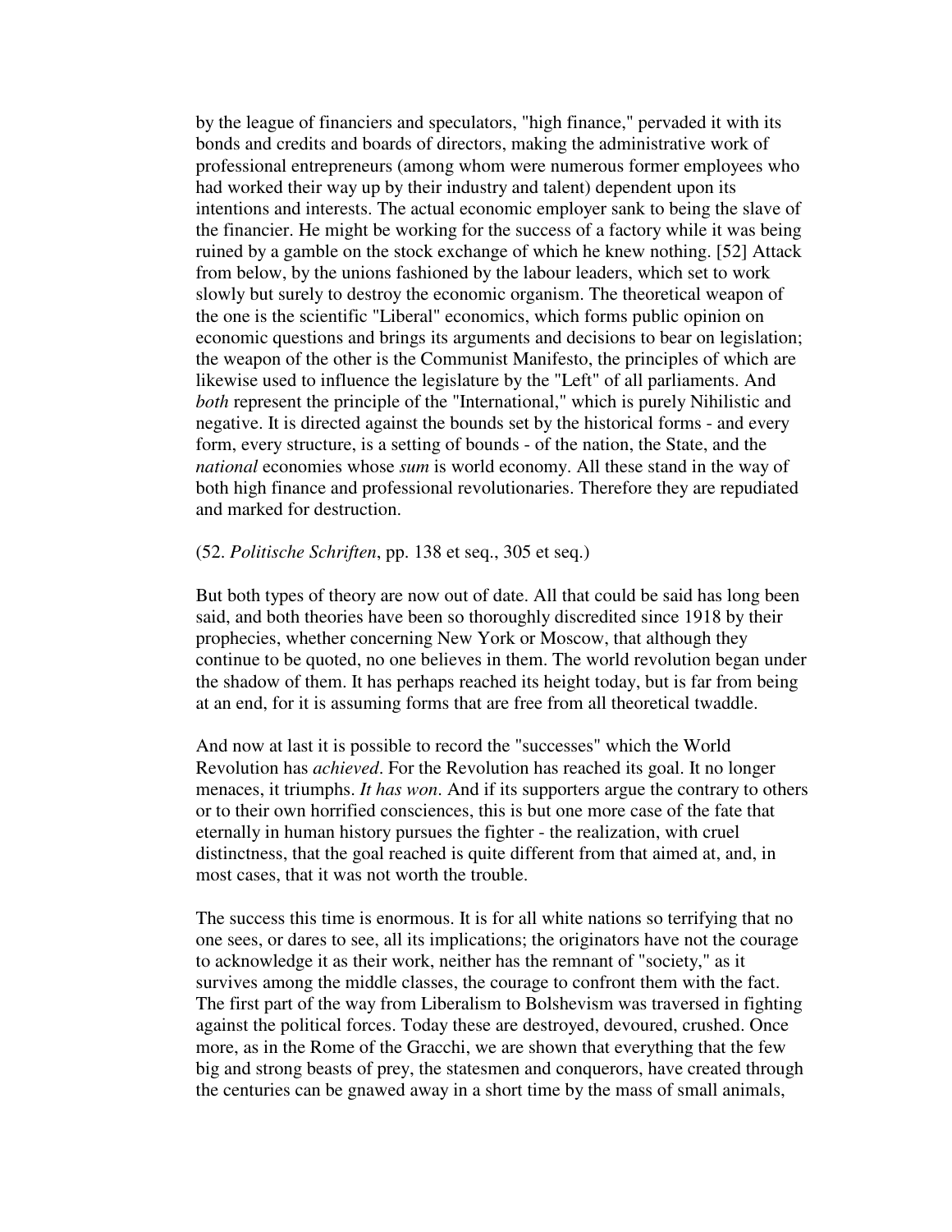by the league of financiers and speculators, "high finance," pervaded it with its bonds and credits and boards of directors, making the administrative work of professional entrepreneurs (among whom were numerous former employees who had worked their way up by their industry and talent) dependent upon its intentions and interests. The actual economic employer sank to being the slave of the financier. He might be working for the success of a factory while it was being ruined by a gamble on the stock exchange of which he knew nothing. [52] Attack from below, by the unions fashioned by the labour leaders, which set to work slowly but surely to destroy the economic organism. The theoretical weapon of the one is the scientific "Liberal" economics, which forms public opinion on economic questions and brings its arguments and decisions to bear on legislation; the weapon of the other is the Communist Manifesto, the principles of which are likewise used to influence the legislature by the "Left" of all parliaments. And *both* represent the principle of the "International," which is purely Nihilistic and negative. It is directed against the bounds set by the historical forms - and every form, every structure, is a setting of bounds - of the nation, the State, and the *national* economies whose *sum* is world economy. All these stand in the way of both high finance and professional revolutionaries. Therefore they are repudiated and marked for destruction.

(52. *Politische Schriften*, pp. 138 et seq., 305 et seq.)

But both types of theory are now out of date. All that could be said has long been said, and both theories have been so thoroughly discredited since 1918 by their prophecies, whether concerning New York or Moscow, that although they continue to be quoted, no one believes in them. The world revolution began under the shadow of them. It has perhaps reached its height today, but is far from being at an end, for it is assuming forms that are free from all theoretical twaddle.

And now at last it is possible to record the "successes" which the World Revolution has *achieved*. For the Revolution has reached its goal. It no longer menaces, it triumphs. *It has won*. And if its supporters argue the contrary to others or to their own horrified consciences, this is but one more case of the fate that eternally in human history pursues the fighter - the realization, with cruel distinctness, that the goal reached is quite different from that aimed at, and, in most cases, that it was not worth the trouble.

The success this time is enormous. It is for all white nations so terrifying that no one sees, or dares to see, all its implications; the originators have not the courage to acknowledge it as their work, neither has the remnant of "society," as it survives among the middle classes, the courage to confront them with the fact. The first part of the way from Liberalism to Bolshevism was traversed in fighting against the political forces. Today these are destroyed, devoured, crushed. Once more, as in the Rome of the Gracchi, we are shown that everything that the few big and strong beasts of prey, the statesmen and conquerors, have created through the centuries can be gnawed away in a short time by the mass of small animals,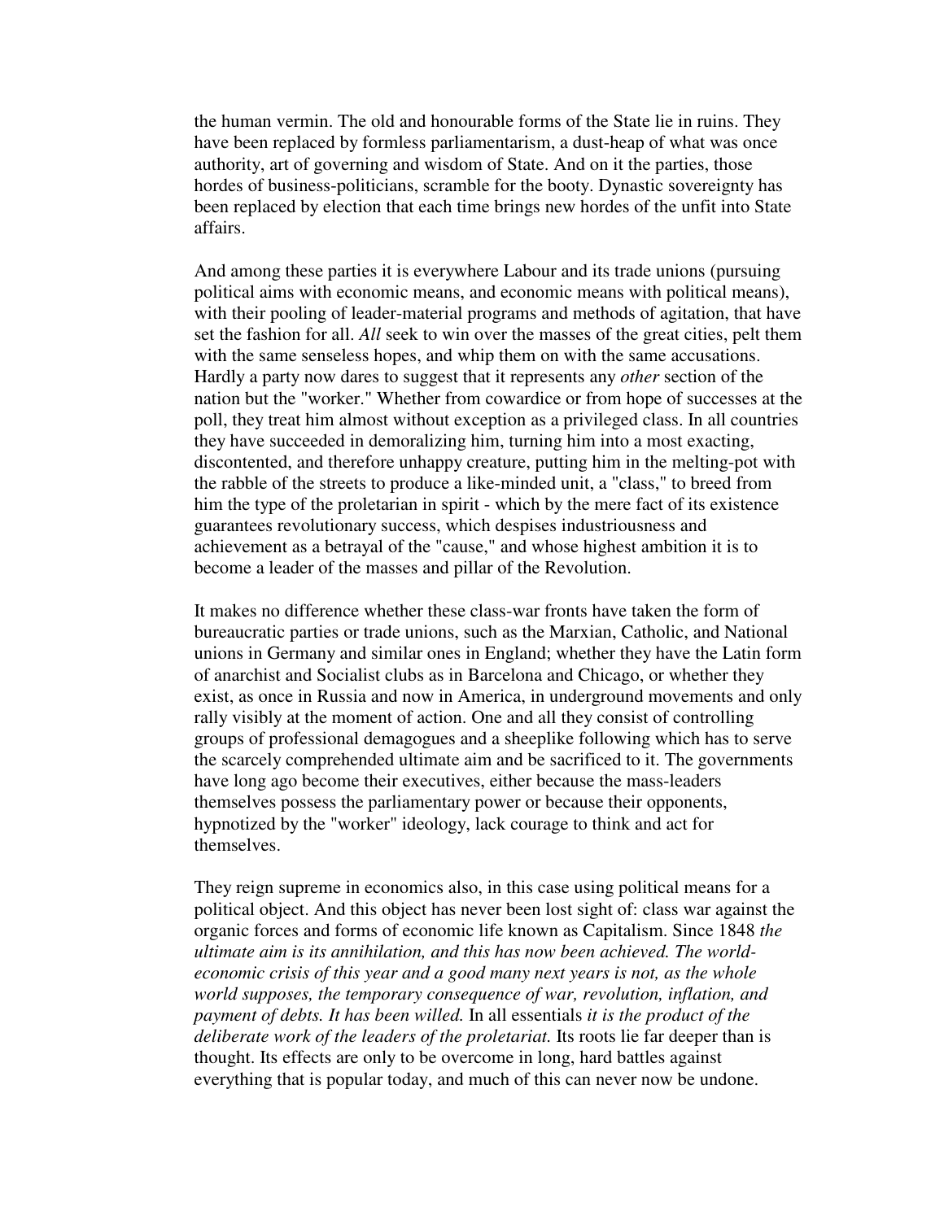the human vermin. The old and honourable forms of the State lie in ruins. They have been replaced by formless parliamentarism, a dust-heap of what was once authority, art of governing and wisdom of State. And on it the parties, those hordes of business-politicians, scramble for the booty. Dynastic sovereignty has been replaced by election that each time brings new hordes of the unfit into State affairs.

And among these parties it is everywhere Labour and its trade unions (pursuing political aims with economic means, and economic means with political means), with their pooling of leader-material programs and methods of agitation, that have set the fashion for all. *All* seek to win over the masses of the great cities, pelt them with the same senseless hopes, and whip them on with the same accusations. Hardly a party now dares to suggest that it represents any *other* section of the nation but the "worker." Whether from cowardice or from hope of successes at the poll, they treat him almost without exception as a privileged class. In all countries they have succeeded in demoralizing him, turning him into a most exacting, discontented, and therefore unhappy creature, putting him in the melting-pot with the rabble of the streets to produce a like-minded unit, a "class," to breed from him the type of the proletarian in spirit - which by the mere fact of its existence guarantees revolutionary success, which despises industriousness and achievement as a betrayal of the "cause," and whose highest ambition it is to become a leader of the masses and pillar of the Revolution.

It makes no difference whether these class-war fronts have taken the form of bureaucratic parties or trade unions, such as the Marxian, Catholic, and National unions in Germany and similar ones in England; whether they have the Latin form of anarchist and Socialist clubs as in Barcelona and Chicago, or whether they exist, as once in Russia and now in America, in underground movements and only rally visibly at the moment of action. One and all they consist of controlling groups of professional demagogues and a sheeplike following which has to serve the scarcely comprehended ultimate aim and be sacrificed to it. The governments have long ago become their executives, either because the mass-leaders themselves possess the parliamentary power or because their opponents, hypnotized by the "worker" ideology, lack courage to think and act for themselves.

They reign supreme in economics also, in this case using political means for a political object. And this object has never been lost sight of: class war against the organic forces and forms of economic life known as Capitalism. Since 1848 *the ultimate aim is its annihilation, and this has now been achieved. The world-economic crisis of this year and a good many next years is not, as the whole world supposes, the temporary consequence of war, revolution, inflation, and payment of debts. It has been willed.* In all essentials *it is the product of the deliberate work of the leaders of the proletariat.* Its roots lie far deeper than is thought. Its effects are only to be overcome in long, hard battles against everything that is popular today, and much of this can never now be undone.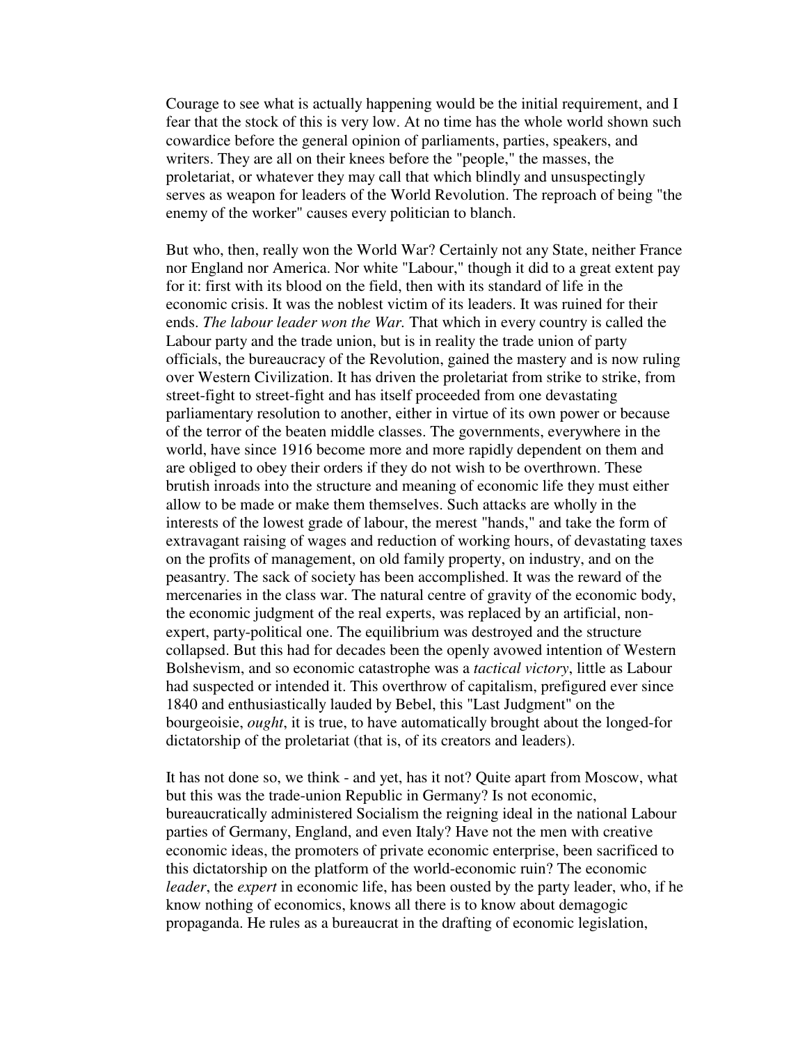Courage to see what is actually happening would be the initial requirement, and I fear that the stock of this is very low. At no time has the whole world shown such cowardice before the general opinion of parliaments, parties, speakers, and writers. They are all on their knees before the "people," the masses, the proletariat, or whatever they may call that which blindly and unsuspectingly serves as weapon for leaders of the World Revolution. The reproach of being "the enemy of the worker" causes every politician to blanch.

But who, then, really won the World War? Certainly not any State, neither France nor England nor America. Nor white "Labour," though it did to a great extent pay for it: first with its blood on the field, then with its standard of life in the economic crisis. It was the noblest victim of its leaders. It was ruined for their ends. *The labour leader won the War.* That which in every country is called the Labour party and the trade union, but is in reality the trade union of party officials, the bureaucracy of the Revolution, gained the mastery and is now ruling over Western Civilization. It has driven the proletariat from strike to strike, from street-fight to street-fight and has itself proceeded from one devastating parliamentary resolution to another, either in virtue of its own power or because of the terror of the beaten middle classes. The governments, everywhere in the world, have since 1916 become more and more rapidly dependent on them and are obliged to obey their orders if they do not wish to be overthrown. These brutish inroads into the structure and meaning of economic life they must either allow to be made or make them themselves. Such attacks are wholly in the interests of the lowest grade of labour, the merest "hands," and take the form of extravagant raising of wages and reduction of working hours, of devastating taxes on the profits of management, on old family property, on industry, and on the peasantry. The sack of society has been accomplished. It was the reward of the mercenaries in the class war. The natural centre of gravity of the economic body, the economic judgment of the real experts, was replaced by an artificial, non-expert, party-political one. The equilibrium was destroyed and the structure collapsed. But this had for decades been the openly avowed intention of Western Bolshevism, and so economic catastrophe was a *tactical victory*, little as Labour had suspected or intended it. This overthrow of capitalism, prefigured ever since 1840 and enthusiastically lauded by Bebel, this "Last Judgment" on the bourgeoisie, *ought*, it is true, to have automatically brought about the longed-for dictatorship of the proletariat (that is, of its creators and leaders).

It has not done so, we think - and yet, has it not? Quite apart from Moscow, what but this was the trade-union Republic in Germany? Is not economic, bureaucratically administered Socialism the reigning ideal in the national Labour parties of Germany, England, and even Italy? Have not the men with creative economic ideas, the promoters of private economic enterprise, been sacrificed to this dictatorship on the platform of the world-economic ruin? The economic *leader*, the *expert* in economic life, has been ousted by the party leader, who, if he know nothing of economics, knows all there is to know about demagogic propaganda. He rules as a bureaucrat in the drafting of economic legislation,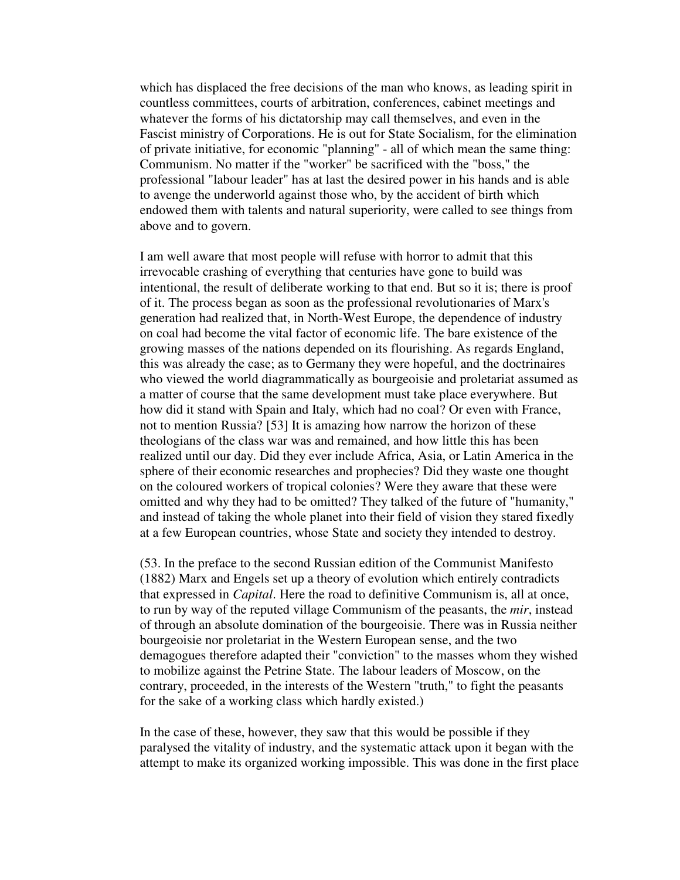which has displaced the free decisions of the man who knows, as leading spirit in countless committees, courts of arbitration, conferences, cabinet meetings and whatever the forms of his dictatorship may call themselves, and even in the Fascist ministry of Corporations. He is out for State Socialism, for the elimination of private initiative, for economic "planning" - all of which mean the same thing: Communism. No matter if the "worker" be sacrificed with the "boss," the professional "labour leader" has at last the desired power in his hands and is able to avenge the underworld against those who, by the accident of birth which endowed them with talents and natural superiority, were called to see things from above and to govern.

I am well aware that most people will refuse with horror to admit that this irrevocable crashing of everything that centuries have gone to build was intentional, the result of deliberate working to that end. But so it is; there is proof of it. The process began as soon as the professional revolutionaries of Marx's generation had realized that, in North-West Europe, the dependence of industry on coal had become the vital factor of economic life. The bare existence of the growing masses of the nations depended on its flourishing. As regards England, this was already the case; as to Germany they were hopeful, and the doctrinaires who viewed the world diagrammatically as bourgeoisie and proletariat assumed as a matter of course that the same development must take place everywhere. But how did it stand with Spain and Italy, which had no coal? Or even with France, not to mention Russia? [53] It is amazing how narrow the horizon of these theologians of the class war was and remained, and how little this has been realized until our day. Did they ever include Africa, Asia, or Latin America in the sphere of their economic researches and prophecies? Did they waste one thought on the coloured workers of tropical colonies? Were they aware that these were omitted and why they had to be omitted? They talked of the future of "humanity," and instead of taking the whole planet into their field of vision they stared fixedly at a few European countries, whose State and society they intended to destroy.

(53. In the preface to the second Russian edition of the Communist Manifesto (1882) Marx and Engels set up a theory of evolution which entirely contradicts that expressed in *Capital*. Here the road to definitive Communism is, all at once, to run by way of the reputed village Communism of the peasants, the *mir*, instead of through an absolute domination of the bourgeoisie. There was in Russia neither bourgeoisie nor proletariat in the Western European sense, and the two demagogues therefore adapted their "conviction" to the masses whom they wished to mobilize against the Petrine State. The labour leaders of Moscow, on the contrary, proceeded, in the interests of the Western "truth," to fight the peasants for the sake of a working class which hardly existed.)

In the case of these, however, they saw that this would be possible if they paralysed the vitality of industry, and the systematic attack upon it began with the attempt to make its organized working impossible. This was done in the first place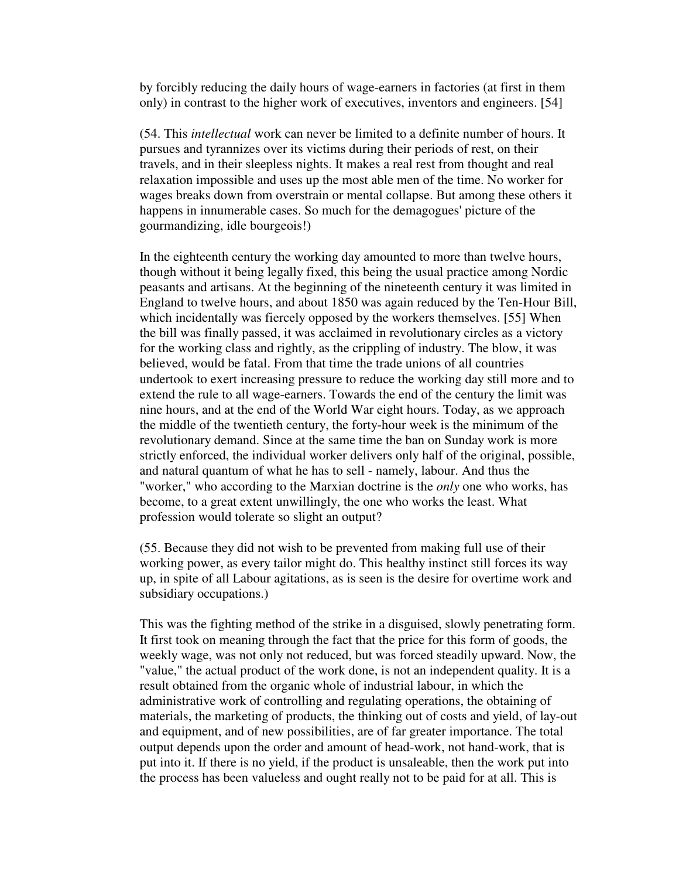by forcibly reducing the daily hours of wage-earners in factories (at first in them only) in contrast to the higher work of executives, inventors and engineers. [54]

(54. This *intellectual* work can never be limited to a definite number of hours. It pursues and tyrannizes over its victims during their periods of rest, on their travels, and in their sleepless nights. It makes a real rest from thought and real relaxation impossible and uses up the most able men of the time. No worker for wages breaks down from overstrain or mental collapse. But among these others it happens in innumerable cases. So much for the demagogues' picture of the gourmandizing, idle bourgeois!)

In the eighteenth century the working day amounted to more than twelve hours, though without it being legally fixed, this being the usual practice among Nordic peasants and artisans. At the beginning of the nineteenth century it was limited in England to twelve hours, and about 1850 was again reduced by the Ten-Hour Bill, which incidentally was fiercely opposed by the workers themselves. [55] When the bill was finally passed, it was acclaimed in revolutionary circles as a victory for the working class and rightly, as the crippling of industry. The blow, it was believed, would be fatal. From that time the trade unions of all countries undertook to exert increasing pressure to reduce the working day still more and to extend the rule to all wage-earners. Towards the end of the century the limit was nine hours, and at the end of the World War eight hours. Today, as we approach the middle of the twentieth century, the forty-hour week is the minimum of the revolutionary demand. Since at the same time the ban on Sunday work is more strictly enforced, the individual worker delivers only half of the original, possible, and natural quantum of what he has to sell - namely, labour. And thus the "worker," who according to the Marxian doctrine is the *only* one who works, has become, to a great extent unwillingly, the one who works the least. What profession would tolerate so slight an output?

(55. Because they did not wish to be prevented from making full use of their working power, as every tailor might do. This healthy instinct still forces its way up, in spite of all Labour agitations, as is seen is the desire for overtime work and subsidiary occupations.)

This was the fighting method of the strike in a disguised, slowly penetrating form. It first took on meaning through the fact that the price for this form of goods, the weekly wage, was not only not reduced, but was forced steadily upward. Now, the "value," the actual product of the work done, is not an independent quality. It is a result obtained from the organic whole of industrial labour, in which the administrative work of controlling and regulating operations, the obtaining of materials, the marketing of products, the thinking out of costs and yield, of lay-out and equipment, and of new possibilities, are of far greater importance. The total output depends upon the order and amount of head-work, not hand-work, that is put into it. If there is no yield, if the product is unsaleable, then the work put into the process has been valueless and ought really not to be paid for at all. This is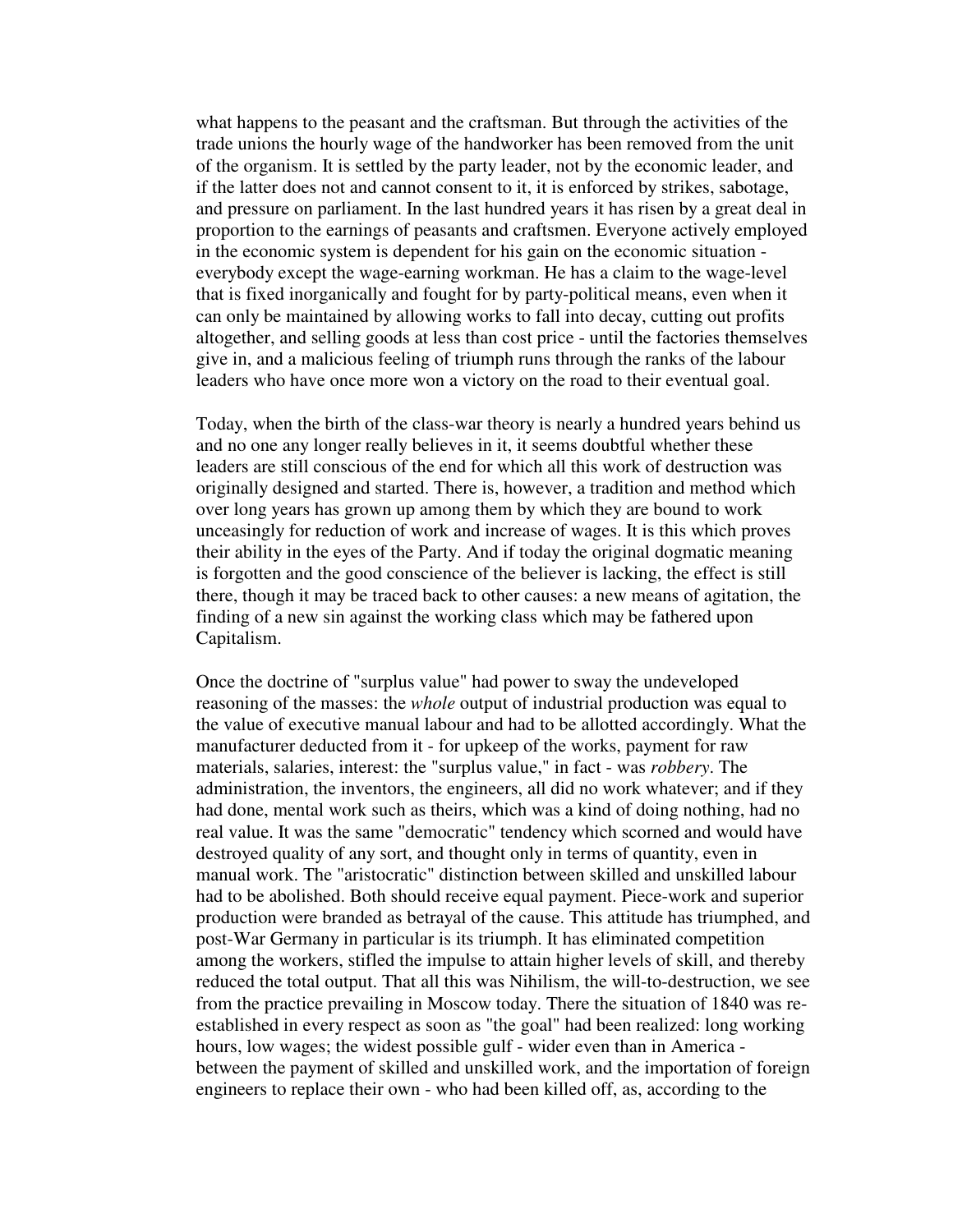what happens to the peasant and the craftsman. But through the activities of the trade unions the hourly wage of the handworker has been removed from the unit of the organism. It is settled by the party leader, not by the economic leader, and if the latter does not and cannot consent to it, it is enforced by strikes, sabotage, and pressure on parliament. In the last hundred years it has risen by a great deal in proportion to the earnings of peasants and craftsmen. Everyone actively employed in the economic system is dependent for his gain on the economic situation - everybody except the wage-earning workman. He has a claim to the wage-level that is fixed inorganically and fought for by party-political means, even when it can only be maintained by allowing works to fall into decay, cutting out profits altogether, and selling goods at less than cost price - until the factories themselves give in, and a malicious feeling of triumph runs through the ranks of the labour leaders who have once more won a victory on the road to their eventual goal.

Today, when the birth of the class-war theory is nearly a hundred years behind us and no one any longer really believes in it, it seems doubtful whether these leaders are still conscious of the end for which all this work of destruction was originally designed and started. There is, however, a tradition and method which over long years has grown up among them by which they are bound to work unceasingly for reduction of work and increase of wages. It is this which proves their ability in the eyes of the Party. And if today the original dogmatic meaning is forgotten and the good conscience of the believer is lacking, the effect is still there, though it may be traced back to other causes: a new means of agitation, the finding of a new sin against the working class which may be fathered upon Capitalism.

Once the doctrine of "surplus value" had power to sway the undeveloped reasoning of the masses: the *whole* output of industrial production was equal to the value of executive manual labour and had to be allotted accordingly. What the manufacturer deducted from it - for upkeep of the works, payment for raw materials, salaries, interest: the "surplus value," in fact - was *robbery*. The administration, the inventors, the engineers, all did no work whatever; and if they had done, mental work such as theirs, which was a kind of doing nothing, had no real value. It was the same "democratic" tendency which scorned and would have destroyed quality of any sort, and thought only in terms of quantity, even in manual work. The "aristocratic" distinction between skilled and unskilled labour had to be abolished. Both should receive equal payment. Piece-work and superior production were branded as betrayal of the cause. This attitude has triumphed, and post-War Germany in particular is its triumph. It has eliminated competition among the workers, stifled the impulse to attain higher levels of skill, and thereby reduced the total output. That all this was Nihilism, the will-to-destruction, we see from the practice prevailing in Moscow today. There the situation of 1840 was re-established in every respect as soon as "the goal" had been realized: long working hours, low wages; the widest possible gulf - wider even than in America - between the payment of skilled and unskilled work, and the importation of foreign engineers to replace their own - who had been killed off, as, according to the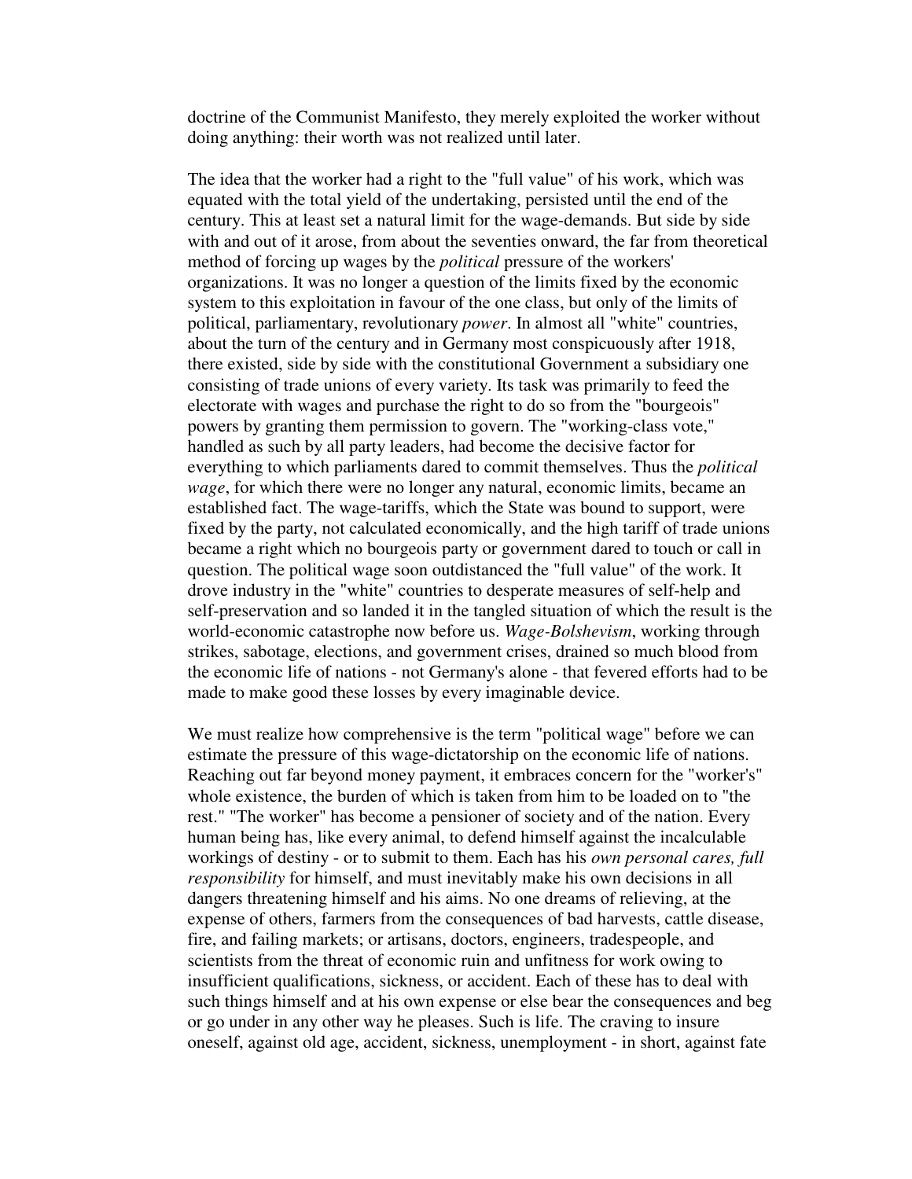doctrine of the Communist Manifesto, they merely exploited the worker without doing anything: their worth was not realized until later.

The idea that the worker had a right to the "full value" of his work, which was equated with the total yield of the undertaking, persisted until the end of the century. This at least set a natural limit for the wage-demands. But side by side with and out of it arose, from about the seventies onward, the far from theoretical method of forcing up wages by the *political* pressure of the workers' organizations. It was no longer a question of the limits fixed by the economic system to this exploitation in favour of the one class, but only of the limits of political, parliamentary, revolutionary *power*. In almost all "white" countries, about the turn of the century and in Germany most conspicuously after 1918, there existed, side by side with the constitutional Government a subsidiary one consisting of trade unions of every variety. Its task was primarily to feed the electorate with wages and purchase the right to do so from the "bourgeois" powers by granting them permission to govern. The "working-class vote," handled as such by all party leaders, had become the decisive factor for everything to which parliaments dared to commit themselves. Thus the *political wage*, for which there were no longer any natural, economic limits, became an established fact. The wage-tariffs, which the State was bound to support, were fixed by the party, not calculated economically, and the high tariff of trade unions became a right which no bourgeois party or government dared to touch or call in question. The political wage soon outdistanced the "full value" of the work. It drove industry in the "white" countries to desperate measures of self-help and self-preservation and so landed it in the tangled situation of which the result is the world-economic catastrophe now before us. *Wage-Bolshevism*, working through strikes, sabotage, elections, and government crises, drained so much blood from the economic life of nations - not Germany's alone - that fevered efforts had to be made to make good these losses by every imaginable device.

We must realize how comprehensive is the term "political wage" before we can estimate the pressure of this wage-dictatorship on the economic life of nations. Reaching out far beyond money payment, it embraces concern for the "worker's" whole existence, the burden of which is taken from him to be loaded on to "the rest." "The worker" has become a pensioner of society and of the nation. Every human being has, like every animal, to defend himself against the incalculable workings of destiny - or to submit to them. Each has his *own personal cares, full responsibility* for himself, and must inevitably make his own decisions in all dangers threatening himself and his aims. No one dreams of relieving, at the expense of others, farmers from the consequences of bad harvests, cattle disease, fire, and failing markets; or artisans, doctors, engineers, tradespeople, and scientists from the threat of economic ruin and unfitness for work owing to insufficient qualifications, sickness, or accident. Each of these has to deal with such things himself and at his own expense or else bear the consequences and beg or go under in any other way he pleases. Such is life. The craving to insure oneself, against old age, accident, sickness, unemployment - in short, against fate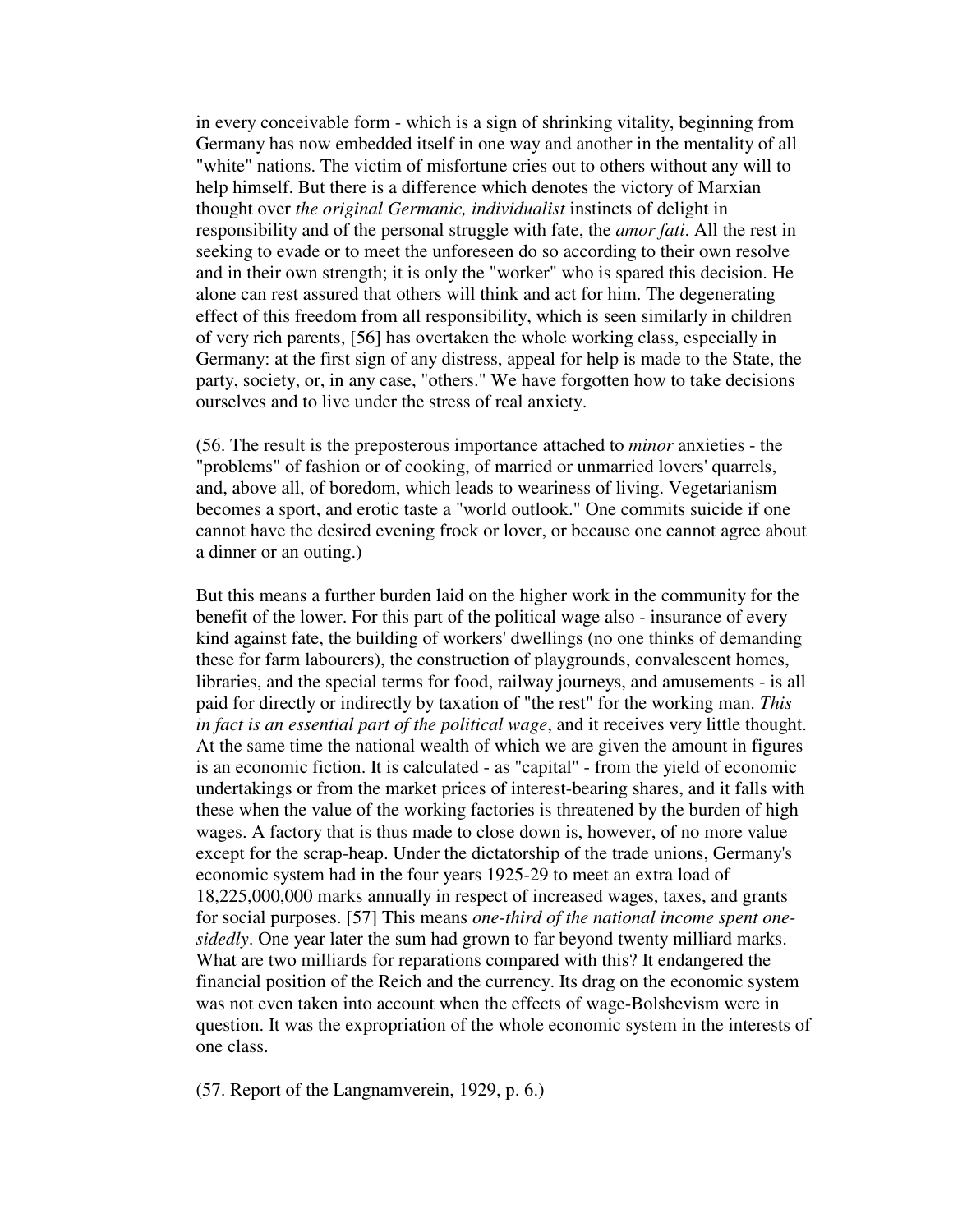in every conceivable form - which is a sign of shrinking vitality, beginning from Germany has now embedded itself in one way and another in the mentality of all "white" nations. The victim of misfortune cries out to others without any will to help himself. But there is a difference which denotes the victory of Marxian thought over *the original Germanic, individualist* instincts of delight in responsibility and of the personal struggle with fate, the *amor fati*. All the rest in seeking to evade or to meet the unforeseen do so according to their own resolve and in their own strength; it is only the "worker" who is spared this decision. He alone can rest assured that others will think and act for him. The degenerating effect of this freedom from all responsibility, which is seen similarly in children of very rich parents, [56] has overtaken the whole working class, especially in Germany: at the first sign of any distress, appeal for help is made to the State, the party, society, or, in any case, "others." We have forgotten how to take decisions ourselves and to live under the stress of real anxiety.

(56. The result is the preposterous importance attached to *minor* anxieties - the "problems" of fashion or of cooking, of married or unmarried lovers' quarrels, and, above all, of boredom, which leads to weariness of living. Vegetarianism becomes a sport, and erotic taste a "world outlook." One commits suicide if one cannot have the desired evening frock or lover, or because one cannot agree about a dinner or an outing.)

But this means a further burden laid on the higher work in the community for the benefit of the lower. For this part of the political wage also - insurance of every kind against fate, the building of workers' dwellings (no one thinks of demanding these for farm labourers), the construction of playgrounds, convalescent homes, libraries, and the special terms for food, railway journeys, and amusements - is all paid for directly or indirectly by taxation of "the rest" for the working man. *This in fact is an essential part of the political wage*, and it receives very little thought. At the same time the national wealth of which we are given the amount in figures is an economic fiction. It is calculated - as "capital" - from the yield of economic undertakings or from the market prices of interest-bearing shares, and it falls with these when the value of the working factories is threatened by the burden of high wages. A factory that is thus made to close down is, however, of no more value except for the scrap-heap. Under the dictatorship of the trade unions, Germany's economic system had in the four years 1925-29 to meet an extra load of 18,225,000,000 marks annually in respect of increased wages, taxes, and grants for social purposes. [57] This means *one-third of the national income spent one-sidedly*. One year later the sum had grown to far beyond twenty milliard marks. What are two milliards for reparations compared with this? It endangered the financial position of the Reich and the currency. Its drag on the economic system was not even taken into account when the effects of wage-Bolshevism were in question. It was the expropriation of the whole economic system in the interests of one class.

(57. Report of the Langnamverein, 1929, p. 6.)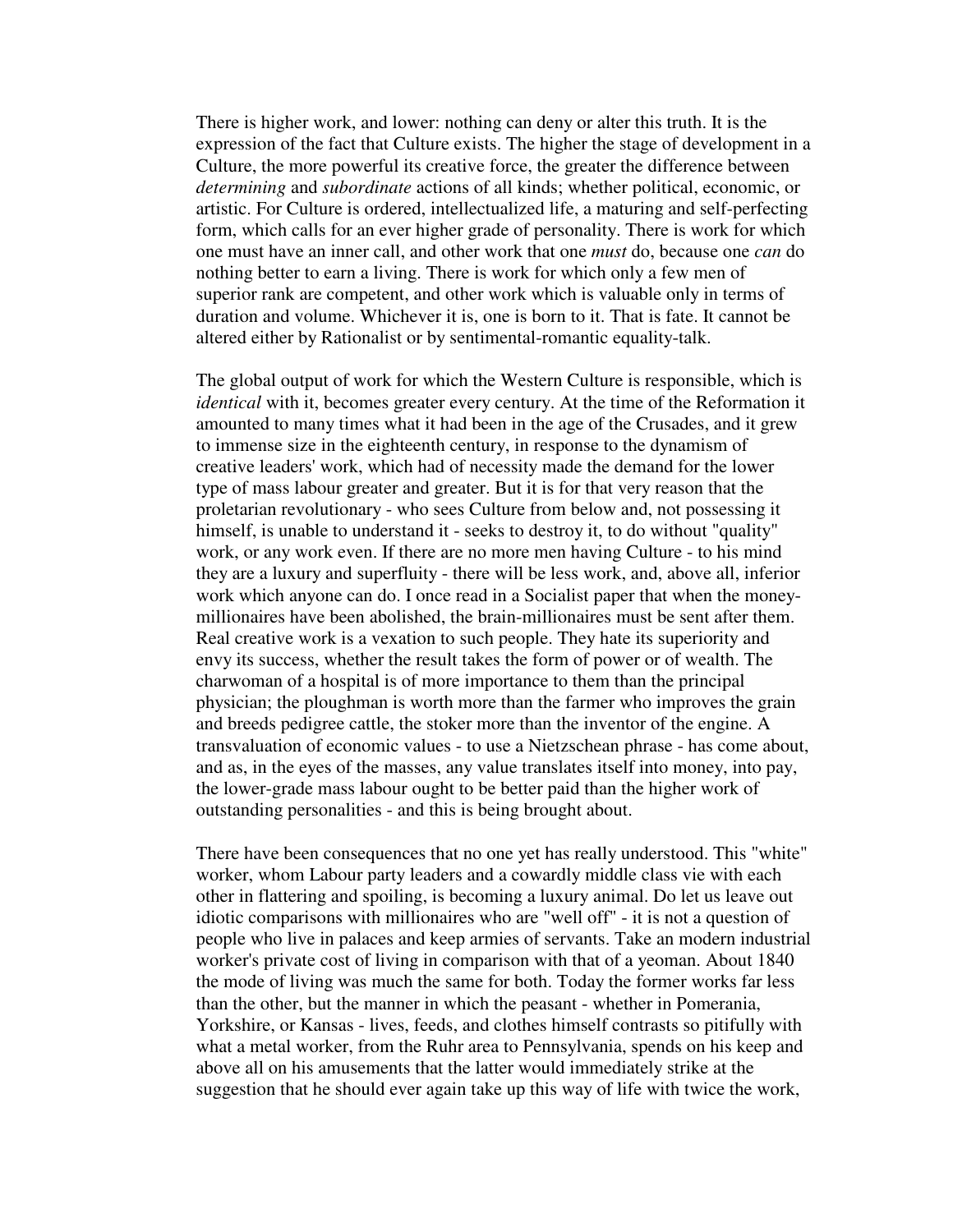There is higher work, and lower: nothing can deny or alter this truth. It is the expression of the fact that Culture exists. The higher the stage of development in a Culture, the more powerful its creative force, the greater the difference between *determining* and *subordinate* actions of all kinds; whether political, economic, or artistic. For Culture is ordered, intellectualized life, a maturing and self-perfecting form, which calls for an ever higher grade of personality. There is work for which one must have an inner call, and other work that one *must* do, because one *can* do nothing better to earn a living. There is work for which only a few men of superior rank are competent, and other work which is valuable only in terms of duration and volume. Whichever it is, one is born to it. That is fate. It cannot be altered either by Rationalist or by sentimental-romantic equality-talk.

The global output of work for which the Western Culture is responsible, which is *identical* with it, becomes greater every century. At the time of the Reformation it amounted to many times what it had been in the age of the Crusades, and it grew to immense size in the eighteenth century, in response to the dynamism of creative leaders' work, which had of necessity made the demand for the lower type of mass labour greater and greater. But it is for that very reason that the proletarian revolutionary - who sees Culture from below and, not possessing it himself, is unable to understand it - seeks to destroy it, to do without "quality" work, or any work even. If there are no more men having Culture - to his mind they are a luxury and superfluity - there will be less work, and, above all, inferior work which anyone can do. I once read in a Socialist paper that when the money-millionaires have been abolished, the brain-millionaires must be sent after them. Real creative work is a vexation to such people. They hate its superiority and envy its success, whether the result takes the form of power or of wealth. The charwoman of a hospital is of more importance to them than the principal physician; the ploughman is worth more than the farmer who improves the grain and breeds pedigree cattle, the stoker more than the inventor of the engine. A transvaluation of economic values - to use a Nietzschean phrase - has come about, and as, in the eyes of the masses, any value translates itself into money, into pay, the lower-grade mass labour ought to be better paid than the higher work of outstanding personalities - and this is being brought about.

There have been consequences that no one yet has really understood. This "white" worker, whom Labour party leaders and a cowardly middle class vie with each other in flattering and spoiling, is becoming a luxury animal. Do let us leave out idiotic comparisons with millionaires who are "well off" - it is not a question of people who live in palaces and keep armies of servants. Take an modern industrial worker's private cost of living in comparison with that of a yeoman. About 1840 the mode of living was much the same for both. Today the former works far less than the other, but the manner in which the peasant - whether in Pomerania, Yorkshire, or Kansas - lives, feeds, and clothes himself contrasts so pitifully with what a metal worker, from the Ruhr area to Pennsylvania, spends on his keep and above all on his amusements that the latter would immediately strike at the suggestion that he should ever again take up this way of life with twice the work,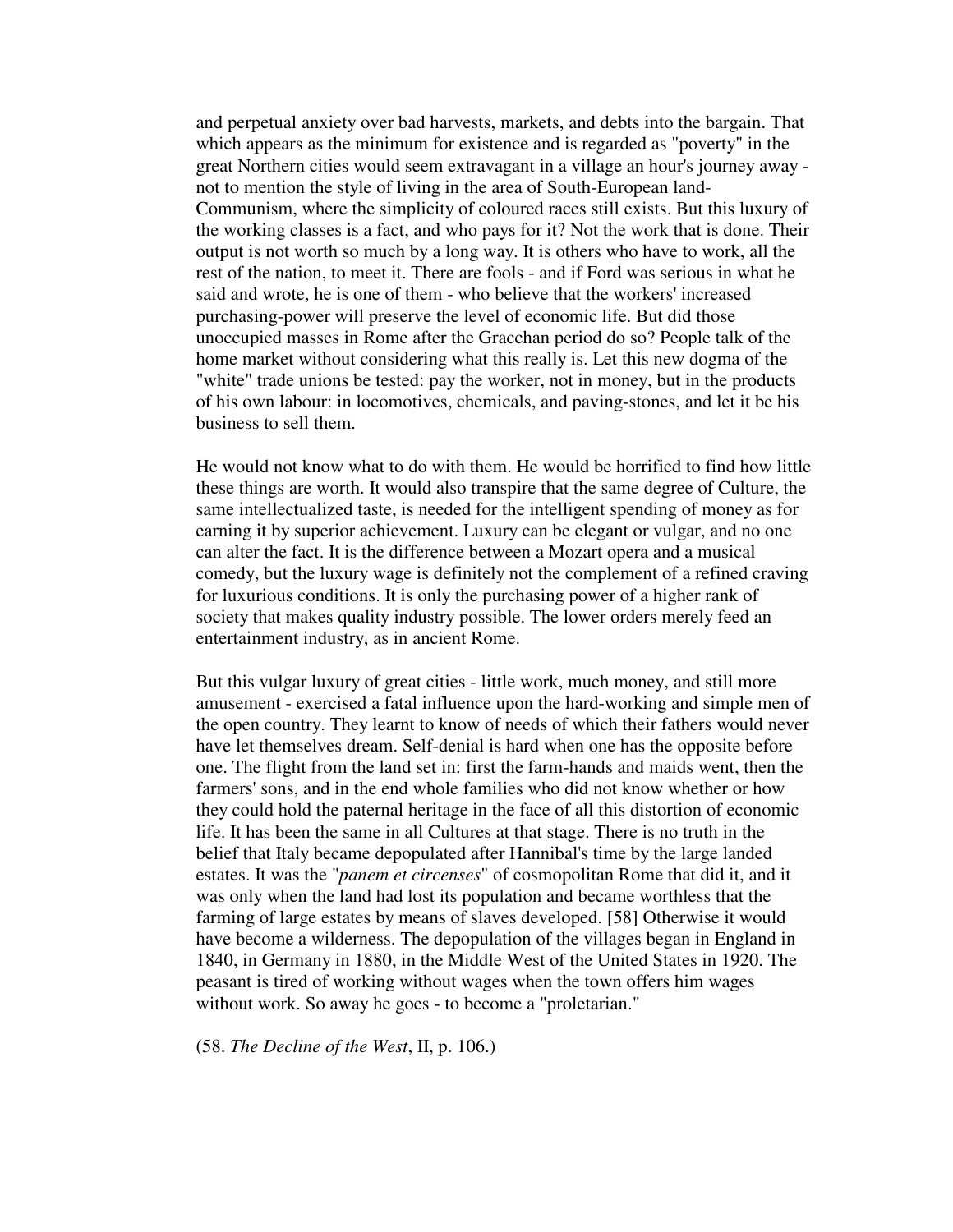and perpetual anxiety over bad harvests, markets, and debts into the bargain. That which appears as the minimum for existence and is regarded as "poverty" in the great Northern cities would seem extravagant in a village an hour's journey away - not to mention the style of living in the area of South-European land-Communism, where the simplicity of coloured races still exists. But this luxury of the working classes is a fact, and who pays for it? Not the work that is done. Their output is not worth so much by a long way. It is others who have to work, all the rest of the nation, to meet it. There are fools - and if Ford was serious in what he said and wrote, he is one of them - who believe that the workers' increased purchasing-power will preserve the level of economic life. But did those unoccupied masses in Rome after the Gracchan period do so? People talk of the home market without considering what this really is. Let this new dogma of the "white" trade unions be tested: pay the worker, not in money, but in the products of his own labour: in locomotives, chemicals, and paving-stones, and let it be his business to sell them.

He would not know what to do with them. He would be horrified to find how little these things are worth. It would also transpire that the same degree of Culture, the same intellectualized taste, is needed for the intelligent spending of money as for earning it by superior achievement. Luxury can be elegant or vulgar, and no one can alter the fact. It is the difference between a Mozart opera and a musical comedy, but the luxury wage is definitely not the complement of a refined craving for luxurious conditions. It is only the purchasing power of a higher rank of society that makes quality industry possible. The lower orders merely feed an entertainment industry, as in ancient Rome.

But this vulgar luxury of great cities - little work, much money, and still more amusement - exercised a fatal influence upon the hard-working and simple men of the open country. They learnt to know of needs of which their fathers would never have let themselves dream. Self-denial is hard when one has the opposite before one. The flight from the land set in: first the farm-hands and maids went, then the farmers' sons, and in the end whole families who did not know whether or how they could hold the paternal heritage in the face of all this distortion of economic life. It has been the same in all Cultures at that stage. There is no truth in the belief that Italy became depopulated after Hannibal's time by the large landed estates. It was the "*panem et circenses*" of cosmopolitan Rome that did it, and it was only when the land had lost its population and became worthless that the farming of large estates by means of slaves developed. [58] Otherwise it would have become a wilderness. The depopulation of the villages began in England in 1840, in Germany in 1880, in the Middle West of the United States in 1920. The peasant is tired of working without wages when the town offers him wages without work. So away he goes - to become a "proletarian."

(58. *The Decline of the West*, II, p. 106.)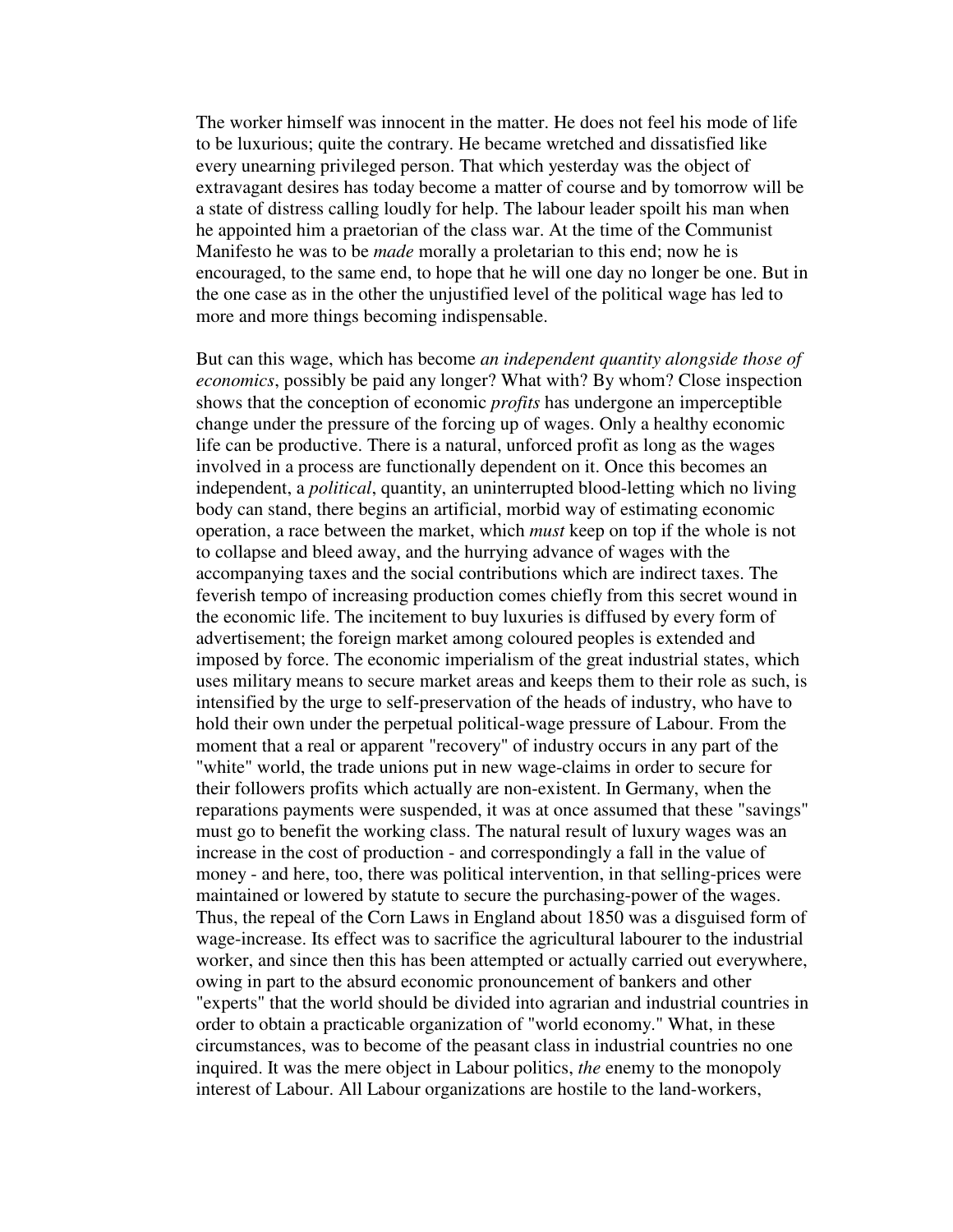The worker himself was innocent in the matter. He does not feel his mode of life to be luxurious; quite the contrary. He became wretched and dissatisfied like every unearning privileged person. That which yesterday was the object of extravagant desires has today become a matter of course and by tomorrow will be a state of distress calling loudly for help. The labour leader spoilt his man when he appointed him a praetorian of the class war. At the time of the Communist Manifesto he was to be *made* morally a proletarian to this end; now he is encouraged, to the same end, to hope that he will one day no longer be one. But in the one case as in the other the unjustified level of the political wage has led to more and more things becoming indispensable.

But can this wage, which has become *an independent quantity alongside those of economics*, possibly be paid any longer? What with? By whom? Close inspection shows that the conception of economic *profits* has undergone an imperceptible change under the pressure of the forcing up of wages. Only a healthy economic life can be productive. There is a natural, unforced profit as long as the wages involved in a process are functionally dependent on it. Once this becomes an independent, a *political*, quantity, an uninterrupted blood-letting which no living body can stand, there begins an artificial, morbid way of estimating economic operation, a race between the market, which *must* keep on top if the whole is not to collapse and bleed away, and the hurrying advance of wages with the accompanying taxes and the social contributions which are indirect taxes. The feverish tempo of increasing production comes chiefly from this secret wound in the economic life. The incitement to buy luxuries is diffused by every form of advertisement; the foreign market among coloured peoples is extended and imposed by force. The economic imperialism of the great industrial states, which uses military means to secure market areas and keeps them to their role as such, is intensified by the urge to self-preservation of the heads of industry, who have to hold their own under the perpetual political-wage pressure of Labour. From the moment that a real or apparent "recovery" of industry occurs in any part of the "white" world, the trade unions put in new wage-claims in order to secure for their followers profits which actually are non-existent. In Germany, when the reparations payments were suspended, it was at once assumed that these "savings" must go to benefit the working class. The natural result of luxury wages was an increase in the cost of production - and correspondingly a fall in the value of money - and here, too, there was political intervention, in that selling-prices were maintained or lowered by statute to secure the purchasing-power of the wages. Thus, the repeal of the Corn Laws in England about 1850 was a disguised form of wage-increase. Its effect was to sacrifice the agricultural labourer to the industrial worker, and since then this has been attempted or actually carried out everywhere, owing in part to the absurd economic pronouncement of bankers and other "experts" that the world should be divided into agrarian and industrial countries in order to obtain a practicable organization of "world economy." What, in these circumstances, was to become of the peasant class in industrial countries no one inquired. It was the mere object in Labour politics, *the* enemy to the monopoly interest of Labour. All Labour organizations are hostile to the land-workers,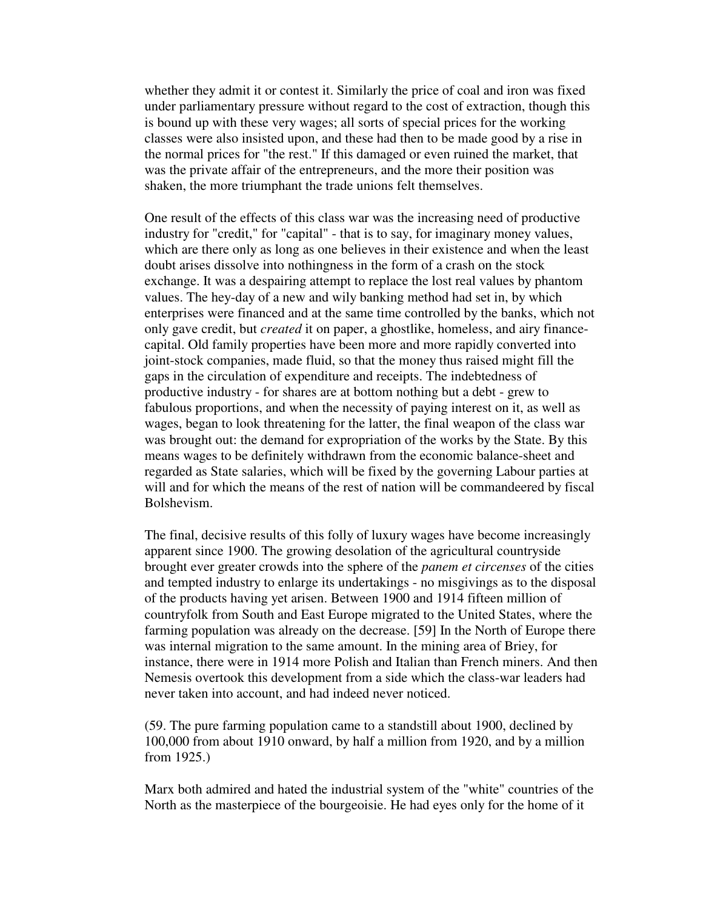whether they admit it or contest it. Similarly the price of coal and iron was fixed under parliamentary pressure without regard to the cost of extraction, though this is bound up with these very wages; all sorts of special prices for the working classes were also insisted upon, and these had then to be made good by a rise in the normal prices for "the rest." If this damaged or even ruined the market, that was the private affair of the entrepreneurs, and the more their position was shaken, the more triumphant the trade unions felt themselves.

One result of the effects of this class war was the increasing need of productive industry for "credit," for "capital" - that is to say, for imaginary money values, which are there only as long as one believes in their existence and when the least doubt arises dissolve into nothingness in the form of a crash on the stock exchange. It was a despairing attempt to replace the lost real values by phantom values. The hey-day of a new and wily banking method had set in, by which enterprises were financed and at the same time controlled by the banks, which not only gave credit, but *created* it on paper, a ghostlike, homeless, and airy finance-capital. Old family properties have been more and more rapidly converted into joint-stock companies, made fluid, so that the money thus raised might fill the gaps in the circulation of expenditure and receipts. The indebtedness of productive industry - for shares are at bottom nothing but a debt - grew to fabulous proportions, and when the necessity of paying interest on it, as well as wages, began to look threatening for the latter, the final weapon of the class war was brought out: the demand for expropriation of the works by the State. By this means wages to be definitely withdrawn from the economic balance-sheet and regarded as State salaries, which will be fixed by the governing Labour parties at will and for which the means of the rest of nation will be commandeered by fiscal Bolshevism.

The final, decisive results of this folly of luxury wages have become increasingly apparent since 1900. The growing desolation of the agricultural countryside brought ever greater crowds into the sphere of the *panem et circenses* of the cities and tempted industry to enlarge its undertakings - no misgivings as to the disposal of the products having yet arisen. Between 1900 and 1914 fifteen million of countryfolk from South and East Europe migrated to the United States, where the farming population was already on the decrease. [59] In the North of Europe there was internal migration to the same amount. In the mining area of Briey, for instance, there were in 1914 more Polish and Italian than French miners. And then Nemesis overtook this development from a side which the class-war leaders had never taken into account, and had indeed never noticed.

(59. The pure farming population came to a standstill about 1900, declined by 100,000 from about 1910 onward, by half a million from 1920, and by a million from 1925.)

Marx both admired and hated the industrial system of the "white" countries of the North as the masterpiece of the bourgeoisie. He had eyes only for the home of it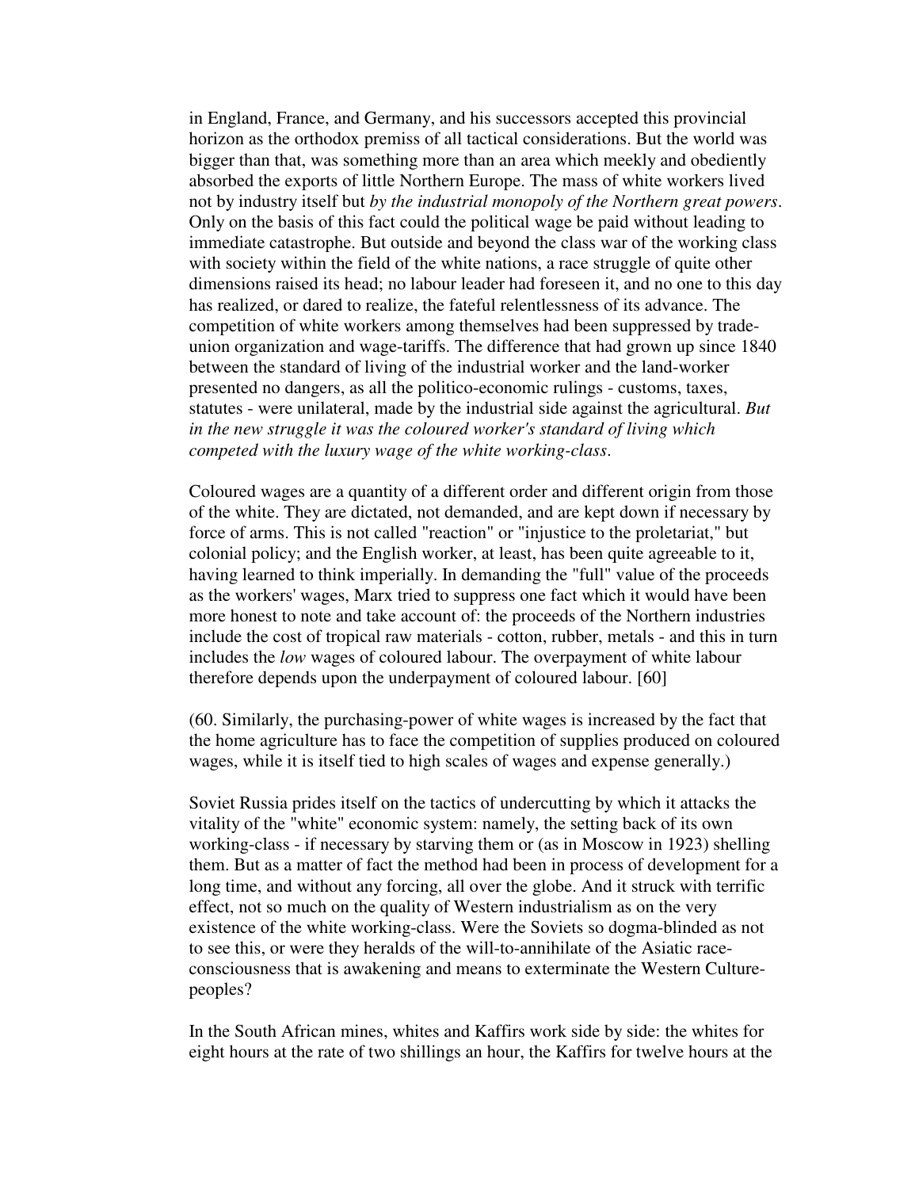in England, France, and Germany, and his successors accepted this provincial horizon as the orthodox premiss of all tactical considerations. But the world was bigger than that, was something more than an area which meekly and obediently absorbed the exports of little Northern Europe. The mass of white workers lived not by industry itself but *by the industrial monopoly of the Northern great powers*. Only on the basis of this fact could the political wage be paid without leading to immediate catastrophe. But outside and beyond the class war of the working class with society within the field of the white nations, a race struggle of quite other dimensions raised its head; no labour leader had foreseen it, and no one to this day has realized, or dared to realize, the fateful relentlessness of its advance. The competition of white workers among themselves had been suppressed by trade-union organization and wage-tariffs. The difference that had grown up since 1840 between the standard of living of the industrial worker and the land-worker presented no dangers, as all the politico-economic rulings - customs, taxes, statutes - were unilateral, made by the industrial side against the agricultural. *But in the new struggle it was the coloured worker's standard of living which competed with the luxury wage of the white working-class.*

Coloured wages are a quantity of a different order and different origin from those of the white. They are dictated, not demanded, and are kept down if necessary by force of arms. This is not called "reaction" or "injustice to the proletariat," but colonial policy; and the English worker, at least, has been quite agreeable to it, having learned to think imperially. In demanding the "full" value of the proceeds as the workers' wages, Marx tried to suppress one fact which it would have been more honest to note and take account of: the proceeds of the Northern industries include the cost of tropical raw materials - cotton, rubber, metals - and this in turn includes the *low* wages of coloured labour. The overpayment of white labour therefore depends upon the underpayment of coloured labour. [60]

(60. Similarly, the purchasing-power of white wages is increased by the fact that the home agriculture has to face the competition of supplies produced on coloured wages, while it is itself tied to high scales of wages and expense generally.)

Soviet Russia prides itself on the tactics of undercutting by which it attacks the vitality of the "white" economic system: namely, the setting back of its own working-class - if necessary by starving them or (as in Moscow in 1923) shelling them. But as a matter of fact the method had been in process of development for a long time, and without any forcing, all over the globe. And it struck with terrific effect, not so much on the quality of Western industrialism as on the very existence of the white working-class. Were the Soviets so dogma-blinded as not to see this, or were they heralds of the will-to-annihilate of the Asiatic race-consciousness that is awakening and means to exterminate the Western Culture-peoples?

In the South African mines, whites and Kaffirs work side by side: the whites for eight hours at the rate of two shillings an hour, the Kaffirs for twelve hours at the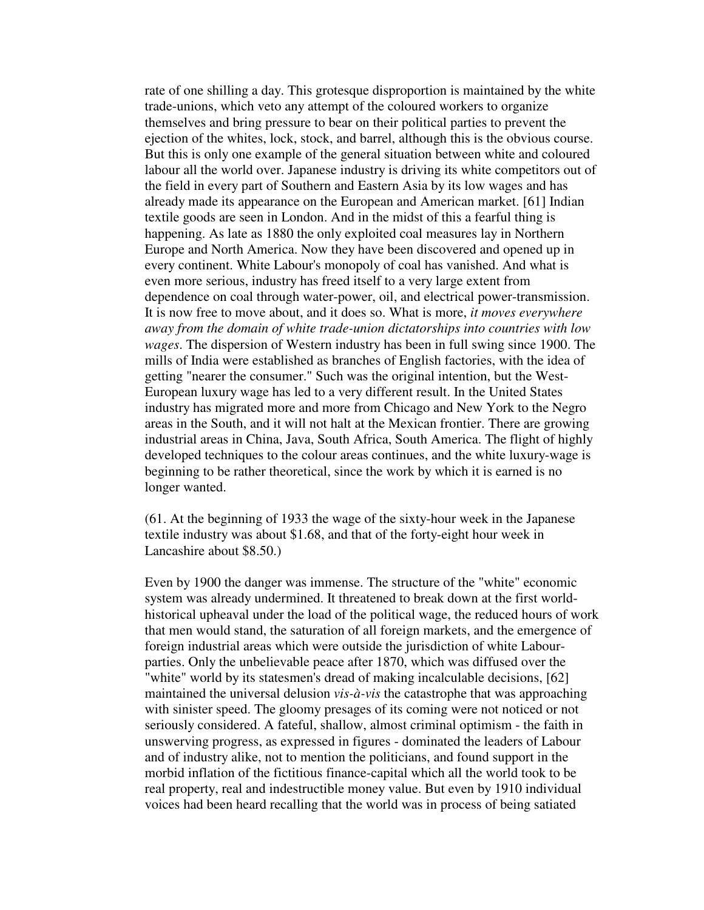rate of one shilling a day. This grotesque disproportion is maintained by the white trade-unions, which veto any attempt of the coloured workers to organize themselves and bring pressure to bear on their political parties to prevent the ejection of the whites, lock, stock, and barrel, although this is the obvious course. But this is only one example of the general situation between white and coloured labour all the world over. Japanese industry is driving its white competitors out of the field in every part of Southern and Eastern Asia by its low wages and has already made its appearance on the European and American market. [61] Indian textile goods are seen in London. And in the midst of this a fearful thing is happening. As late as 1880 the only exploited coal measures lay in Northern Europe and North America. Now they have been discovered and opened up in every continent. White Labour's monopoly of coal has vanished. And what is even more serious, industry has freed itself to a very large extent from dependence on coal through water-power, oil, and electrical power-transmission. It is now free to move about, and it does so. What is more, *it moves everywhere away from the domain of white trade-union dictatorships into countries with low wages*. The dispersion of Western industry has been in full swing since 1900. The mills of India were established as branches of English factories, with the idea of getting "nearer the consumer." Such was the original intention, but the West-European luxury wage has led to a very different result. In the United States industry has migrated more and more from Chicago and New York to the Negro areas in the South, and it will not halt at the Mexican frontier. There are growing industrial areas in China, Java, South Africa, South America. The flight of highly developed techniques to the colour areas continues, and the white luxury-wage is beginning to be rather theoretical, since the work by which it is earned is no longer wanted.

(61. At the beginning of 1933 the wage of the sixty-hour week in the Japanese textile industry was about $1.68, and that of the forty-eight hour week in Lancashire about $8.50.)

Even by 1900 the danger was immense. The structure of the "white" economic system was already undermined. It threatened to break down at the first world-historical upheaval under the load of the political wage, the reduced hours of work that men would stand, the saturation of all foreign markets, and the emergence of foreign industrial areas which were outside the jurisdiction of white Labour-parties. Only the unbelievable peace after 1870, which was diffused over the "white" world by its statesmen's dread of making incalculable decisions, [62] maintained the universal delusion *vis-à-vis* the catastrophe that was approaching with sinister speed. The gloomy presages of its coming were not noticed or not seriously considered. A fateful, shallow, almost criminal optimism - the faith in unswerving progress, as expressed in figures - dominated the leaders of Labour and of industry alike, not to mention the politicians, and found support in the morbid inflation of the fictitious finance-capital which all the world took to be real property, real and indestructible money value. But even by 1910 individual voices had been heard recalling that the world was in process of being satiated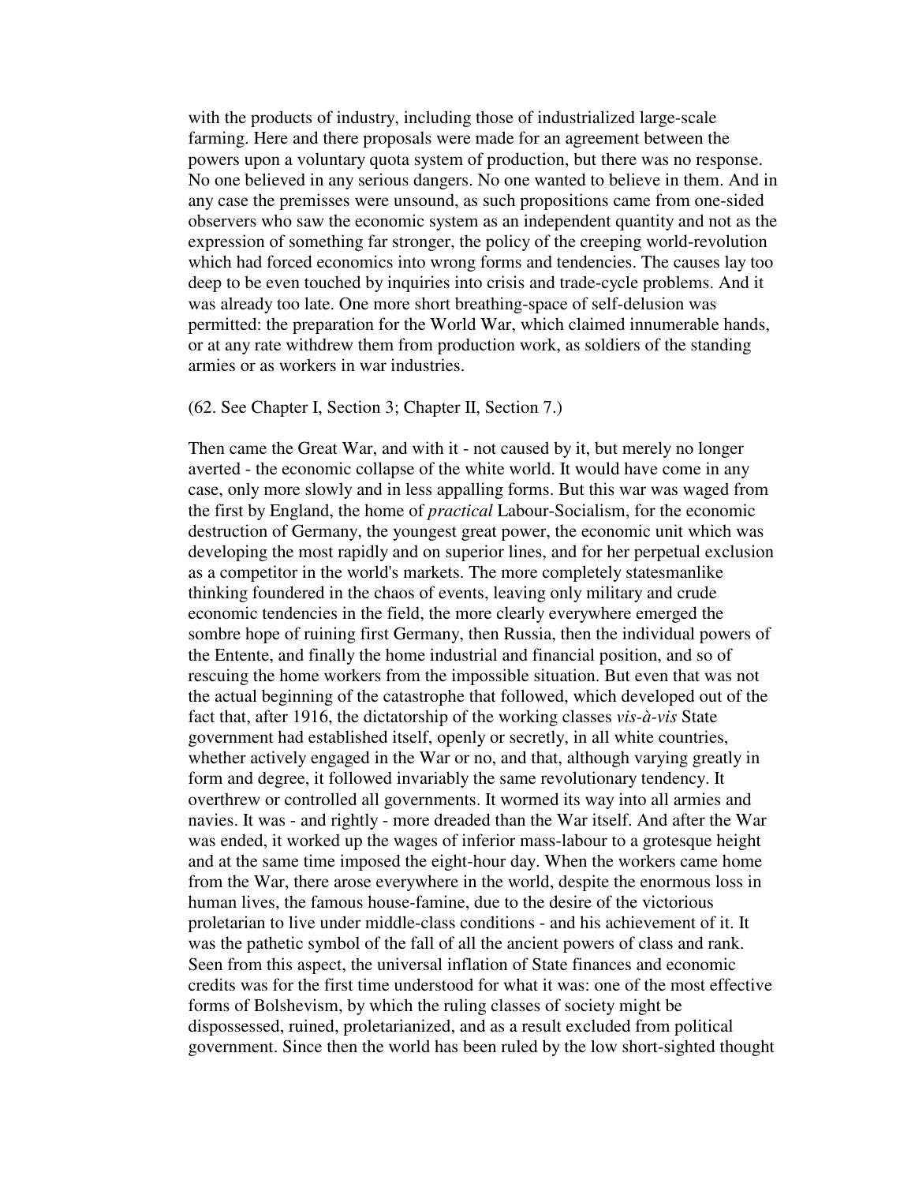with the products of industry, including those of industrialized large-scale farming. Here and there proposals were made for an agreement between the powers upon a voluntary quota system of production, but there was no response. No one believed in any serious dangers. No one wanted to believe in them. And in any case the premisses were unsound, as such propositions came from one-sided observers who saw the economic system as an independent quantity and not as the expression of something far stronger, the policy of the creeping world-revolution which had forced economics into wrong forms and tendencies. The causes lay too deep to be even touched by inquiries into crisis and trade-cycle problems. And it was already too late. One more short breathing-space of self-delusion was permitted: the preparation for the World War, which claimed innumerable hands, or at any rate withdrew them from production work, as soldiers of the standing armies or as workers in war industries.

(62. See Chapter I, Section 3; Chapter II, Section 7.)

Then came the Great War, and with it - not caused by it, but merely no longer averted - the economic collapse of the white world. It would have come in any case, only more slowly and in less appalling forms. But this war was waged from the first by England, the home of *practical* Labour-Socialism, for the economic destruction of Germany, the youngest great power, the economic unit which was developing the most rapidly and on superior lines, and for her perpetual exclusion as a competitor in the world's markets. The more completely statesmanlike thinking foundered in the chaos of events, leaving only military and crude economic tendencies in the field, the more clearly everywhere emerged the sombre hope of ruining first Germany, then Russia, then the individual powers of the Entente, and finally the home industrial and financial position, and so of rescuing the home workers from the impossible situation. But even that was not the actual beginning of the catastrophe that followed, which developed out of the fact that, after 1916, the dictatorship of the working classes *vis-à-vis* State government had established itself, openly or secretly, in all white countries, whether actively engaged in the War or no, and that, although varying greatly in form and degree, it followed invariably the same revolutionary tendency. It overthrew or controlled all governments. It wormed its way into all armies and navies. It was - and rightly - more dreaded than the War itself. And after the War was ended, it worked up the wages of inferior mass-labour to a grotesque height and at the same time imposed the eight-hour day. When the workers came home from the War, there arose everywhere in the world, despite the enormous loss in human lives, the famous house-famine, due to the desire of the victorious proletarian to live under middle-class conditions - and his achievement of it. It was the pathetic symbol of the fall of all the ancient powers of class and rank. Seen from this aspect, the universal inflation of State finances and economic credits was for the first time understood for what it was: one of the most effective forms of Bolshevism, by which the ruling classes of society might be dispossessed, ruined, proletarianized, and as a result excluded from political government. Since then the world has been ruled by the low short-sighted thought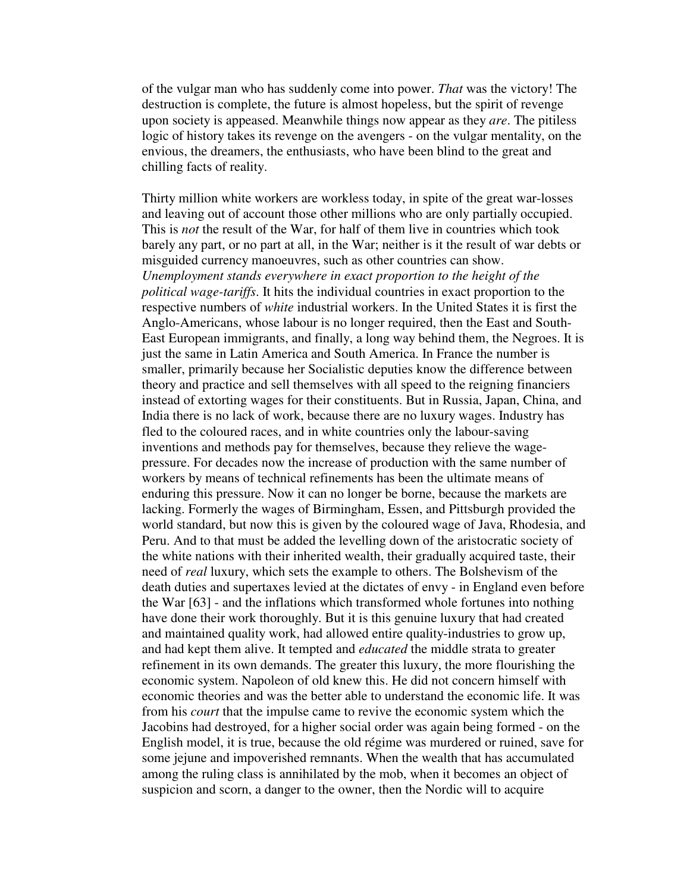of the vulgar man who has suddenly come into power. *That* was the victory! The destruction is complete, the future is almost hopeless, but the spirit of revenge upon society is appeased. Meanwhile things now appear as they *are*. The pitiless logic of history takes its revenge on the avengers - on the vulgar mentality, on the envious, the dreamers, the enthusiasts, who have been blind to the great and chilling facts of reality.

Thirty million white workers are workless today, in spite of the great war-losses and leaving out of account those other millions who are only partially occupied. This is *not* the result of the War, for half of them live in countries which took barely any part, or no part at all, in the War; neither is it the result of war debts or misguided currency manoeuvres, such as other countries can show. *Unemployment stands everywhere in exact proportion to the height of the political wage-tariffs*. It hits the individual countries in exact proportion to the respective numbers of *white* industrial workers. In the United States it is first the Anglo-Americans, whose labour is no longer required, then the East and South-East European immigrants, and finally, a long way behind them, the Negroes. It is just the same in Latin America and South America. In France the number is smaller, primarily because her Socialistic deputies know the difference between theory and practice and sell themselves with all speed to the reigning financiers instead of extorting wages for their constituents. But in Russia, Japan, China, and India there is no lack of work, because there are no luxury wages. Industry has fled to the coloured races, and in white countries only the labour-saving inventions and methods pay for themselves, because they relieve the wage-pressure. For decades now the increase of production with the same number of workers by means of technical refinements has been the ultimate means of enduring this pressure. Now it can no longer be borne, because the markets are lacking. Formerly the wages of Birmingham, Essen, and Pittsburgh provided the world standard, but now this is given by the coloured wage of Java, Rhodesia, and Peru. And to that must be added the levelling down of the aristocratic society of the white nations with their inherited wealth, their gradually acquired taste, their need of *real* luxury, which sets the example to others. The Bolshevism of the death duties and supertaxes levied at the dictates of envy - in England even before the War [63] - and the inflations which transformed whole fortunes into nothing have done their work thoroughly. But it is this genuine luxury that had created and maintained quality work, had allowed entire quality-industries to grow up, and had kept them alive. It tempted and *educated* the middle strata to greater refinement in its own demands. The greater this luxury, the more flourishing the economic system. Napoleon of old knew this. He did not concern himself with economic theories and was the better able to understand the economic life. It was from his *court* that the impulse came to revive the economic system which the Jacobins had destroyed, for a higher social order was again being formed - on the English model, it is true, because the old régime was murdered or ruined, save for some jejune and impoverished remnants. When the wealth that has accumulated among the ruling class is annihilated by the mob, when it becomes an object of suspicion and scorn, a danger to the owner, then the Nordic will to acquire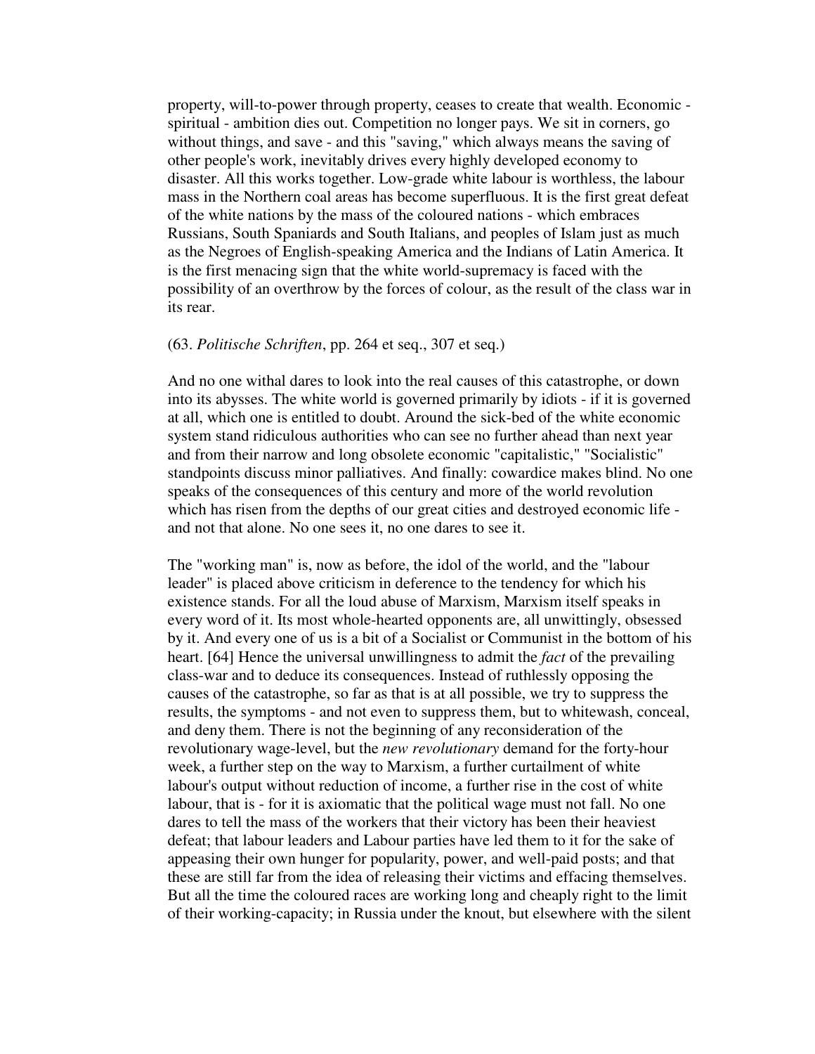property, will-to-power through property, ceases to create that wealth. Economic - spiritual - ambition dies out. Competition no longer pays. We sit in corners, go without things, and save - and this "saving," which always means the saving of other people's work, inevitably drives every highly developed economy to disaster. All this works together. Low-grade white labour is worthless, the labour mass in the Northern coal areas has become superfluous. It is the first great defeat of the white nations by the mass of the coloured nations - which embraces Russians, South Spaniards and South Italians, and peoples of Islam just as much as the Negroes of English-speaking America and the Indians of Latin America. It is the first menacing sign that the white world-supremacy is faced with the possibility of an overthrow by the forces of colour, as the result of the class war in its rear.

(63. *Politische Schriften*, pp. 264 et seq., 307 et seq.)

And no one withal dares to look into the real causes of this catastrophe, or down into its abysses. The white world is governed primarily by idiots - if it is governed at all, which one is entitled to doubt. Around the sick-bed of the white economic system stand ridiculous authorities who can see no further ahead than next year and from their narrow and long obsolete economic "capitalistic," "Socialistic" standpoints discuss minor palliatives. And finally: cowardice makes blind. No one speaks of the consequences of this century and more of the world revolution which has risen from the depths of our great cities and destroyed economic life - and not that alone. No one sees it, no one dares to see it.

The "working man" is, now as before, the idol of the world, and the "labour leader" is placed above criticism in deference to the tendency for which his existence stands. For all the loud abuse of Marxism, Marxism itself speaks in every word of it. Its most whole-hearted opponents are, all unwittingly, obsessed by it. And every one of us is a bit of a Socialist or Communist in the bottom of his heart. [64] Hence the universal unwillingness to admit the *fact* of the prevailing class-war and to deduce its consequences. Instead of ruthlessly opposing the causes of the catastrophe, so far as that is at all possible, we try to suppress the results, the symptoms - and not even to suppress them, but to whitewash, conceal, and deny them. There is not the beginning of any reconsideration of the revolutionary wage-level, but the *new revolutionary* demand for the forty-hour week, a further step on the way to Marxism, a further curtailment of white labour's output without reduction of income, a further rise in the cost of white labour, that is - for it is axiomatic that the political wage must not fall. No one dares to tell the mass of the workers that their victory has been their heaviest defeat; that labour leaders and Labour parties have led them to it for the sake of appeasing their own hunger for popularity, power, and well-paid posts; and that these are still far from the idea of releasing their victims and effacing themselves. But all the time the coloured races are working long and cheaply right to the limit of their working-capacity; in Russia under the knout, but elsewhere with the silent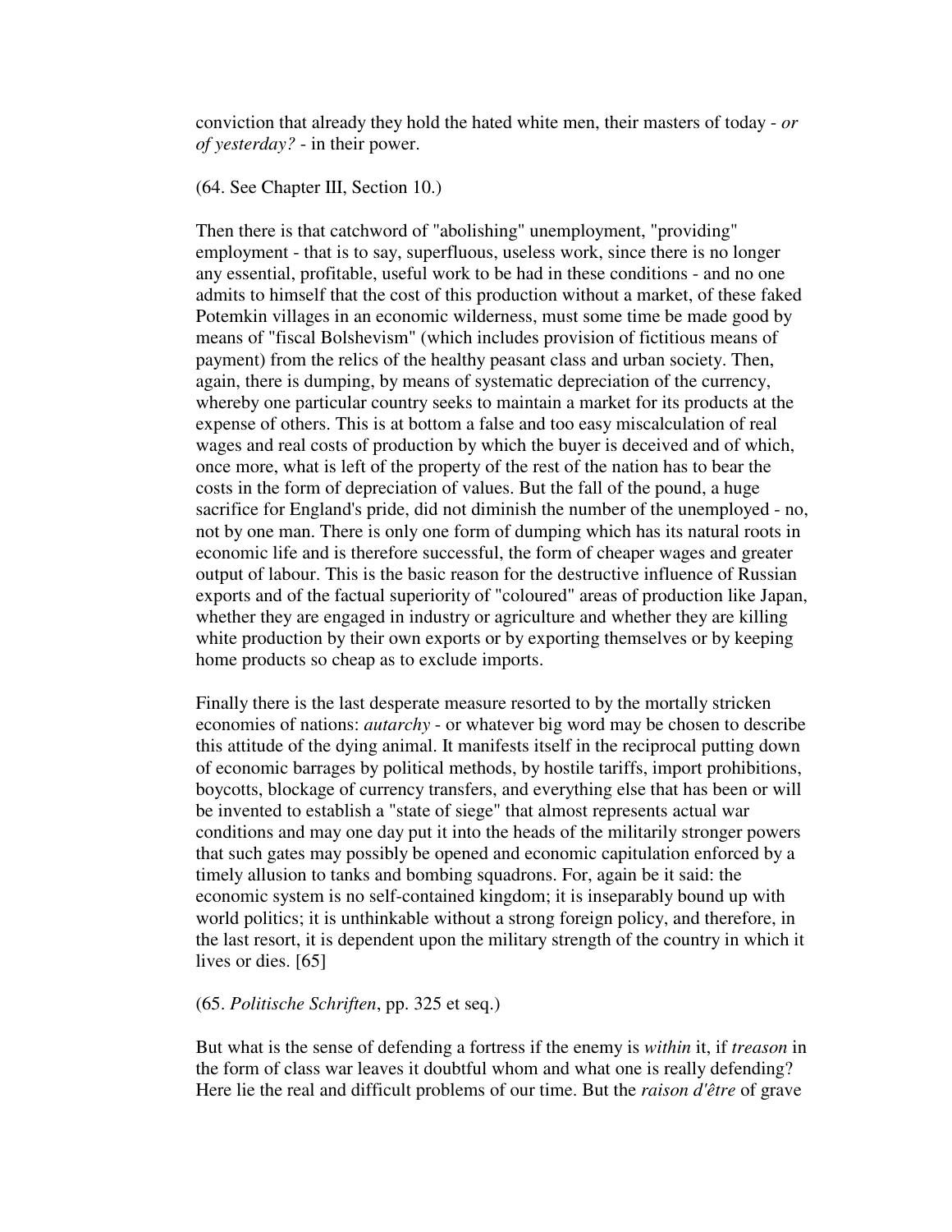conviction that already they hold the hated white men, their masters of today - *or of yesterday?* - in their power.

(64. See Chapter III, Section 10.)

Then there is that catchword of "abolishing" unemployment, "providing" employment - that is to say, superfluous, useless work, since there is no longer any essential, profitable, useful work to be had in these conditions - and no one admits to himself that the cost of this production without a market, of these faked Potemkin villages in an economic wilderness, must some time be made good by means of "fiscal Bolshevism" (which includes provision of fictitious means of payment) from the relics of the healthy peasant class and urban society. Then, again, there is dumping, by means of systematic depreciation of the currency, whereby one particular country seeks to maintain a market for its products at the expense of others. This is at bottom a false and too easy miscalculation of real wages and real costs of production by which the buyer is deceived and of which, once more, what is left of the property of the rest of the nation has to bear the costs in the form of depreciation of values. But the fall of the pound, a huge sacrifice for England's pride, did not diminish the number of the unemployed - no, not by one man. There is only one form of dumping which has its natural roots in economic life and is therefore successful, the form of cheaper wages and greater output of labour. This is the basic reason for the destructive influence of Russian exports and of the factual superiority of "coloured" areas of production like Japan, whether they are engaged in industry or agriculture and whether they are killing white production by their own exports or by exporting themselves or by keeping home products so cheap as to exclude imports.

Finally there is the last desperate measure resorted to by the mortally stricken economies of nations: *autarchy* - or whatever big word may be chosen to describe this attitude of the dying animal. It manifests itself in the reciprocal putting down of economic barrages by political methods, by hostile tariffs, import prohibitions, boycotts, blockage of currency transfers, and everything else that has been or will be invented to establish a "state of siege" that almost represents actual war conditions and may one day put it into the heads of the militarily stronger powers that such gates may possibly be opened and economic capitulation enforced by a timely allusion to tanks and bombing squadrons. For, again be it said: the economic system is no self-contained kingdom; it is inseparably bound up with world politics; it is unthinkable without a strong foreign policy, and therefore, in the last resort, it is dependent upon the military strength of the country in which it lives or dies. [65]

(65. *Politische Schriften*, pp. 325 et seq.)

But what is the sense of defending a fortress if the enemy is *within* it, if *treason* in the form of class war leaves it doubtful whom and what one is really defending? Here lie the real and difficult problems of our time. But the *raison d'être* of grave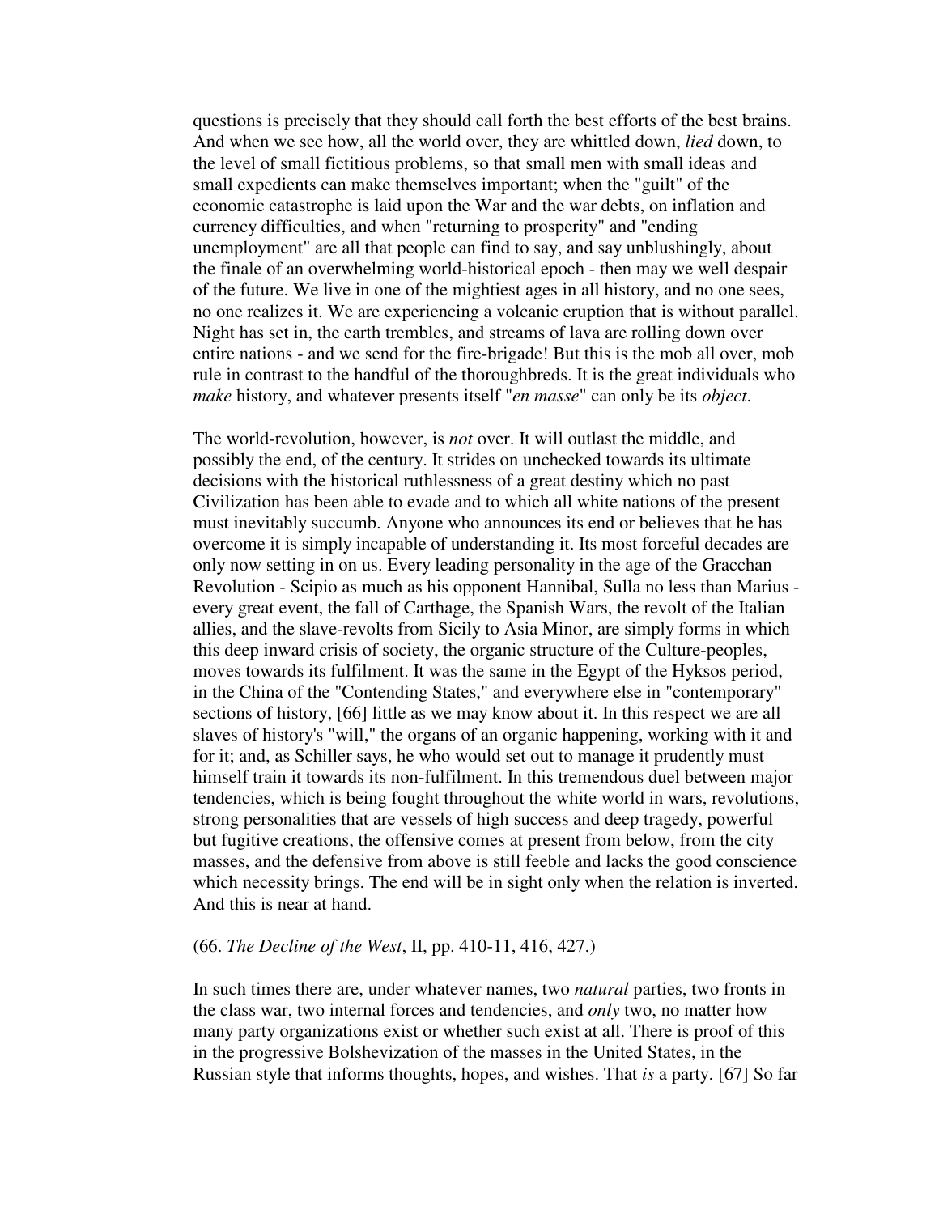questions is precisely that they should call forth the best efforts of the best brains. And when we see how, all the world over, they are whittled down, *lied* down, to the level of small fictitious problems, so that small men with small ideas and small expedients can make themselves important; when the "guilt" of the economic catastrophe is laid upon the War and the war debts, on inflation and currency difficulties, and when "returning to prosperity" and "ending unemployment" are all that people can find to say, and say unblushingly, about the finale of an overwhelming world-historical epoch - then may we well despair of the future. We live in one of the mightiest ages in all history, and no one sees, no one realizes it. We are experiencing a volcanic eruption that is without parallel. Night has set in, the earth trembles, and streams of lava are rolling down over entire nations - and we send for the fire-brigade! But this is the mob all over, mob rule in contrast to the handful of the thoroughbreds. It is the great individuals who *make* history, and whatever presents itself "*en masse*" can only be its *object*.

The world-revolution, however, is *not* over. It will outlast the middle, and possibly the end, of the century. It strides on unchecked towards its ultimate decisions with the historical ruthlessness of a great destiny which no past Civilization has been able to evade and to which all white nations of the present must inevitably succumb. Anyone who announces its end or believes that he has overcome it is simply incapable of understanding it. Its most forceful decades are only now setting in on us. Every leading personality in the age of the Gracchan Revolution - Scipio as much as his opponent Hannibal, Sulla no less than Marius - every great event, the fall of Carthage, the Spanish Wars, the revolt of the Italian allies, and the slave-revolts from Sicily to Asia Minor, are simply forms in which this deep inward crisis of society, the organic structure of the Culture-peoples, moves towards its fulfilment. It was the same in the Egypt of the Hyksos period, in the China of the "Contending States," and everywhere else in "contemporary" sections of history, [66] little as we may know about it. In this respect we are all slaves of history's "will," the organs of an organic happening, working with it and for it; and, as Schiller says, he who would set out to manage it prudently must himself train it towards its non-fulfilment. In this tremendous duel between major tendencies, which is being fought throughout the white world in wars, revolutions, strong personalities that are vessels of high success and deep tragedy, powerful but fugitive creations, the offensive comes at present from below, from the city masses, and the defensive from above is still feeble and lacks the good conscience which necessity brings. The end will be in sight only when the relation is inverted. And this is near at hand.

(66. *The Decline of the West*, II, pp. 410-11, 416, 427.)

In such times there are, under whatever names, two *natural* parties, two fronts in the class war, two internal forces and tendencies, and *only* two, no matter how many party organizations exist or whether such exist at all. There is proof of this in the progressive Bolshevization of the masses in the United States, in the Russian style that informs thoughts, hopes, and wishes. That *is* a party. [67] So far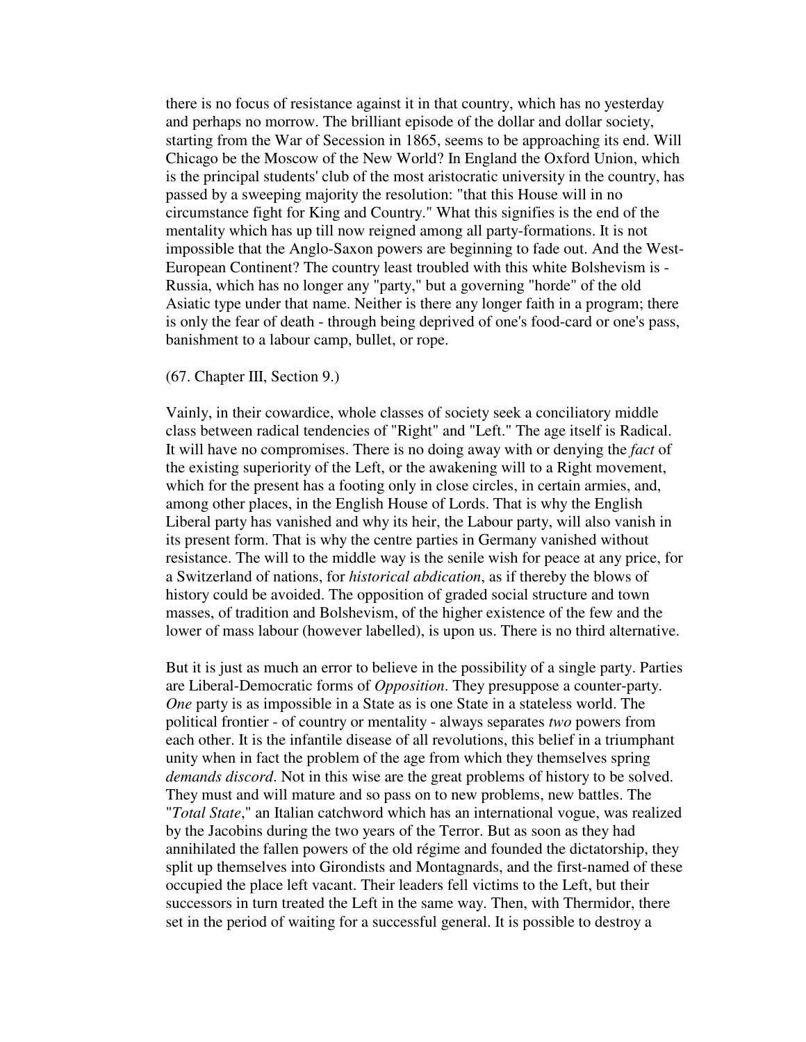there is no focus of resistance against it in that country, which has no yesterday and perhaps no morrow. The brilliant episode of the dollar and dollar society, starting from the War of Secession in 1865, seems to be approaching its end. Will Chicago be the Moscow of the New World? In England the Oxford Union, which is the principal students' club of the most aristocratic university in the country, has passed by a sweeping majority the resolution: "that this House will in no circumstance fight for King and Country." What this signifies is the end of the mentality which has up till now reigned among all party-formations. It is not impossible that the Anglo-Saxon powers are beginning to fade out. And the West-European Continent? The country least troubled with this white Bolshevism is - Russia, which has no longer any "party," but a governing "horde" of the old Asiatic type under that name. Neither is there any longer faith in a program; there is only the fear of death - through being deprived of one's food-card or one's pass, banishment to a labour camp, bullet, or rope.

(67. Chapter III, Section 9.)

Vainly, in their cowardice, whole classes of society seek a conciliatory middle class between radical tendencies of "Right" and "Left." The age itself is Radical. It will have no compromises. There is no doing away with or denying the *fact* of the existing superiority of the Left, or the awakening will to a Right movement, which for the present has a footing only in close circles, in certain armies, and, among other places, in the English House of Lords. That is why the English Liberal party has vanished and why its heir, the Labour party, will also vanish in its present form. That is why the centre parties in Germany vanished without resistance. The will to the middle way is the senile wish for peace at any price, for a Switzerland of nations, for *historical abdication*, as if thereby the blows of history could be avoided. The opposition of graded social structure and town masses, of tradition and Bolshevism, of the higher existence of the few and the lower of mass labour (however labelled), is upon us. There is no third alternative.

But it is just as much an error to believe in the possibility of a single party. Parties are Liberal-Democratic forms of *Opposition*. They presuppose a counter-party. *One* party is as impossible in a State as is one State in a stateless world. The political frontier - of country or mentality - always separates *two* powers from each other. It is the infantile disease of all revolutions, this belief in a triumphant unity when in fact the problem of the age from which they themselves spring *demands discord*. Not in this wise are the great problems of history to be solved. They must and will mature and so pass on to new problems, new battles. The "*Total State*," an Italian catchword which has an international vogue, was realized by the Jacobins during the two years of the Terror. But as soon as they had annihilated the fallen powers of the old régime and founded the dictatorship, they split up themselves into Girondists and Montagnards, and the first-named of these occupied the place left vacant. Their leaders fell victims to the Left, but their successors in turn treated the Left in the same way. Then, with Thermidor, there set in the period of waiting for a successful general. It is possible to destroy a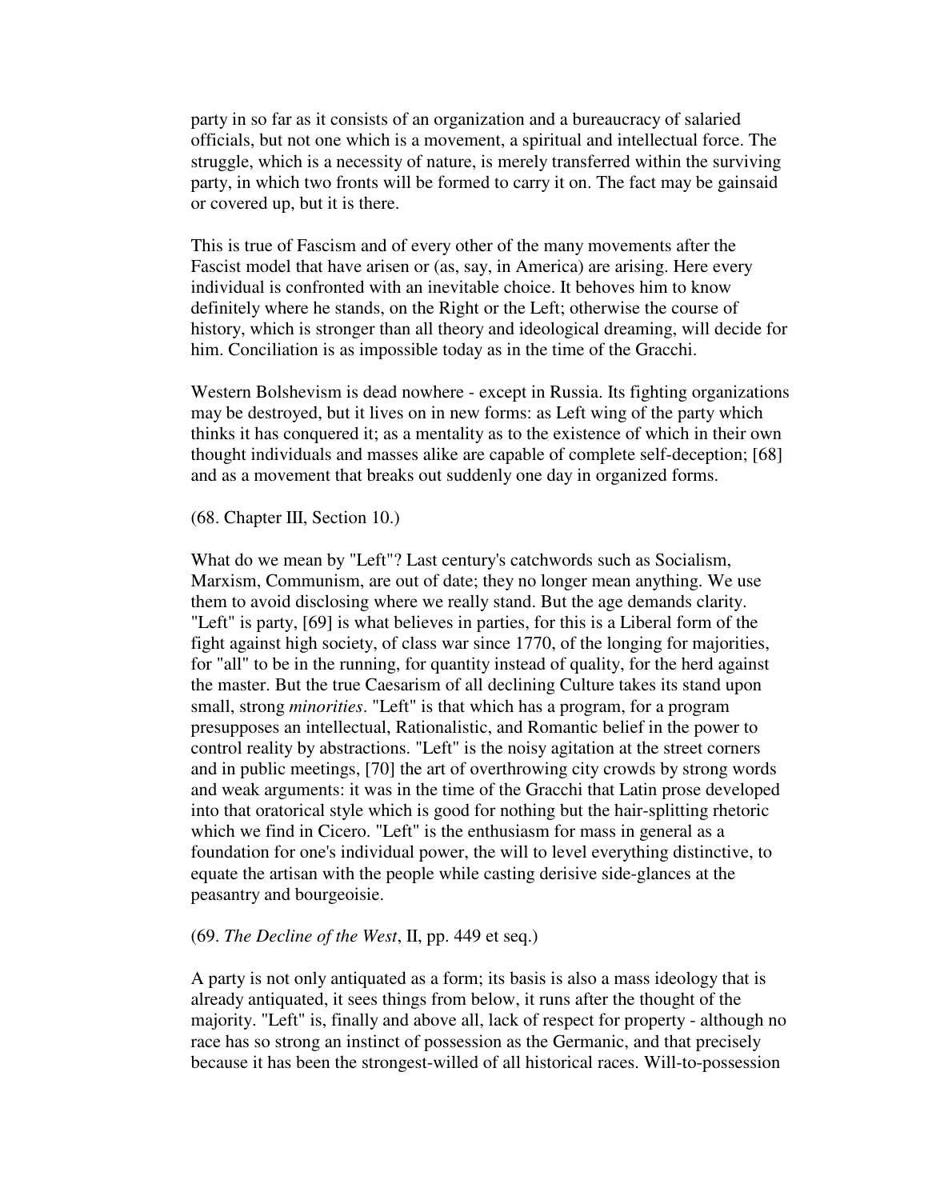party in so far as it consists of an organization and a bureaucracy of salaried officials, but not one which is a movement, a spiritual and intellectual force. The struggle, which is a necessity of nature, is merely transferred within the surviving party, in which two fronts will be formed to carry it on. The fact may be gainsaid or covered up, but it is there.

This is true of Fascism and of every other of the many movements after the Fascist model that have arisen or (as, say, in America) are arising. Here every individual is confronted with an inevitable choice. It behoves him to know definitely where he stands, on the Right or the Left; otherwise the course of history, which is stronger than all theory and ideological dreaming, will decide for him. Conciliation is as impossible today as in the time of the Gracchi.

Western Bolshevism is dead nowhere - except in Russia. Its fighting organizations may be destroyed, but it lives on in new forms: as Left wing of the party which thinks it has conquered it; as a mentality as to the existence of which in their own thought individuals and masses alike are capable of complete self-deception; [68] and as a movement that breaks out suddenly one day in organized forms.

(68. Chapter III, Section 10.)

What do we mean by "Left"? Last century's catchwords such as Socialism, Marxism, Communism, are out of date; they no longer mean anything. We use them to avoid disclosing where we really stand. But the age demands clarity. "Left" is party, [69] is what believes in parties, for this is a Liberal form of the fight against high society, of class war since 1770, of the longing for majorities, for "all" to be in the running, for quantity instead of quality, for the herd against the master. But the true Caesarism of all declining Culture takes its stand upon small, strong *minorities*. "Left" is that which has a program, for a program presupposes an intellectual, Rationalistic, and Romantic belief in the power to control reality by abstractions. "Left" is the noisy agitation at the street corners and in public meetings, [70] the art of overthrowing city crowds by strong words and weak arguments: it was in the time of the Gracchi that Latin prose developed into that oratorical style which is good for nothing but the hair-splitting rhetoric which we find in Cicero. "Left" is the enthusiasm for mass in general as a foundation for one's individual power, the will to level everything distinctive, to equate the artisan with the people while casting derisive side-glances at the peasantry and bourgeoisie.

(69. *The Decline of the West*, II, pp. 449 et seq.)

A party is not only antiquated as a form; its basis is also a mass ideology that is already antiquated, it sees things from below, it runs after the thought of the majority. "Left" is, finally and above all, lack of respect for property - although no race has so strong an instinct of possession as the Germanic, and that precisely because it has been the strongest-willed of all historical races. Will-to-possession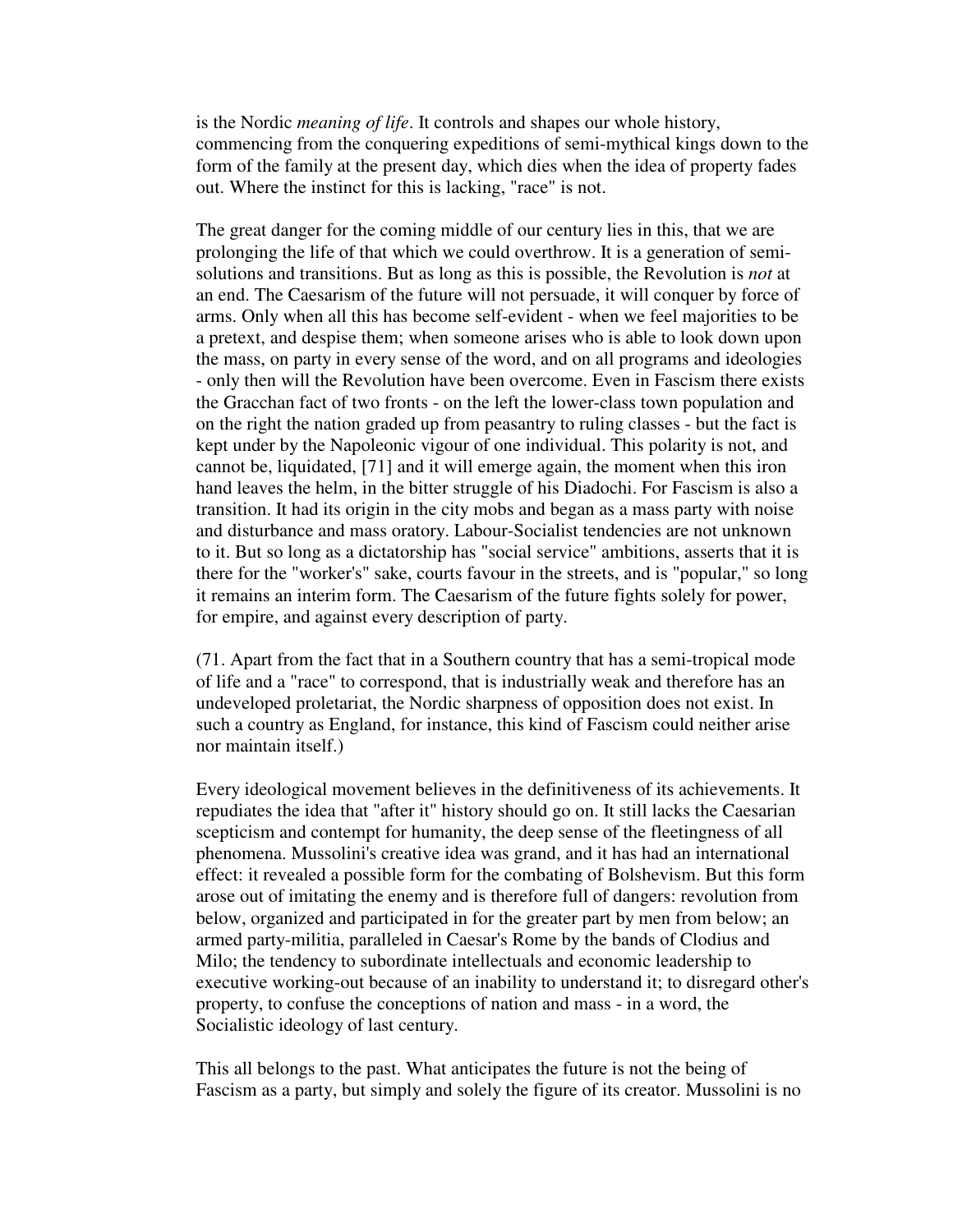is the Nordic *meaning of life*. It controls and shapes our whole history, commencing from the conquering expeditions of semi-mythical kings down to the form of the family at the present day, which dies when the idea of property fades out. Where the instinct for this is lacking, "race" is not.

The great danger for the coming middle of our century lies in this, that we are prolonging the life of that which we could overthrow. It is a generation of semi-solutions and transitions. But as long as this is possible, the Revolution is *not* at an end. The Caesarism of the future will not persuade, it will conquer by force of arms. Only when all this has become self-evident - when we feel majorities to be a pretext, and despise them; when someone arises who is able to look down upon the mass, on party in every sense of the word, and on all programs and ideologies - only then will the Revolution have been overcome. Even in Fascism there exists the Gracchan fact of two fronts - on the left the lower-class town population and on the right the nation graded up from peasantry to ruling classes - but the fact is kept under by the Napoleonic vigour of one individual. This polarity is not, and cannot be, liquidated, [71] and it will emerge again, the moment when this iron hand leaves the helm, in the bitter struggle of his Diadochi. For Fascism is also a transition. It had its origin in the city mobs and began as a mass party with noise and disturbance and mass oratory. Labour-Socialist tendencies are not unknown to it. But so long as a dictatorship has "social service" ambitions, asserts that it is there for the "worker's" sake, courts favour in the streets, and is "popular," so long it remains an interim form. The Caesarism of the future fights solely for power, for empire, and against every description of party.

(71. Apart from the fact that in a Southern country that has a semi-tropical mode of life and a "race" to correspond, that is industrially weak and therefore has an undeveloped proletariat, the Nordic sharpness of opposition does not exist. In such a country as England, for instance, this kind of Fascism could neither arise nor maintain itself.)

Every ideological movement believes in the definitiveness of its achievements. It repudiates the idea that "after it" history should go on. It still lacks the Caesarian scepticism and contempt for humanity, the deep sense of the fleetingness of all phenomena. Mussolini's creative idea was grand, and it has had an international effect: it revealed a possible form for the combating of Bolshevism. But this form arose out of imitating the enemy and is therefore full of dangers: revolution from below, organized and participated in for the greater part by men from below; an armed party-militia, paralleled in Caesar's Rome by the bands of Clodius and Milo; the tendency to subordinate intellectuals and economic leadership to executive working-out because of an inability to understand it; to disregard other's property, to confuse the conceptions of nation and mass - in a word, the Socialistic ideology of last century.

This all belongs to the past. What anticipates the future is not the being of Fascism as a party, but simply and solely the figure of its creator. Mussolini is no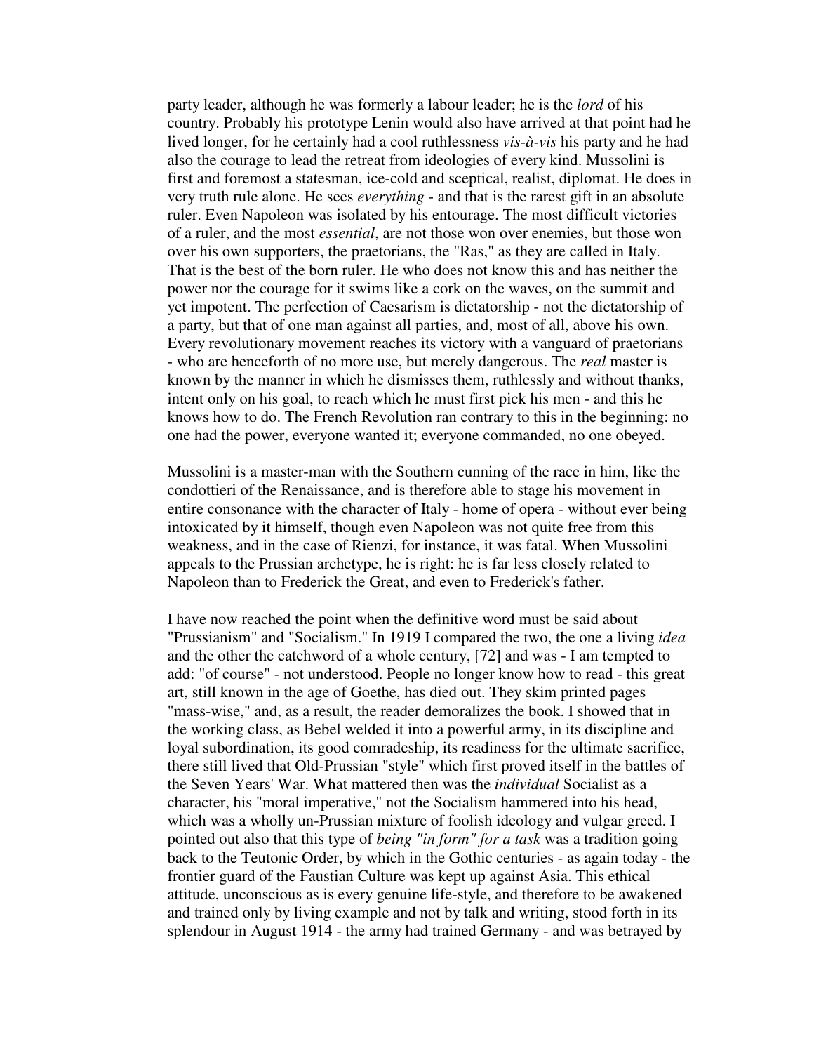party leader, although he was formerly a labour leader; he is the *lord* of his country. Probably his prototype Lenin would also have arrived at that point had he lived longer, for he certainly had a cool ruthlessness *vis-à-vis* his party and he had also the courage to lead the retreat from ideologies of every kind. Mussolini is first and foremost a statesman, ice-cold and sceptical, realist, diplomat. He does in very truth rule alone. He sees *everything* - and that is the rarest gift in an absolute ruler. Even Napoleon was isolated by his entourage. The most difficult victories of a ruler, and the most *essential*, are not those won over enemies, but those won over his own supporters, the praetorians, the "Ras," as they are called in Italy. That is the best of the born ruler. He who does not know this and has neither the power nor the courage for it swims like a cork on the waves, on the summit and yet impotent. The perfection of Caesarism is dictatorship - not the dictatorship of a party, but that of one man against all parties, and, most of all, above his own. Every revolutionary movement reaches its victory with a vanguard of praetorians - who are henceforth of no more use, but merely dangerous. The *real* master is known by the manner in which he dismisses them, ruthlessly and without thanks, intent only on his goal, to reach which he must first pick his men - and this he knows how to do. The French Revolution ran contrary to this in the beginning: no one had the power, everyone wanted it; everyone commanded, no one obeyed.

Mussolini is a master-man with the Southern cunning of the race in him, like the condottieri of the Renaissance, and is therefore able to stage his movement in entire consonance with the character of Italy - home of opera - without ever being intoxicated by it himself, though even Napoleon was not quite free from this weakness, and in the case of Rienzi, for instance, it was fatal. When Mussolini appeals to the Prussian archetype, he is right: he is far less closely related to Napoleon than to Frederick the Great, and even to Frederick's father.

I have now reached the point when the definitive word must be said about "Prussianism" and "Socialism." In 1919 I compared the two, the one a living *idea* and the other the catchword of a whole century, [72] and was - I am tempted to add: "of course" - not understood. People no longer know how to read - this great art, still known in the age of Goethe, has died out. They skim printed pages "mass-wise," and, as a result, the reader demoralizes the book. I showed that in the working class, as Bebel welded it into a powerful army, in its discipline and loyal subordination, its good comradeship, its readiness for the ultimate sacrifice, there still lived that Old-Prussian "style" which first proved itself in the battles of the Seven Years' War. What mattered then was the *individual* Socialist as a character, his "moral imperative," not the Socialism hammered into his head, which was a wholly un-Prussian mixture of foolish ideology and vulgar greed. I pointed out also that this type of *being "in form" for a task* was a tradition going back to the Teutonic Order, by which in the Gothic centuries - as again today - the frontier guard of the Faustian Culture was kept up against Asia. This ethical attitude, unconscious as is every genuine life-style, and therefore to be awakened and trained only by living example and not by talk and writing, stood forth in its splendour in August 1914 - the army had trained Germany - and was betrayed by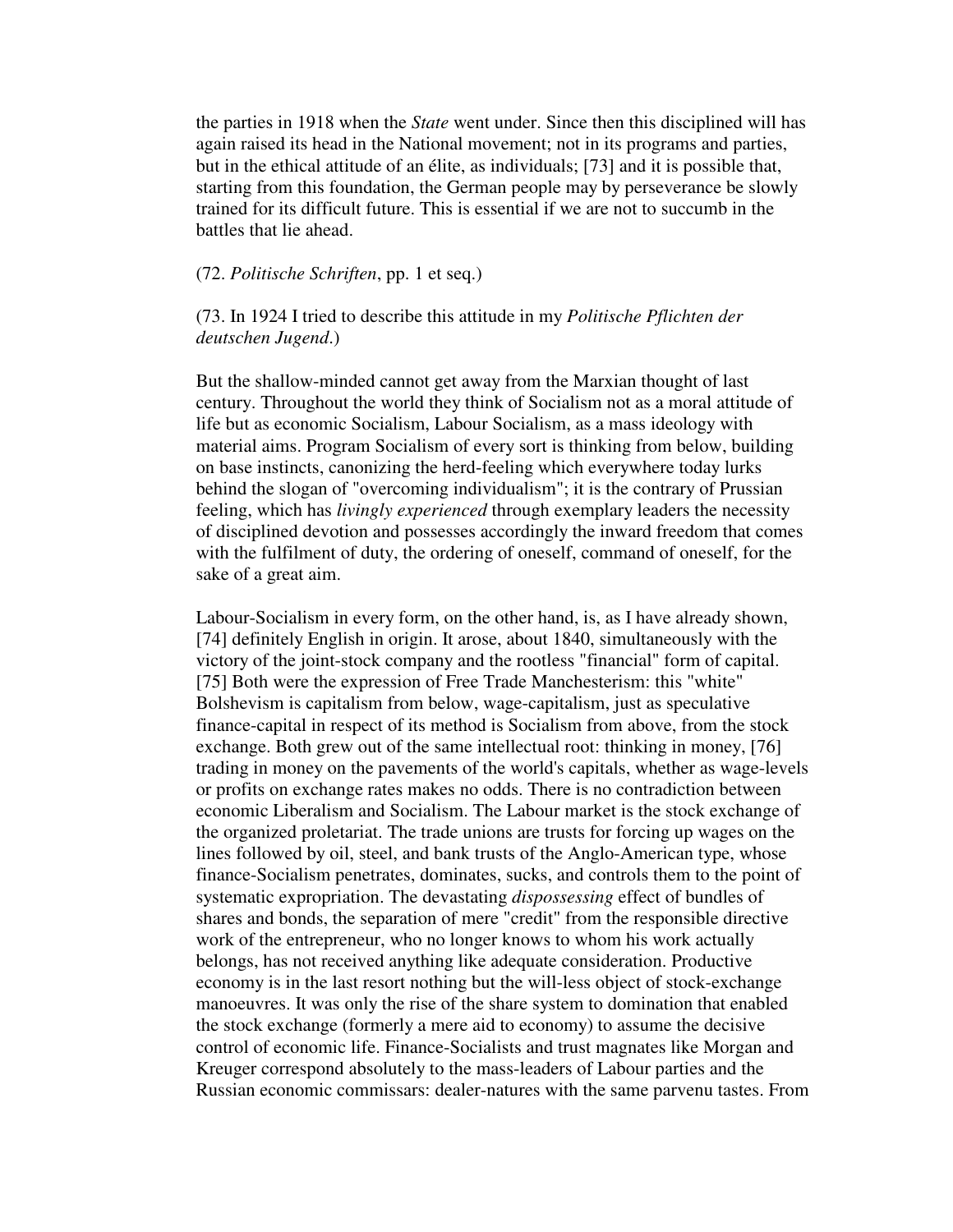the parties in 1918 when the *State* went under. Since then this disciplined will has again raised its head in the National movement; not in its programs and parties, but in the ethical attitude of an élite, as individuals; [73] and it is possible that, starting from this foundation, the German people may by perseverance be slowly trained for its difficult future. This is essential if we are not to succumb in the battles that lie ahead.

(72. *Politische Schriften*, pp. 1 et seq.)

(73. In 1924 I tried to describe this attitude in my *Politische Pflichten der deutschen Jugend*.)

But the shallow-minded cannot get away from the Marxian thought of last century. Throughout the world they think of Socialism not as a moral attitude of life but as economic Socialism, Labour Socialism, as a mass ideology with material aims. Program Socialism of every sort is thinking from below, building on base instincts, canonizing the herd-feeling which everywhere today lurks behind the slogan of "overcoming individualism"; it is the contrary of Prussian feeling, which has *livingly experienced* through exemplary leaders the necessity of disciplined devotion and possesses accordingly the inward freedom that comes with the fulfilment of duty, the ordering of oneself, command of oneself, for the sake of a great aim.

Labour-Socialism in every form, on the other hand, is, as I have already shown, [74] definitely English in origin. It arose, about 1840, simultaneously with the victory of the joint-stock company and the rootless "financial" form of capital. [75] Both were the expression of Free Trade Manchesterism: this "white" Bolshevism is capitalism from below, wage-capitalism, just as speculative finance-capital in respect of its method is Socialism from above, from the stock exchange. Both grew out of the same intellectual root: thinking in money, [76] trading in money on the pavements of the world's capitals, whether as wage-levels or profits on exchange rates makes no odds. There is no contradiction between economic Liberalism and Socialism. The Labour market is the stock exchange of the organized proletariat. The trade unions are trusts for forcing up wages on the lines followed by oil, steel, and bank trusts of the Anglo-American type, whose finance-Socialism penetrates, dominates, sucks, and controls them to the point of systematic expropriation. The devastating *dispossessing* effect of bundles of shares and bonds, the separation of mere "credit" from the responsible directive work of the entrepreneur, who no longer knows to whom his work actually belongs, has not received anything like adequate consideration. Productive economy is in the last resort nothing but the will-less object of stock-exchange manoeuvres. It was only the rise of the share system to domination that enabled the stock exchange (formerly a mere aid to economy) to assume the decisive control of economic life. Finance-Socialists and trust magnates like Morgan and Kreuger correspond absolutely to the mass-leaders of Labour parties and the Russian economic commissars: dealer-natures with the same parvenu tastes. From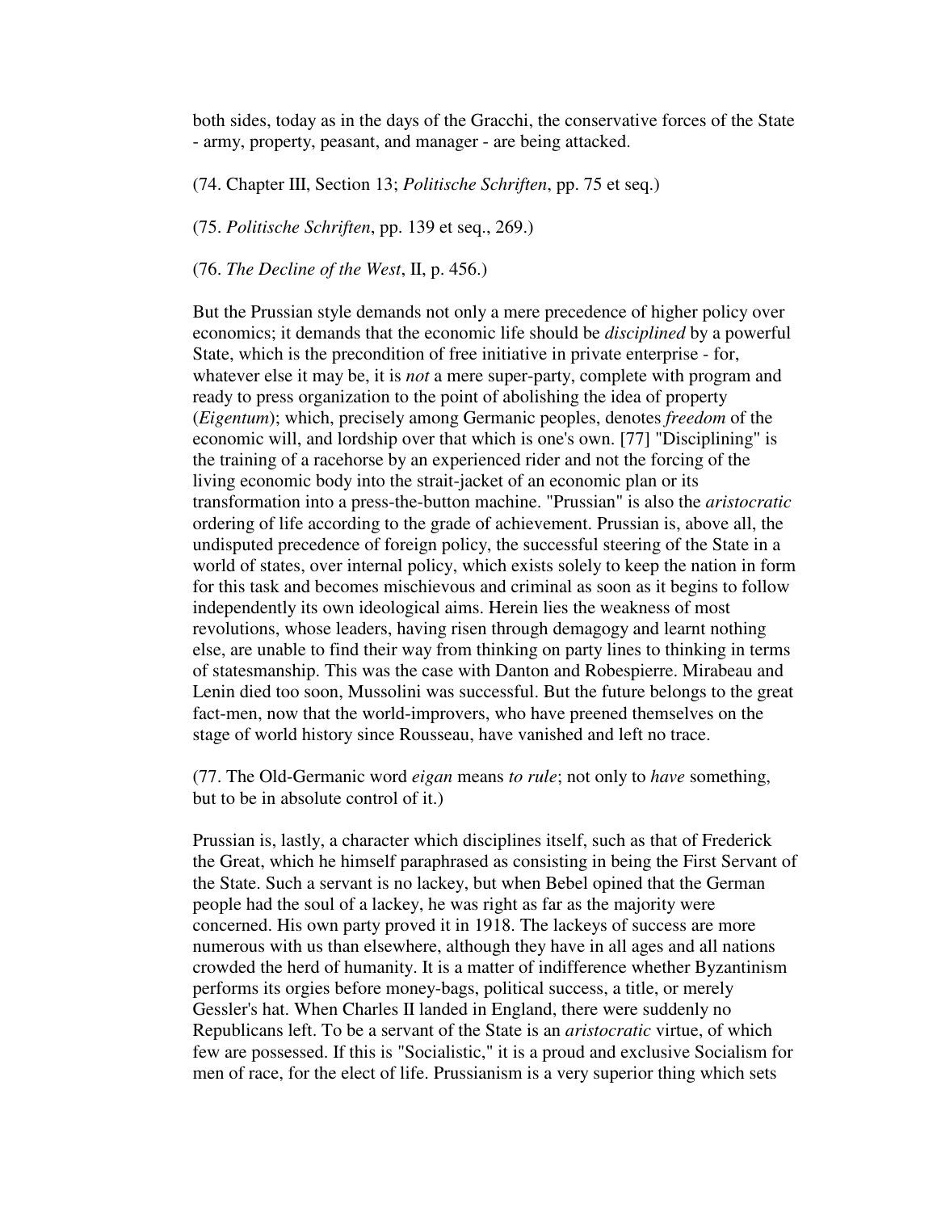both sides, today as in the days of the Gracchi, the conservative forces of the State - army, property, peasant, and manager - are being attacked.

(74. Chapter III, Section 13; *Politische Schriften*, pp. 75 et seq.)

(75. *Politische Schriften*, pp. 139 et seq., 269.)

(76. *The Decline of the West*, II, p. 456.)

But the Prussian style demands not only a mere precedence of higher policy over economics; it demands that the economic life should be *disciplined* by a powerful State, which is the precondition of free initiative in private enterprise - for, whatever else it may be, it is *not* a mere super-party, complete with program and ready to press organization to the point of abolishing the idea of property (*Eigentum*); which, precisely among Germanic peoples, denotes *freedom* of the economic will, and lordship over that which is one's own. [77] "Disciplining" is the training of a racehorse by an experienced rider and not the forcing of the living economic body into the strait-jacket of an economic plan or its transformation into a press-the-button machine. "Prussian" is also the *aristocratic* ordering of life according to the grade of achievement. Prussian is, above all, the undisputed precedence of foreign policy, the successful steering of the State in a world of states, over internal policy, which exists solely to keep the nation in form for this task and becomes mischievous and criminal as soon as it begins to follow independently its own ideological aims. Herein lies the weakness of most revolutions, whose leaders, having risen through demagogy and learnt nothing else, are unable to find their way from thinking on party lines to thinking in terms of statesmanship. This was the case with Danton and Robespierre. Mirabeau and Lenin died too soon, Mussolini was successful. But the future belongs to the great fact-men, now that the world-improvers, who have preened themselves on the stage of world history since Rousseau, have vanished and left no trace.

(77. The Old-Germanic word *eigan* means *to rule*; not only to *have* something, but to be in absolute control of it.)

Prussian is, lastly, a character which disciplines itself, such as that of Frederick the Great, which he himself paraphrased as consisting in being the First Servant of the State. Such a servant is no lackey, but when Bebel opined that the German people had the soul of a lackey, he was right as far as the majority were concerned. His own party proved it in 1918. The lackeys of success are more numerous with us than elsewhere, although they have in all ages and all nations crowded the herd of humanity. It is a matter of indifference whether Byzantinism performs its orgies before money-bags, political success, a title, or merely Gessler's hat. When Charles II landed in England, there were suddenly no Republicans left. To be a servant of the State is an *aristocratic* virtue, of which few are possessed. If this is "Socialistic," it is a proud and exclusive Socialism for men of race, for the elect of life. Prussianism is a very superior thing which sets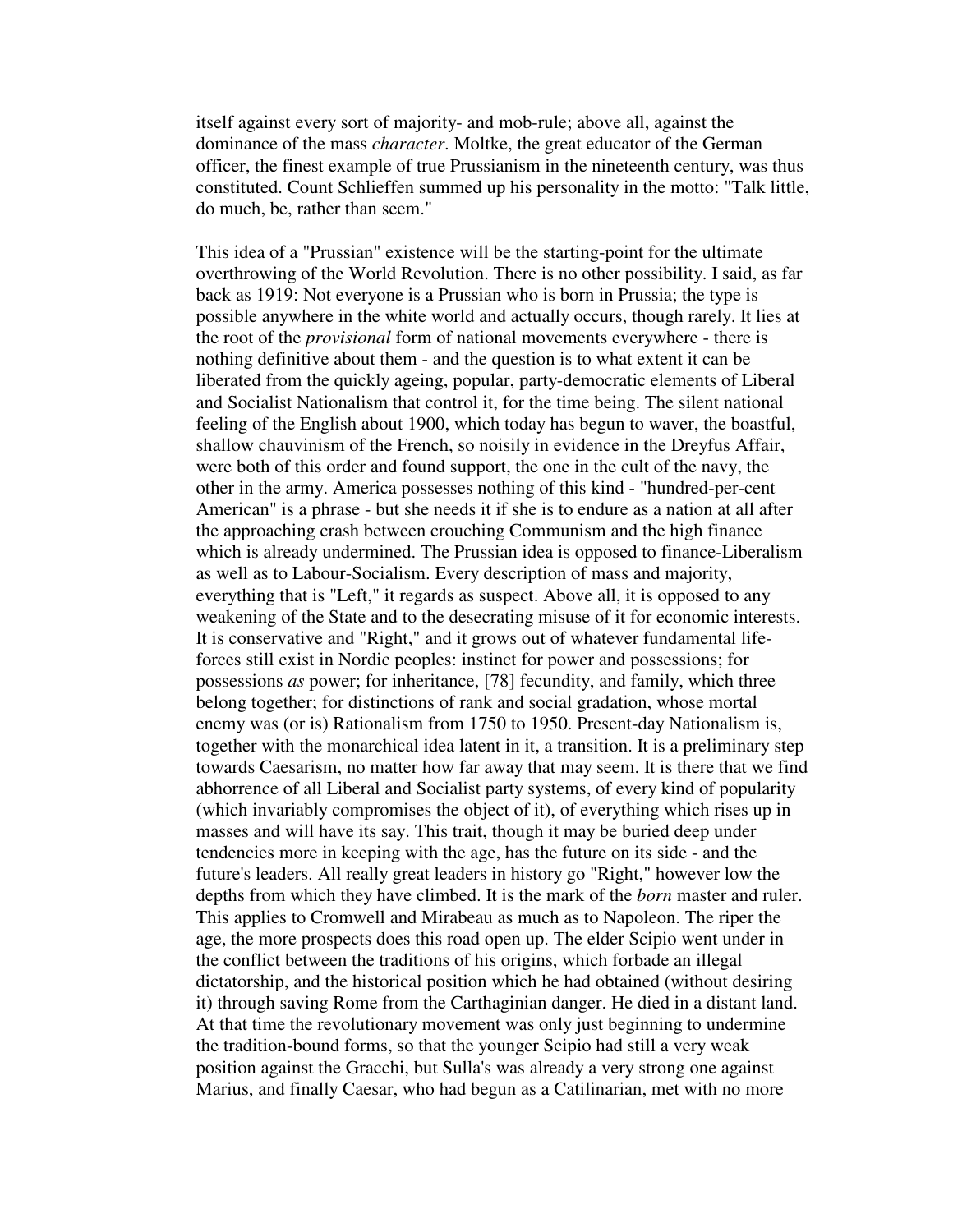itself against every sort of majority- and mob-rule; above all, against the dominance of the mass *character*. Moltke, the great educator of the German officer, the finest example of true Prussianism in the nineteenth century, was thus constituted. Count Schlieffen summed up his personality in the motto: "Talk little, do much, be, rather than seem."

This idea of a "Prussian" existence will be the starting-point for the ultimate overthrowing of the World Revolution. There is no other possibility. I said, as far back as 1919: Not everyone is a Prussian who is born in Prussia; the type is possible anywhere in the white world and actually occurs, though rarely. It lies at the root of the *provisional* form of national movements everywhere - there is nothing definitive about them - and the question is to what extent it can be liberated from the quickly ageing, popular, party-democratic elements of Liberal and Socialist Nationalism that control it, for the time being. The silent national feeling of the English about 1900, which today has begun to waver, the boastful, shallow chauvinism of the French, so noisily in evidence in the Dreyfus Affair, were both of this order and found support, the one in the cult of the navy, the other in the army. America possesses nothing of this kind - "hundred-per-cent American" is a phrase - but she needs it if she is to endure as a nation at all after the approaching crash between crouching Communism and the high finance which is already undermined. The Prussian idea is opposed to finance-Liberalism as well as to Labour-Socialism. Every description of mass and majority, everything that is "Left," it regards as suspect. Above all, it is opposed to any weakening of the State and to the desecrating misuse of it for economic interests. It is conservative and "Right," and it grows out of whatever fundamental life-forces still exist in Nordic peoples: instinct for power and possessions; for possessions *as* power; for inheritance, [78] fecundity, and family, which three belong together; for distinctions of rank and social gradation, whose mortal enemy was (or is) Rationalism from 1750 to 1950. Present-day Nationalism is, together with the monarchical idea latent in it, a transition. It is a preliminary step towards Caesarism, no matter how far away that may seem. It is there that we find abhorrence of all Liberal and Socialist party systems, of every kind of popularity (which invariably compromises the object of it), of everything which rises up in masses and will have its say. This trait, though it may be buried deep under tendencies more in keeping with the age, has the future on its side - and the future's leaders. All really great leaders in history go "Right," however low the depths from which they have climbed. It is the mark of the *born* master and ruler. This applies to Cromwell and Mirabeau as much as to Napoleon. The riper the age, the more prospects does this road open up. The elder Scipio went under in the conflict between the traditions of his origins, which forbade an illegal dictatorship, and the historical position which he had obtained (without desiring it) through saving Rome from the Carthaginian danger. He died in a distant land. At that time the revolutionary movement was only just beginning to undermine the tradition-bound forms, so that the younger Scipio had still a very weak position against the Gracchi, but Sulla's was already a very strong one against Marius, and finally Caesar, who had begun as a Catilinarian, met with no more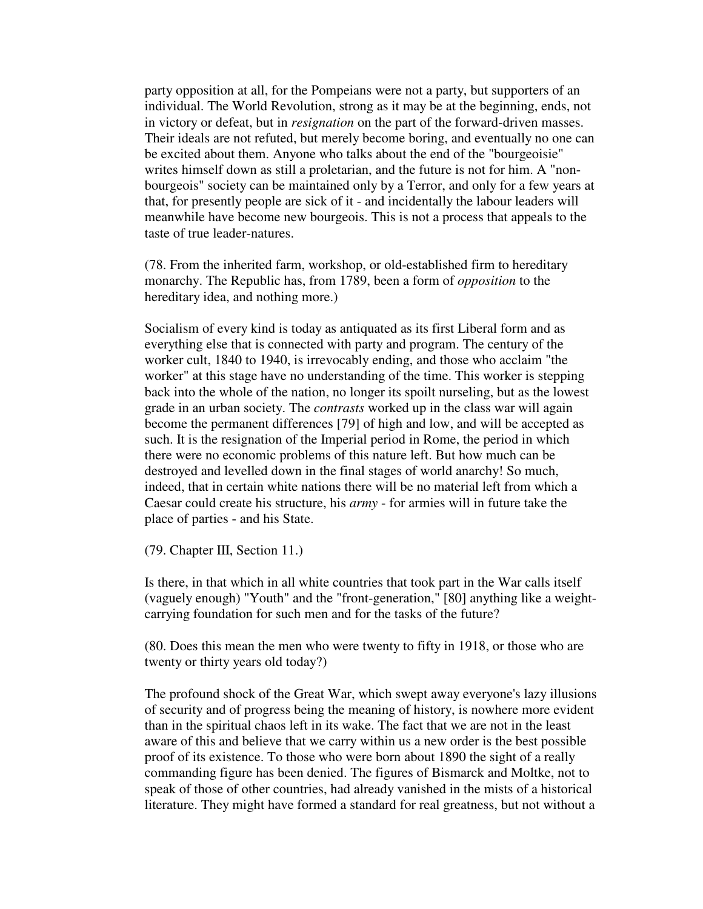party opposition at all, for the Pompeians were not a party, but supporters of an individual. The World Revolution, strong as it may be at the beginning, ends, not in victory or defeat, but in *resignation* on the part of the forward-driven masses. Their ideals are not refuted, but merely become boring, and eventually no one can be excited about them. Anyone who talks about the end of the "bourgeoisie" writes himself down as still a proletarian, and the future is not for him. A "non-bourgeois" society can be maintained only by a Terror, and only for a few years at that, for presently people are sick of it - and incidentally the labour leaders will meanwhile have become new bourgeois. This is not a process that appeals to the taste of true leader-natures.

(78. From the inherited farm, workshop, or old-established firm to hereditary monarchy. The Republic has, from 1789, been a form of *opposition* to the hereditary idea, and nothing more.)

Socialism of every kind is today as antiquated as its first Liberal form and as everything else that is connected with party and program. The century of the worker cult, 1840 to 1940, is irrevocably ending, and those who acclaim "the worker" at this stage have no understanding of the time. This worker is stepping back into the whole of the nation, no longer its spoilt nurseling, but as the lowest grade in an urban society. The *contrasts* worked up in the class war will again become the permanent differences [79] of high and low, and will be accepted as such. It is the resignation of the Imperial period in Rome, the period in which there were no economic problems of this nature left. But how much can be destroyed and levelled down in the final stages of world anarchy! So much, indeed, that in certain white nations there will be no material left from which a Caesar could create his structure, his *army* - for armies will in future take the place of parties - and his State.

(79. Chapter III, Section 11.)

Is there, in that which in all white countries that took part in the War calls itself (vaguely enough) "Youth" and the "front-generation," [80] anything like a weight-carrying foundation for such men and for the tasks of the future?

(80. Does this mean the men who were twenty to fifty in 1918, or those who are twenty or thirty years old today?)

The profound shock of the Great War, which swept away everyone's lazy illusions of security and of progress being the meaning of history, is nowhere more evident than in the spiritual chaos left in its wake. The fact that we are not in the least aware of this and believe that we carry within us a new order is the best possible proof of its existence. To those who were born about 1890 the sight of a really commanding figure has been denied. The figures of Bismarck and Moltke, not to speak of those of other countries, had already vanished in the mists of a historical literature. They might have formed a standard for real greatness, but not without a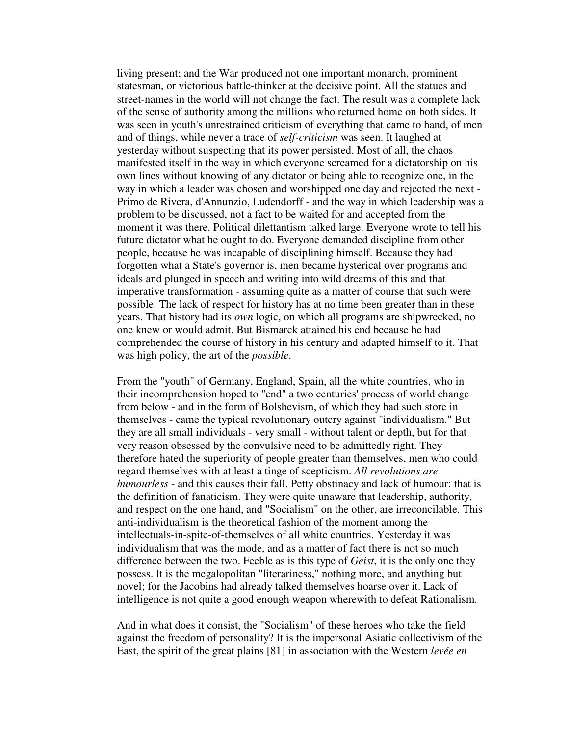living present; and the War produced not one important monarch, prominent statesman, or victorious battle-thinker at the decisive point. All the statues and street-names in the world will not change the fact. The result was a complete lack of the sense of authority among the millions who returned home on both sides. It was seen in youth's unrestrained criticism of everything that came to hand, of men and of things, while never a trace of *self-criticism* was seen. It laughed at yesterday without suspecting that its power persisted. Most of all, the chaos manifested itself in the way in which everyone screamed for a dictatorship on his own lines without knowing of any dictator or being able to recognize one, in the way in which a leader was chosen and worshipped one day and rejected the next - Primo de Rivera, d'Annunzio, Ludendorff - and the way in which leadership was a problem to be discussed, not a fact to be waited for and accepted from the moment it was there. Political dilettantism talked large. Everyone wrote to tell his future dictator what he ought to do. Everyone demanded discipline from other people, because he was incapable of disciplining himself. Because they had forgotten what a State's governor is, men became hysterical over programs and ideals and plunged in speech and writing into wild dreams of this and that imperative transformation - assuming quite as a matter of course that such were possible. The lack of respect for history has at no time been greater than in these years. That history had its *own* logic, on which all programs are shipwrecked, no one knew or would admit. But Bismarck attained his end because he had comprehended the course of history in his century and adapted himself to it. That was high policy, the art of the *possible*.

From the "youth" of Germany, England, Spain, all the white countries, who in their incomprehension hoped to "end" a two centuries' process of world change from below - and in the form of Bolshevism, of which they had such store in themselves - came the typical revolutionary outcry against "individualism." But they are all small individuals - very small - without talent or depth, but for that very reason obsessed by the convulsive need to be admittedly right. They therefore hated the superiority of people greater than themselves, men who could regard themselves with at least a tinge of scepticism. *All revolutions are humourless* - and this causes their fall. Petty obstinacy and lack of humour: that is the definition of fanaticism. They were quite unaware that leadership, authority, and respect on the one hand, and "Socialism" on the other, are irreconcilable. This anti-individualism is the theoretical fashion of the moment among the intellectuals-in-spite-of-themselves of all white countries. Yesterday it was individualism that was the mode, and as a matter of fact there is not so much difference between the two. Feeble as is this type of *Geist*, it is the only one they possess. It is the megalopolitan "literariness," nothing more, and anything but novel; for the Jacobins had already talked themselves hoarse over it. Lack of intelligence is not quite a good enough weapon wherewith to defeat Rationalism.

And in what does it consist, the "Socialism" of these heroes who take the field against the freedom of personality? It is the impersonal Asiatic collectivism of the East, the spirit of the great plains [81] in association with the Western *levée en*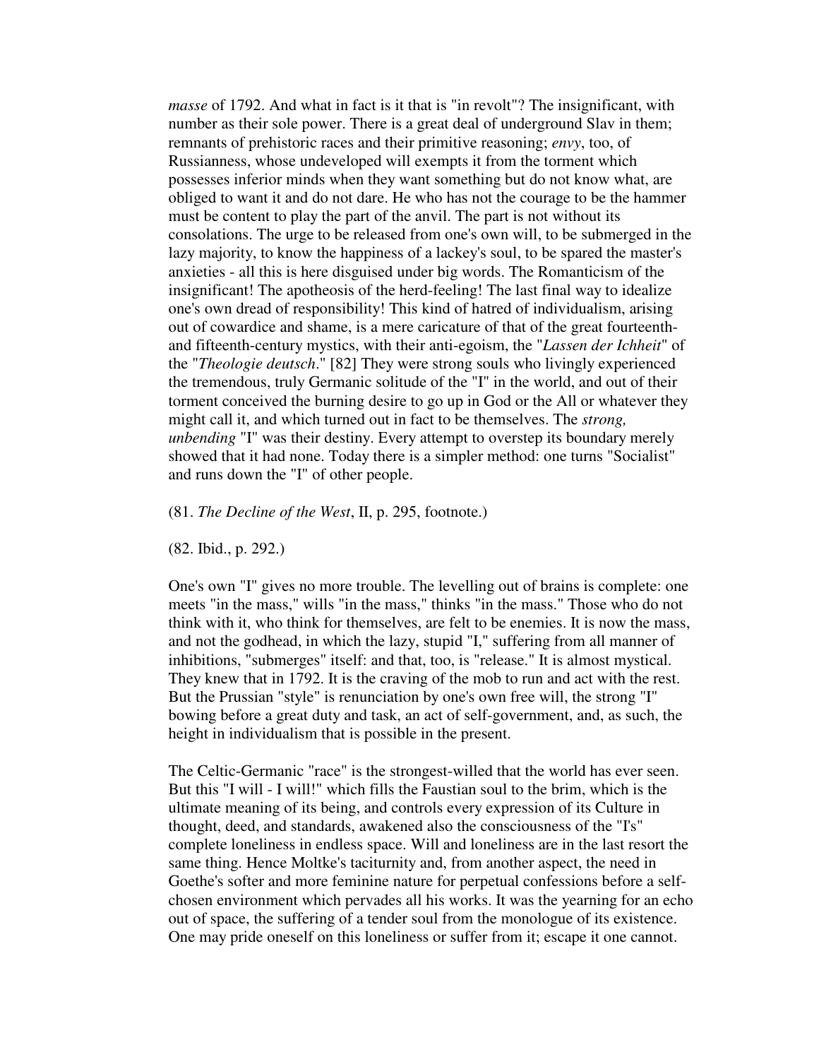*masse* of 1792. And what in fact is it that is "in revolt"? The insignificant, with number as their sole power. There is a great deal of underground Slav in them; remnants of prehistoric races and their primitive reasoning; *envy*, too, of Russianness, whose undeveloped will exempts it from the torment which possesses inferior minds when they want something but do not know what, are obliged to want it and do not dare. He who has not the courage to be the hammer must be content to play the part of the anvil. The part is not without its consolations. The urge to be released from one's own will, to be submerged in the lazy majority, to know the happiness of a lackey's soul, to be spared the master's anxieties - all this is here disguised under big words. The Romanticism of the insignificant! The apotheosis of the herd-feeling! The last final way to idealize one's own dread of responsibility! This kind of hatred of individualism, arising out of cowardice and shame, is a mere caricature of that of the great fourteenth- and fifteenth-century mystics, with their anti-egoism, the "*Lassen der Ichheit*" of the "*Theologie deutsch*." [82] They were strong souls who livingly experienced the tremendous, truly Germanic solitude of the "I" in the world, and out of their torment conceived the burning desire to go up in God or the All or whatever they might call it, and which turned out in fact to be themselves. The *strong, unbending* "I" was their destiny. Every attempt to overstep its boundary merely showed that it had none. Today there is a simpler method: one turns "Socialist" and runs down the "I" of other people.

(81. *The Decline of the West*, II, p. 295, footnote.)

(82. Ibid., p. 292.)

One's own "I" gives no more trouble. The levelling out of brains is complete: one meets "in the mass," wills "in the mass," thinks "in the mass." Those who do not think with it, who think for themselves, are felt to be enemies. It is now the mass, and not the godhead, in which the lazy, stupid "I," suffering from all manner of inhibitions, "submerges" itself: and that, too, is "release." It is almost mystical. They knew that in 1792. It is the craving of the mob to run and act with the rest. But the Prussian "style" is renunciation by one's own free will, the strong "I" bowing before a great duty and task, an act of self-government, and, as such, the height in individualism that is possible in the present.

The Celtic-Germanic "race" is the strongest-willed that the world has ever seen. But this "I will - I will!" which fills the Faustian soul to the brim, which is the ultimate meaning of its being, and controls every expression of its Culture in thought, deed, and standards, awakened also the consciousness of the "I's" complete loneliness in endless space. Will and loneliness are in the last resort the same thing. Hence Moltke's taciturnity and, from another aspect, the need in Goethe's softer and more feminine nature for perpetual confessions before a self-chosen environment which pervades all his works. It was the yearning for an echo out of space, the suffering of a tender soul from the monologue of its existence. One may pride oneself on this loneliness or suffer from it; escape it one cannot.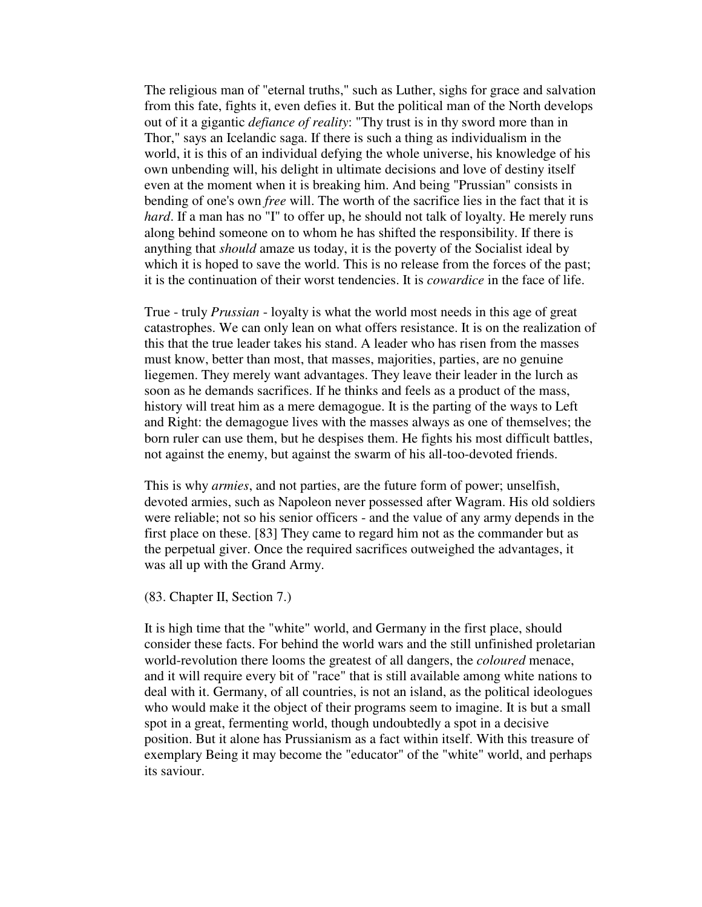The religious man of "eternal truths," such as Luther, sighs for grace and salvation from this fate, fights it, even defies it. But the political man of the North develops out of it a gigantic *defiance of reality*: "Thy trust is in thy sword more than in Thor," says an Icelandic saga. If there is such a thing as individualism in the world, it is this of an individual defying the whole universe, his knowledge of his own unbending will, his delight in ultimate decisions and love of destiny itself even at the moment when it is breaking him. And being "Prussian" consists in bending of one's own *free* will. The worth of the sacrifice lies in the fact that it is *hard*. If a man has no "I" to offer up, he should not talk of loyalty. He merely runs along behind someone on to whom he has shifted the responsibility. If there is anything that *should* amaze us today, it is the poverty of the Socialist ideal by which it is hoped to save the world. This is no release from the forces of the past; it is the continuation of their worst tendencies. It is *cowardice* in the face of life.

True - truly *Prussian* - loyalty is what the world most needs in this age of great catastrophes. We can only lean on what offers resistance. It is on the realization of this that the true leader takes his stand. A leader who has risen from the masses must know, better than most, that masses, majorities, parties, are no genuine liegemen. They merely want advantages. They leave their leader in the lurch as soon as he demands sacrifices. If he thinks and feels as a product of the mass, history will treat him as a mere demagogue. It is the parting of the ways to Left and Right: the demagogue lives with the masses always as one of themselves; the born ruler can use them, but he despises them. He fights his most difficult battles, not against the enemy, but against the swarm of his all-too-devoted friends.

This is why *armies*, and not parties, are the future form of power; unselfish, devoted armies, such as Napoleon never possessed after Wagram. His old soldiers were reliable; not so his senior officers - and the value of any army depends in the first place on these. [83] They came to regard him not as the commander but as the perpetual giver. Once the required sacrifices outweighed the advantages, it was all up with the Grand Army.

(83. Chapter II, Section 7.)

It is high time that the "white" world, and Germany in the first place, should consider these facts. For behind the world wars and the still unfinished proletarian world-revolution there looms the greatest of all dangers, the *coloured* menace, and it will require every bit of "race" that is still available among white nations to deal with it. Germany, of all countries, is not an island, as the political ideologues who would make it the object of their programs seem to imagine. It is but a small spot in a great, fermenting world, though undoubtedly a spot in a decisive position. But it alone has Prussianism as a fact within itself. With this treasure of exemplary Being it may become the "educator" of the "white" world, and perhaps its saviour.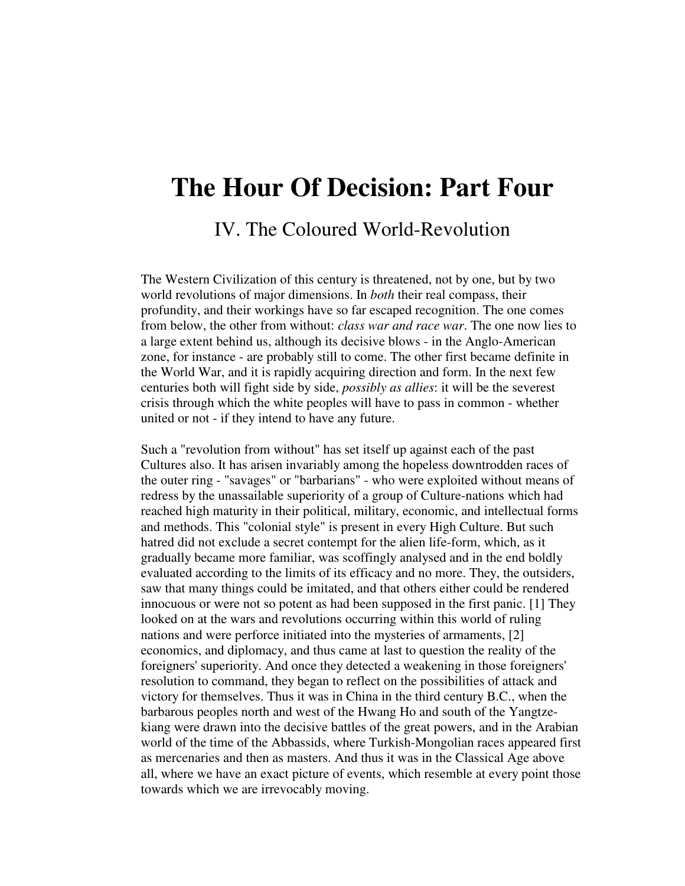# The Hour Of Decision: Part Four

## IV. The Coloured World-Revolution

The Western Civilization of this century is threatened, not by one, but by two world revolutions of major dimensions. In *both* their real compass, their profundity, and their workings have so far escaped recognition. The one comes from below, the other from without: *class war and race war*. The one now lies to a large extent behind us, although its decisive blows - in the Anglo-American zone, for instance - are probably still to come. The other first became definite in the World War, and it is rapidly acquiring direction and form. In the next few centuries both will fight side by side, *possibly as allies*: it will be the severest crisis through which the white peoples will have to pass in common - whether united or not - if they intend to have any future.

Such a "revolution from without" has set itself up against each of the past Cultures also. It has arisen invariably among the hopeless downtrodden races of the outer ring - "savages" or "barbarians" - who were exploited without means of redress by the unassailable superiority of a group of Culture-nations which had reached high maturity in their political, military, economic, and intellectual forms and methods. This "colonial style" is present in every High Culture. But such hatred did not exclude a secret contempt for the alien life-form, which, as it gradually became more familiar, was scoffingly analysed and in the end boldly evaluated according to the limits of its efficacy and no more. They, the outsiders, saw that many things could be imitated, and that others either could be rendered innocuous or were not so potent as had been supposed in the first panic. [1] They looked on at the wars and revolutions occurring within this world of ruling nations and were perforce initiated into the mysteries of armaments, [2] economics, and diplomacy, and thus came at last to question the reality of the foreigners' superiority. And once they detected a weakening in those foreigners' resolution to command, they began to reflect on the possibilities of attack and victory for themselves. Thus it was in China in the third century B.C., when the barbarous peoples north and west of the Hwang Ho and south of the Yangtze-kiang were drawn into the decisive battles of the great powers, and in the Arabian world of the time of the Abbassids, where Turkish-Mongolian races appeared first as mercenaries and then as masters. And thus it was in the Classical Age above all, where we have an exact picture of events, which resemble at every point those towards which we are irrevocably moving.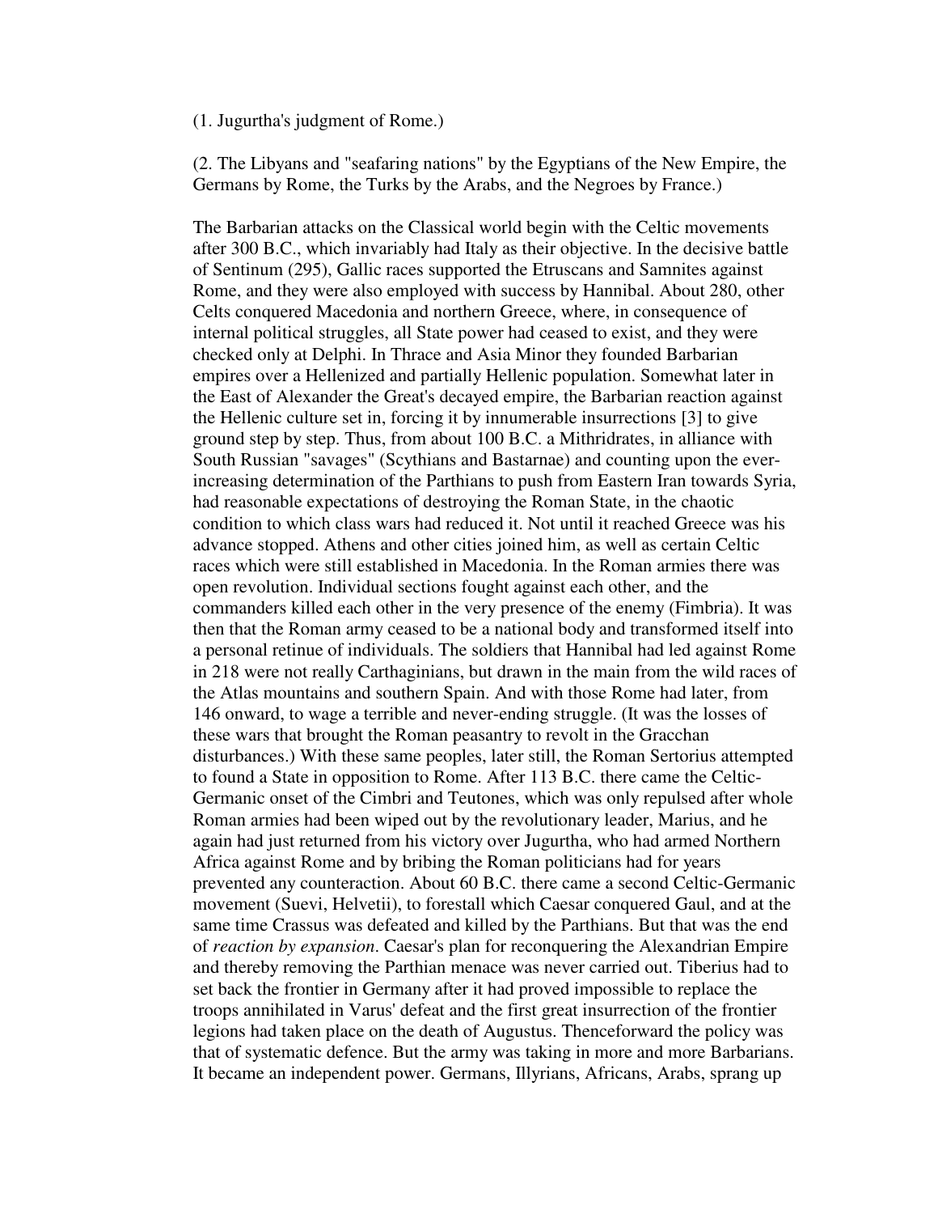(1. Jugurtha's judgment of Rome.)

(2. The Libyans and "seafaring nations" by the Egyptians of the New Empire, the Germans by Rome, the Turks by the Arabs, and the Negroes by France.)

The Barbarian attacks on the Classical world begin with the Celtic movements after 300 B.C., which invariably had Italy as their objective. In the decisive battle of Sentinum (295), Gallic races supported the Etruscans and Samnites against Rome, and they were also employed with success by Hannibal. About 280, other Celts conquered Macedonia and northern Greece, where, in consequence of internal political struggles, all State power had ceased to exist, and they were checked only at Delphi. In Thrace and Asia Minor they founded Barbarian empires over a Hellenized and partially Hellenic population. Somewhat later in the East of Alexander the Great's decayed empire, the Barbarian reaction against the Hellenic culture set in, forcing it by innumerable insurrections [3] to give ground step by step. Thus, from about 100 B.C. a Mithridrates, in alliance with South Russian "savages" (Scythians and Bastarnae) and counting upon the ever-increasing determination of the Parthians to push from Eastern Iran towards Syria, had reasonable expectations of destroying the Roman State, in the chaotic condition to which class wars had reduced it. Not until it reached Greece was his advance stopped. Athens and other cities joined him, as well as certain Celtic races which were still established in Macedonia. In the Roman armies there was open revolution. Individual sections fought against each other, and the commanders killed each other in the very presence of the enemy (Fimbria). It was then that the Roman army ceased to be a national body and transformed itself into a personal retinue of individuals. The soldiers that Hannibal had led against Rome in 218 were not really Carthaginians, but drawn in the main from the wild races of the Atlas mountains and southern Spain. And with those Rome had later, from 146 onward, to wage a terrible and never-ending struggle. (It was the losses of these wars that brought the Roman peasantry to revolt in the Gracchan disturbances.) With these same peoples, later still, the Roman Sertorius attempted to found a State in opposition to Rome. After 113 B.C. there came the Celtic-Germanic onset of the Cimbri and Teutones, which was only repulsed after whole Roman armies had been wiped out by the revolutionary leader, Marius, and he again had just returned from his victory over Jugurtha, who had armed Northern Africa against Rome and by bribing the Roman politicians had for years prevented any counteraction. About 60 B.C. there came a second Celtic-Germanic movement (Suevi, Helvetii), to forestall which Caesar conquered Gaul, and at the same time Crassus was defeated and killed by the Parthians. But that was the end of *reaction by expansion*. Caesar's plan for reconquering the Alexandrian Empire and thereby removing the Parthian menace was never carried out. Tiberius had to set back the frontier in Germany after it had proved impossible to replace the troops annihilated in Varus' defeat and the first great insurrection of the frontier legions had taken place on the death of Augustus. Thenceforward the policy was that of systematic defence. But the army was taking in more and more Barbarians. It became an independent power. Germans, Illyrians, Africans, Arabs, sprang up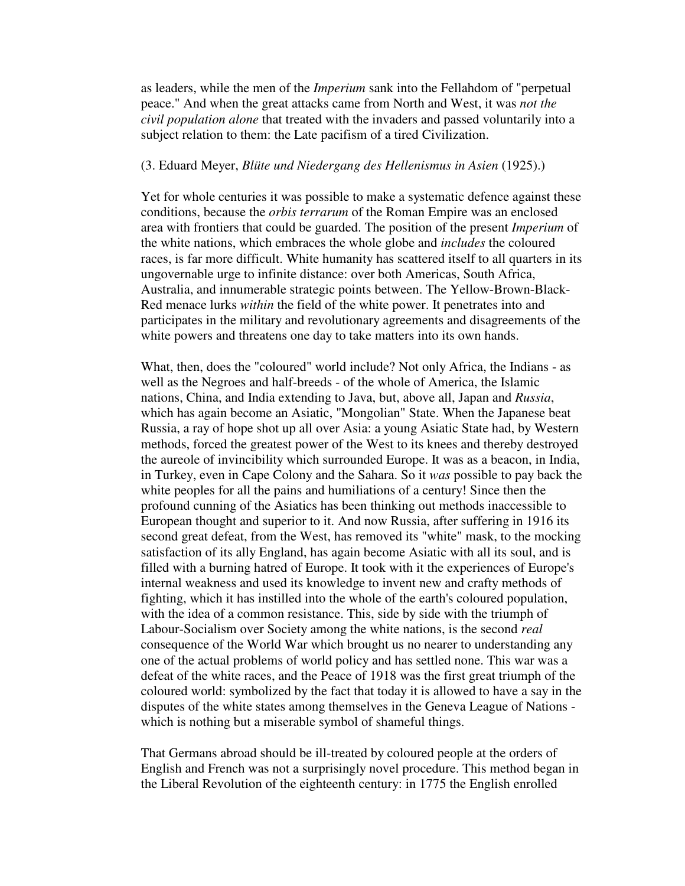as leaders, while the men of the *Imperium* sank into the Fellahdom of "perpetual peace." And when the great attacks came from North and West, it was *not the civil population alone* that treated with the invaders and passed voluntarily into a subject relation to them: the Late pacifism of a tired Civilization.

(3. Eduard Meyer, *Blüte und Niedergang des Hellenismus in Asien* (1925).)

Yet for whole centuries it was possible to make a systematic defence against these conditions, because the *orbis terrarum* of the Roman Empire was an enclosed area with frontiers that could be guarded. The position of the present *Imperium* of the white nations, which embraces the whole globe and *includes* the coloured races, is far more difficult. White humanity has scattered itself to all quarters in its ungovernable urge to infinite distance: over both Americas, South Africa, Australia, and innumerable strategic points between. The Yellow-Brown-Black-Red menace lurks *within* the field of the white power. It penetrates into and participates in the military and revolutionary agreements and disagreements of the white powers and threatens one day to take matters into its own hands.

What, then, does the "coloured" world include? Not only Africa, the Indians - as well as the Negroes and half-breeds - of the whole of America, the Islamic nations, China, and India extending to Java, but, above all, Japan and *Russia*, which has again become an Asiatic, "Mongolian" State. When the Japanese beat Russia, a ray of hope shot up all over Asia: a young Asiatic State had, by Western methods, forced the greatest power of the West to its knees and thereby destroyed the aureole of invincibility which surrounded Europe. It was as a beacon, in India, in Turkey, even in Cape Colony and the Sahara. So it *was* possible to pay back the white peoples for all the pains and humiliations of a century! Since then the profound cunning of the Asiatics has been thinking out methods inaccessible to European thought and superior to it. And now Russia, after suffering in 1916 its second great defeat, from the West, has removed its "white" mask, to the mocking satisfaction of its ally England, has again become Asiatic with all its soul, and is filled with a burning hatred of Europe. It took with it the experiences of Europe's internal weakness and used its knowledge to invent new and crafty methods of fighting, which it has instilled into the whole of the earth's coloured population, with the idea of a common resistance. This, side by side with the triumph of Labour-Socialism over Society among the white nations, is the second *real* consequence of the World War which brought us no nearer to understanding any one of the actual problems of world policy and has settled none. This war was a defeat of the white races, and the Peace of 1918 was the first great triumph of the coloured world: symbolized by the fact that today it is allowed to have a say in the disputes of the white states among themselves in the Geneva League of Nations - which is nothing but a miserable symbol of shameful things.

That Germans abroad should be ill-treated by coloured people at the orders of English and French was not a surprisingly novel procedure. This method began in the Liberal Revolution of the eighteenth century: in 1775 the English enrolled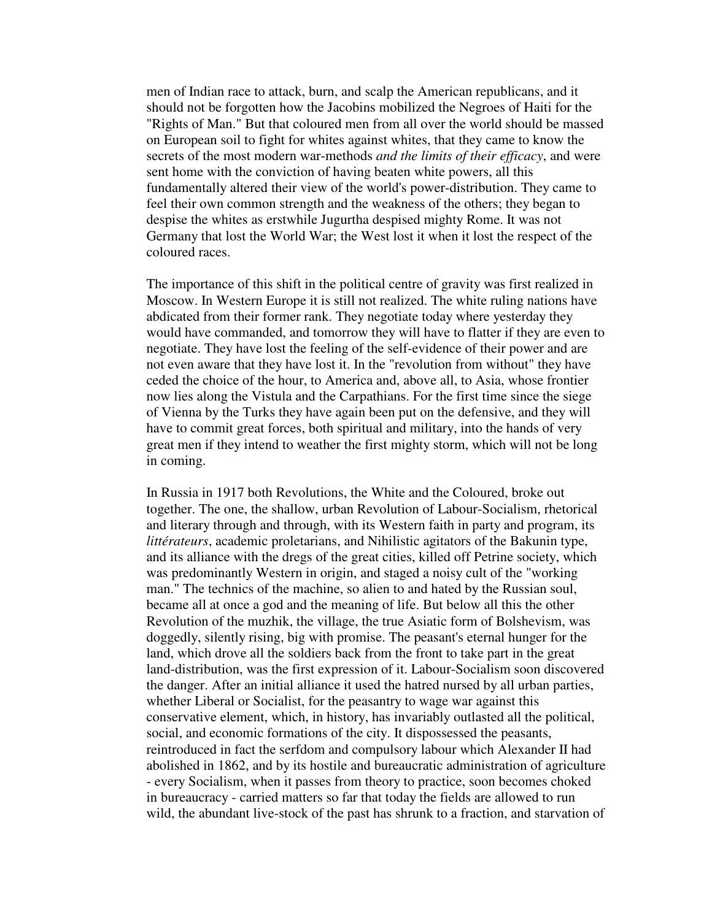men of Indian race to attack, burn, and scalp the American republicans, and it should not be forgotten how the Jacobins mobilized the Negroes of Haiti for the "Rights of Man." But that coloured men from all over the world should be massed on European soil to fight for whites against whites, that they came to know the secrets of the most modern war-methods *and the limits of their efficacy*, and were sent home with the conviction of having beaten white powers, all this fundamentally altered their view of the world's power-distribution. They came to feel their own common strength and the weakness of the others; they began to despise the whites as erstwhile Jugurtha despised mighty Rome. It was not Germany that lost the World War; the West lost it when it lost the respect of the coloured races.

The importance of this shift in the political centre of gravity was first realized in Moscow. In Western Europe it is still not realized. The white ruling nations have abdicated from their former rank. They negotiate today where yesterday they would have commanded, and tomorrow they will have to flatter if they are even to negotiate. They have lost the feeling of the self-evidence of their power and are not even aware that they have lost it. In the "revolution from without" they have ceded the choice of the hour, to America and, above all, to Asia, whose frontier now lies along the Vistula and the Carpathians. For the first time since the siege of Vienna by the Turks they have again been put on the defensive, and they will have to commit great forces, both spiritual and military, into the hands of very great men if they intend to weather the first mighty storm, which will not be long in coming.

In Russia in 1917 both Revolutions, the White and the Coloured, broke out together. The one, the shallow, urban Revolution of Labour-Socialism, rhetorical and literary through and through, with its Western faith in party and program, its *littérateurs*, academic proletarians, and Nihilistic agitators of the Bakunin type, and its alliance with the dregs of the great cities, killed off Petrine society, which was predominantly Western in origin, and staged a noisy cult of the "working man." The technics of the machine, so alien to and hated by the Russian soul, became all at once a god and the meaning of life. But below all this the other Revolution of the muzhik, the village, the true Asiatic form of Bolshevism, was doggedly, silently rising, big with promise. The peasant's eternal hunger for the land, which drove all the soldiers back from the front to take part in the great land-distribution, was the first expression of it. Labour-Socialism soon discovered the danger. After an initial alliance it used the hatred nursed by all urban parties, whether Liberal or Socialist, for the peasantry to wage war against this conservative element, which, in history, has invariably outlasted all the political, social, and economic formations of the city. It dispossessed the peasants, reintroduced in fact the serfdom and compulsory labour which Alexander II had abolished in 1862, and by its hostile and bureaucratic administration of agriculture - every Socialism, when it passes from theory to practice, soon becomes choked in bureaucracy - carried matters so far that today the fields are allowed to run wild, the abundant live-stock of the past has shrunk to a fraction, and starvation of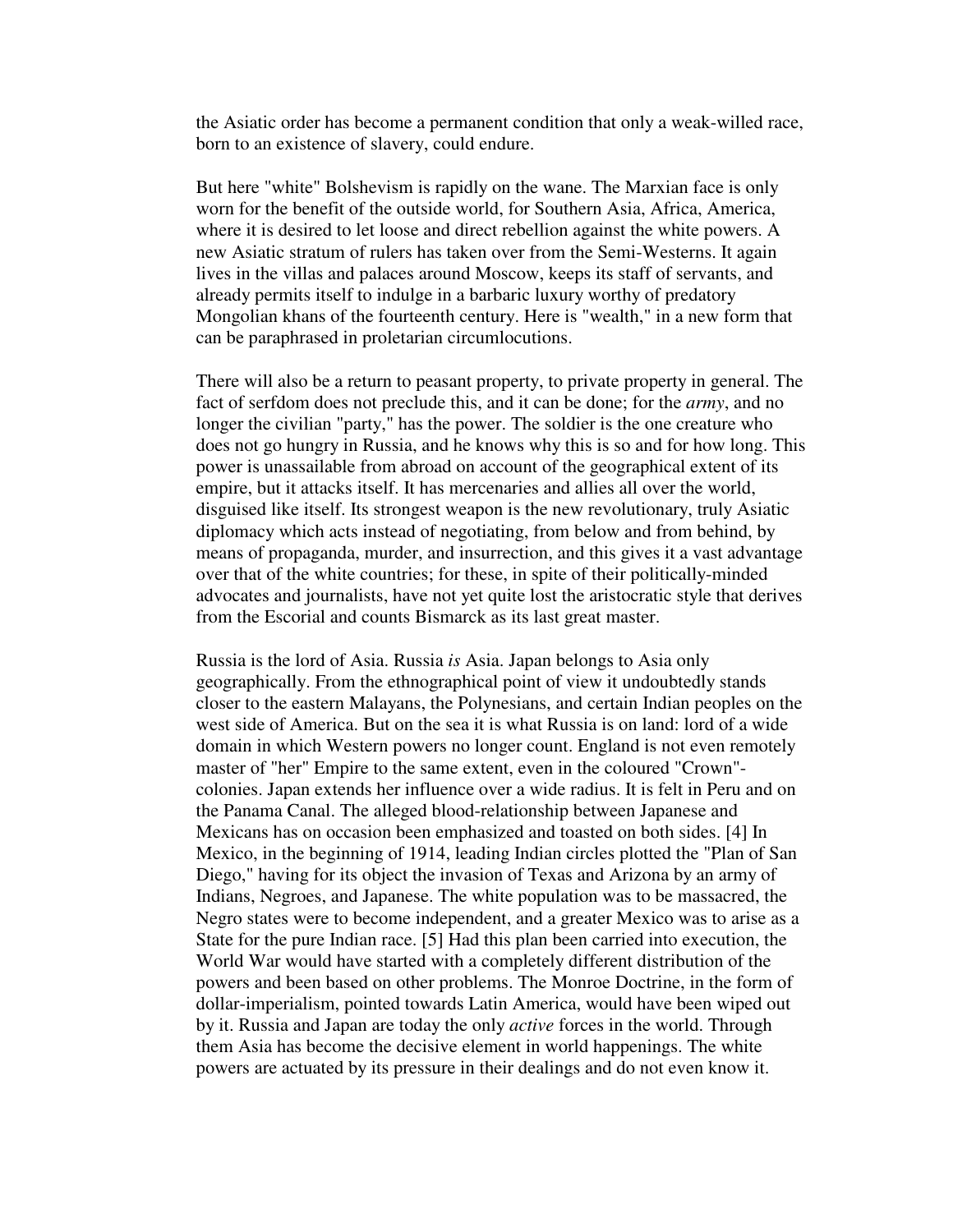the Asiatic order has become a permanent condition that only a weak-willed race, born to an existence of slavery, could endure.

But here "white" Bolshevism is rapidly on the wane. The Marxian face is only worn for the benefit of the outside world, for Southern Asia, Africa, America, where it is desired to let loose and direct rebellion against the white powers. A new Asiatic stratum of rulers has taken over from the Semi-Westerns. It again lives in the villas and palaces around Moscow, keeps its staff of servants, and already permits itself to indulge in a barbaric luxury worthy of predatory Mongolian khans of the fourteenth century. Here is "wealth," in a new form that can be paraphrased in proletarian circumlocutions.

There will also be a return to peasant property, to private property in general. The fact of serfdom does not preclude this, and it can be done; for the *army*, and no longer the civilian "party," has the power. The soldier is the one creature who does not go hungry in Russia, and he knows why this is so and for how long. This power is unassailable from abroad on account of the geographical extent of its empire, but it attacks itself. It has mercenaries and allies all over the world, disguised like itself. Its strongest weapon is the new revolutionary, truly Asiatic diplomacy which acts instead of negotiating, from below and from behind, by means of propaganda, murder, and insurrection, and this gives it a vast advantage over that of the white countries; for these, in spite of their politically-minded advocates and journalists, have not yet quite lost the aristocratic style that derives from the Escorial and counts Bismarck as its last great master.

Russia is the lord of Asia. Russia *is* Asia. Japan belongs to Asia only geographically. From the ethnographical point of view it undoubtedly stands closer to the eastern Malayans, the Polynesians, and certain Indian peoples on the west side of America. But on the sea it is what Russia is on land: lord of a wide domain in which Western powers no longer count. England is not even remotely master of "her" Empire to the same extent, even in the coloured "Crown"-colonies. Japan extends her influence over a wide radius. It is felt in Peru and on the Panama Canal. The alleged blood-relationship between Japanese and Mexicans has on occasion been emphasized and toasted on both sides. [4] In Mexico, in the beginning of 1914, leading Indian circles plotted the "Plan of San Diego," having for its object the invasion of Texas and Arizona by an army of Indians, Negroes, and Japanese. The white population was to be massacred, the Negro states were to become independent, and a greater Mexico was to arise as a State for the pure Indian race. [5] Had this plan been carried into execution, the World War would have started with a completely different distribution of the powers and been based on other problems. The Monroe Doctrine, in the form of dollar-imperialism, pointed towards Latin America, would have been wiped out by it. Russia and Japan are today the only *active* forces in the world. Through them Asia has become the decisive element in world happenings. The white powers are actuated by its pressure in their dealings and do not even know it.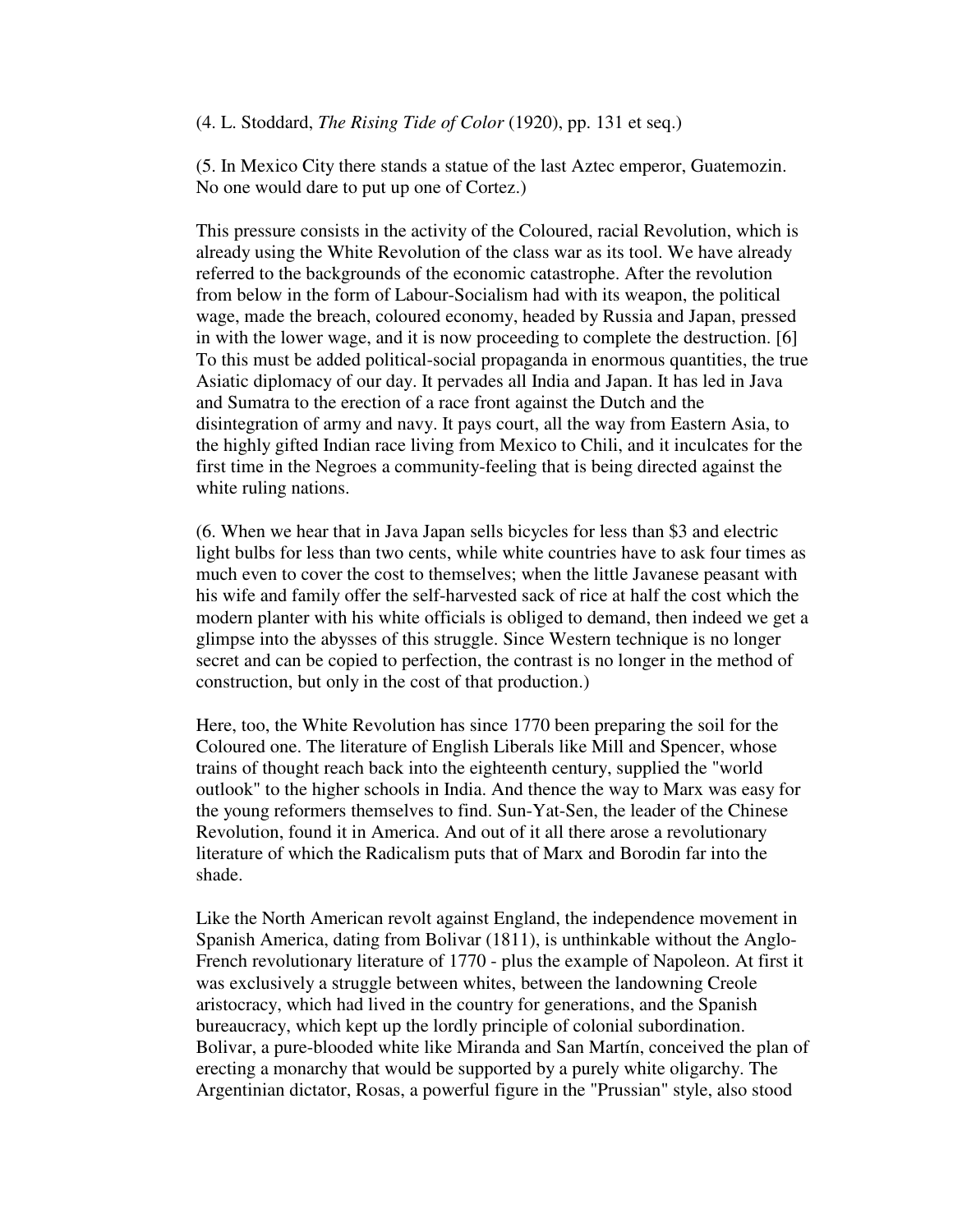(4. L. Stoddard, *The Rising Tide of Color* (1920), pp. 131 et seq.)

(5. In Mexico City there stands a statue of the last Aztec emperor, Guatemozin. No one would dare to put up one of Cortez.)

This pressure consists in the activity of the Coloured, racial Revolution, which is already using the White Revolution of the class war as its tool. We have already referred to the backgrounds of the economic catastrophe. After the revolution from below in the form of Labour-Socialism had with its weapon, the political wage, made the breach, coloured economy, headed by Russia and Japan, pressed in with the lower wage, and it is now proceeding to complete the destruction. [6] To this must be added political-social propaganda in enormous quantities, the true Asiatic diplomacy of our day. It pervades all India and Japan. It has led in Java and Sumatra to the erection of a race front against the Dutch and the disintegration of army and navy. It pays court, all the way from Eastern Asia, to the highly gifted Indian race living from Mexico to Chili, and it inculcates for the first time in the Negroes a community-feeling that is being directed against the white ruling nations.

(6. When we hear that in Java Japan sells bicycles for less than $3 and electric light bulbs for less than two cents, while white countries have to ask four times as much even to cover the cost to themselves; when the little Javanese peasant with his wife and family offer the self-harvested sack of rice at half the cost which the modern planter with his white officials is obliged to demand, then indeed we get a glimpse into the abysses of this struggle. Since Western technique is no longer secret and can be copied to perfection, the contrast is no longer in the method of construction, but only in the cost of that production.)

Here, too, the White Revolution has since 1770 been preparing the soil for the Coloured one. The literature of English Liberals like Mill and Spencer, whose trains of thought reach back into the eighteenth century, supplied the "world outlook" to the higher schools in India. And thence the way to Marx was easy for the young reformers themselves to find. Sun-Yat-Sen, the leader of the Chinese Revolution, found it in America. And out of it all there arose a revolutionary literature of which the Radicalism puts that of Marx and Borodin far into the shade.

Like the North American revolt against England, the independence movement in Spanish America, dating from Bolivar (1811), is unthinkable without the Anglo-French revolutionary literature of 1770 - plus the example of Napoleon. At first it was exclusively a struggle between whites, between the landowning Creole aristocracy, which had lived in the country for generations, and the Spanish bureaucracy, which kept up the lordly principle of colonial subordination. Bolivar, a pure-blooded white like Miranda and San Martín, conceived the plan of erecting a monarchy that would be supported by a purely white oligarchy. The Argentinian dictator, Rosas, a powerful figure in the "Prussian" style, also stood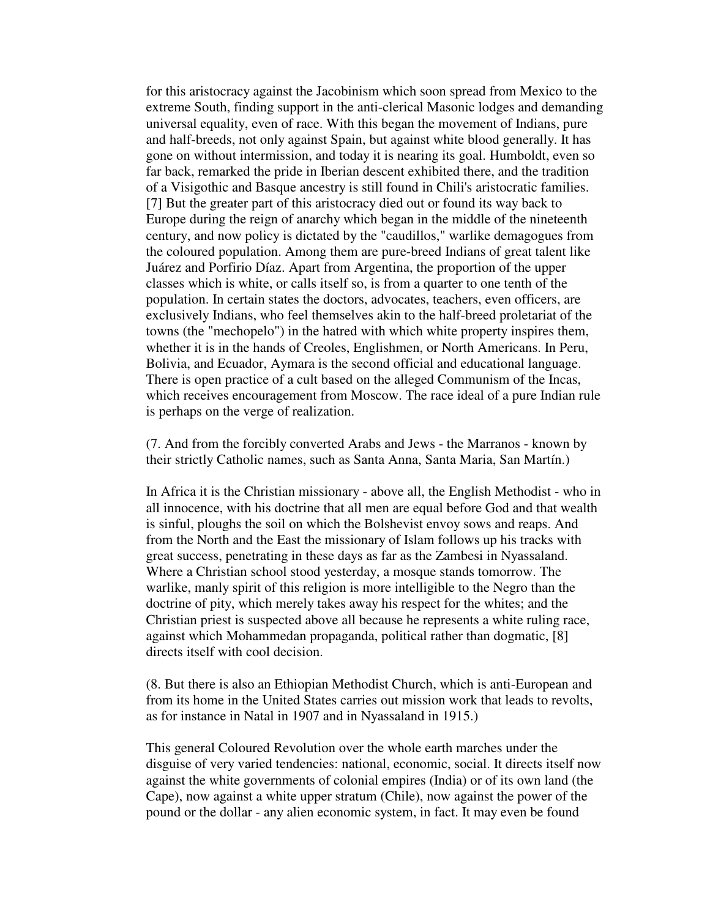for this aristocracy against the Jacobinism which soon spread from Mexico to the extreme South, finding support in the anti-clerical Masonic lodges and demanding universal equality, even of race. With this began the movement of Indians, pure and half-breeds, not only against Spain, but against white blood generally. It has gone on without intermission, and today it is nearing its goal. Humboldt, even so far back, remarked the pride in Iberian descent exhibited there, and the tradition of a Visigothic and Basque ancestry is still found in Chili's aristocratic families. [7] But the greater part of this aristocracy died out or found its way back to Europe during the reign of anarchy which began in the middle of the nineteenth century, and now policy is dictated by the "caudillos," warlike demagogues from the coloured population. Among them are pure-breed Indians of great talent like Juárez and Porfirio Díaz. Apart from Argentina, the proportion of the upper classes which is white, or calls itself so, is from a quarter to one tenth of the population. In certain states the doctors, advocates, teachers, even officers, are exclusively Indians, who feel themselves akin to the half-breed proletariat of the towns (the "mechopelo") in the hatred with which white property inspires them, whether it is in the hands of Creoles, Englishmen, or North Americans. In Peru, Bolivia, and Ecuador, Aymara is the second official and educational language. There is open practice of a cult based on the alleged Communism of the Incas, which receives encouragement from Moscow. The race ideal of a pure Indian rule is perhaps on the verge of realization.

(7. And from the forcibly converted Arabs and Jews - the Marranos - known by their strictly Catholic names, such as Santa Anna, Santa Maria, San Martín.)

In Africa it is the Christian missionary - above all, the English Methodist - who in all innocence, with his doctrine that all men are equal before God and that wealth is sinful, ploughs the soil on which the Bolshevist envoy sows and reaps. And from the North and the East the missionary of Islam follows up his tracks with great success, penetrating in these days as far as the Zambesi in Nyassaland. Where a Christian school stood yesterday, a mosque stands tomorrow. The warlike, manly spirit of this religion is more intelligible to the Negro than the doctrine of pity, which merely takes away his respect for the whites; and the Christian priest is suspected above all because he represents a white ruling race, against which Mohammedan propaganda, political rather than dogmatic, [8] directs itself with cool decision.

(8. But there is also an Ethiopian Methodist Church, which is anti-European and from its home in the United States carries out mission work that leads to revolts, as for instance in Natal in 1907 and in Nyassaland in 1915.)

This general Coloured Revolution over the whole earth marches under the disguise of very varied tendencies: national, economic, social. It directs itself now against the white governments of colonial empires (India) or of its own land (the Cape), now against a white upper stratum (Chile), now against the power of the pound or the dollar - any alien economic system, in fact. It may even be found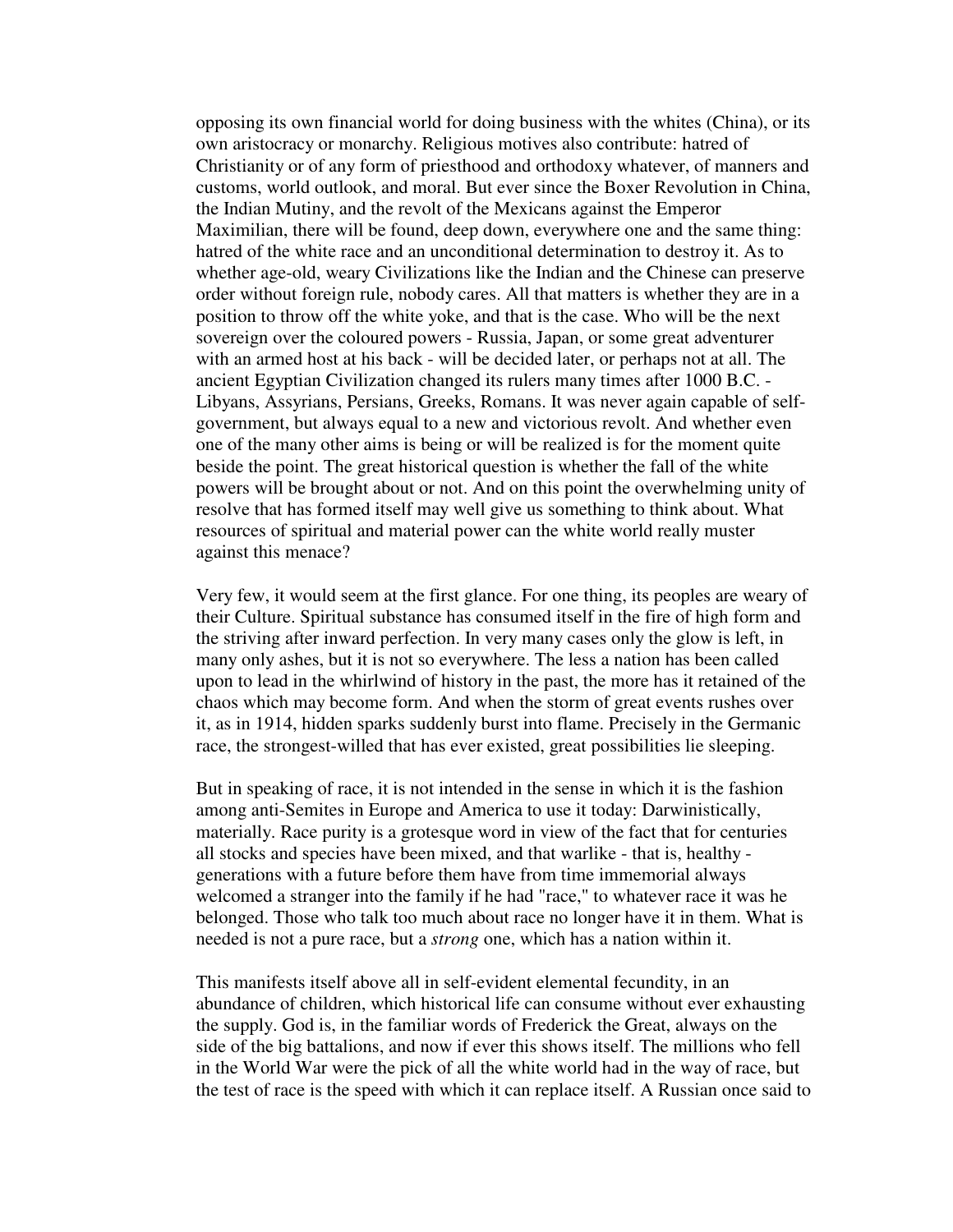opposing its own financial world for doing business with the whites (China), or its own aristocracy or monarchy. Religious motives also contribute: hatred of Christianity or of any form of priesthood and orthodoxy whatever, of manners and customs, world outlook, and moral. But ever since the Boxer Revolution in China, the Indian Mutiny, and the revolt of the Mexicans against the Emperor Maximilian, there will be found, deep down, everywhere one and the same thing: hatred of the white race and an unconditional determination to destroy it. As to whether age-old, weary Civilizations like the Indian and the Chinese can preserve order without foreign rule, nobody cares. All that matters is whether they are in a position to throw off the white yoke, and that is the case. Who will be the next sovereign over the coloured powers - Russia, Japan, or some great adventurer with an armed host at his back - will be decided later, or perhaps not at all. The ancient Egyptian Civilization changed its rulers many times after 1000 B.C. - Libyans, Assyrians, Persians, Greeks, Romans. It was never again capable of self-government, but always equal to a new and victorious revolt. And whether even one of the many other aims is being or will be realized is for the moment quite beside the point. The great historical question is whether the fall of the white powers will be brought about or not. And on this point the overwhelming unity of resolve that has formed itself may well give us something to think about. What resources of spiritual and material power can the white world really muster against this menace?

Very few, it would seem at the first glance. For one thing, its peoples are weary of their Culture. Spiritual substance has consumed itself in the fire of high form and the striving after inward perfection. In very many cases only the glow is left, in many only ashes, but it is not so everywhere. The less a nation has been called upon to lead in the whirlwind of history in the past, the more has it retained of the chaos which may become form. And when the storm of great events rushes over it, as in 1914, hidden sparks suddenly burst into flame. Precisely in the Germanic race, the strongest-willed that has ever existed, great possibilities lie sleeping.

But in speaking of race, it is not intended in the sense in which it is the fashion among anti-Semites in Europe and America to use it today: Darwinistically, materially. Race purity is a grotesque word in view of the fact that for centuries all stocks and species have been mixed, and that warlike - that is, healthy - generations with a future before them have from time immemorial always welcomed a stranger into the family if he had "race," to whatever race it was he belonged. Those who talk too much about race no longer have it in them. What is needed is not a pure race, but a *strong* one, which has a nation within it.

This manifests itself above all in self-evident elemental fecundity, in an abundance of children, which historical life can consume without ever exhausting the supply. God is, in the familiar words of Frederick the Great, always on the side of the big battalions, and now if ever this shows itself. The millions who fell in the World War were the pick of all the white world had in the way of race, but the test of race is the speed with which it can replace itself. A Russian once said to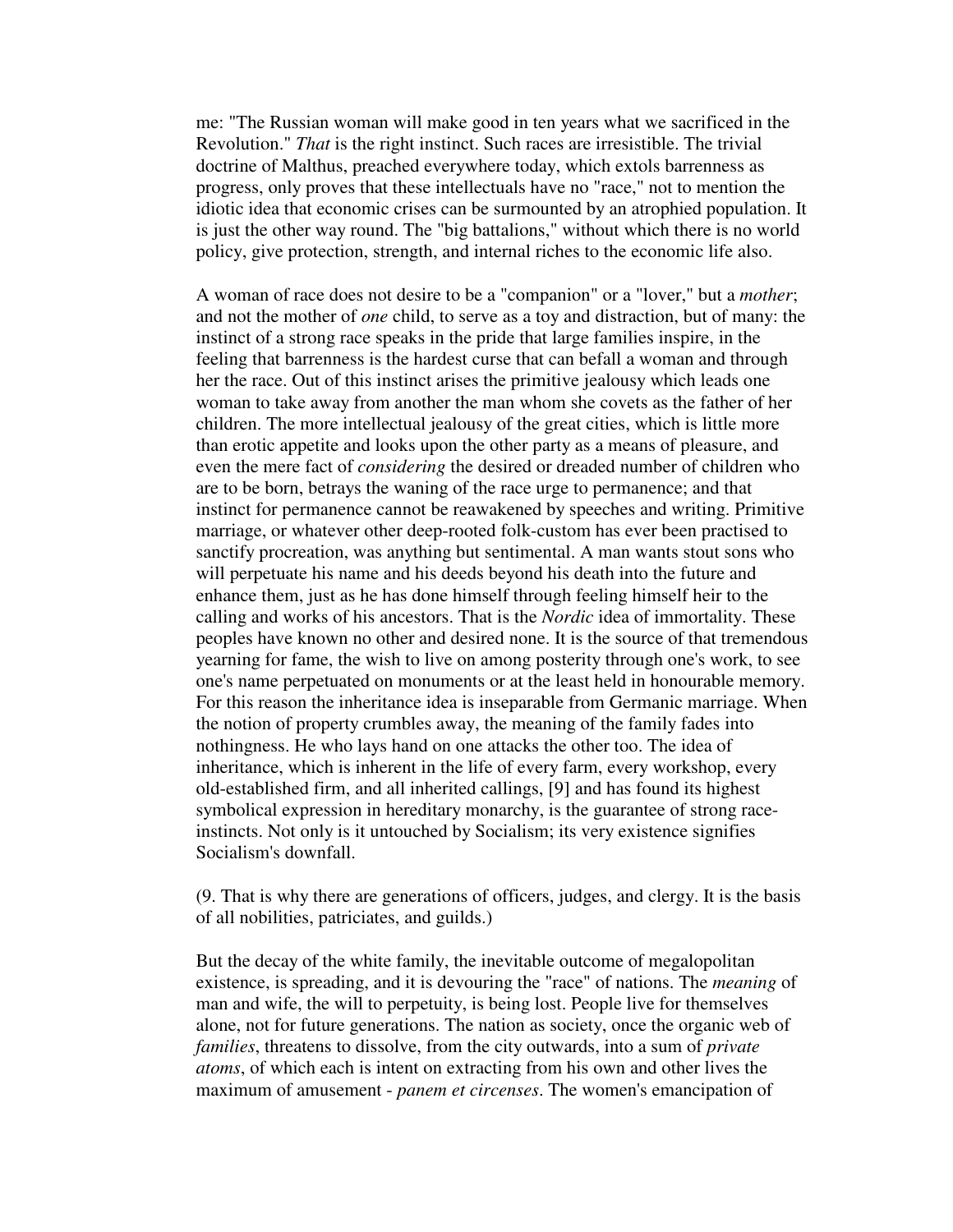me: "The Russian woman will make good in ten years what we sacrificed in the Revolution." *That* is the right instinct. Such races are irresistible. The trivial doctrine of Malthus, preached everywhere today, which extols barrenness as progress, only proves that these intellectuals have no "race," not to mention the idiotic idea that economic crises can be surmounted by an atrophied population. It is just the other way round. The "big battalions," without which there is no world policy, give protection, strength, and internal riches to the economic life also.

A woman of race does not desire to be a "companion" or a "lover," but a *mother*; and not the mother of *one* child, to serve as a toy and distraction, but of many: the instinct of a strong race speaks in the pride that large families inspire, in the feeling that barrenness is the hardest curse that can befall a woman and through her the race. Out of this instinct arises the primitive jealousy which leads one woman to take away from another the man whom she covets as the father of her children. The more intellectual jealousy of the great cities, which is little more than erotic appetite and looks upon the other party as a means of pleasure, and even the mere fact of *considering* the desired or dreaded number of children who are to be born, betrays the waning of the race urge to permanence; and that instinct for permanence cannot be reawakened by speeches and writing. Primitive marriage, or whatever other deep-rooted folk-custom has ever been practised to sanctify procreation, was anything but sentimental. A man wants stout sons who will perpetuate his name and his deeds beyond his death into the future and enhance them, just as he has done himself through feeling himself heir to the calling and works of his ancestors. That is the *Nordic* idea of immortality. These peoples have known no other and desired none. It is the source of that tremendous yearning for fame, the wish to live on among posterity through one's work, to see one's name perpetuated on monuments or at the least held in honourable memory. For this reason the inheritance idea is inseparable from Germanic marriage. When the notion of property crumbles away, the meaning of the family fades into nothingness. He who lays hand on one attacks the other too. The idea of inheritance, which is inherent in the life of every farm, every workshop, every old-established firm, and all inherited callings, [9] and has found its highest symbolical expression in hereditary monarchy, is the guarantee of strong race-instincts. Not only is it untouched by Socialism; its very existence signifies Socialism's downfall.

(9. That is why there are generations of officers, judges, and clergy. It is the basis of all nobilities, patriciates, and guilds.)

But the decay of the white family, the inevitable outcome of megalopolitan existence, is spreading, and it is devouring the "race" of nations. The *meaning* of man and wife, the will to perpetuity, is being lost. People live for themselves alone, not for future generations. The nation as society, once the organic web of *families*, threatens to dissolve, from the city outwards, into a sum of *private atoms*, of which each is intent on extracting from his own and other lives the maximum of amusement - *panem et circenses*. The women's emancipation of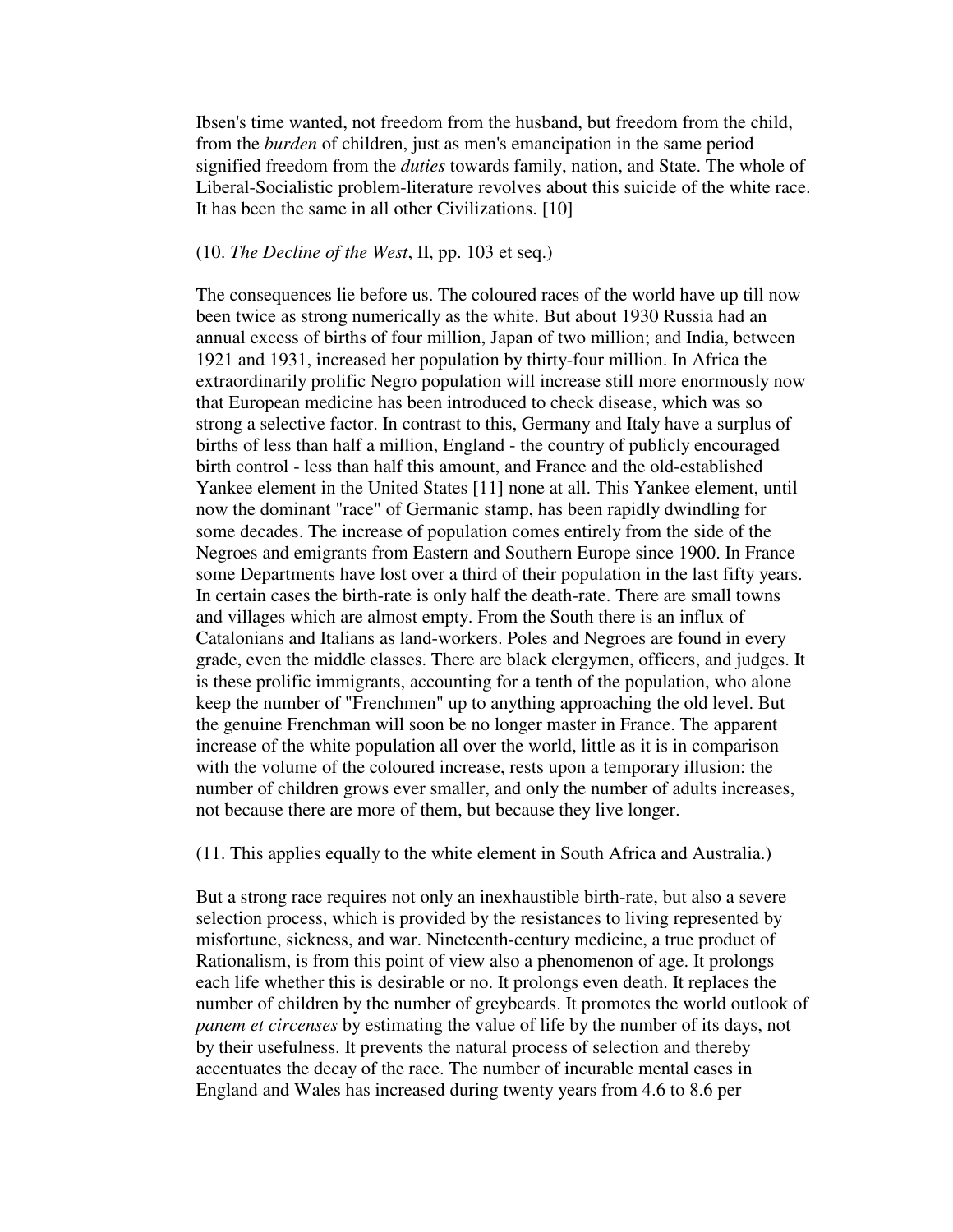Ibsen's time wanted, not freedom from the husband, but freedom from the child, from the *burden* of children, just as men's emancipation in the same period signified freedom from the *duties* towards family, nation, and State. The whole of Liberal-Socialistic problem-literature revolves about this suicide of the white race. It has been the same in all other Civilizations. [10]

(10. *The Decline of the West*, II, pp. 103 et seq.)

The consequences lie before us. The coloured races of the world have up till now been twice as strong numerically as the white. But about 1930 Russia had an annual excess of births of four million, Japan of two million; and India, between 1921 and 1931, increased her population by thirty-four million. In Africa the extraordinarily prolific Negro population will increase still more enormously now that European medicine has been introduced to check disease, which was so strong a selective factor. In contrast to this, Germany and Italy have a surplus of births of less than half a million, England - the country of publicly encouraged birth control - less than half this amount, and France and the old-established Yankee element in the United States [11] none at all. This Yankee element, until now the dominant "race" of Germanic stamp, has been rapidly dwindling for some decades. The increase of population comes entirely from the side of the Negroes and emigrants from Eastern and Southern Europe since 1900. In France some Departments have lost over a third of their population in the last fifty years. In certain cases the birth-rate is only half the death-rate. There are small towns and villages which are almost empty. From the South there is an influx of Catalonians and Italians as land-workers. Poles and Negroes are found in every grade, even the middle classes. There are black clergymen, officers, and judges. It is these prolific immigrants, accounting for a tenth of the population, who alone keep the number of "Frenchmen" up to anything approaching the old level. But the genuine Frenchman will soon be no longer master in France. The apparent increase of the white population all over the world, little as it is in comparison with the volume of the coloured increase, rests upon a temporary illusion: the number of children grows ever smaller, and only the number of adults increases, not because there are more of them, but because they live longer.

(11. This applies equally to the white element in South Africa and Australia.)

But a strong race requires not only an inexhaustible birth-rate, but also a severe selection process, which is provided by the resistances to living represented by misfortune, sickness, and war. Nineteenth-century medicine, a true product of Rationalism, is from this point of view also a phenomenon of age. It prolongs each life whether this is desirable or no. It prolongs even death. It replaces the number of children by the number of greybeards. It promotes the world outlook of *panem et circenses* by estimating the value of life by the number of its days, not by their usefulness. It prevents the natural process of selection and thereby accentuates the decay of the race. The number of incurable mental cases in England and Wales has increased during twenty years from 4.6 to 8.6 per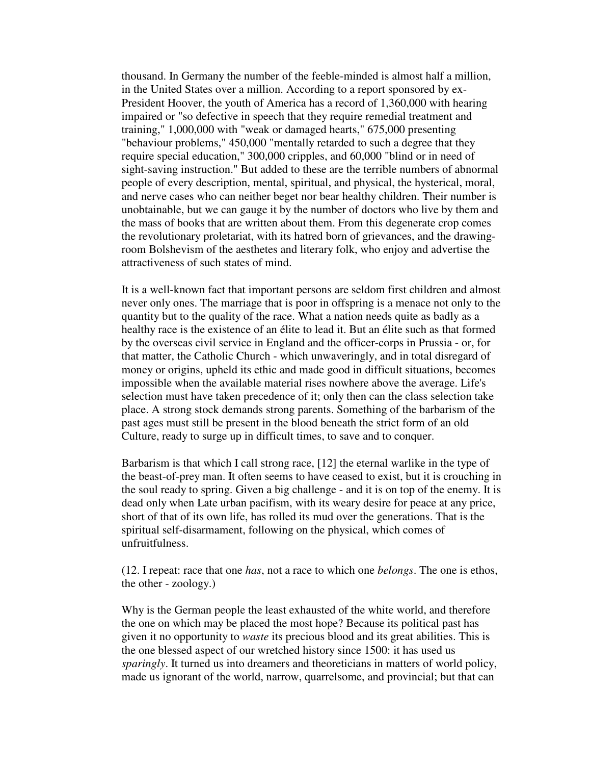thousand. In Germany the number of the feeble-minded is almost half a million, in the United States over a million. According to a report sponsored by ex-President Hoover, the youth of America has a record of 1,360,000 with hearing impaired or "so defective in speech that they require remedial treatment and training," 1,000,000 with "weak or damaged hearts," 675,000 presenting "behaviour problems," 450,000 "mentally retarded to such a degree that they require special education," 300,000 cripples, and 60,000 "blind or in need of sight-saving instruction." But added to these are the terrible numbers of abnormal people of every description, mental, spiritual, and physical, the hysterical, moral, and nerve cases who can neither beget nor bear healthy children. Their number is unobtainable, but we can gauge it by the number of doctors who live by them and the mass of books that are written about them. From this degenerate crop comes the revolutionary proletariat, with its hatred born of grievances, and the drawing-room Bolshevism of the aesthetes and literary folk, who enjoy and advertise the attractiveness of such states of mind.

It is a well-known fact that important persons are seldom first children and almost never only ones. The marriage that is poor in offspring is a menace not only to the quantity but to the quality of the race. What a nation needs quite as badly as a healthy race is the existence of an élite to lead it. But an élite such as that formed by the overseas civil service in England and the officer-corps in Prussia - or, for that matter, the Catholic Church - which unwaveringly, and in total disregard of money or origins, upheld its ethic and made good in difficult situations, becomes impossible when the available material rises nowhere above the average. Life's selection must have taken precedence of it; only then can the class selection take place. A strong stock demands strong parents. Something of the barbarism of the past ages must still be present in the blood beneath the strict form of an old Culture, ready to surge up in difficult times, to save and to conquer.

Barbarism is that which I call strong race, [12] the eternal warlike in the type of the beast-of-prey man. It often seems to have ceased to exist, but it is crouching in the soul ready to spring. Given a big challenge - and it is on top of the enemy. It is dead only when Late urban pacifism, with its weary desire for peace at any price, short of that of its own life, has rolled its mud over the generations. That is the spiritual self-disarmament, following on the physical, which comes of unfruitfulness.

(12. I repeat: race that one *has*, not a race to which one *belongs*. The one is ethos, the other - zoology.)

Why is the German people the least exhausted of the white world, and therefore the one on which may be placed the most hope? Because its political past has given it no opportunity to *waste* its precious blood and its great abilities. This is the one blessed aspect of our wretched history since 1500: it has used us *sparingly*. It turned us into dreamers and theoreticians in matters of world policy, made us ignorant of the world, narrow, quarrelsome, and provincial; but that can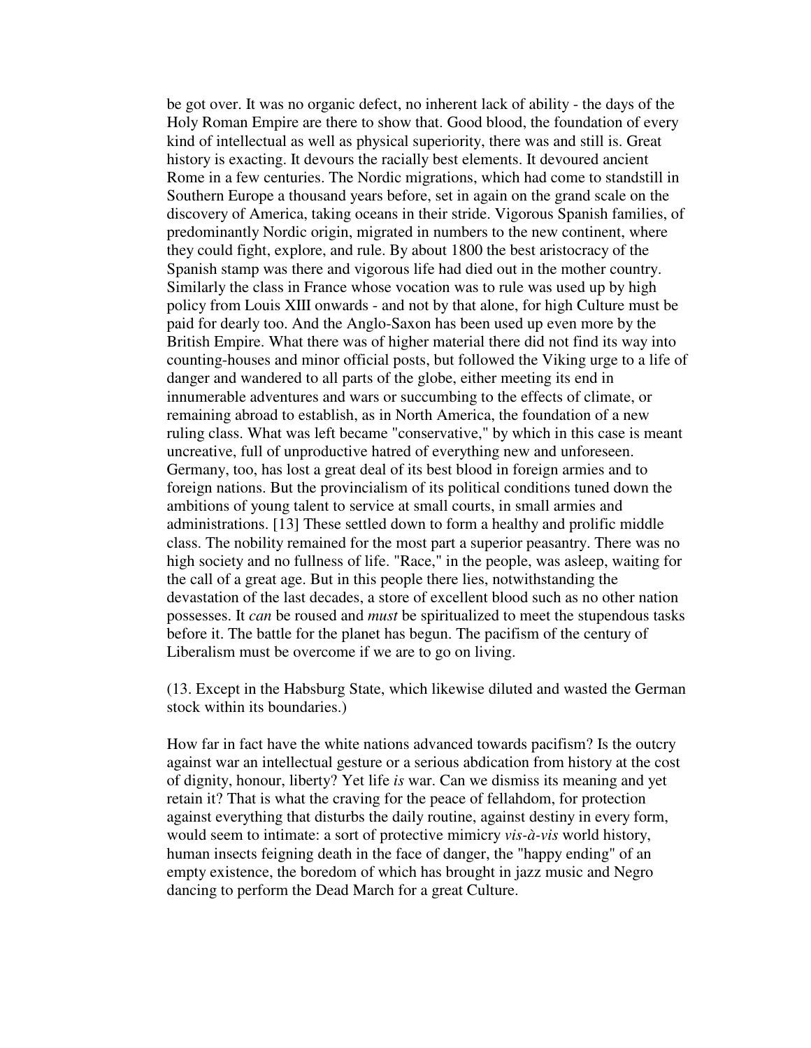be got over. It was no organic defect, no inherent lack of ability - the days of the Holy Roman Empire are there to show that. Good blood, the foundation of every kind of intellectual as well as physical superiority, there was and still is. Great history is exacting. It devours the racially best elements. It devoured ancient Rome in a few centuries. The Nordic migrations, which had come to standstill in Southern Europe a thousand years before, set in again on the grand scale on the discovery of America, taking oceans in their stride. Vigorous Spanish families, of predominantly Nordic origin, migrated in numbers to the new continent, where they could fight, explore, and rule. By about 1800 the best aristocracy of the Spanish stamp was there and vigorous life had died out in the mother country. Similarly the class in France whose vocation was to rule was used up by high policy from Louis XIII onwards - and not by that alone, for high Culture must be paid for dearly too. And the Anglo-Saxon has been used up even more by the British Empire. What there was of higher material there did not find its way into counting-houses and minor official posts, but followed the Viking urge to a life of danger and wandered to all parts of the globe, either meeting its end in innumerable adventures and wars or succumbing to the effects of climate, or remaining abroad to establish, as in North America, the foundation of a new ruling class. What was left became "conservative," by which in this case is meant uncreative, full of unproductive hatred of everything new and unforeseen. Germany, too, has lost a great deal of its best blood in foreign armies and to foreign nations. But the provincialism of its political conditions tuned down the ambitions of young talent to service at small courts, in small armies and administrations. [13] These settled down to form a healthy and prolific middle class. The nobility remained for the most part a superior peasantry. There was no high society and no fullness of life. "Race," in the people, was asleep, waiting for the call of a great age. But in this people there lies, notwithstanding the devastation of the last decades, a store of excellent blood such as no other nation possesses. It *can* be roused and *must* be spiritualized to meet the stupendous tasks before it. The battle for the planet has begun. The pacifism of the century of Liberalism must be overcome if we are to go on living.

(13. Except in the Habsburg State, which likewise diluted and wasted the German stock within its boundaries.)

How far in fact have the white nations advanced towards pacifism? Is the outcry against war an intellectual gesture or a serious abdication from history at the cost of dignity, honour, liberty? Yet life *is* war. Can we dismiss its meaning and yet retain it? That is what the craving for the peace of fellahdom, for protection against everything that disturbs the daily routine, against destiny in every form, would seem to intimate: a sort of protective mimicry *vis-à-vis* world history, human insects feigning death in the face of danger, the "happy ending" of an empty existence, the boredom of which has brought in jazz music and Negro dancing to perform the Dead March for a great Culture.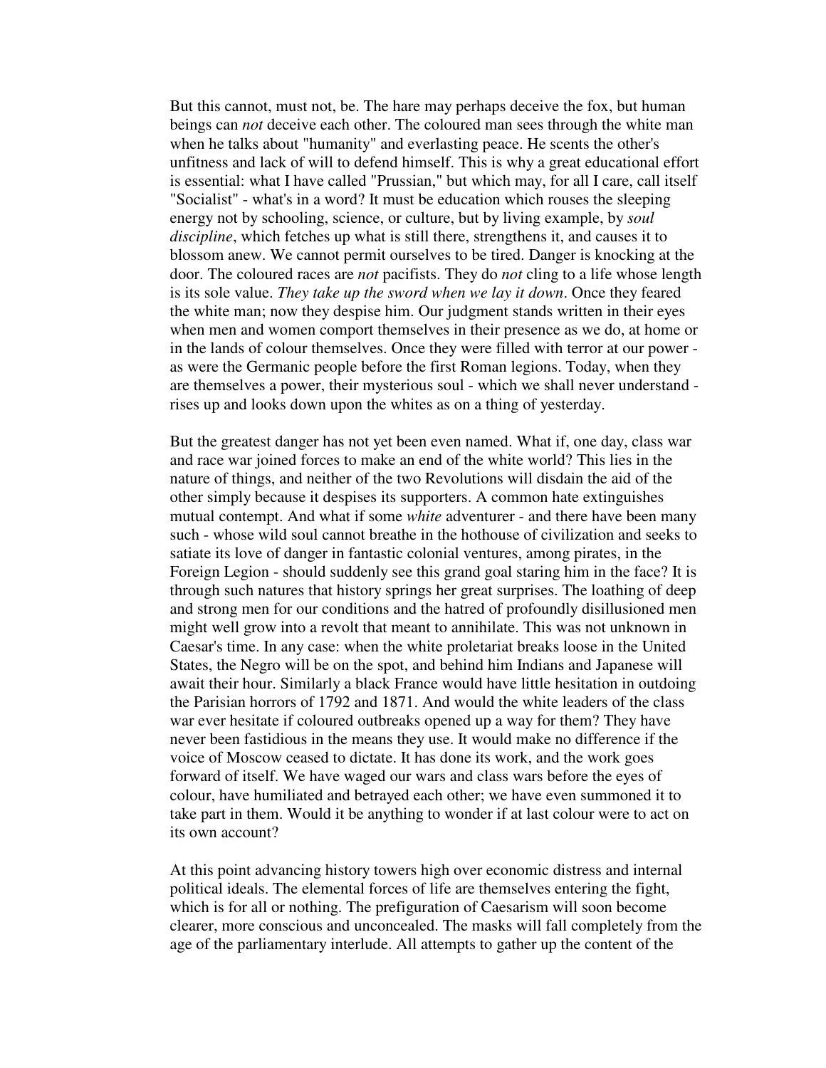But this cannot, must not, be. The hare may perhaps deceive the fox, but human beings can *not* deceive each other. The coloured man sees through the white man when he talks about "humanity" and everlasting peace. He scents the other's unfitness and lack of will to defend himself. This is why a great educational effort is essential: what I have called "Prussian," but which may, for all I care, call itself "Socialist" - what's in a word? It must be education which rouses the sleeping energy not by schooling, science, or culture, but by living example, by *soul discipline*, which fetches up what is still there, strengthens it, and causes it to blossom anew. We cannot permit ourselves to be tired. Danger is knocking at the door. The coloured races are *not* pacifists. They do *not* cling to a life whose length is its sole value. *They take up the sword when we lay it down*. Once they feared the white man; now they despise him. Our judgment stands written in their eyes when men and women comport themselves in their presence as we do, at home or in the lands of colour themselves. Once they were filled with terror at our power - as were the Germanic people before the first Roman legions. Today, when they are themselves a power, their mysterious soul - which we shall never understand - rises up and looks down upon the whites as on a thing of yesterday.

But the greatest danger has not yet been even named. What if, one day, class war and race war joined forces to make an end of the white world? This lies in the nature of things, and neither of the two Revolutions will disdain the aid of the other simply because it despises its supporters. A common hate extinguishes mutual contempt. And what if some *white* adventurer - and there have been many such - whose wild soul cannot breathe in the hothouse of civilization and seeks to satiate its love of danger in fantastic colonial ventures, among pirates, in the Foreign Legion - should suddenly see this grand goal staring him in the face? It is through such natures that history springs her great surprises. The loathing of deep and strong men for our conditions and the hatred of profoundly disillusioned men might well grow into a revolt that meant to annihilate. This was not unknown in Caesar's time. In any case: when the white proletariat breaks loose in the United States, the Negro will be on the spot, and behind him Indians and Japanese will await their hour. Similarly a black France would have little hesitation in outdoing the Parisian horrors of 1792 and 1871. And would the white leaders of the class war ever hesitate if coloured outbreaks opened up a way for them? They have never been fastidious in the means they use. It would make no difference if the voice of Moscow ceased to dictate. It has done its work, and the work goes forward of itself. We have waged our wars and class wars before the eyes of colour, have humiliated and betrayed each other; we have even summoned it to take part in them. Would it be anything to wonder if at last colour were to act on its own account?

At this point advancing history towers high over economic distress and internal political ideals. The elemental forces of life are themselves entering the fight, which is for all or nothing. The prefiguration of Caesarism will soon become clearer, more conscious and unconcealed. The masks will fall completely from the age of the parliamentary interlude. All attempts to gather up the content of the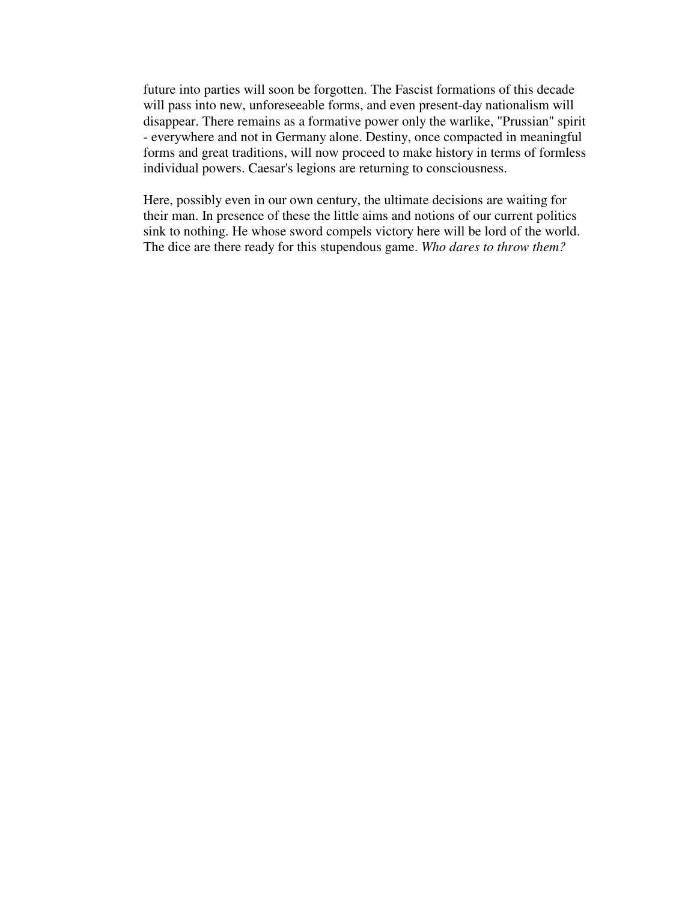future into parties will soon be forgotten. The Fascist formations of this decade will pass into new, unforeseeable forms, and even present-day nationalism will disappear. There remains as a formative power only the warlike, "Prussian" spirit - everywhere and not in Germany alone. Destiny, once compacted in meaningful forms and great traditions, will now proceed to make history in terms of formless individual powers. Caesar's legions are returning to consciousness.

Here, possibly even in our own century, the ultimate decisions are waiting for their man. In presence of these the little aims and notions of our current politics sink to nothing. He whose sword compels victory here will be lord of the world. The dice are there ready for this stupendous game. *Who dares to throw them?*